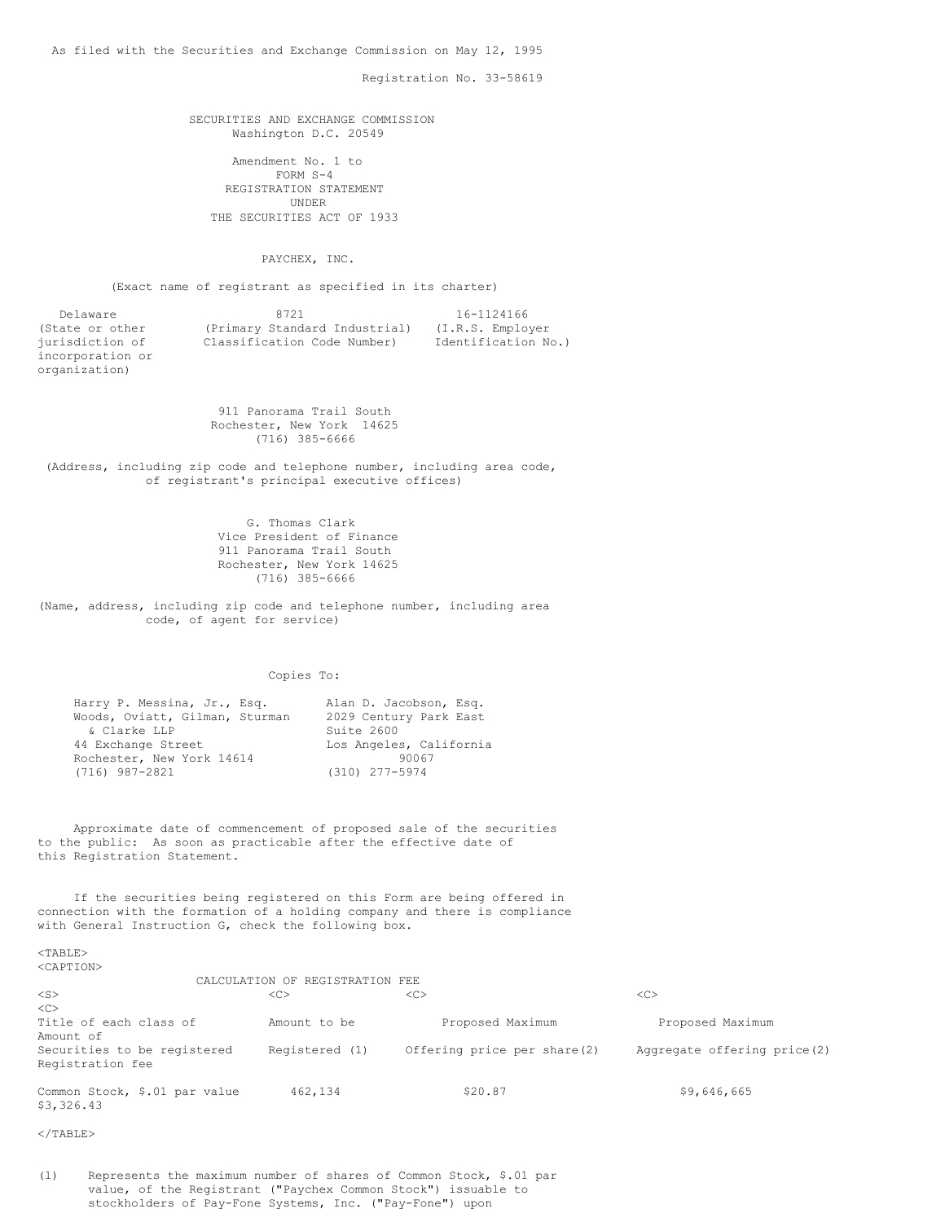As filed with the Securities and Exchange Commission on May 12, 1995

Registration No. 33-58619

SECURITIES AND EXCHANGE COMMISSION
Washington D.C. 20549

Amendment No. 1 to
FORM S-4
REGISTRATION STATEMENT
UNDER
THE SECURITIES ACT OF 1933

PAYCHEX, INC.

(Exact name of registrant as specified in its charter)

| Delaware | 8721 | 16-1124166 |
|---|---|---|
| (State or other jurisdiction of incorporation or organization) | (Primary Standard Industrial) Classification Code Number) | (I.R.S. Employer Identification No.) |

911 Panorama Trail South
Rochester, New York 14625
(716) 385-6666

(Address, including zip code and telephone number, including area code, of registrant's principal executive offices)

G. Thomas Clark
Vice President of Finance
911 Panorama Trail South
Rochester, New York 14625
(716) 385-6666

(Name, address, including zip code and telephone number, including area code, of agent for service)

Copies To:

| Harry P. Messina, Jr., Esq. | Alan D. Jacobson, Esq. |
|---|---|
| Woods, Oviatt, Gilman, Sturman & Clarke LLP | 2029 Century Park East |
| 44 Exchange Street | Suite 2600 |
| Rochester, New York 14614 | Los Angeles, California 90067 |
| (716) 987-2821 | (310) 277-5974 |

Approximate date of commencement of proposed sale of the securities to the public: As soon as practicable after the effective date of this Registration Statement.

If the securities being registered on this Form are being offered in connection with the formation of a holding company and there is compliance with General Instruction G, check the following box.

CALCULATION OF REGISTRATION FEE

| Title of each class of Securities to be registered | Amount to be Registered (1) | Proposed Maximum Offering price per share(2) | Proposed Maximum Aggregate offering price(2) | Amount of Registration fee |
|---|---|---|---|---|
| Common Stock, $.01 par value | 462,134 | $20.87 | $9,646,665 | $3,326.43 |

(1) Represents the maximum number of shares of Common Stock, $.01 par value, of the Registrant ("Paychex Common Stock") issuable to stockholders of Pay-Fone Systems, Inc. ("Pay-Fone") upon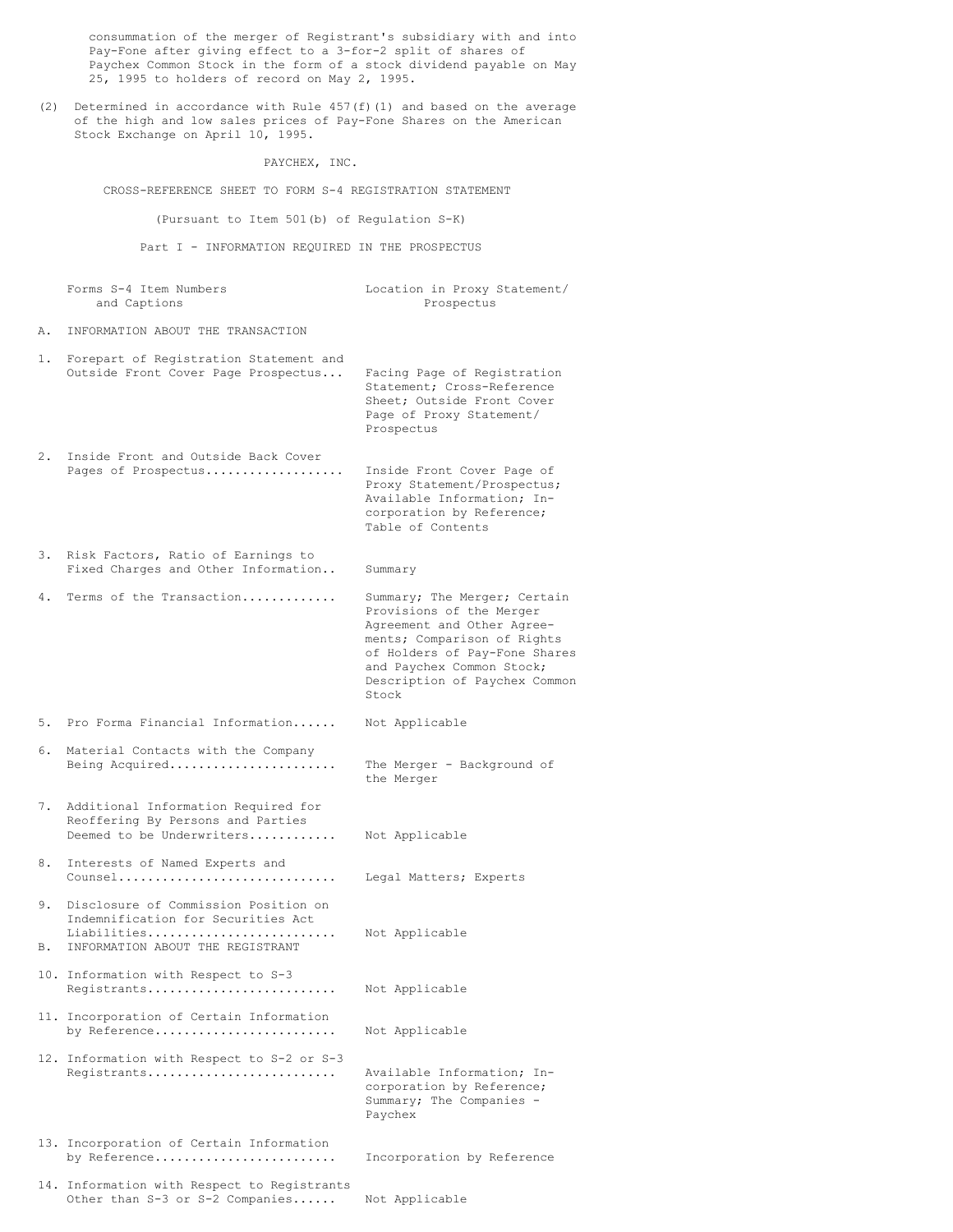consummation of the merger of Registrant's subsidiary with and into Pay-Fone after giving effect to a 3-for-2 split of shares of Paychex Common Stock in the form of a stock dividend payable on May 25, 1995 to holders of record on May 2, 1995.

(2) Determined in accordance with Rule 457(f)(1) and based on the average of the high and low sales prices of Pay-Fone Shares on the American Stock Exchange on April 10, 1995.

PAYCHEX, INC.

CROSS-REFERENCE SHEET TO FORM S-4 REGISTRATION STATEMENT

(Pursuant to Item 501(b) of Regulation S-K)

Part I - INFORMATION REQUIRED IN THE PROSPECTUS

| Forms S-4 Item Numbers and Captions | Location in Proxy Statement/ Prospectus |
|---|---|
| A. INFORMATION ABOUT THE TRANSACTION | |
| 1. Forepart of Registration Statement and Outside Front Cover Page Prospectus... | Facing Page of Registration Statement; Cross-Reference Sheet; Outside Front Cover Page of Proxy Statement/ Prospectus |
| 2. Inside Front and Outside Back Cover Pages of Prospectus.................. | Inside Front Cover Page of Proxy Statement/Prospectus; Available Information; Incorporation by Reference; Table of Contents |
| 3. Risk Factors, Ratio of Earnings to Fixed Charges and Other Information.. | Summary |
| 4. Terms of the Transaction............ | Summary; The Merger; Certain Provisions of the Merger Agreement and Other Agreements; Comparison of Rights of Holders of Pay-Fone Shares and Paychex Common Stock; Description of Paychex Common Stock |
| 5. Pro Forma Financial Information...... | Not Applicable |
| 6. Material Contacts with the Company Being Acquired...................... | The Merger - Background of the Merger |
| 7. Additional Information Required for Reoffering By Persons and Parties Deemed to be Underwriters........... | Not Applicable |
| 8. Interests of Named Experts and Counsel............................. | Legal Matters; Experts |
| 9. Disclosure of Commission Position on Indemnification for Securities Act Liabilities......................... | Not Applicable |
| B. INFORMATION ABOUT THE REGISTRANT | |
| 10. Information with Respect to S-3 Registrants......................... | Not Applicable |
| 11. Incorporation of Certain Information by Reference........................ | Not Applicable |
| 12. Information with Respect to S-2 or S-3 Registrants......................... | Available Information; Incorporation by Reference; Summary; The Companies - Paychex |
| 13. Incorporation of Certain Information by Reference........................ | Incorporation by Reference |
| 14. Information with Respect to Registrants Other than S-3 or S-2 Companies...... | Not Applicable |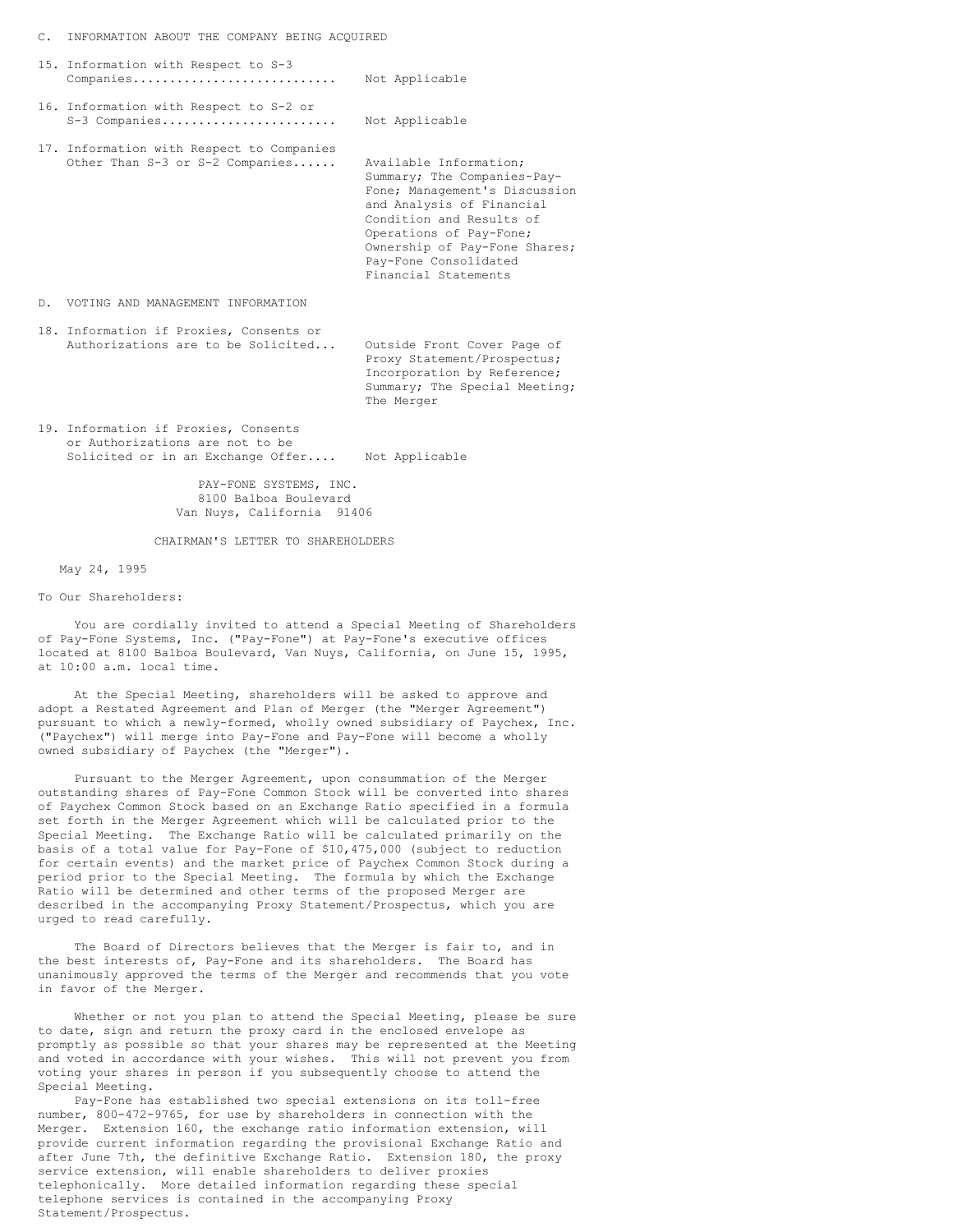C. INFORMATION ABOUT THE COMPANY BEING ACQUIRED

| | |
|---|---|
| 15. Information with Respect to S-3 Companies........................... | Not Applicable |
| 16. Information with Respect to S-2 or S-3 Companies....................... | Not Applicable |
| 17. Information with Respect to Companies Other Than S-3 or S-2 Companies...... | Available Information; Summary; The Companies-Pay-Fone; Management's Discussion and Analysis of Financial Condition and Results of Operations of Pay-Fone; Ownership of Pay-Fone Shares; Pay-Fone Consolidated Financial Statements |

D. VOTING AND MANAGEMENT INFORMATION

| | |
|---|---|
| 18. Information if Proxies, Consents or Authorizations are to be Solicited... | Outside Front Cover Page of Proxy Statement/Prospectus; Incorporation by Reference; Summary; The Special Meeting; The Merger |
| 19. Information if Proxies, Consents or Authorizations are not to be Solicited or in an Exchange Offer.... | Not Applicable |

PAY-FONE SYSTEMS, INC.
8100 Balboa Boulevard
Van Nuys, California 91406

CHAIRMAN'S LETTER TO SHAREHOLDERS

May 24, 1995

To Our Shareholders:

You are cordially invited to attend a Special Meeting of Shareholders of Pay-Fone Systems, Inc. ("Pay-Fone") at Pay-Fone's executive offices located at 8100 Balboa Boulevard, Van Nuys, California, on June 15, 1995, at 10:00 a.m. local time.

At the Special Meeting, shareholders will be asked to approve and adopt a Restated Agreement and Plan of Merger (the "Merger Agreement") pursuant to which a newly-formed, wholly owned subsidiary of Paychex, Inc. ("Paychex") will merge into Pay-Fone and Pay-Fone will become a wholly owned subsidiary of Paychex (the "Merger").

Pursuant to the Merger Agreement, upon consummation of the Merger outstanding shares of Pay-Fone Common Stock will be converted into shares of Paychex Common Stock based on an Exchange Ratio specified in a formula set forth in the Merger Agreement which will be calculated prior to the Special Meeting. The Exchange Ratio will be calculated primarily on the basis of a total value for Pay-Fone of $10,475,000 (subject to reduction for certain events) and the market price of Paychex Common Stock during a period prior to the Special Meeting. The formula by which the Exchange Ratio will be determined and other terms of the proposed Merger are described in the accompanying Proxy Statement/Prospectus, which you are urged to read carefully.

The Board of Directors believes that the Merger is fair to, and in the best interests of, Pay-Fone and its shareholders. The Board has unanimously approved the terms of the Merger and recommends that you vote in favor of the Merger.

Whether or not you plan to attend the Special Meeting, please be sure to date, sign and return the proxy card in the enclosed envelope as promptly as possible so that your shares may be represented at the Meeting and voted in accordance with your wishes. This will not prevent you from voting your shares in person if you subsequently choose to attend the Special Meeting.

Pay-Fone has established two special extensions on its toll-free number, 800-472-9765, for use by shareholders in connection with the Merger. Extension 160, the exchange ratio information extension, will provide current information regarding the provisional Exchange Ratio and after June 7th, the definitive Exchange Ratio. Extension 180, the proxy service extension, will enable shareholders to deliver proxies telephonically. More detailed information regarding these special telephone services is contained in the accompanying Proxy Statement/Prospectus.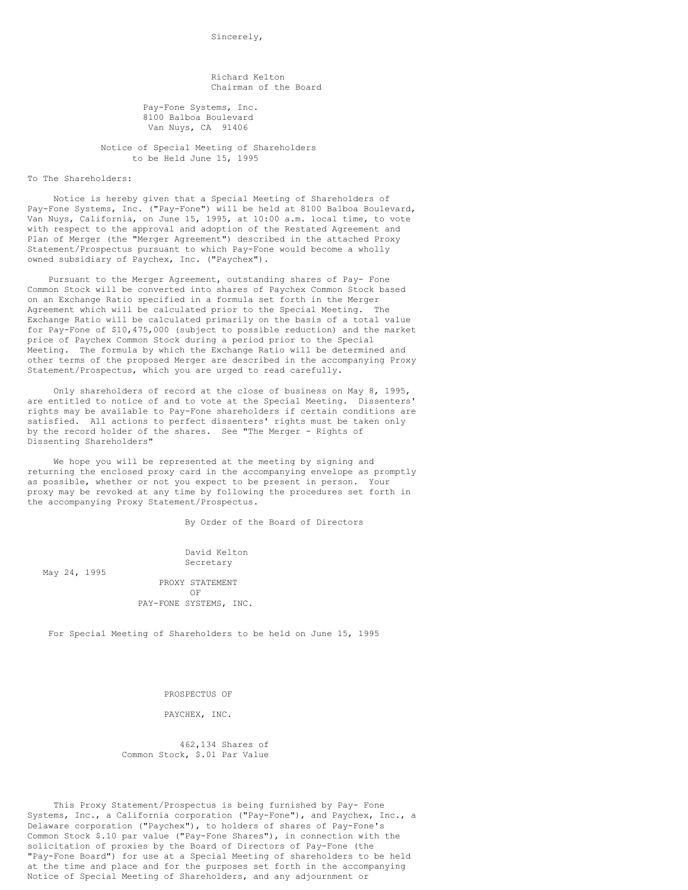Sincerely,

Richard Kelton
Chairman of the Board

Pay-Fone Systems, Inc.
8100 Balboa Boulevard
Van Nuys, CA 91406

## Notice of Special Meeting of Shareholders
## to be Held June 15, 1995

To The Shareholders:

Notice is hereby given that a Special Meeting of Shareholders of Pay-Fone Systems, Inc. ("Pay-Fone") will be held at 8100 Balboa Boulevard, Van Nuys, California, on June 15, 1995, at 10:00 a.m. local time, to vote with respect to the approval and adoption of the Restated Agreement and Plan of Merger (the "Merger Agreement") described in the attached Proxy Statement/Prospectus pursuant to which Pay-Fone would become a wholly owned subsidiary of Paychex, Inc. ("Paychex").

Pursuant to the Merger Agreement, outstanding shares of Pay- Fone Common Stock will be converted into shares of Paychex Common Stock based on an Exchange Ratio specified in a formula set forth in the Merger Agreement which will be calculated prior to the Special Meeting. The Exchange Ratio will be calculated primarily on the basis of a total value for Pay-Fone of $10,475,000 (subject to possible reduction) and the market price of Paychex Common Stock during a period prior to the Special Meeting. The formula by which the Exchange Ratio will be determined and other terms of the proposed Merger are described in the accompanying Proxy Statement/Prospectus, which you are urged to read carefully.

Only shareholders of record at the close of business on May 8, 1995, are entitled to notice of and to vote at the Special Meeting. Dissenters' rights may be available to Pay-Fone shareholders if certain conditions are satisfied. All actions to perfect dissenters' rights must be taken only by the record holder of the shares. See "The Merger - Rights of Dissenting Shareholders"

We hope you will be represented at the meeting by signing and returning the enclosed proxy card in the accompanying envelope as promptly as possible, whether or not you expect to be present in person. Your proxy may be revoked at any time by following the procedures set forth in the accompanying Proxy Statement/Prospectus.

By Order of the Board of Directors

David Kelton
Secretary

May 24, 1995

## PROXY STATEMENT
## OF
## PAY-FONE SYSTEMS, INC.

For Special Meeting of Shareholders to be held on June 15, 1995

## PROSPECTUS OF

## PAYCHEX, INC.

462,134 Shares of
Common Stock, $.01 Par Value

This Proxy Statement/Prospectus is being furnished by Pay- Fone Systems, Inc., a California corporation ("Pay-Fone"), and Paychex, Inc., a Delaware corporation ("Paychex"), to holders of shares of Pay-Fone's Common Stock $.10 par value ("Pay-Fone Shares"), in connection with the solicitation of proxies by the Board of Directors of Pay-Fone (the "Pay-Fone Board") for use at a Special Meeting of shareholders to be held at the time and place and for the purposes set forth in the accompanying Notice of Special Meeting of Shareholders, and any adjournment or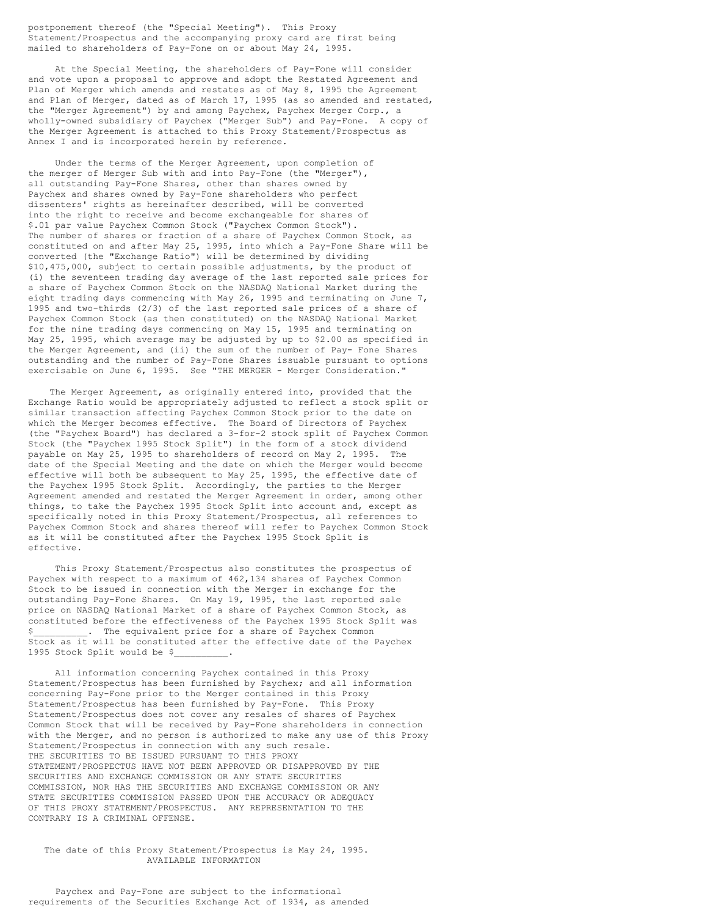postponement thereof (the "Special Meeting"). This Proxy Statement/Prospectus and the accompanying proxy card are first being mailed to shareholders of Pay-Fone on or about May 24, 1995.

At the Special Meeting, the shareholders of Pay-Fone will consider and vote upon a proposal to approve and adopt the Restated Agreement and Plan of Merger which amends and restates as of May 8, 1995 the Agreement and Plan of Merger, dated as of March 17, 1995 (as so amended and restated, the "Merger Agreement") by and among Paychex, Paychex Merger Corp., a wholly-owned subsidiary of Paychex ("Merger Sub") and Pay-Fone. A copy of the Merger Agreement is attached to this Proxy Statement/Prospectus as Annex I and is incorporated herein by reference.

Under the terms of the Merger Agreement, upon completion of the merger of Merger Sub with and into Pay-Fone (the "Merger"), all outstanding Pay-Fone Shares, other than shares owned by Paychex and shares owned by Pay-Fone shareholders who perfect dissenters' rights as hereinafter described, will be converted into the right to receive and become exchangeable for shares of $.01 par value Paychex Common Stock ("Paychex Common Stock"). The number of shares or fraction of a share of Paychex Common Stock, as constituted on and after May 25, 1995, into which a Pay-Fone Share will be converted (the "Exchange Ratio") will be determined by dividing $10,475,000, subject to certain possible adjustments, by the product of (i) the seventeen trading day average of the last reported sale prices for a share of Paychex Common Stock on the NASDAQ National Market during the eight trading days commencing with May 26, 1995 and terminating on June 7, 1995 and two-thirds (2/3) of the last reported sale prices of a share of Paychex Common Stock (as then constituted) on the NASDAQ National Market for the nine trading days commencing on May 15, 1995 and terminating on May 25, 1995, which average may be adjusted by up to $2.00 as specified in the Merger Agreement, and (ii) the sum of the number of Pay- Fone Shares outstanding and the number of Pay-Fone Shares issuable pursuant to options exercisable on June 6, 1995. See "THE MERGER - Merger Consideration."

The Merger Agreement, as originally entered into, provided that the Exchange Ratio would be appropriately adjusted to reflect a stock split or similar transaction affecting Paychex Common Stock prior to the date on which the Merger becomes effective. The Board of Directors of Paychex (the "Paychex Board") has declared a 3-for-2 stock split of Paychex Common Stock (the "Paychex 1995 Stock Split") in the form of a stock dividend payable on May 25, 1995 to shareholders of record on May 2, 1995. The date of the Special Meeting and the date on which the Merger would become effective will both be subsequent to May 25, 1995, the effective date of the Paychex 1995 Stock Split. Accordingly, the parties to the Merger Agreement amended and restated the Merger Agreement in order, among other things, to take the Paychex 1995 Stock Split into account and, except as specifically noted in this Proxy Statement/Prospectus, all references to Paychex Common Stock and shares thereof will refer to Paychex Common Stock as it will be constituted after the Paychex 1995 Stock Split is effective.

This Proxy Statement/Prospectus also constitutes the prospectus of Paychex with respect to a maximum of 462,134 shares of Paychex Common Stock to be issued in connection with the Merger in exchange for the outstanding Pay-Fone Shares. On May 19, 1995, the last reported sale price on NASDAQ National Market of a share of Paychex Common Stock, as constituted before the effectiveness of the Paychex 1995 Stock Split was $__________. The equivalent price for a share of Paychex Common Stock as it will be constituted after the effective date of the Paychex 1995 Stock Split would be $__________.

All information concerning Paychex contained in this Proxy Statement/Prospectus has been furnished by Paychex; and all information concerning Pay-Fone prior to the Merger contained in this Proxy Statement/Prospectus has been furnished by Pay-Fone. This Proxy Statement/Prospectus does not cover any resales of shares of Paychex Common Stock that will be received by Pay-Fone shareholders in connection with the Merger, and no person is authorized to make any use of this Proxy Statement/Prospectus in connection with any such resale.

THE SECURITIES TO BE ISSUED PURSUANT TO THIS PROXY STATEMENT/PROSPECTUS HAVE NOT BEEN APPROVED OR DISAPPROVED BY THE SECURITIES AND EXCHANGE COMMISSION OR ANY STATE SECURITIES COMMISSION, NOR HAS THE SECURITIES AND EXCHANGE COMMISSION OR ANY STATE SECURITIES COMMISSION PASSED UPON THE ACCURACY OR ADEQUACY OF THIS PROXY STATEMENT/PROSPECTUS. ANY REPRESENTATION TO THE CONTRARY IS A CRIMINAL OFFENSE.

The date of this Proxy Statement/Prospectus is May 24, 1995.

## AVAILABLE INFORMATION

Paychex and Pay-Fone are subject to the informational requirements of the Securities Exchange Act of 1934, as amended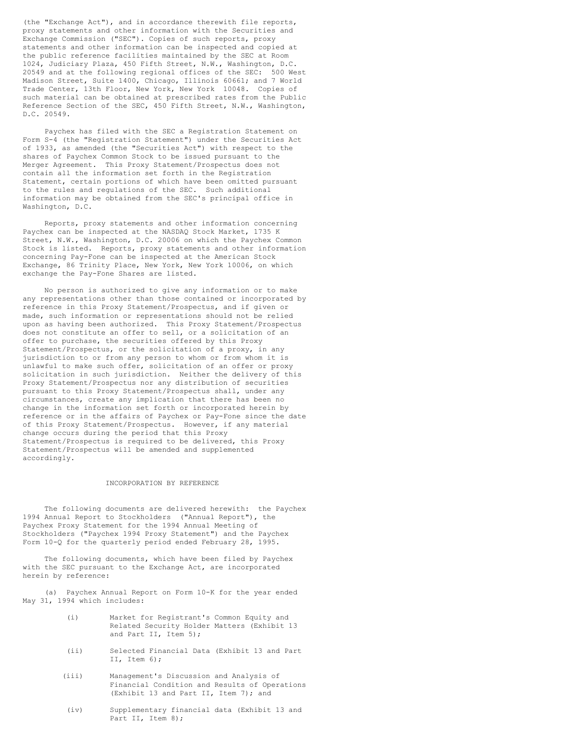(the "Exchange Act"), and in accordance therewith file reports, proxy statements and other information with the Securities and Exchange Commission ("SEC"). Copies of such reports, proxy statements and other information can be inspected and copied at the public reference facilities maintained by the SEC at Room 1024, Judiciary Plaza, 450 Fifth Street, N.W., Washington, D.C. 20549 and at the following regional offices of the SEC: 500 West Madison Street, Suite 1400, Chicago, Illinois 60661; and 7 World Trade Center, 13th Floor, New York, New York 10048. Copies of such material can be obtained at prescribed rates from the Public Reference Section of the SEC, 450 Fifth Street, N.W., Washington, D.C. 20549.

Paychex has filed with the SEC a Registration Statement on Form S-4 (the "Registration Statement") under the Securities Act of 1933, as amended (the "Securities Act") with respect to the shares of Paychex Common Stock to be issued pursuant to the Merger Agreement. This Proxy Statement/Prospectus does not contain all the information set forth in the Registration Statement, certain portions of which have been omitted pursuant to the rules and regulations of the SEC. Such additional information may be obtained from the SEC's principal office in Washington, D.C.

Reports, proxy statements and other information concerning Paychex can be inspected at the NASDAQ Stock Market, 1735 K Street, N.W., Washington, D.C. 20006 on which the Paychex Common Stock is listed. Reports, proxy statements and other information concerning Pay-Fone can be inspected at the American Stock Exchange, 86 Trinity Place, New York, New York 10006, on which exchange the Pay-Fone Shares are listed.

No person is authorized to give any information or to make any representations other than those contained or incorporated by reference in this Proxy Statement/Prospectus, and if given or made, such information or representations should not be relied upon as having been authorized. This Proxy Statement/Prospectus does not constitute an offer to sell, or a solicitation of an offer to purchase, the securities offered by this Proxy Statement/Prospectus, or the solicitation of a proxy, in any jurisdiction to or from any person to whom or from whom it is unlawful to make such offer, solicitation of an offer or proxy solicitation in such jurisdiction. Neither the delivery of this Proxy Statement/Prospectus nor any distribution of securities pursuant to this Proxy Statement/Prospectus shall, under any circumstances, create any implication that there has been no change in the information set forth or incorporated herein by reference or in the affairs of Paychex or Pay-Fone since the date of this Proxy Statement/Prospectus. However, if any material change occurs during the period that this Proxy Statement/Prospectus is required to be delivered, this Proxy Statement/Prospectus will be amended and supplemented accordingly.

## INCORPORATION BY REFERENCE

The following documents are delivered herewith: the Paychex 1994 Annual Report to Stockholders ("Annual Report"), the Paychex Proxy Statement for the 1994 Annual Meeting of Stockholders ("Paychex 1994 Proxy Statement") and the Paychex Form 10-Q for the quarterly period ended February 28, 1995.

The following documents, which have been filed by Paychex with the SEC pursuant to the Exchange Act, are incorporated herein by reference:

(a) Paychex Annual Report on Form 10-K for the year ended May 31, 1994 which includes:

- (i) Market for Registrant's Common Equity and Related Security Holder Matters (Exhibit 13 and Part II, Item 5);
- (ii) Selected Financial Data (Exhibit 13 and Part II, Item 6);
- (iii) Management's Discussion and Analysis of Financial Condition and Results of Operations (Exhibit 13 and Part II, Item 7); and
- (iv) Supplementary financial data (Exhibit 13 and Part II, Item 8);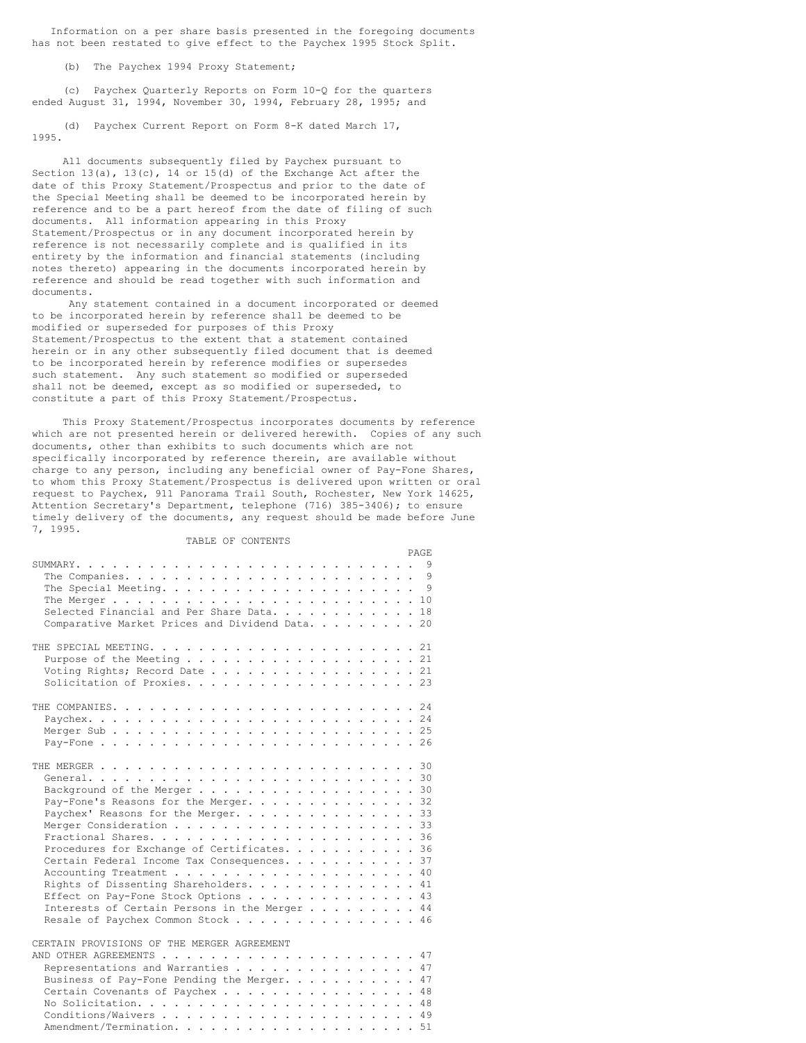Information on a per share basis presented in the foregoing documents has not been restated to give effect to the Paychex 1995 Stock Split.

(b) The Paychex 1994 Proxy Statement;

(c) Paychex Quarterly Reports on Form 10-Q for the quarters ended August 31, 1994, November 30, 1994, February 28, 1995; and

(d) Paychex Current Report on Form 8-K dated March 17, 1995.

All documents subsequently filed by Paychex pursuant to Section 13(a), 13(c), 14 or 15(d) of the Exchange Act after the date of this Proxy Statement/Prospectus and prior to the date of the Special Meeting shall be deemed to be incorporated herein by reference and to be a part hereof from the date of filing of such documents. All information appearing in this Proxy Statement/Prospectus or in any document incorporated herein by reference is not necessarily complete and is qualified in its entirety by the information and financial statements (including notes thereto) appearing in the documents incorporated herein by reference and should be read together with such information and documents.

Any statement contained in a document incorporated or deemed to be incorporated herein by reference shall be deemed to be modified or superseded for purposes of this Proxy Statement/Prospectus to the extent that a statement contained herein or in any other subsequently filed document that is deemed to be incorporated herein by reference modifies or supersedes such statement. Any such statement so modified or superseded shall not be deemed, except as so modified or superseded, to constitute a part of this Proxy Statement/Prospectus.

This Proxy Statement/Prospectus incorporates documents by reference which are not presented herein or delivered herewith. Copies of any such documents, other than exhibits to such documents which are not specifically incorporated by reference therein, are available without charge to any person, including any beneficial owner of Pay-Fone Shares, to whom this Proxy Statement/Prospectus is delivered upon written or oral request to Paychex, 911 Panorama Trail South, Rochester, New York 14625, Attention Secretary's Department, telephone (716) 385-3406); to ensure timely delivery of the documents, any request should be made before June 7, 1995.

## TABLE OF CONTENTS

| | PAGE |
|---|---|
| SUMMARY | 9 |
| The Companies | 9 |
| The Special Meeting | 9 |
| The Merger | 10 |
| Selected Financial and Per Share Data | 18 |
| Comparative Market Prices and Dividend Data | 20 |
| THE SPECIAL MEETING | 21 |
| Purpose of the Meeting | 21 |
| Voting Rights; Record Date | 21 |
| Solicitation of Proxies | 23 |
| THE COMPANIES | 24 |
| Paychex | 24 |
| Merger Sub | 25 |
| Pay-Fone | 26 |
| THE MERGER | 30 |
| General | 30 |
| Background of the Merger | 30 |
| Pay-Fone's Reasons for the Merger | 32 |
| Paychex' Reasons for the Merger | 33 |
| Merger Consideration | 33 |
| Fractional Shares | 36 |
| Procedures for Exchange of Certificates | 36 |
| Certain Federal Income Tax Consequences | 37 |
| Accounting Treatment | 40 |
| Rights of Dissenting Shareholders | 41 |
| Effect on Pay-Fone Stock Options | 43 |
| Interests of Certain Persons in the Merger | 44 |
| Resale of Paychex Common Stock | 46 |
| CERTAIN PROVISIONS OF THE MERGER AGREEMENT AND OTHER AGREEMENTS | 47 |
| Representations and Warranties | 47 |
| Business of Pay-Fone Pending the Merger | 47 |
| Certain Covenants of Paychex | 48 |
| No Solicitation | 48 |
| Conditions/Waivers | 49 |
| Amendment/Termination | 51 |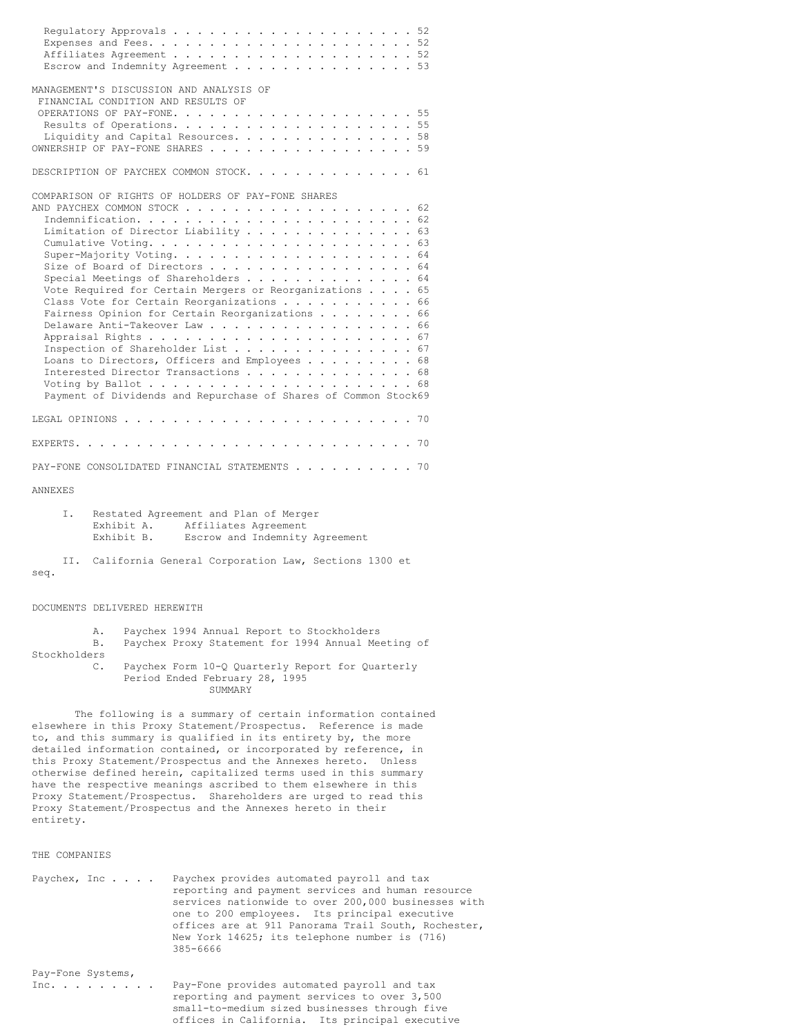| | |
|---|---|
| Regulatory Approvals | 52 |
| Expenses and Fees | 52 |
| Affiliates Agreement | 52 |
| Escrow and Indemnity Agreement | 53 |
| | |
| MANAGEMENT'S DISCUSSION AND ANALYSIS OF FINANCIAL CONDITION AND RESULTS OF OPERATIONS OF PAY-FONE | 55 |
| Results of Operations | 55 |
| Liquidity and Capital Resources | 58 |
| OWNERSHIP OF PAY-FONE SHARES | 59 |
| | |
| DESCRIPTION OF PAYCHEX COMMON STOCK | 61 |
| | |
| COMPARISON OF RIGHTS OF HOLDERS OF PAY-FONE SHARES AND PAYCHEX COMMON STOCK | 62 |
| Indemnification | 62 |
| Limitation of Director Liability | 63 |
| Cumulative Voting | 63 |
| Super-Majority Voting | 64 |
| Size of Board of Directors | 64 |
| Special Meetings of Shareholders | 64 |
| Vote Required for Certain Mergers or Reorganizations | 65 |
| Class Vote for Certain Reorganizations | 66 |
| Fairness Opinion for Certain Reorganizations | 66 |
| Delaware Anti-Takeover Law | 66 |
| Appraisal Rights | 67 |
| Inspection of Shareholder List | 67 |
| Loans to Directors, Officers and Employees | 68 |
| Interested Director Transactions | 68 |
| Voting by Ballot | 68 |
| Payment of Dividends and Repurchase of Shares of Common Stock | 69 |
| | |
| LEGAL OPINIONS | 70 |
| | |
| EXPERTS | 70 |
| | |
| PAY-FONE CONSOLIDATED FINANCIAL STATEMENTS | 70 |

ANNEXES

I. Restated Agreement and Plan of Merger
   - Exhibit A. Affiliates Agreement
   - Exhibit B. Escrow and Indemnity Agreement

II. California General Corporation Law, Sections 1300 et seq.

DOCUMENTS DELIVERED HEREWITH

A. Paychex 1994 Annual Report to Stockholders

B. Paychex Proxy Statement for 1994 Annual Meeting of Stockholders

C. Paychex Form 10-Q Quarterly Report for Quarterly Period Ended February 28, 1995

## SUMMARY

The following is a summary of certain information contained elsewhere in this Proxy Statement/Prospectus. Reference is made to, and this summary is qualified in its entirety by, the more detailed information contained, or incorporated by reference, in this Proxy Statement/Prospectus and the Annexes hereto. Unless otherwise defined herein, capitalized terms used in this summary have the respective meanings ascribed to them elsewhere in this Proxy Statement/Prospectus. Shareholders are urged to read this Proxy Statement/Prospectus and the Annexes hereto in their entirety.

### THE COMPANIES

Paychex, Inc . . . . Paychex provides automated payroll and tax reporting and payment services and human resource services nationwide to over 200,000 businesses with one to 200 employees. Its principal executive offices are at 911 Panorama Trail South, Rochester, New York 14625; its telephone number is (716) 385-6666

Pay-Fone Systems, Inc. . . . . . . . . Pay-Fone provides automated payroll and tax reporting and payment services to over 3,500 small-to-medium sized businesses through five offices in California. Its principal executive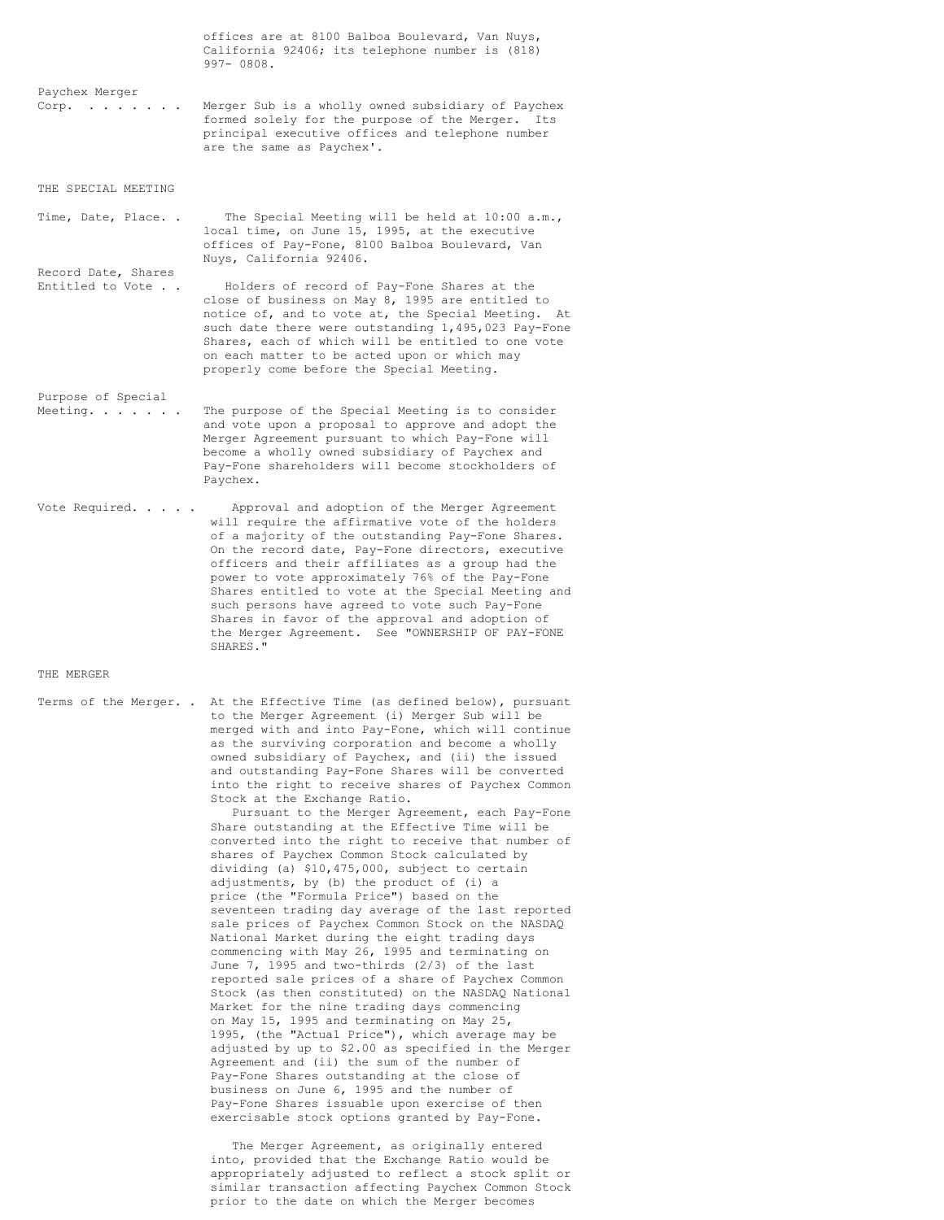offices are at 8100 Balboa Boulevard, Van Nuys, California 92406; its telephone number is (818) 997- 0808.

**Paychex Merger Corp.** . . . . . . . Merger Sub is a wholly owned subsidiary of Paychex formed solely for the purpose of the Merger. Its principal executive offices and telephone number are the same as Paychex'.

## THE SPECIAL MEETING

**Time, Date, Place.** . . The Special Meeting will be held at 10:00 a.m., local time, on June 15, 1995, at the executive offices of Pay-Fone, 8100 Balboa Boulevard, Van Nuys, California 92406.

**Record Date, Shares Entitled to Vote** . . Holders of record of Pay-Fone Shares at the close of business on May 8, 1995 are entitled to notice of, and to vote at, the Special Meeting. At such date there were outstanding 1,495,023 Pay-Fone Shares, each of which will be entitled to one vote on each matter to be acted upon or which may properly come before the Special Meeting.

**Purpose of Special Meeting.** . . . . . . The purpose of the Special Meeting is to consider and vote upon a proposal to approve and adopt the Merger Agreement pursuant to which Pay-Fone will become a wholly owned subsidiary of Paychex and Pay-Fone shareholders will become stockholders of Paychex.

**Vote Required.** . . . . Approval and adoption of the Merger Agreement will require the affirmative vote of the holders of a majority of the outstanding Pay-Fone Shares. On the record date, Pay-Fone directors, executive officers and their affiliates as a group had the power to vote approximately 76% of the Pay-Fone Shares entitled to vote at the Special Meeting and such persons have agreed to vote such Pay-Fone Shares in favor of the approval and adoption of the Merger Agreement. See "OWNERSHIP OF PAY-FONE SHARES."

## THE MERGER

**Terms of the Merger.** . At the Effective Time (as defined below), pursuant to the Merger Agreement (i) Merger Sub will be merged with and into Pay-Fone, which will continue as the surviving corporation and become a wholly owned subsidiary of Paychex, and (ii) the issued and outstanding Pay-Fone Shares will be converted into the right to receive shares of Paychex Common Stock at the Exchange Ratio.

Pursuant to the Merger Agreement, each Pay-Fone Share outstanding at the Effective Time will be converted into the right to receive that number of shares of Paychex Common Stock calculated by dividing (a) $10,475,000, subject to certain adjustments, by (b) the product of (i) a price (the "Formula Price") based on the seventeen trading day average of the last reported sale prices of Paychex Common Stock on the NASDAQ National Market during the eight trading days commencing with May 26, 1995 and terminating on June 7, 1995 and two-thirds (2/3) of the last reported sale prices of a share of Paychex Common Stock (as then constituted) on the NASDAQ National Market for the nine trading days commencing on May 15, 1995 and terminating on May 25, 1995, (the "Actual Price"), which average may be adjusted by up to $2.00 as specified in the Merger Agreement and (ii) the sum of the number of Pay-Fone Shares outstanding at the close of business on June 6, 1995 and the number of Pay-Fone Shares issuable upon exercise of then exercisable stock options granted by Pay-Fone.

The Merger Agreement, as originally entered into, provided that the Exchange Ratio would be appropriately adjusted to reflect a stock split or similar transaction affecting Paychex Common Stock prior to the date on which the Merger becomes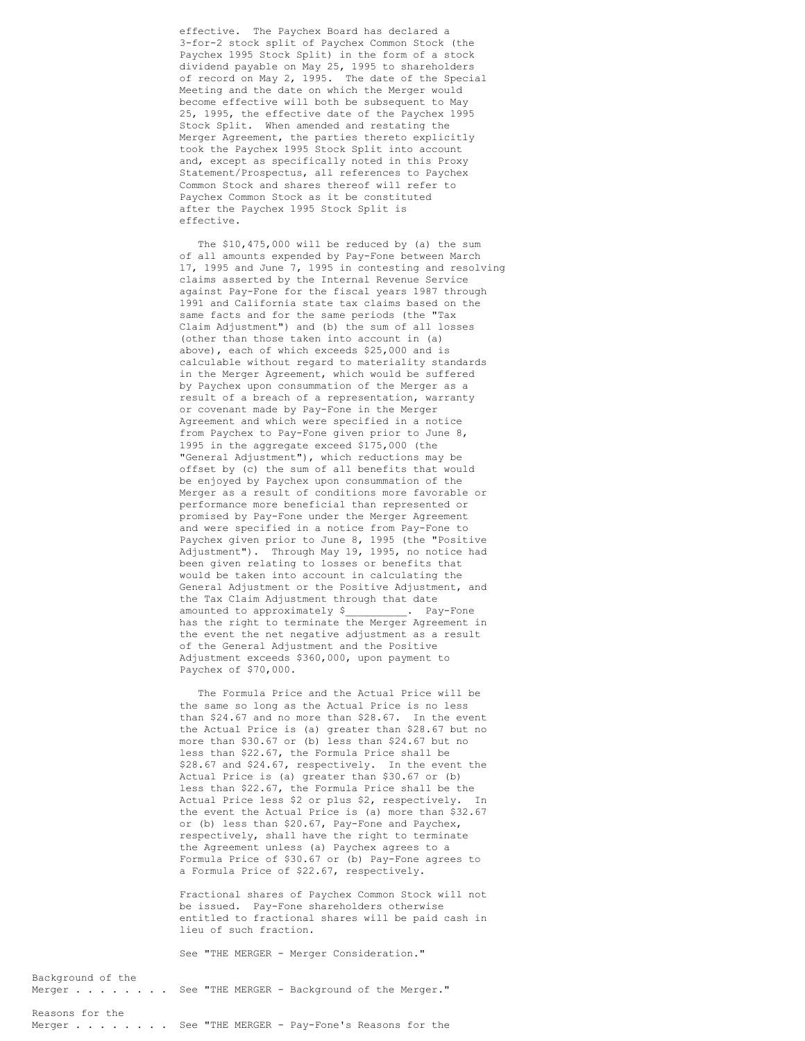effective. The Paychex Board has declared a 3-for-2 stock split of Paychex Common Stock (the Paychex 1995 Stock Split) in the form of a stock dividend payable on May 25, 1995 to shareholders of record on May 2, 1995. The date of the Special Meeting and the date on which the Merger would become effective will both be subsequent to May 25, 1995, the effective date of the Paychex 1995 Stock Split. When amended and restating the Merger Agreement, the parties thereto explicitly took the Paychex 1995 Stock Split into account and, except as specifically noted in this Proxy Statement/Prospectus, all references to Paychex Common Stock and shares thereof will refer to Paychex Common Stock as it be constituted after the Paychex 1995 Stock Split is effective.

The $10,475,000 will be reduced by (a) the sum of all amounts expended by Pay-Fone between March 17, 1995 and June 7, 1995 in contesting and resolving claims asserted by the Internal Revenue Service against Pay-Fone for the fiscal years 1987 through 1991 and California state tax claims based on the same facts and for the same periods (the "Tax Claim Adjustment") and (b) the sum of all losses (other than those taken into account in (a) above), each of which exceeds $25,000 and is calculable without regard to materiality standards in the Merger Agreement, which would be suffered by Paychex upon consummation of the Merger as a result of a breach of a representation, warranty or covenant made by Pay-Fone in the Merger Agreement and which were specified in a notice from Paychex to Pay-Fone given prior to June 8, 1995 in the aggregate exceed $175,000 (the "General Adjustment"), which reductions may be offset by (c) the sum of all benefits that would be enjoyed by Paychex upon consummation of the Merger as a result of conditions more favorable or performance more beneficial than represented or promised by Pay-Fone under the Merger Agreement and were specified in a notice from Pay-Fone to Paychex given prior to June 8, 1995 (the "Positive Adjustment"). Through May 19, 1995, no notice had been given relating to losses or benefits that would be taken into account in calculating the General Adjustment or the Positive Adjustment, and the Tax Claim Adjustment through that date amounted to approximately $__________. Pay-Fone has the right to terminate the Merger Agreement in the event the net negative adjustment as a result of the General Adjustment and the Positive Adjustment exceeds $360,000, upon payment to Paychex of $70,000.

The Formula Price and the Actual Price will be the same so long as the Actual Price is no less than $24.67 and no more than $28.67. In the event the Actual Price is (a) greater than $28.67 but no more than $30.67 or (b) less than $24.67 but no less than $22.67, the Formula Price shall be $28.67 and $24.67, respectively. In the event the Actual Price is (a) greater than $30.67 or (b) less than $22.67, the Formula Price shall be the Actual Price less $2 or plus $2, respectively. In the event the Actual Price is (a) more than $32.67 or (b) less than $20.67, Pay-Fone and Paychex, respectively, shall have the right to terminate the Agreement unless (a) Paychex agrees to a Formula Price of $30.67 or (b) Pay-Fone agrees to a Formula Price of $22.67, respectively.

Fractional shares of Paychex Common Stock will not be issued. Pay-Fone shareholders otherwise entitled to fractional shares will be paid cash in lieu of such fraction.

See "THE MERGER - Merger Consideration."

Background of the Merger . . . . . . . . See "THE MERGER - Background of the Merger."

Reasons for the Merger . . . . . . . . See "THE MERGER - Pay-Fone's Reasons for the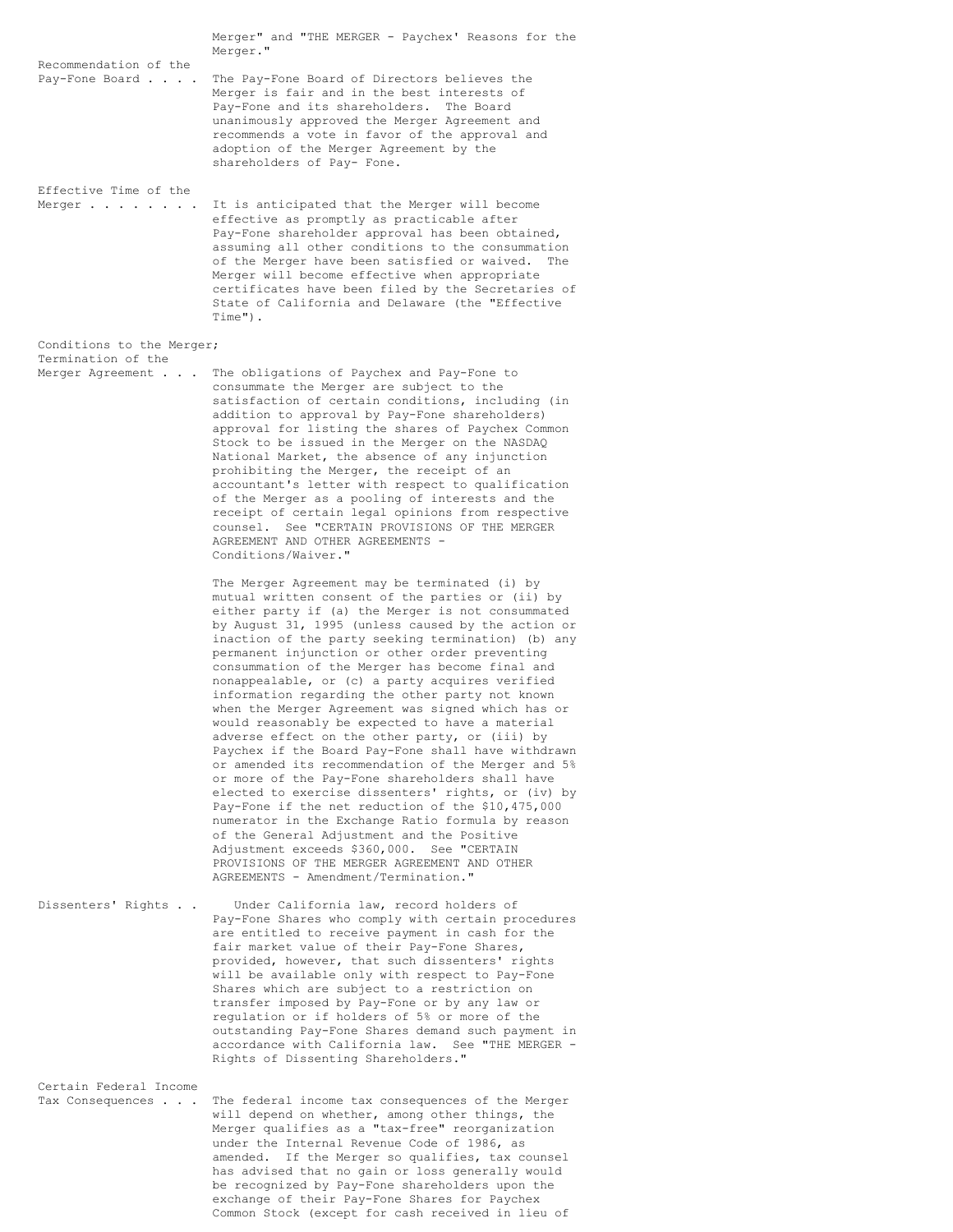Merger" and "THE MERGER - Paychex' Reasons for the Merger."

**Recommendation of the Pay-Fone Board . . . .** The Pay-Fone Board of Directors believes the Merger is fair and in the best interests of Pay-Fone and its shareholders. The Board unanimously approved the Merger Agreement and recommends a vote in favor of the approval and adoption of the Merger Agreement by the shareholders of Pay- Fone.

**Effective Time of the Merger . . . . . . . .** It is anticipated that the Merger will become effective as promptly as practicable after Pay-Fone shareholder approval has been obtained, assuming all other conditions to the consummation of the Merger have been satisfied or waived. The Merger will become effective when appropriate certificates have been filed by the Secretaries of State of California and Delaware (the "Effective Time").

**Conditions to the Merger; Termination of the Merger Agreement . . .** The obligations of Paychex and Pay-Fone to consummate the Merger are subject to the satisfaction of certain conditions, including (in addition to approval by Pay-Fone shareholders) approval for listing the shares of Paychex Common Stock to be issued in the Merger on the NASDAQ National Market, the absence of any injunction prohibiting the Merger, the receipt of an accountant's letter with respect to qualification of the Merger as a pooling of interests and the receipt of certain legal opinions from respective counsel. See "CERTAIN PROVISIONS OF THE MERGER AGREEMENT AND OTHER AGREEMENTS - Conditions/Waiver."

The Merger Agreement may be terminated (i) by mutual written consent of the parties or (ii) by either party if (a) the Merger is not consummated by August 31, 1995 (unless caused by the action or inaction of the party seeking termination) (b) any permanent injunction or other order preventing consummation of the Merger has become final and nonappealable, or (c) a party acquires verified information regarding the other party not known when the Merger Agreement was signed which has or would reasonably be expected to have a material adverse effect on the other party, or (iii) by Paychex if the Board Pay-Fone shall have withdrawn or amended its recommendation of the Merger and 5% or more of the Pay-Fone shareholders shall have elected to exercise dissenters' rights, or (iv) by Pay-Fone if the net reduction of the $10,475,000 numerator in the Exchange Ratio formula by reason of the General Adjustment and the Positive Adjustment exceeds $360,000. See "CERTAIN PROVISIONS OF THE MERGER AGREEMENT AND OTHER AGREEMENTS - Amendment/Termination."

**Dissenters' Rights . .** Under California law, record holders of Pay-Fone Shares who comply with certain procedures are entitled to receive payment in cash for the fair market value of their Pay-Fone Shares, provided, however, that such dissenters' rights will be available only with respect to Pay-Fone Shares which are subject to a restriction on transfer imposed by Pay-Fone or by any law or regulation or if holders of 5% or more of the outstanding Pay-Fone Shares demand such payment in accordance with California law. See "THE MERGER - Rights of Dissenting Shareholders."

**Certain Federal Income Tax Consequences . . .** The federal income tax consequences of the Merger will depend on whether, among other things, the Merger qualifies as a "tax-free" reorganization under the Internal Revenue Code of 1986, as amended. If the Merger so qualifies, tax counsel has advised that no gain or loss generally would be recognized by Pay-Fone shareholders upon the exchange of their Pay-Fone Shares for Paychex Common Stock (except for cash received in lieu of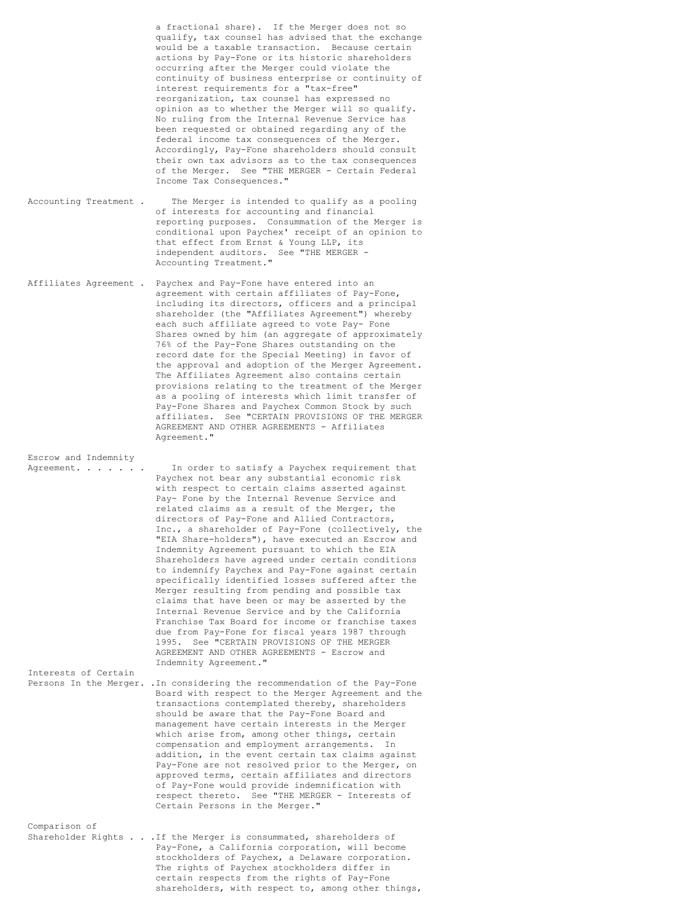a fractional share). If the Merger does not so qualify, tax counsel has advised that the exchange would be a taxable transaction. Because certain actions by Pay-Fone or its historic shareholders occurring after the Merger could violate the continuity of business enterprise or continuity of interest requirements for a "tax-free" reorganization, tax counsel has expressed no opinion as to whether the Merger will so qualify. No ruling from the Internal Revenue Service has been requested or obtained regarding any of the federal income tax consequences of the Merger. Accordingly, Pay-Fone shareholders should consult their own tax advisors as to the tax consequences of the Merger. See "THE MERGER - Certain Federal Income Tax Consequences."

**Accounting Treatment.** The Merger is intended to qualify as a pooling of interests for accounting and financial reporting purposes. Consummation of the Merger is conditional upon Paychex' receipt of an opinion to that effect from Ernst & Young LLP, its independent auditors. See "THE MERGER - Accounting Treatment."

**Affiliates Agreement.** Paychex and Pay-Fone have entered into an agreement with certain affiliates of Pay-Fone, including its directors, officers and a principal shareholder (the "Affiliates Agreement") whereby each such affiliate agreed to vote Pay- Fone Shares owned by him (an aggregate of approximately 76% of the Pay-Fone Shares outstanding on the record date for the Special Meeting) in favor of the approval and adoption of the Merger Agreement. The Affiliates Agreement also contains certain provisions relating to the treatment of the Merger as a pooling of interests which limit transfer of Pay-Fone Shares and Paychex Common Stock by such affiliates. See "CERTAIN PROVISIONS OF THE MERGER AGREEMENT AND OTHER AGREEMENTS - Affiliates Agreement."

**Escrow and Indemnity Agreement.** In order to satisfy a Paychex requirement that Paychex not bear any substantial economic risk with respect to certain claims asserted against Pay- Fone by the Internal Revenue Service and related claims as a result of the Merger, the directors of Pay-Fone and Allied Contractors, Inc., a shareholder of Pay-Fone (collectively, the "EIA Share-holders"), have executed an Escrow and Indemnity Agreement pursuant to which the EIA Shareholders have agreed under certain conditions to indemnify Paychex and Pay-Fone against certain specifically identified losses suffered after the Merger resulting from pending and possible tax claims that have been or may be asserted by the Internal Revenue Service and by the California Franchise Tax Board for income or franchise taxes due from Pay-Fone for fiscal years 1987 through 1995. See "CERTAIN PROVISIONS OF THE MERGER AGREEMENT AND OTHER AGREEMENTS - Escrow and Indemnity Agreement."

**Interests of Certain Persons In the Merger.** In considering the recommendation of the Pay-Fone Board with respect to the Merger Agreement and the transactions contemplated thereby, shareholders should be aware that the Pay-Fone Board and management have certain interests in the Merger which arise from, among other things, certain compensation and employment arrangements. In addition, in the event certain tax claims against Pay-Fone are not resolved prior to the Merger, on approved terms, certain affiliates and directors of Pay-Fone would provide indemnification with respect thereto. See "THE MERGER - Interests of Certain Persons in the Merger."

**Comparison of Shareholder Rights.** If the Merger is consummated, shareholders of Pay-Fone, a California corporation, will become stockholders of Paychex, a Delaware corporation. The rights of Paychex stockholders differ in certain respects from the rights of Pay-Fone shareholders, with respect to, among other things,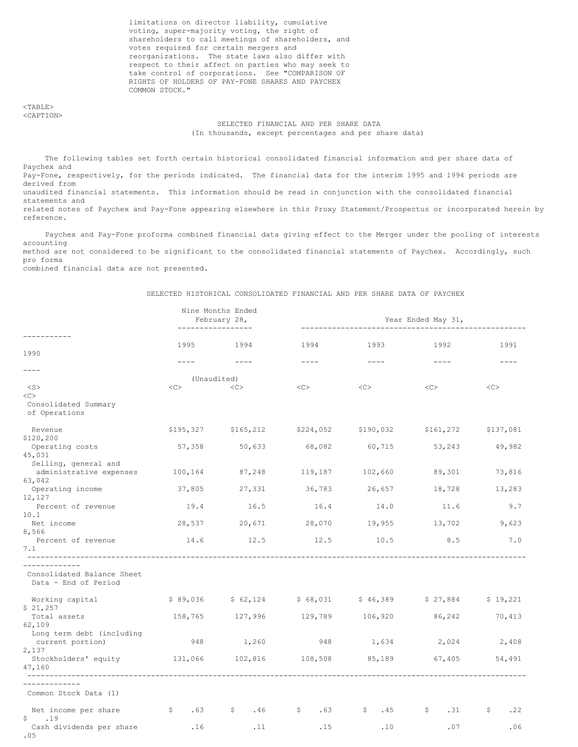limitations on director liability, cumulative voting, super-majority voting, the right of shareholders to call meetings of shareholders, and votes required for certain mergers and reorganizations. The state laws also differ with respect to their affect on parties who may seek to take control of corporations. See "COMPARISON OF RIGHTS OF HOLDERS OF PAY-FONE SHARES AND PAYCHEX COMMON STOCK."

## SELECTED FINANCIAL AND PER SHARE DATA
(In thousands, except percentages and per share data)

The following tables set forth certain historical consolidated financial information and per share data of Paychex and Pay-Fone, respectively, for the periods indicated. The financial data for the interim 1995 and 1994 periods are derived from unaudited financial statements. This information should be read in conjunction with the consolidated financial statements and related notes of Paychex and Pay-Fone appearing elsewhere in this Proxy Statement/Prospectus or incorporated herein by reference.

Paychex and Pay-Fone proforma combined financial data giving effect to the Merger under the pooling of interests accounting method are not considered to be significant to the consolidated financial statements of Paychex. Accordingly, such pro forma combined financial data are not presented.

### SELECTED HISTORICAL CONSOLIDATED FINANCIAL AND PER SHARE DATA OF PAYCHEX

| | Nine Months Ended February 28, | | Year Ended May 31, | | | | |
|---|---|---|---|---|---|---|---|
| | 1995 | 1994 | 1994 | 1993 | 1992 | 1991 | 1990 |
| | (Unaudited) | | | | | | |
| **Consolidated Summary of Operations** | | | | | | | |
| Revenue | $195,327 | $165,212 | $224,052 | $190,032 | $161,272 | $137,081 | $120,200 |
| Operating costs | 57,358 | 50,633 | 68,082 | 60,715 | 53,243 | 49,982 | 45,031 |
| Selling, general and administrative expenses | 100,164 | 87,248 | 119,187 | 102,660 | 89,301 | 73,816 | 63,042 |
| Operating income | 37,805 | 27,331 | 36,783 | 26,657 | 18,728 | 13,283 | 12,127 |
| Percent of revenue | 19.4 | 16.5 | 16.4 | 14.0 | 11.6 | 9.7 | 10.1 |
| Net income | 28,537 | 20,671 | 28,070 | 19,955 | 13,702 | 9,623 | 8,566 |
| Percent of revenue | 14.6 | 12.5 | 12.5 | 10.5 | 8.5 | 7.0 | 7.1 |
| **Consolidated Balance Sheet Data - End of Period** | | | | | | | |
| Working capital | $ 89,036 | $ 62,124 | $ 68,031 | $ 46,389 | $ 27,884 | $ 19,221 | $ 21,257 |
| Total assets | 158,765 | 127,996 | 129,789 | 106,920 | 86,242 | 70,413 | 62,109 |
| Long term debt (including current portion) | 948 | 1,260 | 948 | 1,634 | 2,024 | 2,408 | 2,137 |
| Stockholders' equity | 131,066 | 102,816 | 108,508 | 85,189 | 67,405 | 54,491 | 47,160 |
| **Common Stock Data (1)** | | | | | | | |
| Net income per share | $ .63 | $ .46 | $ .63 | $ .45 | $ .31 | $ .22 | $ .19 |
| Cash dividends per share | .16 | .11 | .15 | .10 | .07 | .06 | .05 |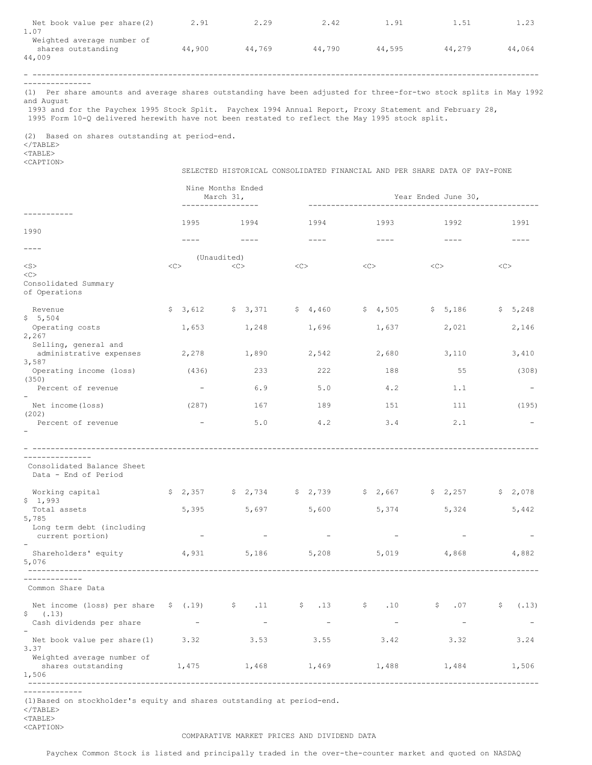| | | | | | | | |
|---|---|---|---|---|---|---|---|
| Net book value per share(2) | 2.91 | 2.29 | 2.42 | 1.91 | 1.51 | 1.23 | 1.07 |
| Weighted average number of shares outstanding | 44,900 | 44,769 | 44,790 | 44,595 | 44,279 | 44,064 | 44,009 |

(1) Per share amounts and average shares outstanding have been adjusted for three-for-two stock splits in May 1992 and August 1993 and for the Paychex 1995 Stock Split. Paychex 1994 Annual Report, Proxy Statement and February 28, 1995 Form 10-Q delivered herewith have not been restated to reflect the May 1995 stock split.

(2) Based on shares outstanding at period-end.

SELECTED HISTORICAL CONSOLIDATED FINANCIAL AND PER SHARE DATA OF PAY-FONE

| | Nine Months Ended March 31, | | Year Ended June 30, | | | | |
|---|---|---|---|---|---|---|---|
| | 1995 | 1994 | 1994 | 1993 | 1992 | 1991 | 1990 |
| | (Unaudited) | | | | | | |
| **Consolidated Summary of Operations** | | | | | | | |
| Revenue | $ 3,612 | $ 3,371 | $ 4,460 | $ 4,505 | $ 5,186 | $ 5,248 | $ 5,504 |
| Operating costs | 1,653 | 1,248 | 1,696 | 1,637 | 2,021 | 2,146 | 2,267 |
| Selling, general and administrative expenses | 2,278 | 1,890 | 2,542 | 2,680 | 3,110 | 3,410 | 3,587 |
| Operating income (loss) | (436) | 233 | 222 | 188 | 55 | (308) | (350) |
| Percent of revenue | - | 6.9 | 5.0 | 4.2 | 1.1 | - | - |
| Net income(loss) | (287) | 167 | 189 | 151 | 111 | (195) | (202) |
| Percent of revenue | - | 5.0 | 4.2 | 3.4 | 2.1 | - | - |
| **Consolidated Balance Sheet Data - End of Period** | | | | | | | |
| Working capital | $ 2,357 | $ 2,734 | $ 2,739 | $ 2,667 | $ 2,257 | $ 2,078 | $ 1,993 |
| Total assets | 5,395 | 5,697 | 5,600 | 5,374 | 5,324 | 5,442 | 5,785 |
| Long term debt (including current portion) | - | - | - | - | - | - | - |
| Shareholders' equity | 4,931 | 5,186 | 5,208 | 5,019 | 4,868 | 4,882 | 5,076 |
| **Common Share Data** | | | | | | | |
| Net income (loss) per share | $ (.19) | $ .11 | $ .13 | $ .10 | $ .07 | $ (.13) | $ (.13) |
| Cash dividends per share | - | - | - | - | - | - | - |
| Net book value per share(1) | 3.32 | 3.53 | 3.55 | 3.42 | 3.32 | 3.24 | 3.37 |
| Weighted average number of shares outstanding | 1,475 | 1,468 | 1,469 | 1,488 | 1,484 | 1,506 | 1,506 |

(1)Based on stockholder's equity and shares outstanding at period-end.

COMPARATIVE MARKET PRICES AND DIVIDEND DATA

Paychex Common Stock is listed and principally traded in the over-the-counter market and quoted on NASDAQ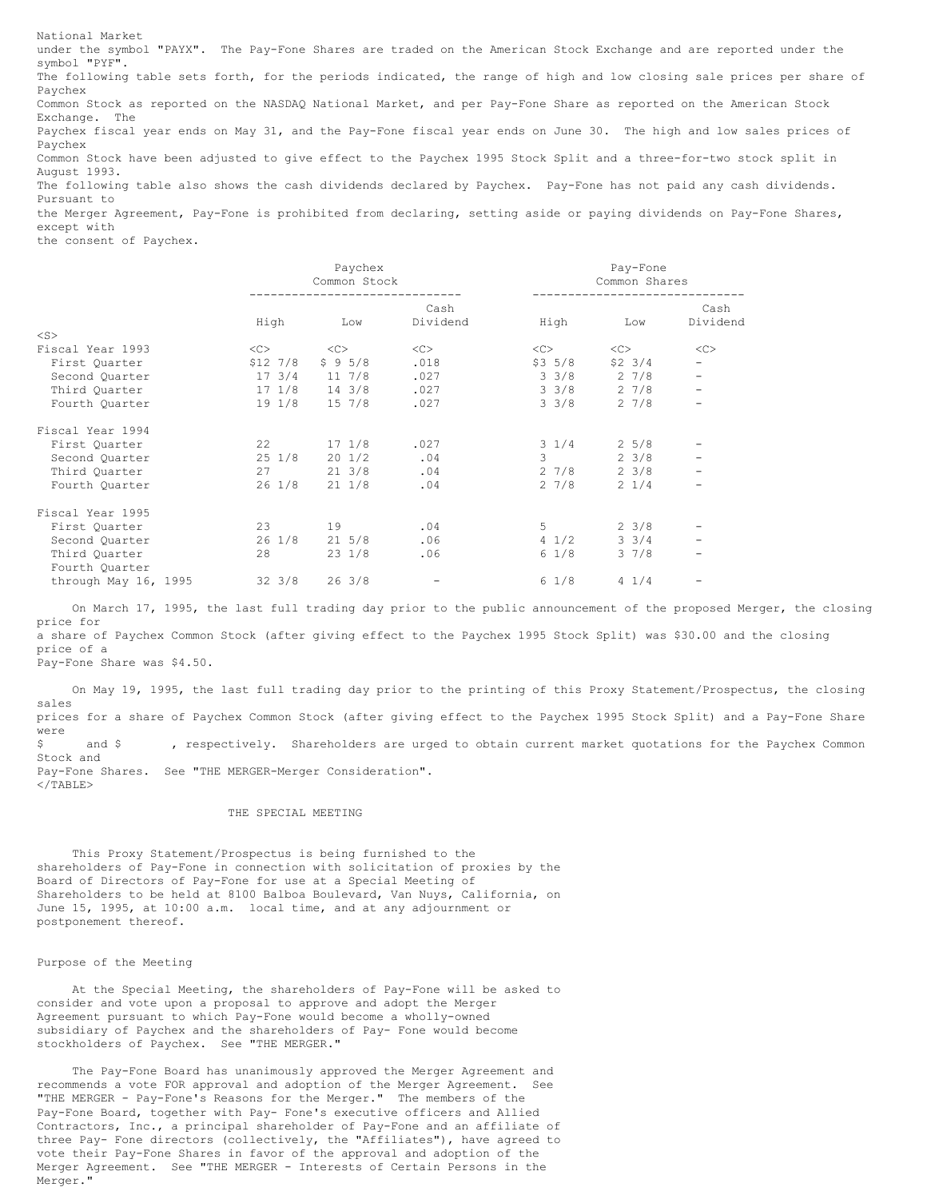National Market under the symbol "PAYX". The Pay-Fone Shares are traded on the American Stock Exchange and are reported under the symbol "PYF".

The following table sets forth, for the periods indicated, the range of high and low closing sale prices per share of Paychex Common Stock as reported on the NASDAQ National Market, and per Pay-Fone Share as reported on the American Stock Exchange. The Paychex fiscal year ends on May 31, and the Pay-Fone fiscal year ends on June 30. The high and low sales prices of Paychex Common Stock have been adjusted to give effect to the Paychex 1995 Stock Split and a three-for-two stock split in August 1993.

The following table also shows the cash dividends declared by Paychex. Pay-Fone has not paid any cash dividends. Pursuant to the Merger Agreement, Pay-Fone is prohibited from declaring, setting aside or paying dividends on Pay-Fone Shares, except with the consent of Paychex.

| | Paychex Common Stock | | | Pay-Fone Common Shares | | |
|---|---|---|---|---|---|---|
| | High | Low | Cash Dividend | High | Low | Cash Dividend |
| **Fiscal Year 1993** | | | | | | |
| First Quarter | $12 7/8 | $ 9 5/8 | .018 | $3 5/8 | $2 3/4 | - |
| Second Quarter | 17 3/4 | 11 7/8 | .027 | 3 3/8 | 2 7/8 | - |
| Third Quarter | 17 1/8 | 14 3/8 | .027 | 3 3/8 | 2 7/8 | - |
| Fourth Quarter | 19 1/8 | 15 7/8 | .027 | 3 3/8 | 2 7/8 | - |
| **Fiscal Year 1994** | | | | | | |
| First Quarter | 22 | 17 1/8 | .027 | 3 1/4 | 2 5/8 | - |
| Second Quarter | 25 1/8 | 20 1/2 | .04 | 3 | 2 3/8 | - |
| Third Quarter | 27 | 21 3/8 | .04 | 2 7/8 | 2 3/8 | - |
| Fourth Quarter | 26 1/8 | 21 1/8 | .04 | 2 7/8 | 2 1/4 | - |
| **Fiscal Year 1995** | | | | | | |
| First Quarter | 23 | 19 | .04 | 5 | 2 3/8 | - |
| Second Quarter | 26 1/8 | 21 5/8 | .06 | 4 1/2 | 3 3/4 | - |
| Third Quarter | 28 | 23 1/8 | .06 | 6 1/8 | 3 7/8 | - |
| Fourth Quarter through May 16, 1995 | 32 3/8 | 26 3/8 | - | 6 1/8 | 4 1/4 | - |

On March 17, 1995, the last full trading day prior to the public announcement of the proposed Merger, the closing price for a share of Paychex Common Stock (after giving effect to the Paychex 1995 Stock Split) was $30.00 and the closing price of a Pay-Fone Share was $4.50.

On May 19, 1995, the last full trading day prior to the printing of this Proxy Statement/Prospectus, the closing sales prices for a share of Paychex Common Stock (after giving effect to the Paychex 1995 Stock Split) and a Pay-Fone Share were $ and $ , respectively. Shareholders are urged to obtain current market quotations for the Paychex Common Stock and Pay-Fone Shares. See "THE MERGER-Merger Consideration".

## THE SPECIAL MEETING

This Proxy Statement/Prospectus is being furnished to the shareholders of Pay-Fone in connection with solicitation of proxies by the Board of Directors of Pay-Fone for use at a Special Meeting of Shareholders to be held at 8100 Balboa Boulevard, Van Nuys, California, on June 15, 1995, at 10:00 a.m. local time, and at any adjournment or postponement thereof.

### Purpose of the Meeting

At the Special Meeting, the shareholders of Pay-Fone will be asked to consider and vote upon a proposal to approve and adopt the Merger Agreement pursuant to which Pay-Fone would become a wholly-owned subsidiary of Paychex and the shareholders of Pay- Fone would become stockholders of Paychex. See "THE MERGER."

The Pay-Fone Board has unanimously approved the Merger Agreement and recommends a vote FOR approval and adoption of the Merger Agreement. See "THE MERGER - Pay-Fone's Reasons for the Merger." The members of the Pay-Fone Board, together with Pay- Fone's executive officers and Allied Contractors, Inc., a principal shareholder of Pay-Fone and an affiliate of three Pay- Fone directors (collectively, the "Affiliates"), have agreed to vote their Pay-Fone Shares in favor of the approval and adoption of the Merger Agreement. See "THE MERGER - Interests of Certain Persons in the Merger."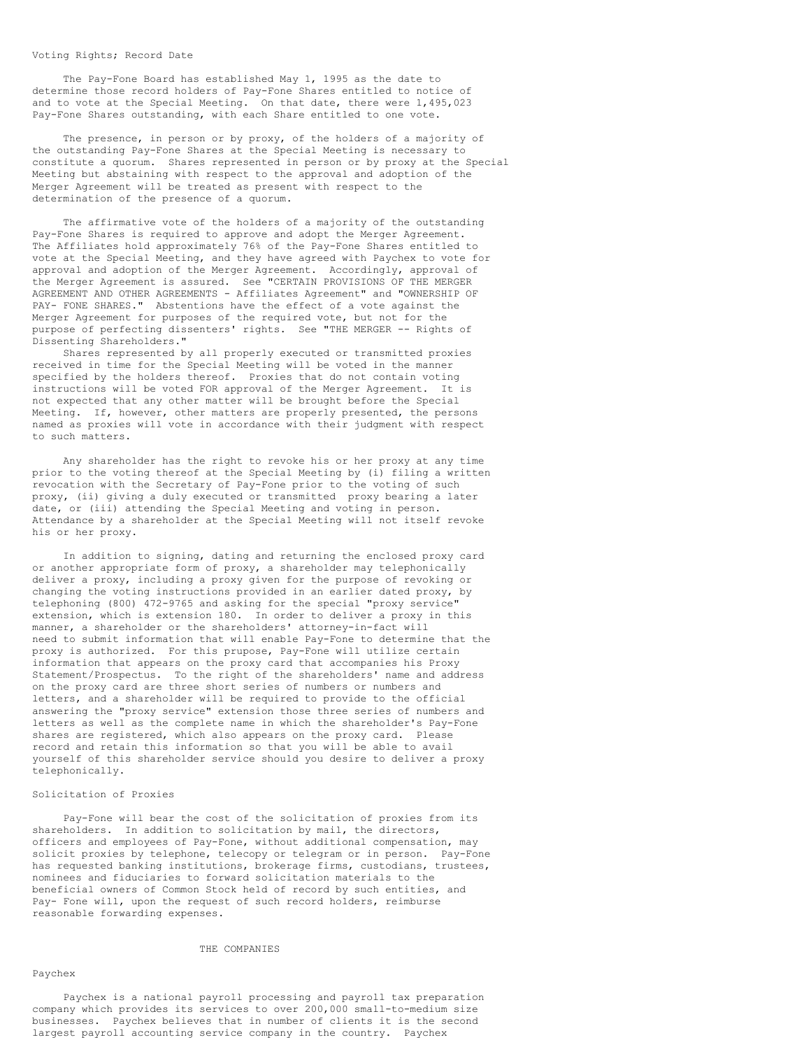### Voting Rights; Record Date

The Pay-Fone Board has established May 1, 1995 as the date to determine those record holders of Pay-Fone Shares entitled to notice of and to vote at the Special Meeting. On that date, there were 1,495,023 Pay-Fone Shares outstanding, with each Share entitled to one vote.

The presence, in person or by proxy, of the holders of a majority of the outstanding Pay-Fone Shares at the Special Meeting is necessary to constitute a quorum. Shares represented in person or by proxy at the Special Meeting but abstaining with respect to the approval and adoption of the Merger Agreement will be treated as present with respect to the determination of the presence of a quorum.

The affirmative vote of the holders of a majority of the outstanding Pay-Fone Shares is required to approve and adopt the Merger Agreement. The Affiliates hold approximately 76% of the Pay-Fone Shares entitled to vote at the Special Meeting, and they have agreed with Paychex to vote for approval and adoption of the Merger Agreement. Accordingly, approval of the Merger Agreement is assured. See "CERTAIN PROVISIONS OF THE MERGER AGREEMENT AND OTHER AGREEMENTS - Affiliates Agreement" and "OWNERSHIP OF PAY- FONE SHARES." Abstentions have the effect of a vote against the Merger Agreement for purposes of the required vote, but not for the purpose of perfecting dissenters' rights. See "THE MERGER -- Rights of Dissenting Shareholders."

Shares represented by all properly executed or transmitted proxies received in time for the Special Meeting will be voted in the manner specified by the holders thereof. Proxies that do not contain voting instructions will be voted FOR approval of the Merger Agreement. It is not expected that any other matter will be brought before the Special Meeting. If, however, other matters are properly presented, the persons named as proxies will vote in accordance with their judgment with respect to such matters.

Any shareholder has the right to revoke his or her proxy at any time prior to the voting thereof at the Special Meeting by (i) filing a written revocation with the Secretary of Pay-Fone prior to the voting of such proxy, (ii) giving a duly executed or transmitted proxy bearing a later date, or (iii) attending the Special Meeting and voting in person. Attendance by a shareholder at the Special Meeting will not itself revoke his or her proxy.

In addition to signing, dating and returning the enclosed proxy card or another appropriate form of proxy, a shareholder may telephonically deliver a proxy, including a proxy given for the purpose of revoking or changing the voting instructions provided in an earlier dated proxy, by telephoning (800) 472-9765 and asking for the special "proxy service" extension, which is extension 180. In order to deliver a proxy in this manner, a shareholder or the shareholders' attorney-in-fact will need to submit information that will enable Pay-Fone to determine that the proxy is authorized. For this prupose, Pay-Fone will utilize certain information that appears on the proxy card that accompanies his Proxy Statement/Prospectus. To the right of the shareholders' name and address on the proxy card are three short series of numbers or numbers and letters, and a shareholder will be required to provide to the official answering the "proxy service" extension those three series of numbers and letters as well as the complete name in which the shareholder's Pay-Fone shares are registered, which also appears on the proxy card. Please record and retain this information so that you will be able to avail yourself of this shareholder service should you desire to deliver a proxy telephonically.

### Solicitation of Proxies

Pay-Fone will bear the cost of the solicitation of proxies from its shareholders. In addition to solicitation by mail, the directors, officers and employees of Pay-Fone, without additional compensation, may solicit proxies by telephone, telecopy or telegram or in person. Pay-Fone has requested banking institutions, brokerage firms, custodians, trustees, nominees and fiduciaries to forward solicitation materials to the beneficial owners of Common Stock held of record by such entities, and Pay- Fone will, upon the request of such record holders, reimburse reasonable forwarding expenses.

## THE COMPANIES

### Paychex

Paychex is a national payroll processing and payroll tax preparation company which provides its services to over 200,000 small-to-medium size businesses. Paychex believes that in number of clients it is the second largest payroll accounting service company in the country. Paychex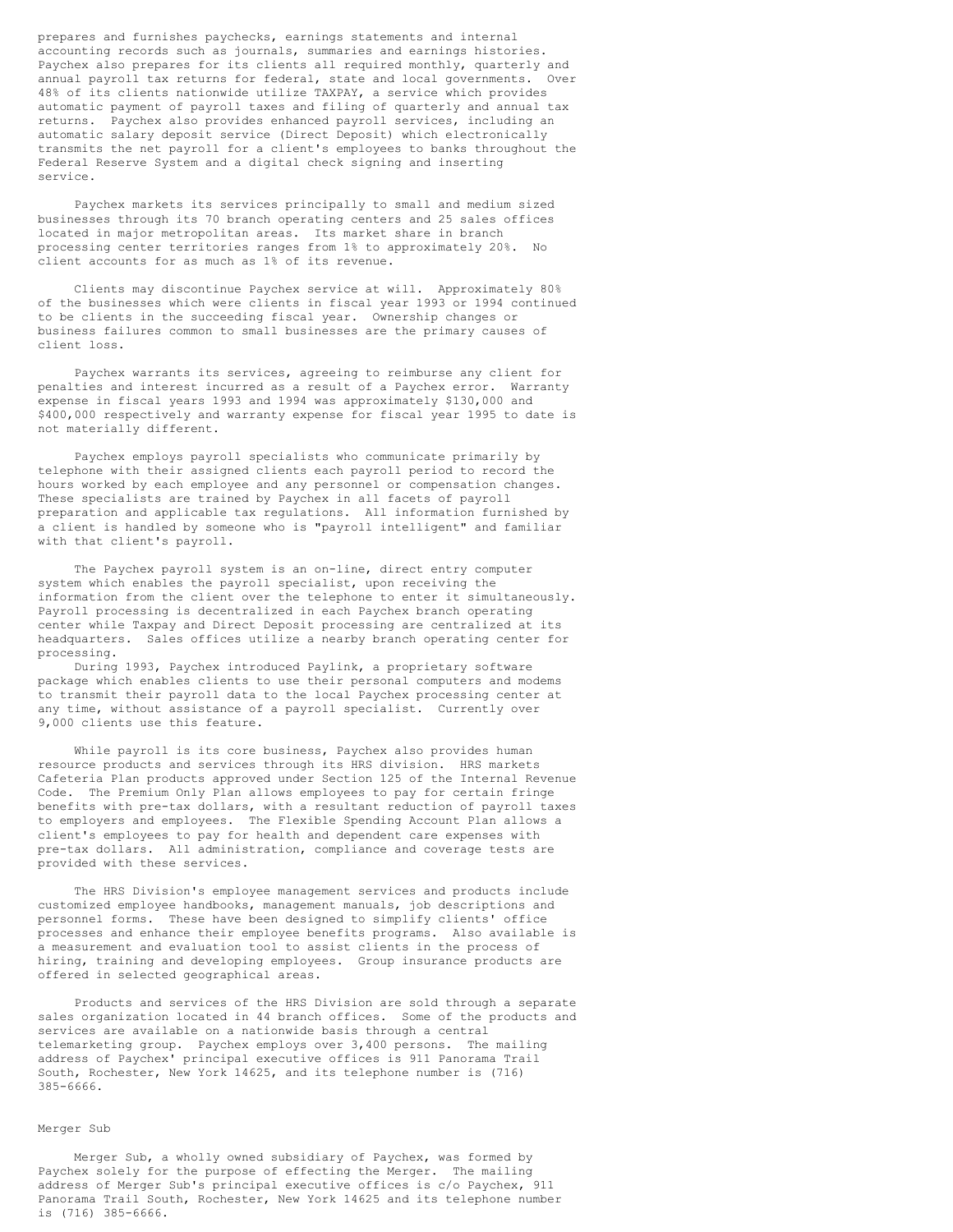prepares and furnishes paychecks, earnings statements and internal accounting records such as journals, summaries and earnings histories. Paychex also prepares for its clients all required monthly, quarterly and annual payroll tax returns for federal, state and local governments. Over 48% of its clients nationwide utilize TAXPAY, a service which provides automatic payment of payroll taxes and filing of quarterly and annual tax returns. Paychex also provides enhanced payroll services, including an automatic salary deposit service (Direct Deposit) which electronically transmits the net payroll for a client's employees to banks throughout the Federal Reserve System and a digital check signing and inserting service.

Paychex markets its services principally to small and medium sized businesses through its 70 branch operating centers and 25 sales offices located in major metropolitan areas. Its market share in branch processing center territories ranges from 1% to approximately 20%. No client accounts for as much as 1% of its revenue.

Clients may discontinue Paychex service at will. Approximately 80% of the businesses which were clients in fiscal year 1993 or 1994 continued to be clients in the succeeding fiscal year. Ownership changes or business failures common to small businesses are the primary causes of client loss.

Paychex warrants its services, agreeing to reimburse any client for penalties and interest incurred as a result of a Paychex error. Warranty expense in fiscal years 1993 and 1994 was approximately $130,000 and $400,000 respectively and warranty expense for fiscal year 1995 to date is not materially different.

Paychex employs payroll specialists who communicate primarily by telephone with their assigned clients each payroll period to record the hours worked by each employee and any personnel or compensation changes. These specialists are trained by Paychex in all facets of payroll preparation and applicable tax regulations. All information furnished by a client is handled by someone who is "payroll intelligent" and familiar with that client's payroll.

The Paychex payroll system is an on-line, direct entry computer system which enables the payroll specialist, upon receiving the information from the client over the telephone to enter it simultaneously. Payroll processing is decentralized in each Paychex branch operating center while Taxpay and Direct Deposit processing are centralized at its headquarters. Sales offices utilize a nearby branch operating center for processing.

During 1993, Paychex introduced Paylink, a proprietary software package which enables clients to use their personal computers and modems to transmit their payroll data to the local Paychex processing center at any time, without assistance of a payroll specialist. Currently over 9,000 clients use this feature.

While payroll is its core business, Paychex also provides human resource products and services through its HRS division. HRS markets Cafeteria Plan products approved under Section 125 of the Internal Revenue Code. The Premium Only Plan allows employees to pay for certain fringe benefits with pre-tax dollars, with a resultant reduction of payroll taxes to employers and employees. The Flexible Spending Account Plan allows a client's employees to pay for health and dependent care expenses with pre-tax dollars. All administration, compliance and coverage tests are provided with these services.

The HRS Division's employee management services and products include customized employee handbooks, management manuals, job descriptions and personnel forms. These have been designed to simplify clients' office processes and enhance their employee benefits programs. Also available is a measurement and evaluation tool to assist clients in the process of hiring, training and developing employees. Group insurance products are offered in selected geographical areas.

Products and services of the HRS Division are sold through a separate sales organization located in 44 branch offices. Some of the products and services are available on a nationwide basis through a central telemarketing group. Paychex employs over 3,400 persons. The mailing address of Paychex' principal executive offices is 911 Panorama Trail South, Rochester, New York 14625, and its telephone number is (716) 385-6666.

## Merger Sub

Merger Sub, a wholly owned subsidiary of Paychex, was formed by Paychex solely for the purpose of effecting the Merger. The mailing address of Merger Sub's principal executive offices is c/o Paychex, 911 Panorama Trail South, Rochester, New York 14625 and its telephone number is (716) 385-6666.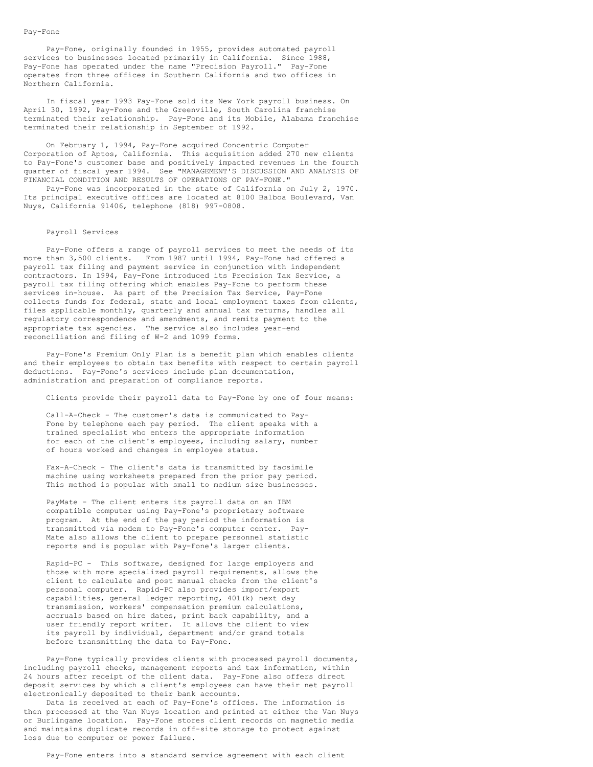## Pay-Fone

Pay-Fone, originally founded in 1955, provides automated payroll services to businesses located primarily in California. Since 1988, Pay-Fone has operated under the name "Precision Payroll." Pay-Fone operates from three offices in Southern California and two offices in Northern California.

In fiscal year 1993 Pay-Fone sold its New York payroll business. On April 30, 1992, Pay-Fone and the Greenville, South Carolina franchise terminated their relationship. Pay-Fone and its Mobile, Alabama franchise terminated their relationship in September of 1992.

On February 1, 1994, Pay-Fone acquired Concentric Computer Corporation of Aptos, California. This acquisition added 270 new clients to Pay-Fone's customer base and positively impacted revenues in the fourth quarter of fiscal year 1994. See "MANAGEMENT'S DISCUSSION AND ANALYSIS OF FINANCIAL CONDITION AND RESULTS OF OPERATIONS OF PAY-FONE."

Pay-Fone was incorporated in the state of California on July 2, 1970. Its principal executive offices are located at 8100 Balboa Boulevard, Van Nuys, California 91406, telephone (818) 997-0808.

### Payroll Services

Pay-Fone offers a range of payroll services to meet the needs of its more than 3,500 clients. From 1987 until 1994, Pay-Fone had offered a payroll tax filing and payment service in conjunction with independent contractors. In 1994, Pay-Fone introduced its Precision Tax Service, a payroll tax filing offering which enables Pay-Fone to perform these services in-house. As part of the Precision Tax Service, Pay-Fone collects funds for federal, state and local employment taxes from clients, files applicable monthly, quarterly and annual tax returns, handles all regulatory correspondence and amendments, and remits payment to the appropriate tax agencies. The service also includes year-end reconciliation and filing of W-2 and 1099 forms.

Pay-Fone's Premium Only Plan is a benefit plan which enables clients and their employees to obtain tax benefits with respect to certain payroll deductions. Pay-Fone's services include plan documentation, administration and preparation of compliance reports.

Clients provide their payroll data to Pay-Fone by one of four means:

Call-A-Check - The customer's data is communicated to Pay-Fone by telephone each pay period. The client speaks with a trained specialist who enters the appropriate information for each of the client's employees, including salary, number of hours worked and changes in employee status.

Fax-A-Check - The client's data is transmitted by facsimile machine using worksheets prepared from the prior pay period. This method is popular with small to medium size businesses.

PayMate - The client enters its payroll data on an IBM compatible computer using Pay-Fone's proprietary software program. At the end of the pay period the information is transmitted via modem to Pay-Fone's computer center. Pay-Mate also allows the client to prepare personnel statistic reports and is popular with Pay-Fone's larger clients.

Rapid-PC - This software, designed for large employers and those with more specialized payroll requirements, allows the client to calculate and post manual checks from the client's personal computer. Rapid-PC also provides import/export capabilities, general ledger reporting, 401(k) next day transmission, workers' compensation premium calculations, accruals based on hire dates, print back capability, and a user friendly report writer. It allows the client to view its payroll by individual, department and/or grand totals before transmitting the data to Pay-Fone.

Pay-Fone typically provides clients with processed payroll documents, including payroll checks, management reports and tax information, within 24 hours after receipt of the client data. Pay-Fone also offers direct deposit services by which a client's employees can have their net payroll electronically deposited to their bank accounts.

Data is received at each of Pay-Fone's offices. The information is then processed at the Van Nuys location and printed at either the Van Nuys or Burlingame location. Pay-Fone stores client records on magnetic media and maintains duplicate records in off-site storage to protect against loss due to computer or power failure.

Pay-Fone enters into a standard service agreement with each client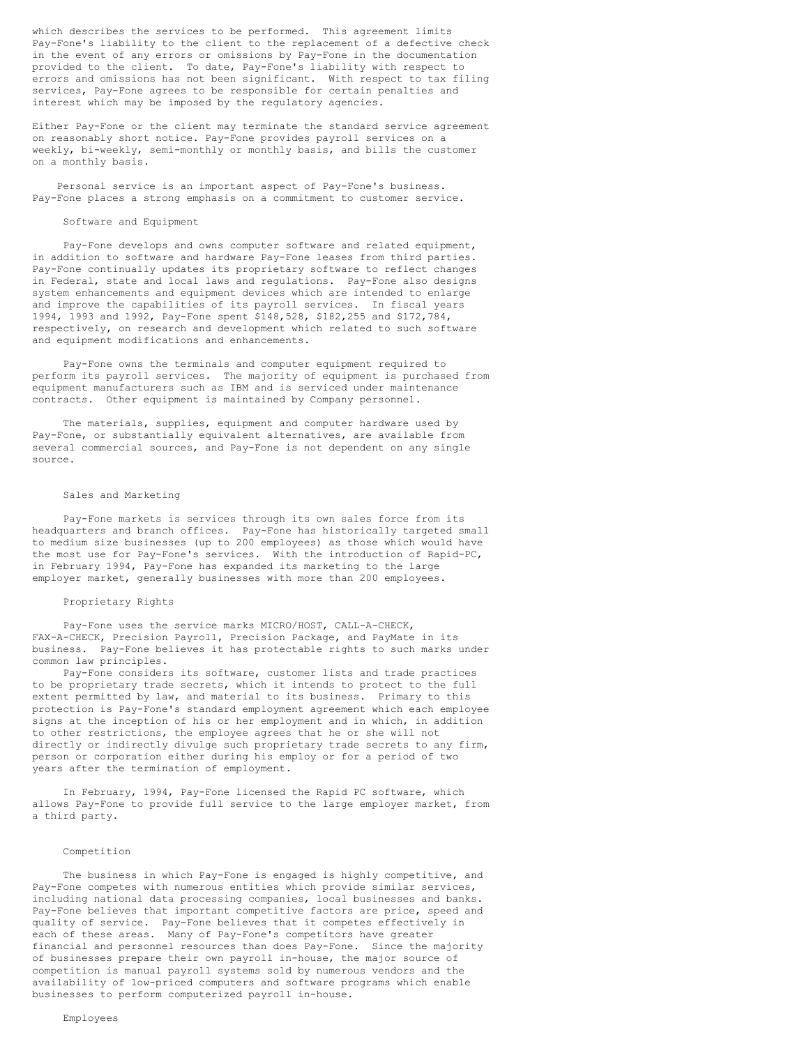which describes the services to be performed. This agreement limits Pay-Fone's liability to the client to the replacement of a defective check in the event of any errors or omissions by Pay-Fone in the documentation provided to the client. To date, Pay-Fone's liability with respect to errors and omissions has not been significant. With respect to tax filing services, Pay-Fone agrees to be responsible for certain penalties and interest which may be imposed by the regulatory agencies.

Either Pay-Fone or the client may terminate the standard service agreement on reasonably short notice. Pay-Fone provides payroll services on a weekly, bi-weekly, semi-monthly or monthly basis, and bills the customer on a monthly basis.

Personal service is an important aspect of Pay-Fone's business. Pay-Fone places a strong emphasis on a commitment to customer service.

### Software and Equipment

Pay-Fone develops and owns computer software and related equipment, in addition to software and hardware Pay-Fone leases from third parties. Pay-Fone continually updates its proprietary software to reflect changes in Federal, state and local laws and regulations. Pay-Fone also designs system enhancements and equipment devices which are intended to enlarge and improve the capabilities of its payroll services. In fiscal years 1994, 1993 and 1992, Pay-Fone spent $148,528, $182,255 and $172,784, respectively, on research and development which related to such software and equipment modifications and enhancements.

Pay-Fone owns the terminals and computer equipment required to perform its payroll services. The majority of equipment is purchased from equipment manufacturers such as IBM and is serviced under maintenance contracts. Other equipment is maintained by Company personnel.

The materials, supplies, equipment and computer hardware used by Pay-Fone, or substantially equivalent alternatives, are available from several commercial sources, and Pay-Fone is not dependent on any single source.

### Sales and Marketing

Pay-Fone markets is services through its own sales force from its headquarters and branch offices. Pay-Fone has historically targeted small to medium size businesses (up to 200 employees) as those which would have the most use for Pay-Fone's services. With the introduction of Rapid-PC, in February 1994, Pay-Fone has expanded its marketing to the large employer market, generally businesses with more than 200 employees.

### Proprietary Rights

Pay-Fone uses the service marks MICRO/HOST, CALL-A-CHECK, FAX-A-CHECK, Precision Payroll, Precision Package, and PayMate in its business. Pay-Fone believes it has protectable rights to such marks under common law principles.

Pay-Fone considers its software, customer lists and trade practices to be proprietary trade secrets, which it intends to protect to the full extent permitted by law, and material to its business. Primary to this protection is Pay-Fone's standard employment agreement which each employee signs at the inception of his or her employment and in which, in addition to other restrictions, the employee agrees that he or she will not directly or indirectly divulge such proprietary trade secrets to any firm, person or corporation either during his employ or for a period of two years after the termination of employment.

In February, 1994, Pay-Fone licensed the Rapid PC software, which allows Pay-Fone to provide full service to the large employer market, from a third party.

### Competition

The business in which Pay-Fone is engaged is highly competitive, and Pay-Fone competes with numerous entities which provide similar services, including national data processing companies, local businesses and banks. Pay-Fone believes that important competitive factors are price, speed and quality of service. Pay-Fone believes that it competes effectively in each of these areas. Many of Pay-Fone's competitors have greater financial and personnel resources than does Pay-Fone. Since the majority of businesses prepare their own payroll in-house, the major source of competition is manual payroll systems sold by numerous vendors and the availability of low-priced computers and software programs which enable businesses to perform computerized payroll in-house.

### Employees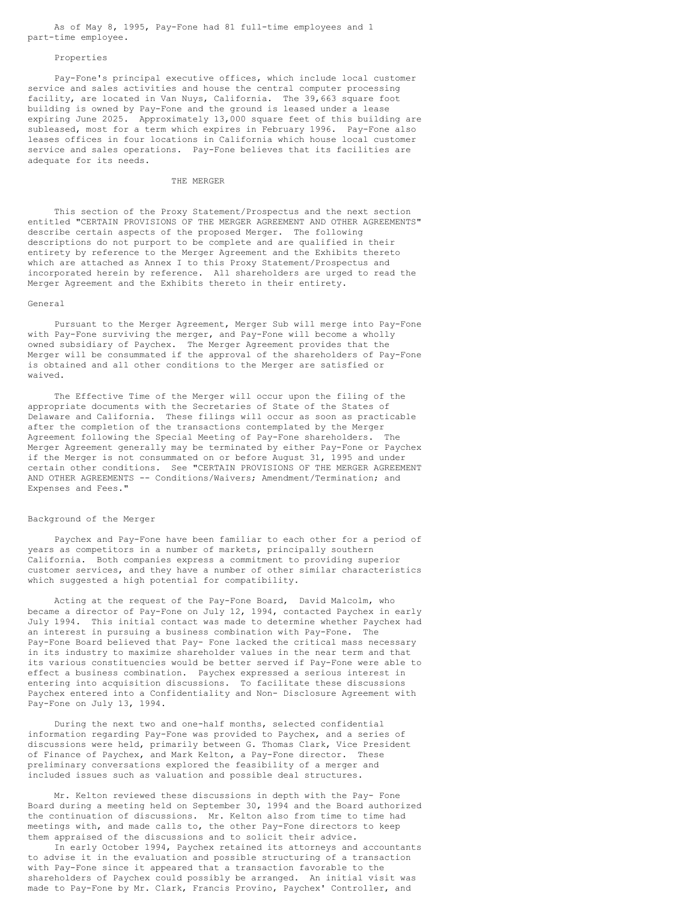As of May 8, 1995, Pay-Fone had 81 full-time employees and 1 part-time employee.

### Properties

Pay-Fone's principal executive offices, which include local customer service and sales activities and house the central computer processing facility, are located in Van Nuys, California. The 39,663 square foot building is owned by Pay-Fone and the ground is leased under a lease expiring June 2025. Approximately 13,000 square feet of this building are subleased, most for a term which expires in February 1996. Pay-Fone also leases offices in four locations in California which house local customer service and sales operations. Pay-Fone believes that its facilities are adequate for its needs.

## THE MERGER

This section of the Proxy Statement/Prospectus and the next section entitled "CERTAIN PROVISIONS OF THE MERGER AGREEMENT AND OTHER AGREEMENTS" describe certain aspects of the proposed Merger. The following descriptions do not purport to be complete and are qualified in their entirety by reference to the Merger Agreement and the Exhibits thereto which are attached as Annex I to this Proxy Statement/Prospectus and incorporated herein by reference. All shareholders are urged to read the Merger Agreement and the Exhibits thereto in their entirety.

### General

Pursuant to the Merger Agreement, Merger Sub will merge into Pay-Fone with Pay-Fone surviving the merger, and Pay-Fone will become a wholly owned subsidiary of Paychex. The Merger Agreement provides that the Merger will be consummated if the approval of the shareholders of Pay-Fone is obtained and all other conditions to the Merger are satisfied or waived.

The Effective Time of the Merger will occur upon the filing of the appropriate documents with the Secretaries of State of the States of Delaware and California. These filings will occur as soon as practicable after the completion of the transactions contemplated by the Merger Agreement following the Special Meeting of Pay-Fone shareholders. The Merger Agreement generally may be terminated by either Pay-Fone or Paychex if the Merger is not consummated on or before August 31, 1995 and under certain other conditions. See "CERTAIN PROVISIONS OF THE MERGER AGREEMENT AND OTHER AGREEMENTS -- Conditions/Waivers; Amendment/Termination; and Expenses and Fees."

### Background of the Merger

Paychex and Pay-Fone have been familiar to each other for a period of years as competitors in a number of markets, principally southern California. Both companies express a commitment to providing superior customer services, and they have a number of other similar characteristics which suggested a high potential for compatibility.

Acting at the request of the Pay-Fone Board, David Malcolm, who became a director of Pay-Fone on July 12, 1994, contacted Paychex in early July 1994. This initial contact was made to determine whether Paychex had an interest in pursuing a business combination with Pay-Fone. The Pay-Fone Board believed that Pay- Fone lacked the critical mass necessary in its industry to maximize shareholder values in the near term and that its various constituencies would be better served if Pay-Fone were able to effect a business combination. Paychex expressed a serious interest in entering into acquisition discussions. To facilitate these discussions Paychex entered into a Confidentiality and Non- Disclosure Agreement with Pay-Fone on July 13, 1994.

During the next two and one-half months, selected confidential information regarding Pay-Fone was provided to Paychex, and a series of discussions were held, primarily between G. Thomas Clark, Vice President of Finance of Paychex, and Mark Kelton, a Pay-Fone director. These preliminary conversations explored the feasibility of a merger and included issues such as valuation and possible deal structures.

Mr. Kelton reviewed these discussions in depth with the Pay- Fone Board during a meeting held on September 30, 1994 and the Board authorized the continuation of discussions. Mr. Kelton also from time to time had meetings with, and made calls to, the other Pay-Fone directors to keep them appraised of the discussions and to solicit their advice.

In early October 1994, Paychex retained its attorneys and accountants to advise it in the evaluation and possible structuring of a transaction with Pay-Fone since it appeared that a transaction favorable to the shareholders of Paychex could possibly be arranged. An initial visit was made to Pay-Fone by Mr. Clark, Francis Provino, Paychex' Controller, and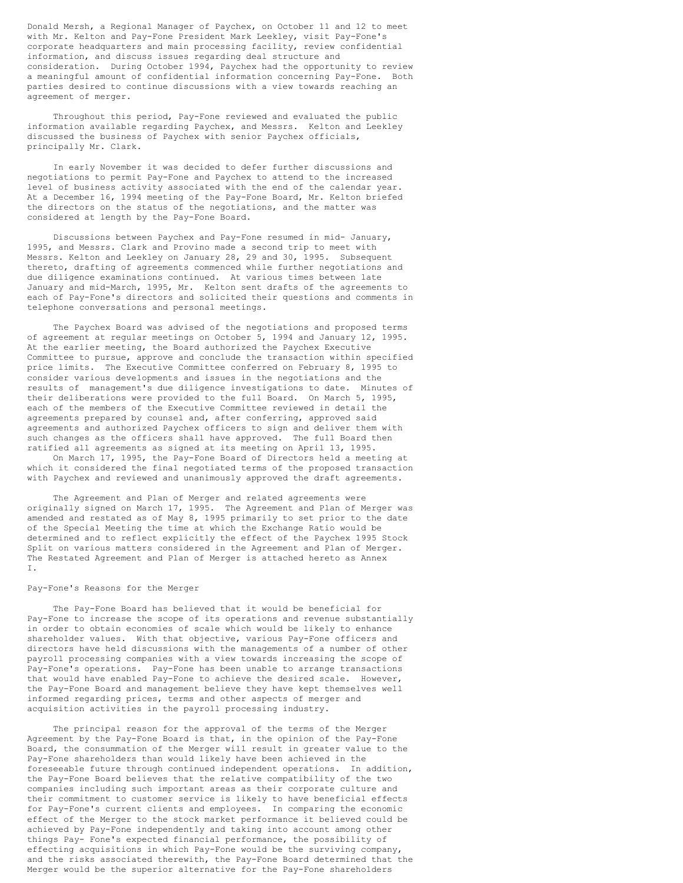Donald Mersh, a Regional Manager of Paychex, on October 11 and 12 to meet with Mr. Kelton and Pay-Fone President Mark Leekley, visit Pay-Fone's corporate headquarters and main processing facility, review confidential information, and discuss issues regarding deal structure and consideration. During October 1994, Paychex had the opportunity to review a meaningful amount of confidential information concerning Pay-Fone. Both parties desired to continue discussions with a view towards reaching an agreement of merger.

Throughout this period, Pay-Fone reviewed and evaluated the public information available regarding Paychex, and Messrs. Kelton and Leekley discussed the business of Paychex with senior Paychex officials, principally Mr. Clark.

In early November it was decided to defer further discussions and negotiations to permit Pay-Fone and Paychex to attend to the increased level of business activity associated with the end of the calendar year. At a December 16, 1994 meeting of the Pay-Fone Board, Mr. Kelton briefed the directors on the status of the negotiations, and the matter was considered at length by the Pay-Fone Board.

Discussions between Paychex and Pay-Fone resumed in mid- January, 1995, and Messrs. Clark and Provino made a second trip to meet with Messrs. Kelton and Leekley on January 28, 29 and 30, 1995. Subsequent thereto, drafting of agreements commenced while further negotiations and due diligence examinations continued. At various times between late January and mid-March, 1995, Mr. Kelton sent drafts of the agreements to each of Pay-Fone's directors and solicited their questions and comments in telephone conversations and personal meetings.

The Paychex Board was advised of the negotiations and proposed terms of agreement at regular meetings on October 5, 1994 and January 12, 1995. At the earlier meeting, the Board authorized the Paychex Executive Committee to pursue, approve and conclude the transaction within specified price limits. The Executive Committee conferred on February 8, 1995 to consider various developments and issues in the negotiations and the results of management's due diligence investigations to date. Minutes of their deliberations were provided to the full Board. On March 5, 1995, each of the members of the Executive Committee reviewed in detail the agreements prepared by counsel and, after conferring, approved said agreements and authorized Paychex officers to sign and deliver them with such changes as the officers shall have approved. The full Board then ratified all agreements as signed at its meeting on April 13, 1995.

On March 17, 1995, the Pay-Fone Board of Directors held a meeting at which it considered the final negotiated terms of the proposed transaction with Paychex and reviewed and unanimously approved the draft agreements.

The Agreement and Plan of Merger and related agreements were originally signed on March 17, 1995. The Agreement and Plan of Merger was amended and restated as of May 8, 1995 primarily to set prior to the date of the Special Meeting the time at which the Exchange Ratio would be determined and to reflect explicitly the effect of the Paychex 1995 Stock Split on various matters considered in the Agreement and Plan of Merger. The Restated Agreement and Plan of Merger is attached hereto as Annex I.

## Pay-Fone's Reasons for the Merger

The Pay-Fone Board has believed that it would be beneficial for Pay-Fone to increase the scope of its operations and revenue substantially in order to obtain economies of scale which would be likely to enhance shareholder values. With that objective, various Pay-Fone officers and directors have held discussions with the managements of a number of other payroll processing companies with a view towards increasing the scope of Pay-Fone's operations. Pay-Fone has been unable to arrange transactions that would have enabled Pay-Fone to achieve the desired scale. However, the Pay-Fone Board and management believe they have kept themselves well informed regarding prices, terms and other aspects of merger and acquisition activities in the payroll processing industry.

The principal reason for the approval of the terms of the Merger Agreement by the Pay-Fone Board is that, in the opinion of the Pay-Fone Board, the consummation of the Merger will result in greater value to the Pay-Fone shareholders than would likely have been achieved in the foreseeable future through continued independent operations. In addition, the Pay-Fone Board believes that the relative compatibility of the two companies including such important areas as their corporate culture and their commitment to customer service is likely to have beneficial effects for Pay-Fone's current clients and employees. In comparing the economic effect of the Merger to the stock market performance it believed could be achieved by Pay-Fone independently and taking into account among other things Pay- Fone's expected financial performance, the possibility of effecting acquisitions in which Pay-Fone would be the surviving company, and the risks associated therewith, the Pay-Fone Board determined that the Merger would be the superior alternative for the Pay-Fone shareholders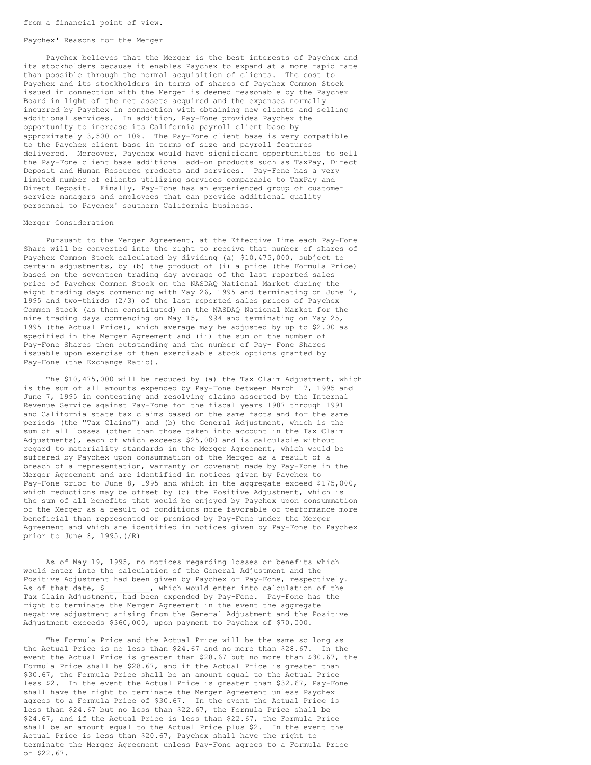from a financial point of view.

Paychex' Reasons for the Merger

Paychex believes that the Merger is the best interests of Paychex and its stockholders because it enables Paychex to expand at a more rapid rate than possible through the normal acquisition of clients. The cost to Paychex and its stockholders in terms of shares of Paychex Common Stock issued in connection with the Merger is deemed reasonable by the Paychex Board in light of the net assets acquired and the expenses normally incurred by Paychex in connection with obtaining new clients and selling additional services. In addition, Pay-Fone provides Paychex the opportunity to increase its California payroll client base by approximately 3,500 or 10%. The Pay-Fone client base is very compatible to the Paychex client base in terms of size and payroll features delivered. Moreover, Paychex would have significant opportunities to sell the Pay-Fone client base additional add-on products such as TaxPay, Direct Deposit and Human Resource products and services. Pay-Fone has a very limited number of clients utilizing services comparable to TaxPay and Direct Deposit. Finally, Pay-Fone has an experienced group of customer service managers and employees that can provide additional quality personnel to Paychex' southern California business.

Merger Consideration

Pursuant to the Merger Agreement, at the Effective Time each Pay-Fone Share will be converted into the right to receive that number of shares of Paychex Common Stock calculated by dividing (a) $10,475,000, subject to certain adjustments, by (b) the product of (i) a price (the Formula Price) based on the seventeen trading day average of the last reported sales price of Paychex Common Stock on the NASDAQ National Market during the eight trading days commencing with May 26, 1995 and terminating on June 7, 1995 and two-thirds (2/3) of the last reported sales prices of Paychex Common Stock (as then constituted) on the NASDAQ National Market for the nine trading days commencing on May 15, 1994 and terminating on May 25, 1995 (the Actual Price), which average may be adjusted by up to $2.00 as specified in the Merger Agreement and (ii) the sum of the number of Pay-Fone Shares then outstanding and the number of Pay- Fone Shares issuable upon exercise of then exercisable stock options granted by Pay-Fone (the Exchange Ratio).

The $10,475,000 will be reduced by (a) the Tax Claim Adjustment, which is the sum of all amounts expended by Pay-Fone between March 17, 1995 and June 7, 1995 in contesting and resolving claims asserted by the Internal Revenue Service against Pay-Fone for the fiscal years 1987 through 1991 and California state tax claims based on the same facts and for the same periods (the "Tax Claims") and (b) the General Adjustment, which is the sum of all losses (other than those taken into account in the Tax Claim Adjustments), each of which exceeds $25,000 and is calculable without regard to materiality standards in the Merger Agreement, which would be suffered by Paychex upon consummation of the Merger as a result of a breach of a representation, warranty or covenant made by Pay-Fone in the Merger Agreement and are identified in notices given by Paychex to Pay-Fone prior to June 8, 1995 and which in the aggregate exceed $175,000, which reductions may be offset by (c) the Positive Adjustment, which is the sum of all benefits that would be enjoyed by Paychex upon consummation of the Merger as a result of conditions more favorable or performance more beneficial than represented or promised by Pay-Fone under the Merger Agreement and which are identified in notices given by Pay-Fone to Paychex prior to June 8, 1995.(/R)

As of May 19, 1995, no notices regarding losses or benefits which would enter into the calculation of the General Adjustment and the Positive Adjustment had been given by Paychex or Pay-Fone, respectively. As of that date, $__________, which would enter into calculation of the Tax Claim Adjustment, had been expended by Pay-Fone. Pay-Fone has the right to terminate the Merger Agreement in the event the aggregate negative adjustment arising from the General Adjustment and the Positive Adjustment exceeds $360,000, upon payment to Paychex of $70,000.

The Formula Price and the Actual Price will be the same so long as the Actual Price is no less than $24.67 and no more than $28.67. In the event the Actual Price is greater than $28.67 but no more than $30.67, the Formula Price shall be $28.67, and if the Actual Price is greater than $30.67, the Formula Price shall be an amount equal to the Actual Price less $2. In the event the Actual Price is greater than $32.67, Pay-Fone shall have the right to terminate the Merger Agreement unless Paychex agrees to a Formula Price of $30.67. In the event the Actual Price is less than $24.67 but no less than $22.67, the Formula Price shall be $24.67, and if the Actual Price is less than $22.67, the Formula Price shall be an amount equal to the Actual Price plus $2. In the event the Actual Price is less than $20.67, Paychex shall have the right to terminate the Merger Agreement unless Pay-Fone agrees to a Formula Price of $22.67.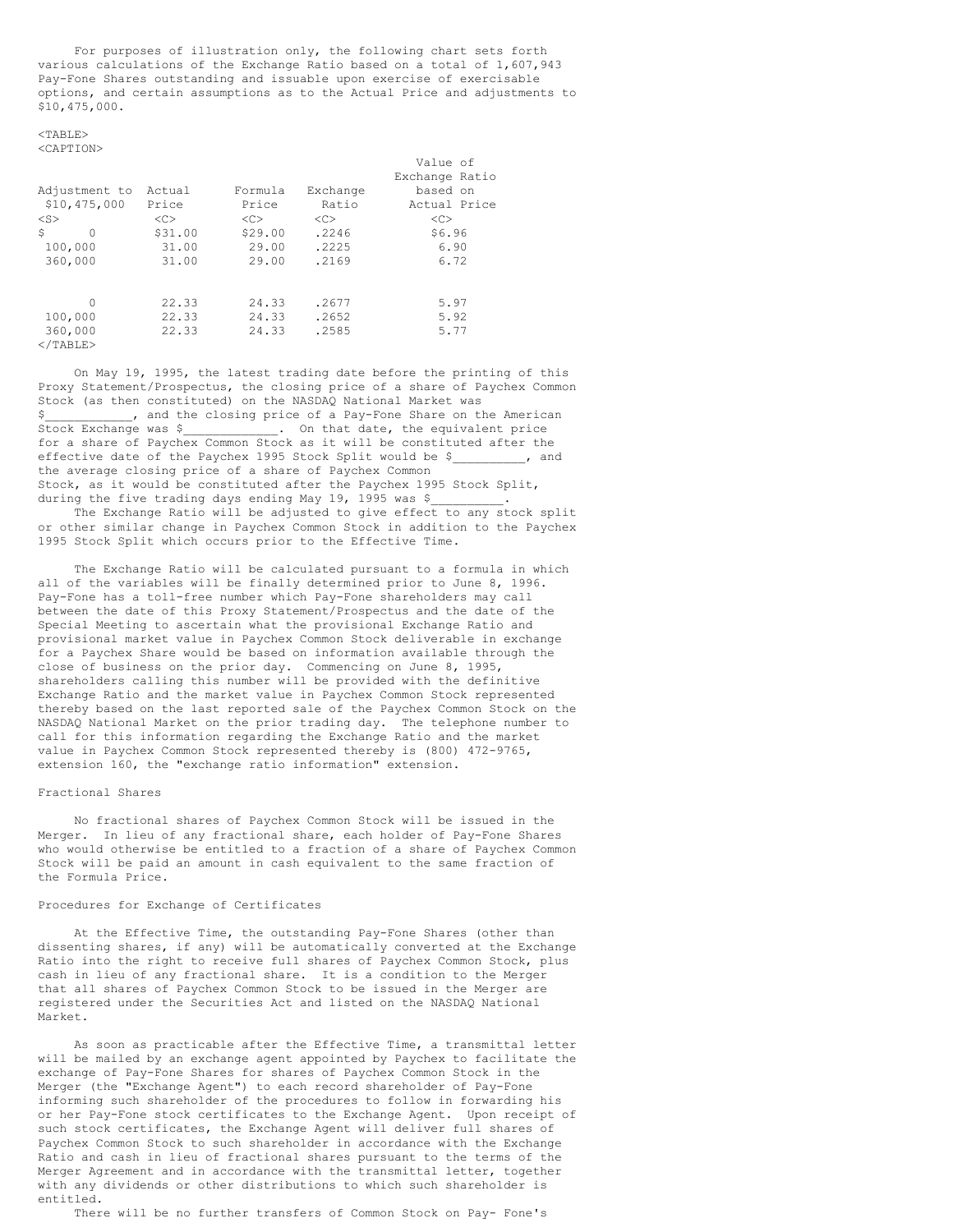For purposes of illustration only, the following chart sets forth various calculations of the Exchange Ratio based on a total of 1,607,943 Pay-Fone Shares outstanding and issuable upon exercise of exercisable options, and certain assumptions as to the Actual Price and adjustments to $10,475,000.

| Adjustment to $10,475,000 | Actual Price | Formula Price | Exchange Ratio | Value of Exchange Ratio based on Actual Price |
|---|---|---|---|---|
| $ 0 | $31.00 | $29.00 | .2246 | $6.96 |
| 100,000 | 31.00 | 29.00 | .2225 | 6.90 |
| 360,000 | 31.00 | 29.00 | .2169 | 6.72 |
| | | | | |
| 0 | 22.33 | 24.33 | .2677 | 5.97 |
| 100,000 | 22.33 | 24.33 | .2652 | 5.92 |
| 360,000 | 22.33 | 24.33 | .2585 | 5.77 |

On May 19, 1995, the latest trading date before the printing of this Proxy Statement/Prospectus, the closing price of a share of Paychex Common Stock (as then constituted) on the NASDAQ National Market was $___________, and the closing price of a Pay-Fone Share on the American Stock Exchange was $____________. On that date, the equivalent price for a share of Paychex Common Stock as it will be constituted after the effective date of the Paychex 1995 Stock Split would be $_________, and the average closing price of a share of Paychex Common Stock, as it would be constituted after the Paychex 1995 Stock Split, during the five trading days ending May 19, 1995 was $_________.

The Exchange Ratio will be adjusted to give effect to any stock split or other similar change in Paychex Common Stock in addition to the Paychex 1995 Stock Split which occurs prior to the Effective Time.

The Exchange Ratio will be calculated pursuant to a formula in which all of the variables will be finally determined prior to June 8, 1996. Pay-Fone has a toll-free number which Pay-Fone shareholders may call between the date of this Proxy Statement/Prospectus and the date of the Special Meeting to ascertain what the provisional Exchange Ratio and provisional market value in Paychex Common Stock deliverable in exchange for a Paychex Share would be based on information available through the close of business on the prior day. Commencing on June 8, 1995, shareholders calling this number will be provided with the definitive Exchange Ratio and the market value in Paychex Common Stock represented thereby based on the last reported sale of the Paychex Common Stock on the NASDAQ National Market on the prior trading day. The telephone number to call for this information regarding the Exchange Ratio and the market value in Paychex Common Stock represented thereby is (800) 472-9765, extension 160, the "exchange ratio information" extension.

## Fractional Shares

No fractional shares of Paychex Common Stock will be issued in the Merger. In lieu of any fractional share, each holder of Pay-Fone Shares who would otherwise be entitled to a fraction of a share of Paychex Common Stock will be paid an amount in cash equivalent to the same fraction of the Formula Price.

## Procedures for Exchange of Certificates

At the Effective Time, the outstanding Pay-Fone Shares (other than dissenting shares, if any) will be automatically converted at the Exchange Ratio into the right to receive full shares of Paychex Common Stock, plus cash in lieu of any fractional share. It is a condition to the Merger that all shares of Paychex Common Stock to be issued in the Merger are registered under the Securities Act and listed on the NASDAQ National Market.

As soon as practicable after the Effective Time, a transmittal letter will be mailed by an exchange agent appointed by Paychex to facilitate the exchange of Pay-Fone Shares for shares of Paychex Common Stock in the Merger (the "Exchange Agent") to each record shareholder of Pay-Fone informing such shareholder of the procedures to follow in forwarding his or her Pay-Fone stock certificates to the Exchange Agent. Upon receipt of such stock certificates, the Exchange Agent will deliver full shares of Paychex Common Stock to such shareholder in accordance with the Exchange Ratio and cash in lieu of fractional shares pursuant to the terms of the Merger Agreement and in accordance with the transmittal letter, together with any dividends or other distributions to which such shareholder is entitled.

There will be no further transfers of Common Stock on Pay- Fone's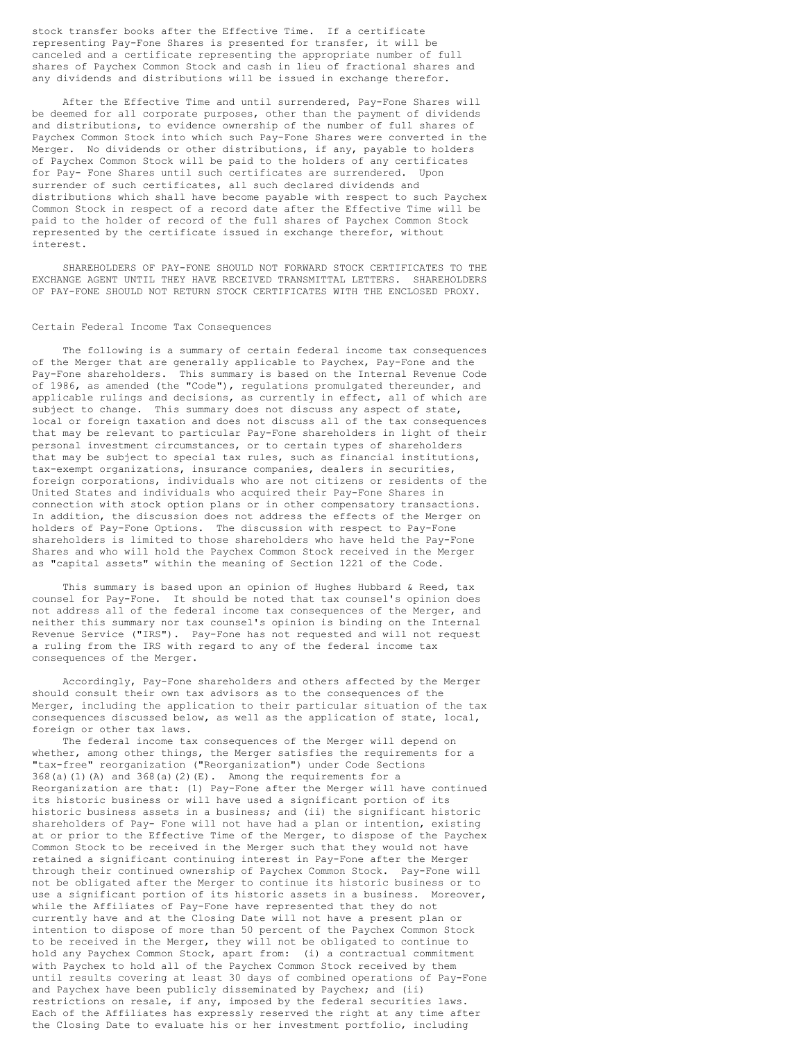stock transfer books after the Effective Time. If a certificate representing Pay-Fone Shares is presented for transfer, it will be canceled and a certificate representing the appropriate number of full shares of Paychex Common Stock and cash in lieu of fractional shares and any dividends and distributions will be issued in exchange therefor.

After the Effective Time and until surrendered, Pay-Fone Shares will be deemed for all corporate purposes, other than the payment of dividends and distributions, to evidence ownership of the number of full shares of Paychex Common Stock into which such Pay-Fone Shares were converted in the Merger. No dividends or other distributions, if any, payable to holders of Paychex Common Stock will be paid to the holders of any certificates for Pay- Fone Shares until such certificates are surrendered. Upon surrender of such certificates, all such declared dividends and distributions which shall have become payable with respect to such Paychex Common Stock in respect of a record date after the Effective Time will be paid to the holder of record of the full shares of Paychex Common Stock represented by the certificate issued in exchange therefor, without interest.

SHAREHOLDERS OF PAY-FONE SHOULD NOT FORWARD STOCK CERTIFICATES TO THE EXCHANGE AGENT UNTIL THEY HAVE RECEIVED TRANSMITTAL LETTERS. SHAREHOLDERS OF PAY-FONE SHOULD NOT RETURN STOCK CERTIFICATES WITH THE ENCLOSED PROXY.

## Certain Federal Income Tax Consequences

The following is a summary of certain federal income tax consequences of the Merger that are generally applicable to Paychex, Pay-Fone and the Pay-Fone shareholders. This summary is based on the Internal Revenue Code of 1986, as amended (the "Code"), regulations promulgated thereunder, and applicable rulings and decisions, as currently in effect, all of which are subject to change. This summary does not discuss any aspect of state, local or foreign taxation and does not discuss all of the tax consequences that may be relevant to particular Pay-Fone shareholders in light of their personal investment circumstances, or to certain types of shareholders that may be subject to special tax rules, such as financial institutions, tax-exempt organizations, insurance companies, dealers in securities, foreign corporations, individuals who are not citizens or residents of the United States and individuals who acquired their Pay-Fone Shares in connection with stock option plans or in other compensatory transactions. In addition, the discussion does not address the effects of the Merger on holders of Pay-Fone Options. The discussion with respect to Pay-Fone shareholders is limited to those shareholders who have held the Pay-Fone Shares and who will hold the Paychex Common Stock received in the Merger as "capital assets" within the meaning of Section 1221 of the Code.

This summary is based upon an opinion of Hughes Hubbard & Reed, tax counsel for Pay-Fone. It should be noted that tax counsel's opinion does not address all of the federal income tax consequences of the Merger, and neither this summary nor tax counsel's opinion is binding on the Internal Revenue Service ("IRS"). Pay-Fone has not requested and will not request a ruling from the IRS with regard to any of the federal income tax consequences of the Merger.

Accordingly, Pay-Fone shareholders and others affected by the Merger should consult their own tax advisors as to the consequences of the Merger, including the application to their particular situation of the tax consequences discussed below, as well as the application of state, local, foreign or other tax laws.

The federal income tax consequences of the Merger will depend on whether, among other things, the Merger satisfies the requirements for a "tax-free" reorganization ("Reorganization") under Code Sections 368(a)(1)(A) and 368(a)(2)(E). Among the requirements for a Reorganization are that: (i) Pay-Fone after the Merger will have continued its historic business or will have used a significant portion of its historic business assets in a business; and (ii) the significant historic shareholders of Pay- Fone will not have had a plan or intention, existing at or prior to the Effective Time of the Merger, to dispose of the Paychex Common Stock to be received in the Merger such that they would not have retained a significant continuing interest in Pay-Fone after the Merger through their continued ownership of Paychex Common Stock. Pay-Fone will not be obligated after the Merger to continue its historic business or to use a significant portion of its historic assets in a business. Moreover, while the Affiliates of Pay-Fone have represented that they do not currently have and at the Closing Date will not have a present plan or intention to dispose of more than 50 percent of the Paychex Common Stock to be received in the Merger, they will not be obligated to continue to hold any Paychex Common Stock, apart from: (i) a contractual commitment with Paychex to hold all of the Paychex Common Stock received by them until results covering at least 30 days of combined operations of Pay-Fone and Paychex have been publicly disseminated by Paychex; and (ii) restrictions on resale, if any, imposed by the federal securities laws. Each of the Affiliates has expressly reserved the right at any time after the Closing Date to evaluate his or her investment portfolio, including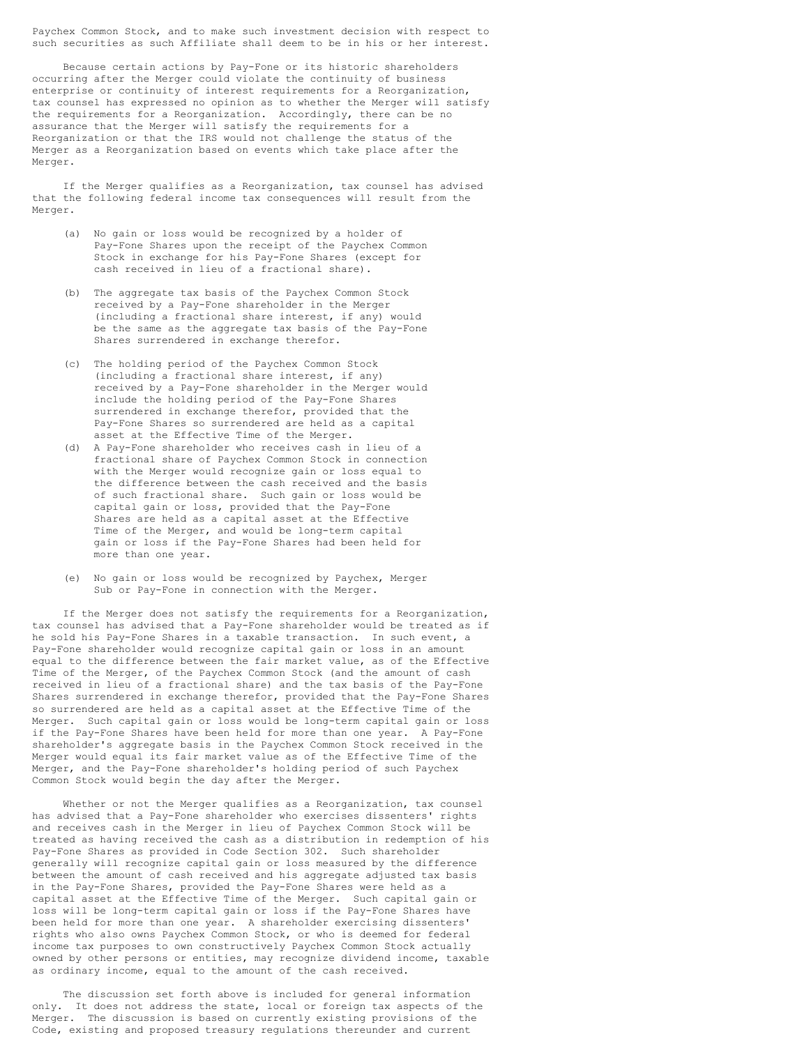Paychex Common Stock, and to make such investment decision with respect to such securities as such Affiliate shall deem to be in his or her interest.

Because certain actions by Pay-Fone or its historic shareholders occurring after the Merger could violate the continuity of business enterprise or continuity of interest requirements for a Reorganization, tax counsel has expressed no opinion as to whether the Merger will satisfy the requirements for a Reorganization. Accordingly, there can be no assurance that the Merger will satisfy the requirements for a Reorganization or that the IRS would not challenge the status of the Merger as a Reorganization based on events which take place after the Merger.

If the Merger qualifies as a Reorganization, tax counsel has advised that the following federal income tax consequences will result from the Merger.

(a) No gain or loss would be recognized by a holder of Pay-Fone Shares upon the receipt of the Paychex Common Stock in exchange for his Pay-Fone Shares (except for cash received in lieu of a fractional share).

(b) The aggregate tax basis of the Paychex Common Stock received by a Pay-Fone shareholder in the Merger (including a fractional share interest, if any) would be the same as the aggregate tax basis of the Pay-Fone Shares surrendered in exchange therefor.

(c) The holding period of the Paychex Common Stock (including a fractional share interest, if any) received by a Pay-Fone shareholder in the Merger would include the holding period of the Pay-Fone Shares surrendered in exchange therefor, provided that the Pay-Fone Shares so surrendered are held as a capital asset at the Effective Time of the Merger.

(d) A Pay-Fone shareholder who receives cash in lieu of a fractional share of Paychex Common Stock in connection with the Merger would recognize gain or loss equal to the difference between the cash received and the basis of such fractional share. Such gain or loss would be capital gain or loss, provided that the Pay-Fone Shares are held as a capital asset at the Effective Time of the Merger, and would be long-term capital gain or loss if the Pay-Fone Shares had been held for more than one year.

(e) No gain or loss would be recognized by Paychex, Merger Sub or Pay-Fone in connection with the Merger.

If the Merger does not satisfy the requirements for a Reorganization, tax counsel has advised that a Pay-Fone shareholder would be treated as if he sold his Pay-Fone Shares in a taxable transaction. In such event, a Pay-Fone shareholder would recognize capital gain or loss in an amount equal to the difference between the fair market value, as of the Effective Time of the Merger, of the Paychex Common Stock (and the amount of cash received in lieu of a fractional share) and the tax basis of the Pay-Fone Shares surrendered in exchange therefor, provided that the Pay-Fone Shares so surrendered are held as a capital asset at the Effective Time of the Merger. Such capital gain or loss would be long-term capital gain or loss if the Pay-Fone Shares have been held for more than one year. A Pay-Fone shareholder's aggregate basis in the Paychex Common Stock received in the Merger would equal its fair market value as of the Effective Time of the Merger, and the Pay-Fone shareholder's holding period of such Paychex Common Stock would begin the day after the Merger.

Whether or not the Merger qualifies as a Reorganization, tax counsel has advised that a Pay-Fone shareholder who exercises dissenters' rights and receives cash in the Merger in lieu of Paychex Common Stock will be treated as having received the cash as a distribution in redemption of his Pay-Fone Shares as provided in Code Section 302. Such shareholder generally will recognize capital gain or loss measured by the difference between the amount of cash received and his aggregate adjusted tax basis in the Pay-Fone Shares, provided the Pay-Fone Shares were held as a capital asset at the Effective Time of the Merger. Such capital gain or loss will be long-term capital gain or loss if the Pay-Fone Shares have been held for more than one year. A shareholder exercising dissenters' rights who also owns Paychex Common Stock, or who is deemed for federal income tax purposes to own constructively Paychex Common Stock actually owned by other persons or entities, may recognize dividend income, taxable as ordinary income, equal to the amount of the cash received.

The discussion set forth above is included for general information only. It does not address the state, local or foreign tax aspects of the Merger. The discussion is based on currently existing provisions of the Code, existing and proposed treasury regulations thereunder and current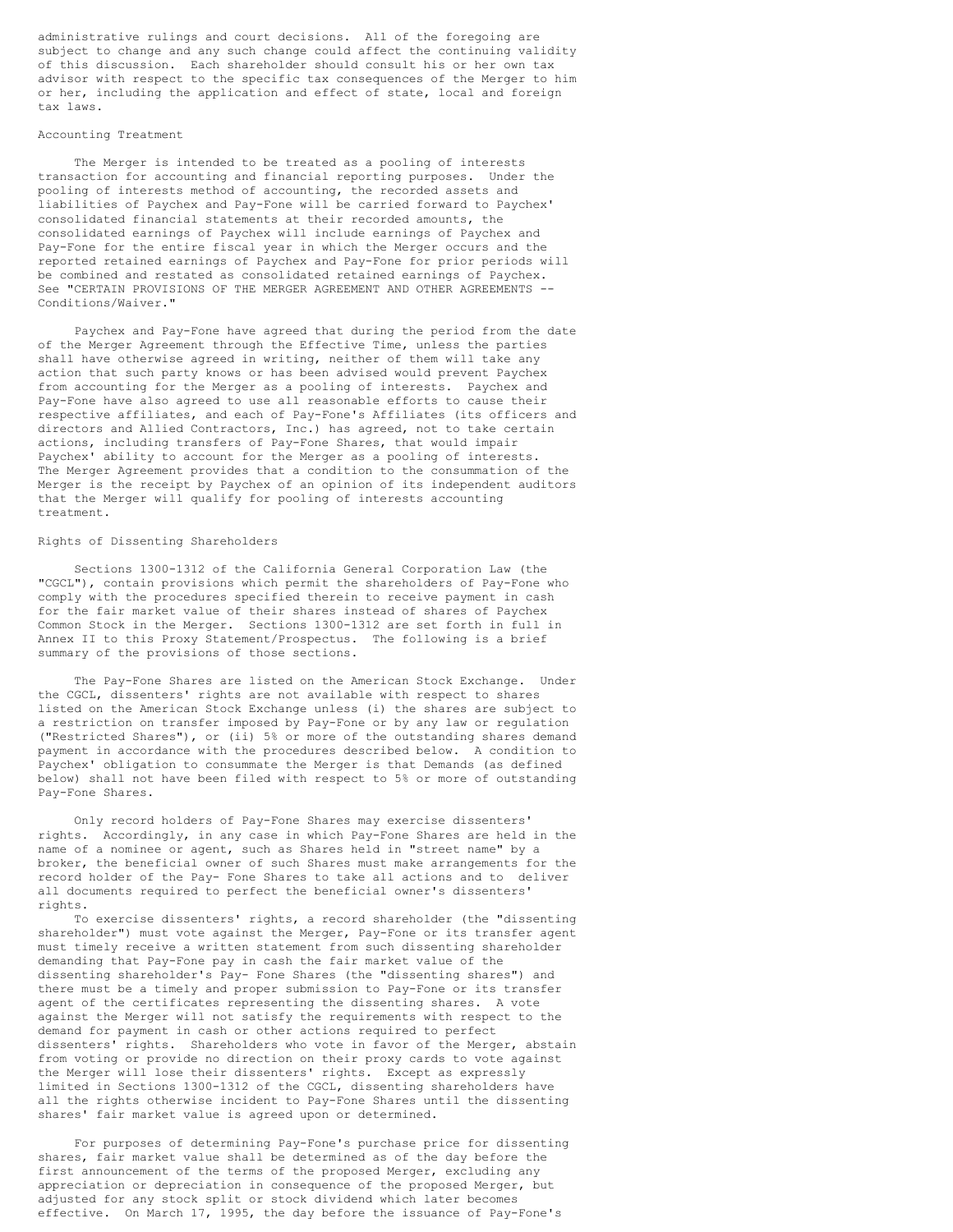administrative rulings and court decisions. All of the foregoing are subject to change and any such change could affect the continuing validity of this discussion. Each shareholder should consult his or her own tax advisor with respect to the specific tax consequences of the Merger to him or her, including the application and effect of state, local and foreign tax laws.

## Accounting Treatment

The Merger is intended to be treated as a pooling of interests transaction for accounting and financial reporting purposes. Under the pooling of interests method of accounting, the recorded assets and liabilities of Paychex and Pay-Fone will be carried forward to Paychex' consolidated financial statements at their recorded amounts, the consolidated earnings of Paychex will include earnings of Paychex and Pay-Fone for the entire fiscal year in which the Merger occurs and the reported retained earnings of Paychex and Pay-Fone for prior periods will be combined and restated as consolidated retained earnings of Paychex. See "CERTAIN PROVISIONS OF THE MERGER AGREEMENT AND OTHER AGREEMENTS -- Conditions/Waiver."

Paychex and Pay-Fone have agreed that during the period from the date of the Merger Agreement through the Effective Time, unless the parties shall have otherwise agreed in writing, neither of them will take any action that such party knows or has been advised would prevent Paychex from accounting for the Merger as a pooling of interests. Paychex and Pay-Fone have also agreed to use all reasonable efforts to cause their respective affiliates, and each of Pay-Fone's Affiliates (its officers and directors and Allied Contractors, Inc.) has agreed, not to take certain actions, including transfers of Pay-Fone Shares, that would impair Paychex' ability to account for the Merger as a pooling of interests. The Merger Agreement provides that a condition to the consummation of the Merger is the receipt by Paychex of an opinion of its independent auditors that the Merger will qualify for pooling of interests accounting treatment.

## Rights of Dissenting Shareholders

Sections 1300-1312 of the California General Corporation Law (the "CGCL"), contain provisions which permit the shareholders of Pay-Fone who comply with the procedures specified therein to receive payment in cash for the fair market value of their shares instead of shares of Paychex Common Stock in the Merger. Sections 1300-1312 are set forth in full in Annex II to this Proxy Statement/Prospectus. The following is a brief summary of the provisions of those sections.

The Pay-Fone Shares are listed on the American Stock Exchange. Under the CGCL, dissenters' rights are not available with respect to shares listed on the American Stock Exchange unless (i) the shares are subject to a restriction on transfer imposed by Pay-Fone or by any law or regulation ("Restricted Shares"), or (ii) 5% or more of the outstanding shares demand payment in accordance with the procedures described below. A condition to Paychex' obligation to consummate the Merger is that Demands (as defined below) shall not have been filed with respect to 5% or more of outstanding Pay-Fone Shares.

Only record holders of Pay-Fone Shares may exercise dissenters' rights. Accordingly, in any case in which Pay-Fone Shares are held in the name of a nominee or agent, such as Shares held in "street name" by a broker, the beneficial owner of such Shares must make arrangements for the record holder of the Pay- Fone Shares to take all actions and to deliver all documents required to perfect the beneficial owner's dissenters' rights.

To exercise dissenters' rights, a record shareholder (the "dissenting shareholder") must vote against the Merger, Pay-Fone or its transfer agent must timely receive a written statement from such dissenting shareholder demanding that Pay-Fone pay in cash the fair market value of the dissenting shareholder's Pay- Fone Shares (the "dissenting shares") and there must be a timely and proper submission to Pay-Fone or its transfer agent of the certificates representing the dissenting shares. A vote against the Merger will not satisfy the requirements with respect to the demand for payment in cash or other actions required to perfect dissenters' rights. Shareholders who vote in favor of the Merger, abstain from voting or provide no direction on their proxy cards to vote against the Merger will lose their dissenters' rights. Except as expressly limited in Sections 1300-1312 of the CGCL, dissenting shareholders have all the rights otherwise incident to Pay-Fone Shares until the dissenting shares' fair market value is agreed upon or determined.

For purposes of determining Pay-Fone's purchase price for dissenting shares, fair market value shall be determined as of the day before the first announcement of the terms of the proposed Merger, excluding any appreciation or depreciation in consequence of the proposed Merger, but adjusted for any stock split or stock dividend which later becomes effective. On March 17, 1995, the day before the issuance of Pay-Fone's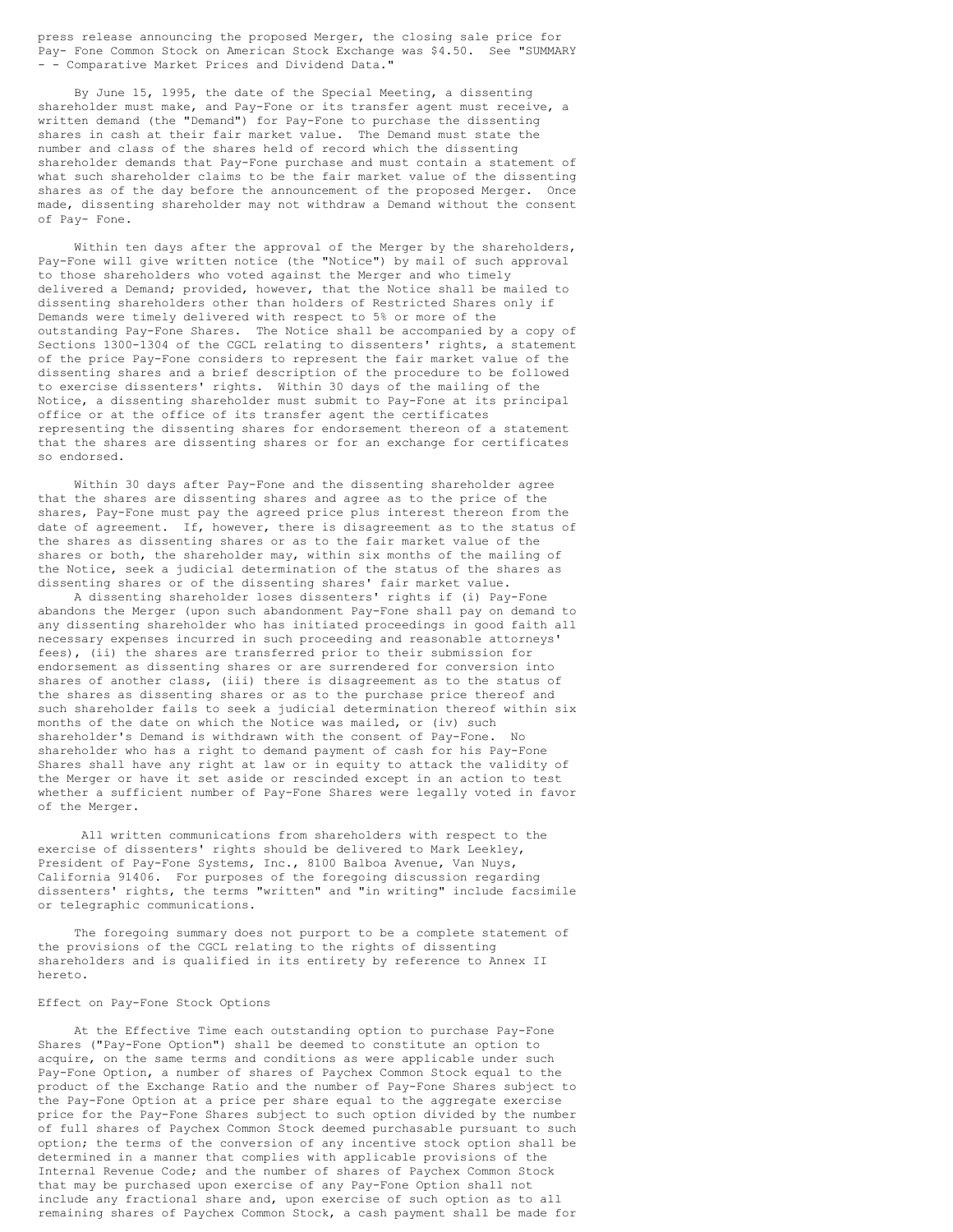press release announcing the proposed Merger, the closing sale price for Pay- Fone Common Stock on American Stock Exchange was $4.50. See "SUMMARY - - Comparative Market Prices and Dividend Data."

By June 15, 1995, the date of the Special Meeting, a dissenting shareholder must make, and Pay-Fone or its transfer agent must receive, a written demand (the "Demand") for Pay-Fone to purchase the dissenting shares in cash at their fair market value. The Demand must state the number and class of the shares held of record which the dissenting shareholder demands that Pay-Fone purchase and must contain a statement of what such shareholder claims to be the fair market value of the dissenting shares as of the day before the announcement of the proposed Merger. Once made, dissenting shareholder may not withdraw a Demand without the consent of Pay- Fone.

Within ten days after the approval of the Merger by the shareholders, Pay-Fone will give written notice (the "Notice") by mail of such approval to those shareholders who voted against the Merger and who timely delivered a Demand; provided, however, that the Notice shall be mailed to dissenting shareholders other than holders of Restricted Shares only if Demands were timely delivered with respect to 5% or more of the outstanding Pay-Fone Shares. The Notice shall be accompanied by a copy of Sections 1300-1304 of the CGCL relating to dissenters' rights, a statement of the price Pay-Fone considers to represent the fair market value of the dissenting shares and a brief description of the procedure to be followed to exercise dissenters' rights. Within 30 days of the mailing of the Notice, a dissenting shareholder must submit to Pay-Fone at its principal office or at the office of its transfer agent the certificates representing the dissenting shares for endorsement thereon of a statement that the shares are dissenting shares or for an exchange for certificates so endorsed.

Within 30 days after Pay-Fone and the dissenting shareholder agree that the shares are dissenting shares and agree as to the price of the shares, Pay-Fone must pay the agreed price plus interest thereon from the date of agreement. If, however, there is disagreement as to the status of the shares as dissenting shares or as to the fair market value of the shares or both, the shareholder may, within six months of the mailing of the Notice, seek a judicial determination of the status of the shares as dissenting shares or of the dissenting shares' fair market value.

A dissenting shareholder loses dissenters' rights if (i) Pay-Fone abandons the Merger (upon such abandonment Pay-Fone shall pay on demand to any dissenting shareholder who has initiated proceedings in good faith all necessary expenses incurred in such proceeding and reasonable attorneys' fees), (ii) the shares are transferred prior to their submission for endorsement as dissenting shares or are surrendered for conversion into shares of another class, (iii) there is disagreement as to the status of the shares as dissenting shares or as to the purchase price thereof and such shareholder fails to seek a judicial determination thereof within six months of the date on which the Notice was mailed, or (iv) such shareholder's Demand is withdrawn with the consent of Pay-Fone. No shareholder who has a right to demand payment of cash for his Pay-Fone Shares shall have any right at law or in equity to attack the validity of the Merger or have it set aside or rescinded except in an action to test whether a sufficient number of Pay-Fone Shares were legally voted in favor of the Merger.

All written communications from shareholders with respect to the exercise of dissenters' rights should be delivered to Mark Leekley, President of Pay-Fone Systems, Inc., 8100 Balboa Avenue, Van Nuys, California 91406. For purposes of the foregoing discussion regarding dissenters' rights, the terms "written" and "in writing" include facsimile or telegraphic communications.

The foregoing summary does not purport to be a complete statement of the provisions of the CGCL relating to the rights of dissenting shareholders and is qualified in its entirety by reference to Annex II hereto.

Effect on Pay-Fone Stock Options

At the Effective Time each outstanding option to purchase Pay-Fone Shares ("Pay-Fone Option") shall be deemed to constitute an option to acquire, on the same terms and conditions as were applicable under such Pay-Fone Option, a number of shares of Paychex Common Stock equal to the product of the Exchange Ratio and the number of Pay-Fone Shares subject to the Pay-Fone Option at a price per share equal to the aggregate exercise price for the Pay-Fone Shares subject to such option divided by the number of full shares of Paychex Common Stock deemed purchasable pursuant to such option; the terms of the conversion of any incentive stock option shall be determined in a manner that complies with applicable provisions of the Internal Revenue Code; and the number of shares of Paychex Common Stock that may be purchased upon exercise of any Pay-Fone Option shall not include any fractional share and, upon exercise of such option as to all remaining shares of Paychex Common Stock, a cash payment shall be made for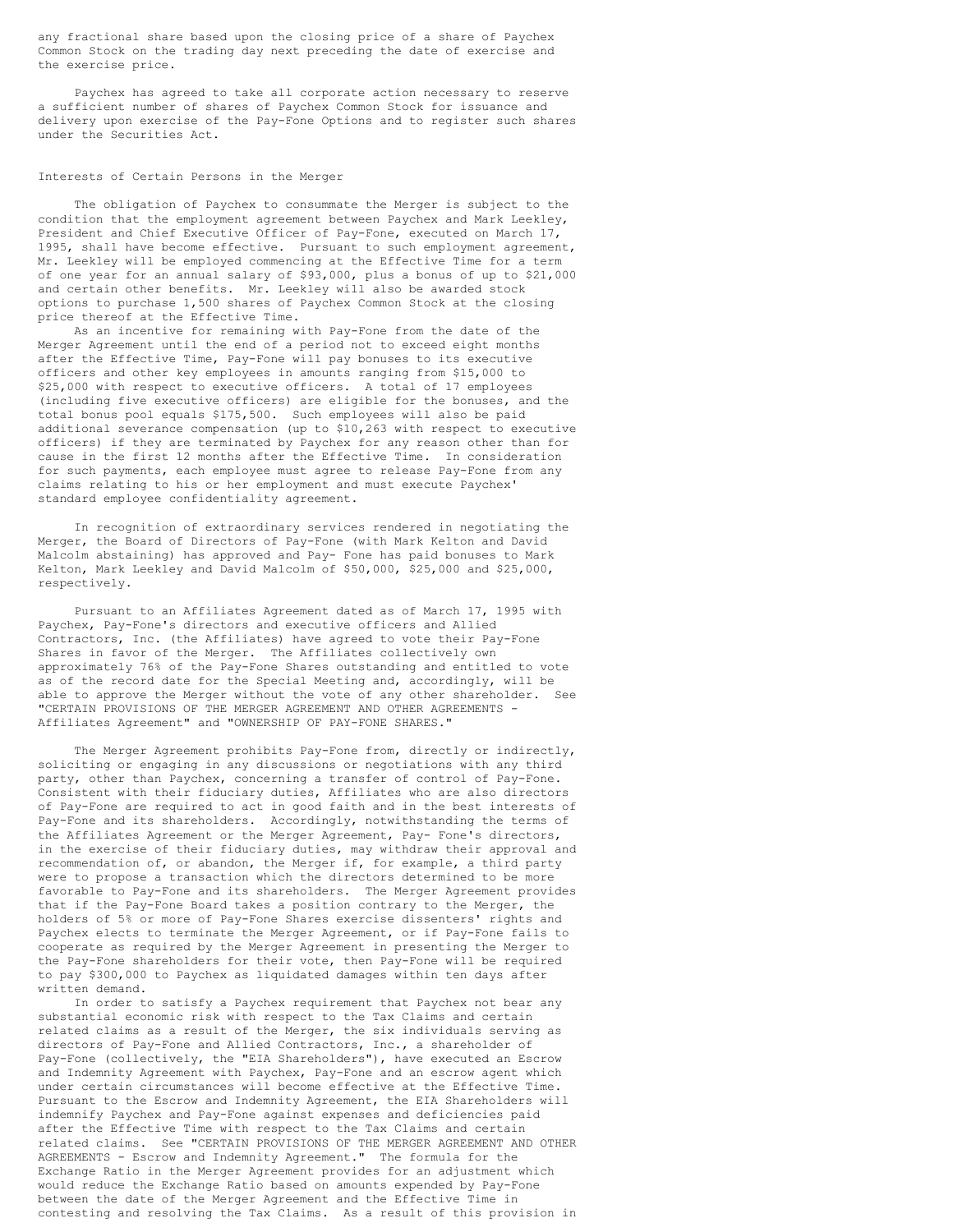any fractional share based upon the closing price of a share of Paychex Common Stock on the trading day next preceding the date of exercise and the exercise price.

Paychex has agreed to take all corporate action necessary to reserve a sufficient number of shares of Paychex Common Stock for issuance and delivery upon exercise of the Pay-Fone Options and to register such shares under the Securities Act.

## Interests of Certain Persons in the Merger

The obligation of Paychex to consummate the Merger is subject to the condition that the employment agreement between Paychex and Mark Leekley, President and Chief Executive Officer of Pay-Fone, executed on March 17, 1995, shall have become effective. Pursuant to such employment agreement, Mr. Leekley will be employed commencing at the Effective Time for a term of one year for an annual salary of $93,000, plus a bonus of up to $21,000 and certain other benefits. Mr. Leekley will also be awarded stock options to purchase 1,500 shares of Paychex Common Stock at the closing price thereof at the Effective Time.

As an incentive for remaining with Pay-Fone from the date of the Merger Agreement until the end of a period not to exceed eight months after the Effective Time, Pay-Fone will pay bonuses to its executive officers and other key employees in amounts ranging from $15,000 to $25,000 with respect to executive officers. A total of 17 employees (including five executive officers) are eligible for the bonuses, and the total bonus pool equals $175,500. Such employees will also be paid additional severance compensation (up to $10,263 with respect to executive officers) if they are terminated by Paychex for any reason other than for cause in the first 12 months after the Effective Time. In consideration for such payments, each employee must agree to release Pay-Fone from any claims relating to his or her employment and must execute Paychex' standard employee confidentiality agreement.

In recognition of extraordinary services rendered in negotiating the Merger, the Board of Directors of Pay-Fone (with Mark Kelton and David Malcolm abstaining) has approved and Pay- Fone has paid bonuses to Mark Kelton, Mark Leekley and David Malcolm of $50,000, $25,000 and $25,000, respectively.

Pursuant to an Affiliates Agreement dated as of March 17, 1995 with Paychex, Pay-Fone's directors and executive officers and Allied Contractors, Inc. (the Affiliates) have agreed to vote their Pay-Fone Shares in favor of the Merger. The Affiliates collectively own approximately 76% of the Pay-Fone Shares outstanding and entitled to vote as of the record date for the Special Meeting and, accordingly, will be able to approve the Merger without the vote of any other shareholder. See "CERTAIN PROVISIONS OF THE MERGER AGREEMENT AND OTHER AGREEMENTS - Affiliates Agreement" and "OWNERSHIP OF PAY-FONE SHARES."

The Merger Agreement prohibits Pay-Fone from, directly or indirectly, soliciting or engaging in any discussions or negotiations with any third party, other than Paychex, concerning a transfer of control of Pay-Fone. Consistent with their fiduciary duties, Affiliates who are also directors of Pay-Fone are required to act in good faith and in the best interests of Pay-Fone and its shareholders. Accordingly, notwithstanding the terms of the Affiliates Agreement or the Merger Agreement, Pay- Fone's directors, in the exercise of their fiduciary duties, may withdraw their approval and recommendation of, or abandon, the Merger if, for example, a third party were to propose a transaction which the directors determined to be more favorable to Pay-Fone and its shareholders. The Merger Agreement provides that if the Pay-Fone Board takes a position contrary to the Merger, the holders of 5% or more of Pay-Fone Shares exercise dissenters' rights and Paychex elects to terminate the Merger Agreement, or if Pay-Fone fails to cooperate as required by the Merger Agreement in presenting the Merger to the Pay-Fone shareholders for their vote, then Pay-Fone will be required to pay $300,000 to Paychex as liquidated damages within ten days after written demand.

In order to satisfy a Paychex requirement that Paychex not bear any substantial economic risk with respect to the Tax Claims and certain related claims as a result of the Merger, the six individuals serving as directors of Pay-Fone and Allied Contractors, Inc., a shareholder of Pay-Fone (collectively, the "EIA Shareholders"), have executed an Escrow and Indemnity Agreement with Paychex, Pay-Fone and an escrow agent which under certain circumstances will become effective at the Effective Time. Pursuant to the Escrow and Indemnity Agreement, the EIA Shareholders will indemnify Paychex and Pay-Fone against expenses and deficiencies paid after the Effective Time with respect to the Tax Claims and certain related claims. See "CERTAIN PROVISIONS OF THE MERGER AGREEMENT AND OTHER AGREEMENTS - Escrow and Indemnity Agreement." The formula for the Exchange Ratio in the Merger Agreement provides for an adjustment which would reduce the Exchange Ratio based on amounts expended by Pay-Fone between the date of the Merger Agreement and the Effective Time in contesting and resolving the Tax Claims. As a result of this provision in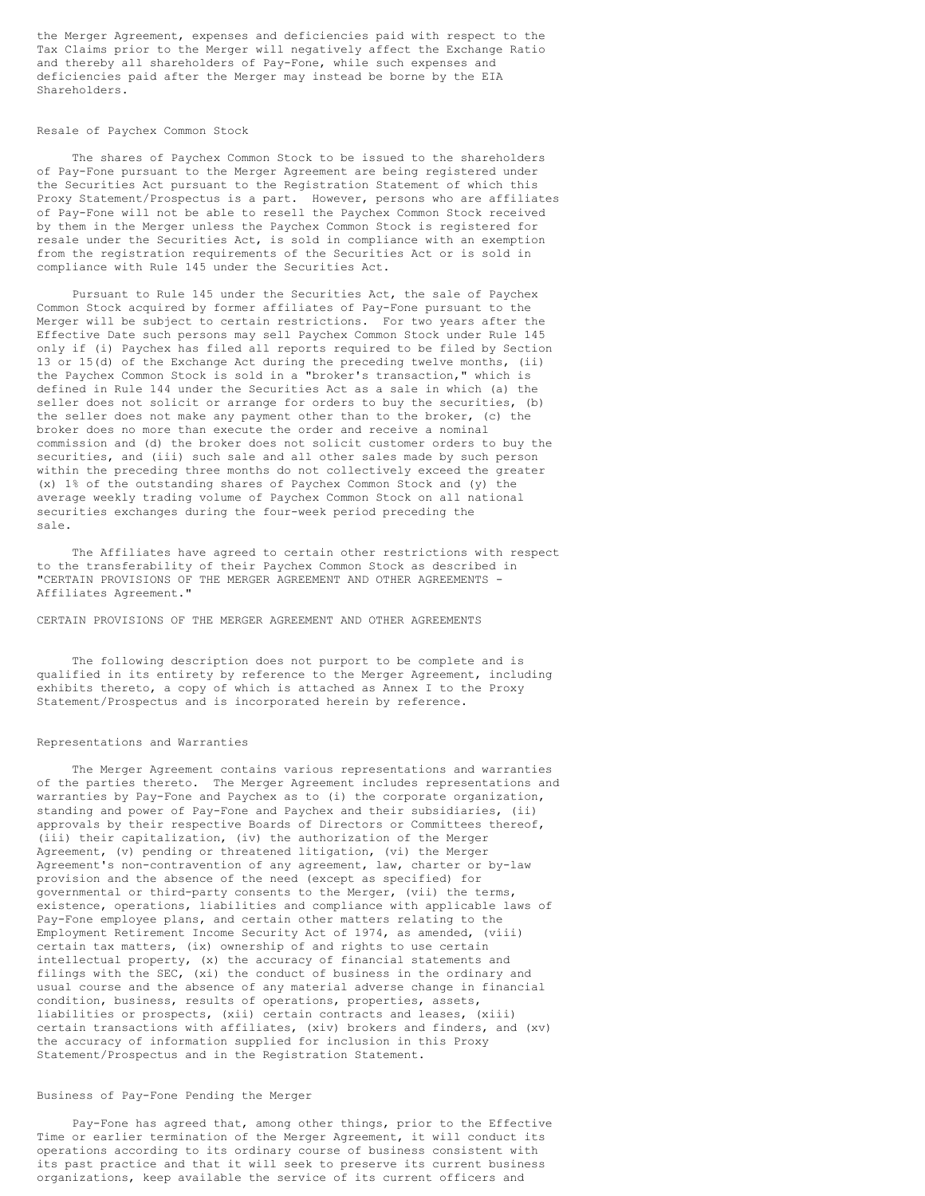the Merger Agreement, expenses and deficiencies paid with respect to the Tax Claims prior to the Merger will negatively affect the Exchange Ratio and thereby all shareholders of Pay-Fone, while such expenses and deficiencies paid after the Merger may instead be borne by the EIA Shareholders.

### Resale of Paychex Common Stock

The shares of Paychex Common Stock to be issued to the shareholders of Pay-Fone pursuant to the Merger Agreement are being registered under the Securities Act pursuant to the Registration Statement of which this Proxy Statement/Prospectus is a part. However, persons who are affiliates of Pay-Fone will not be able to resell the Paychex Common Stock received by them in the Merger unless the Paychex Common Stock is registered for resale under the Securities Act, is sold in compliance with an exemption from the registration requirements of the Securities Act or is sold in compliance with Rule 145 under the Securities Act.

Pursuant to Rule 145 under the Securities Act, the sale of Paychex Common Stock acquired by former affiliates of Pay-Fone pursuant to the Merger will be subject to certain restrictions. For two years after the Effective Date such persons may sell Paychex Common Stock under Rule 145 only if (i) Paychex has filed all reports required to be filed by Section 13 or 15(d) of the Exchange Act during the preceding twelve months, (ii) the Paychex Common Stock is sold in a "broker's transaction," which is defined in Rule 144 under the Securities Act as a sale in which (a) the seller does not solicit or arrange for orders to buy the securities, (b) the seller does not make any payment other than to the broker, (c) the broker does no more than execute the order and receive a nominal commission and (d) the broker does not solicit customer orders to buy the securities, and (iii) such sale and all other sales made by such person within the preceding three months do not collectively exceed the greater (x) 1% of the outstanding shares of Paychex Common Stock and (y) the average weekly trading volume of Paychex Common Stock on all national securities exchanges during the four-week period preceding the sale.

The Affiliates have agreed to certain other restrictions with respect to the transferability of their Paychex Common Stock as described in "CERTAIN PROVISIONS OF THE MERGER AGREEMENT AND OTHER AGREEMENTS - Affiliates Agreement."

## CERTAIN PROVISIONS OF THE MERGER AGREEMENT AND OTHER AGREEMENTS

The following description does not purport to be complete and is qualified in its entirety by reference to the Merger Agreement, including exhibits thereto, a copy of which is attached as Annex I to the Proxy Statement/Prospectus and is incorporated herein by reference.

### Representations and Warranties

The Merger Agreement contains various representations and warranties of the parties thereto. The Merger Agreement includes representations and warranties by Pay-Fone and Paychex as to (i) the corporate organization, standing and power of Pay-Fone and Paychex and their subsidiaries, (ii) approvals by their respective Boards of Directors or Committees thereof, (iii) their capitalization, (iv) the authorization of the Merger Agreement, (v) pending or threatened litigation, (vi) the Merger Agreement's non-contravention of any agreement, law, charter or by-law provision and the absence of the need (except as specified) for governmental or third-party consents to the Merger, (vii) the terms, existence, operations, liabilities and compliance with applicable laws of Pay-Fone employee plans, and certain other matters relating to the Employment Retirement Income Security Act of 1974, as amended, (viii) certain tax matters, (ix) ownership of and rights to use certain intellectual property, (x) the accuracy of financial statements and filings with the SEC, (xi) the conduct of business in the ordinary and usual course and the absence of any material adverse change in financial condition, business, results of operations, properties, assets, liabilities or prospects, (xii) certain contracts and leases, (xiii) certain transactions with affiliates, (xiv) brokers and finders, and (xv) the accuracy of information supplied for inclusion in this Proxy Statement/Prospectus and in the Registration Statement.

### Business of Pay-Fone Pending the Merger

Pay-Fone has agreed that, among other things, prior to the Effective Time or earlier termination of the Merger Agreement, it will conduct its operations according to its ordinary course of business consistent with its past practice and that it will seek to preserve its current business organizations, keep available the service of its current officers and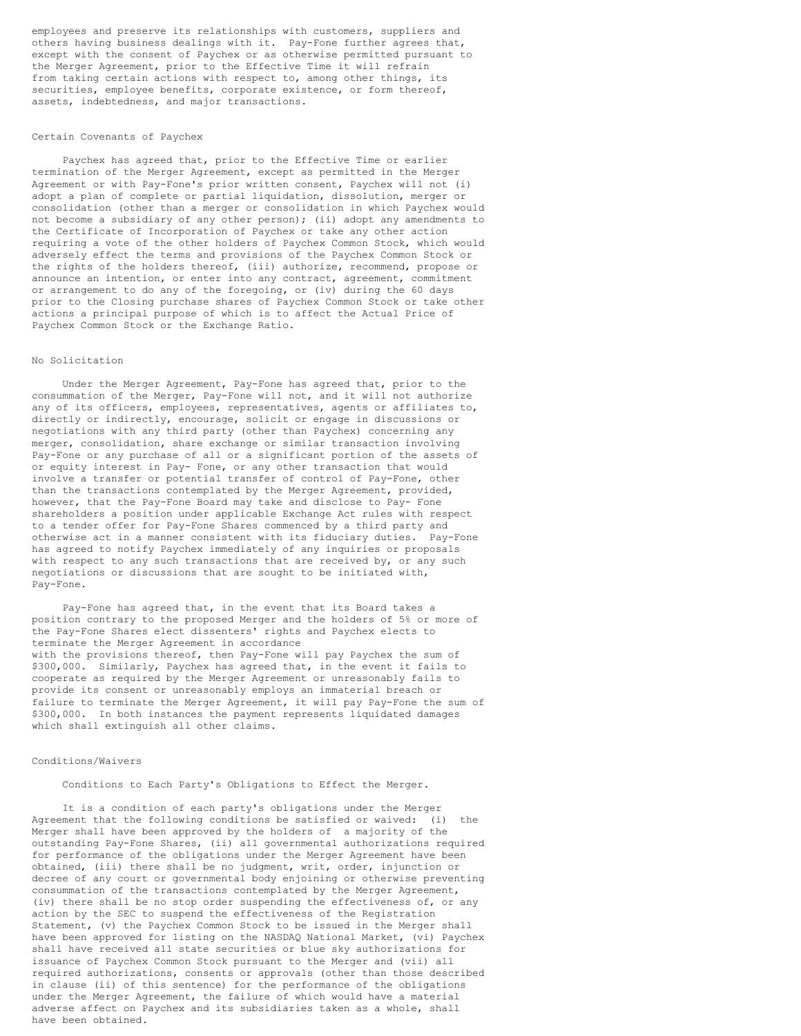employees and preserve its relationships with customers, suppliers and others having business dealings with it. Pay-Fone further agrees that, except with the consent of Paychex or as otherwise permitted pursuant to the Merger Agreement, prior to the Effective Time it will refrain from taking certain actions with respect to, among other things, its securities, employee benefits, corporate existence, or form thereof, assets, indebtedness, and major transactions.

### Certain Covenants of Paychex

Paychex has agreed that, prior to the Effective Time or earlier termination of the Merger Agreement, except as permitted in the Merger Agreement or with Pay-Fone's prior written consent, Paychex will not (i) adopt a plan of complete or partial liquidation, dissolution, merger or consolidation (other than a merger or consolidation in which Paychex would not become a subsidiary of any other person); (ii) adopt any amendments to the Certificate of Incorporation of Paychex or take any other action requiring a vote of the other holders of Paychex Common Stock, which would adversely effect the terms and provisions of the Paychex Common Stock or the rights of the holders thereof, (iii) authorize, recommend, propose or announce an intention, or enter into any contract, agreement, commitment or arrangement to do any of the foregoing, or (iv) during the 60 days prior to the Closing purchase shares of Paychex Common Stock or take other actions a principal purpose of which is to affect the Actual Price of Paychex Common Stock or the Exchange Ratio.

### No Solicitation

Under the Merger Agreement, Pay-Fone has agreed that, prior to the consummation of the Merger, Pay-Fone will not, and it will not authorize any of its officers, employees, representatives, agents or affiliates to, directly or indirectly, encourage, solicit or engage in discussions or negotiations with any third party (other than Paychex) concerning any merger, consolidation, share exchange or similar transaction involving Pay-Fone or any purchase of all or a significant portion of the assets of or equity interest in Pay- Fone, or any other transaction that would involve a transfer or potential transfer of control of Pay-Fone, other than the transactions contemplated by the Merger Agreement, provided, however, that the Pay-Fone Board may take and disclose to Pay- Fone shareholders a position under applicable Exchange Act rules with respect to a tender offer for Pay-Fone Shares commenced by a third party and otherwise act in a manner consistent with its fiduciary duties. Pay-Fone has agreed to notify Paychex immediately of any inquiries or proposals with respect to any such transactions that are received by, or any such negotiations or discussions that are sought to be initiated with, Pay-Fone.

Pay-Fone has agreed that, in the event that its Board takes a position contrary to the proposed Merger and the holders of 5% or more of the Pay-Fone Shares elect dissenters' rights and Paychex elects to terminate the Merger Agreement in accordance with the provisions thereof, then Pay-Fone will pay Paychex the sum of $300,000. Similarly, Paychex has agreed that, in the event it fails to cooperate as required by the Merger Agreement or unreasonably fails to provide its consent or unreasonably employs an immaterial breach or failure to terminate the Merger Agreement, it will pay Pay-Fone the sum of $300,000. In both instances the payment represents liquidated damages which shall extinguish all other claims.

### Conditions/Waivers

Conditions to Each Party's Obligations to Effect the Merger.

It is a condition of each party's obligations under the Merger Agreement that the following conditions be satisfied or waived: (i) the Merger shall have been approved by the holders of a majority of the outstanding Pay-Fone Shares, (ii) all governmental authorizations required for performance of the obligations under the Merger Agreement have been obtained, (iii) there shall be no judgment, writ, order, injunction or decree of any court or governmental body enjoining or otherwise preventing consummation of the transactions contemplated by the Merger Agreement, (iv) there shall be no stop order suspending the effectiveness of, or any action by the SEC to suspend the effectiveness of the Registration Statement, (v) the Paychex Common Stock to be issued in the Merger shall have been approved for listing on the NASDAQ National Market, (vi) Paychex shall have received all state securities or blue sky authorizations for issuance of Paychex Common Stock pursuant to the Merger and (vii) all required authorizations, consents or approvals (other than those described in clause (ii) of this sentence) for the performance of the obligations under the Merger Agreement, the failure of which would have a material adverse affect on Paychex and its subsidiaries taken as a whole, shall have been obtained.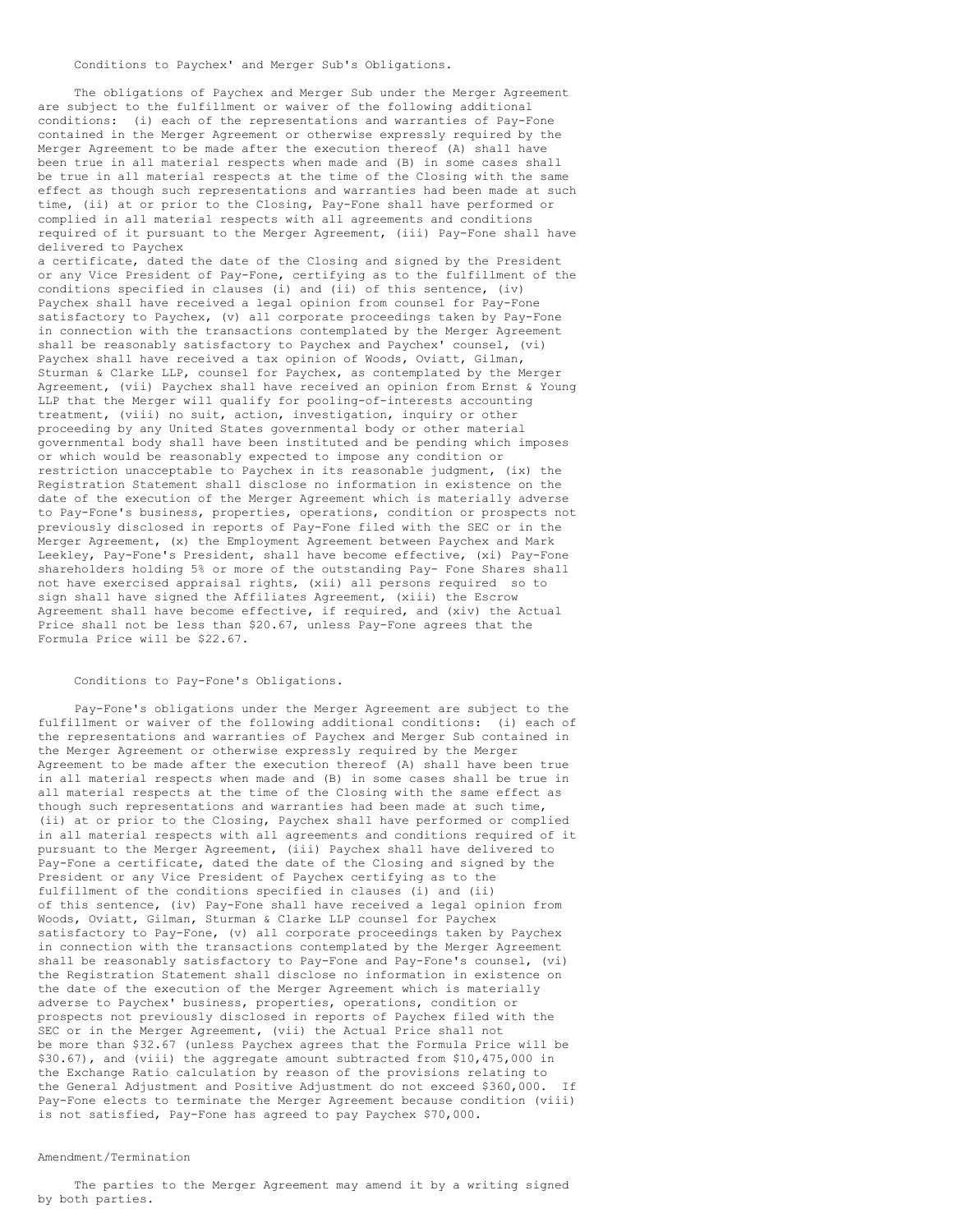Conditions to Paychex' and Merger Sub's Obligations.

The obligations of Paychex and Merger Sub under the Merger Agreement are subject to the fulfillment or waiver of the following additional conditions: (i) each of the representations and warranties of Pay-Fone contained in the Merger Agreement or otherwise expressly required by the Merger Agreement to be made after the execution thereof (A) shall have been true in all material respects when made and (B) in some cases shall be true in all material respects at the time of the Closing with the same effect as though such representations and warranties had been made at such time, (ii) at or prior to the Closing, Pay-Fone shall have performed or complied in all material respects with all agreements and conditions required of it pursuant to the Merger Agreement, (iii) Pay-Fone shall have delivered to Paychex a certificate, dated the date of the Closing and signed by the President or any Vice President of Pay-Fone, certifying as to the fulfillment of the conditions specified in clauses (i) and (ii) of this sentence, (iv) Paychex shall have received a legal opinion from counsel for Pay-Fone satisfactory to Paychex, (v) all corporate proceedings taken by Pay-Fone in connection with the transactions contemplated by the Merger Agreement shall be reasonably satisfactory to Paychex and Paychex' counsel, (vi) Paychex shall have received a tax opinion of Woods, Oviatt, Gilman, Sturman & Clarke LLP, counsel for Paychex, as contemplated by the Merger Agreement, (vii) Paychex shall have received an opinion from Ernst & Young LLP that the Merger will qualify for pooling-of-interests accounting treatment, (viii) no suit, action, investigation, inquiry or other proceeding by any United States governmental body or other material governmental body shall have been instituted and be pending which imposes or which would be reasonably expected to impose any condition or restriction unacceptable to Paychex in its reasonable judgment, (ix) the Registration Statement shall disclose no information in existence on the date of the execution of the Merger Agreement which is materially adverse to Pay-Fone's business, properties, operations, condition or prospects not previously disclosed in reports of Pay-Fone filed with the SEC or in the Merger Agreement, (x) the Employment Agreement between Paychex and Mark Leekley, Pay-Fone's President, shall have become effective, (xi) Pay-Fone shareholders holding 5% or more of the outstanding Pay- Fone Shares shall not have exercised appraisal rights, (xii) all persons required so to sign shall have signed the Affiliates Agreement, (xiii) the Escrow Agreement shall have become effective, if required, and (xiv) the Actual Price shall not be less than $20.67, unless Pay-Fone agrees that the Formula Price will be $22.67.

Conditions to Pay-Fone's Obligations.

Pay-Fone's obligations under the Merger Agreement are subject to the fulfillment or waiver of the following additional conditions: (i) each of the representations and warranties of Paychex and Merger Sub contained in the Merger Agreement or otherwise expressly required by the Merger Agreement to be made after the execution thereof (A) shall have been true in all material respects when made and (B) in some cases shall be true in all material respects at the time of the Closing with the same effect as though such representations and warranties had been made at such time, (ii) at or prior to the Closing, Paychex shall have performed or complied in all material respects with all agreements and conditions required of it pursuant to the Merger Agreement, (iii) Paychex shall have delivered to Pay-Fone a certificate, dated the date of the Closing and signed by the President or any Vice President of Paychex certifying as to the fulfillment of the conditions specified in clauses (i) and (ii) of this sentence, (iv) Pay-Fone shall have received a legal opinion from Woods, Oviatt, Gilman, Sturman & Clarke LLP counsel for Paychex satisfactory to Pay-Fone, (v) all corporate proceedings taken by Paychex in connection with the transactions contemplated by the Merger Agreement shall be reasonably satisfactory to Pay-Fone and Pay-Fone's counsel, (vi) the Registration Statement shall disclose no information in existence on the date of the execution of the Merger Agreement which is materially adverse to Paychex' business, properties, operations, condition or prospects not previously disclosed in reports of Paychex filed with the SEC or in the Merger Agreement, (vii) the Actual Price shall not be more than $32.67 (unless Paychex agrees that the Formula Price will be $30.67), and (viii) the aggregate amount subtracted from $10,475,000 in the Exchange Ratio calculation by reason of the provisions relating to the General Adjustment and Positive Adjustment do not exceed $360,000. If Pay-Fone elects to terminate the Merger Agreement because condition (viii) is not satisfied, Pay-Fone has agreed to pay Paychex $70,000.

Amendment/Termination

The parties to the Merger Agreement may amend it by a writing signed by both parties.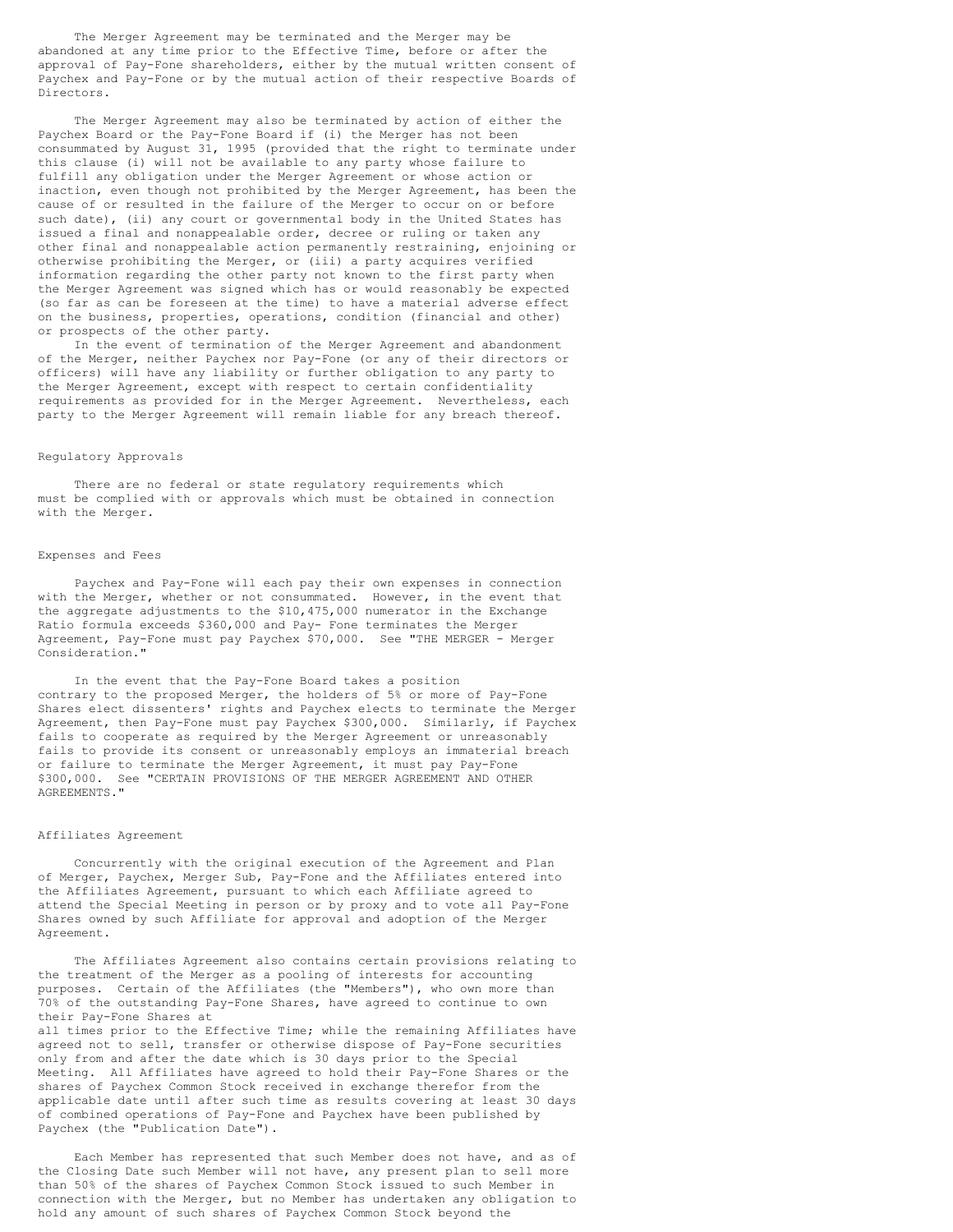The Merger Agreement may be terminated and the Merger may be abandoned at any time prior to the Effective Time, before or after the approval of Pay-Fone shareholders, either by the mutual written consent of Paychex and Pay-Fone or by the mutual action of their respective Boards of Directors.

The Merger Agreement may also be terminated by action of either the Paychex Board or the Pay-Fone Board if (i) the Merger has not been consummated by August 31, 1995 (provided that the right to terminate under this clause (i) will not be available to any party whose failure to fulfill any obligation under the Merger Agreement or whose action or inaction, even though not prohibited by the Merger Agreement, has been the cause of or resulted in the failure of the Merger to occur on or before such date), (ii) any court or governmental body in the United States has issued a final and nonappealable order, decree or ruling or taken any other final and nonappealable action permanently restraining, enjoining or otherwise prohibiting the Merger, or (iii) a party acquires verified information regarding the other party not known to the first party when the Merger Agreement was signed which has or would reasonably be expected (so far as can be foreseen at the time) to have a material adverse effect on the business, properties, operations, condition (financial and other) or prospects of the other party.

In the event of termination of the Merger Agreement and abandonment of the Merger, neither Paychex nor Pay-Fone (or any of their directors or officers) will have any liability or further obligation to any party to the Merger Agreement, except with respect to certain confidentiality requirements as provided for in the Merger Agreement. Nevertheless, each party to the Merger Agreement will remain liable for any breach thereof.

## Regulatory Approvals

There are no federal or state regulatory requirements which must be complied with or approvals which must be obtained in connection with the Merger.

## Expenses and Fees

Paychex and Pay-Fone will each pay their own expenses in connection with the Merger, whether or not consummated. However, in the event that the aggregate adjustments to the $10,475,000 numerator in the Exchange Ratio formula exceeds $360,000 and Pay- Fone terminates the Merger Agreement, Pay-Fone must pay Paychex $70,000. See "THE MERGER - Merger Consideration."

In the event that the Pay-Fone Board takes a position contrary to the proposed Merger, the holders of 5% or more of Pay-Fone Shares elect dissenters' rights and Paychex elects to terminate the Merger Agreement, then Pay-Fone must pay Paychex $300,000. Similarly, if Paychex fails to cooperate as required by the Merger Agreement or unreasonably fails to provide its consent or unreasonably employs an immaterial breach or failure to terminate the Merger Agreement, it must pay Pay-Fone $300,000. See "CERTAIN PROVISIONS OF THE MERGER AGREEMENT AND OTHER AGREEMENTS."

## Affiliates Agreement

Concurrently with the original execution of the Agreement and Plan of Merger, Paychex, Merger Sub, Pay-Fone and the Affiliates entered into the Affiliates Agreement, pursuant to which each Affiliate agreed to attend the Special Meeting in person or by proxy and to vote all Pay-Fone Shares owned by such Affiliate for approval and adoption of the Merger Agreement.

The Affiliates Agreement also contains certain provisions relating to the treatment of the Merger as a pooling of interests for accounting purposes. Certain of the Affiliates (the "Members"), who own more than 70% of the outstanding Pay-Fone Shares, have agreed to continue to own their Pay-Fone Shares at all times prior to the Effective Time; while the remaining Affiliates have agreed not to sell, transfer or otherwise dispose of Pay-Fone securities only from and after the date which is 30 days prior to the Special Meeting. All Affiliates have agreed to hold their Pay-Fone Shares or the shares of Paychex Common Stock received in exchange therefor from the applicable date until after such time as results covering at least 30 days of combined operations of Pay-Fone and Paychex have been published by Paychex (the "Publication Date").

Each Member has represented that such Member does not have, and as of the Closing Date such Member will not have, any present plan to sell more than 50% of the shares of Paychex Common Stock issued to such Member in connection with the Merger, but no Member has undertaken any obligation to hold any amount of such shares of Paychex Common Stock beyond the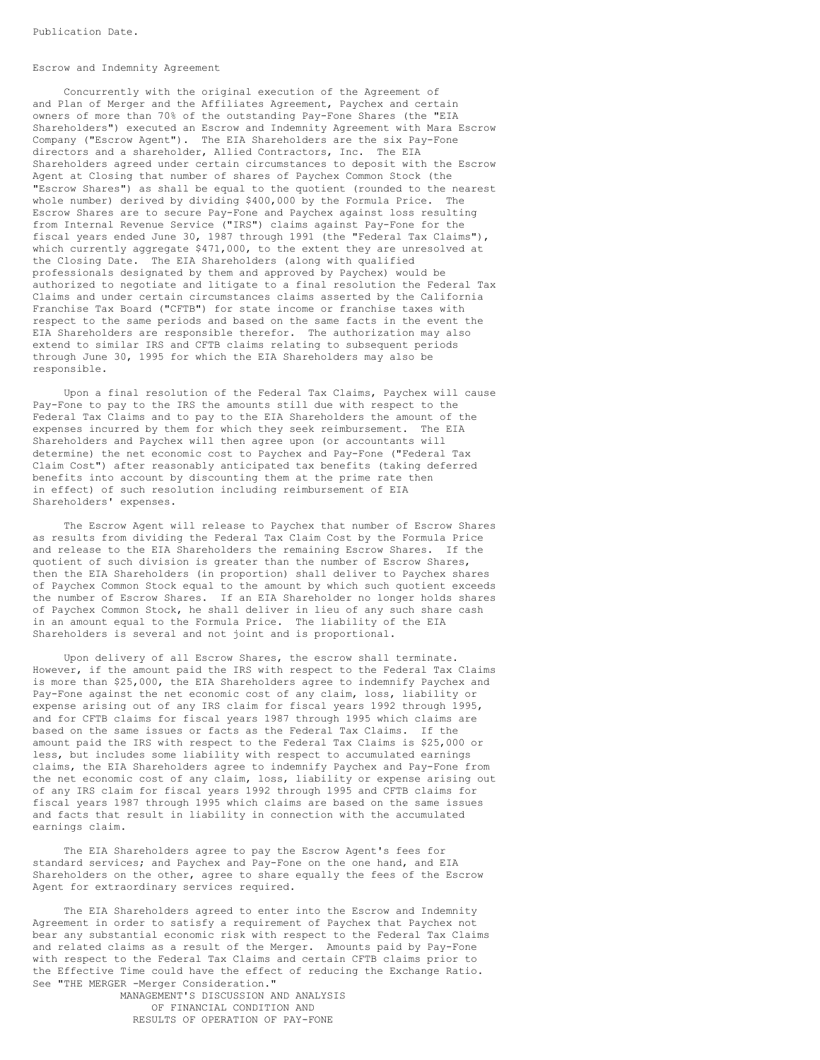Publication Date.

## Escrow and Indemnity Agreement

Concurrently with the original execution of the Agreement of and Plan of Merger and the Affiliates Agreement, Paychex and certain owners of more than 70% of the outstanding Pay-Fone Shares (the "EIA Shareholders") executed an Escrow and Indemnity Agreement with Mara Escrow Company ("Escrow Agent"). The EIA Shareholders are the six Pay-Fone directors and a shareholder, Allied Contractors, Inc. The EIA Shareholders agreed under certain circumstances to deposit with the Escrow Agent at Closing that number of shares of Paychex Common Stock (the "Escrow Shares") as shall be equal to the quotient (rounded to the nearest whole number) derived by dividing $400,000 by the Formula Price. The Escrow Shares are to secure Pay-Fone and Paychex against loss resulting from Internal Revenue Service ("IRS") claims against Pay-Fone for the fiscal years ended June 30, 1987 through 1991 (the "Federal Tax Claims"), which currently aggregate $471,000, to the extent they are unresolved at the Closing Date. The EIA Shareholders (along with qualified professionals designated by them and approved by Paychex) would be authorized to negotiate and litigate to a final resolution the Federal Tax Claims and under certain circumstances claims asserted by the California Franchise Tax Board ("CFTB") for state income or franchise taxes with respect to the same periods and based on the same facts in the event the EIA Shareholders are responsible therefor. The authorization may also extend to similar IRS and CFTB claims relating to subsequent periods through June 30, 1995 for which the EIA Shareholders may also be responsible.

Upon a final resolution of the Federal Tax Claims, Paychex will cause Pay-Fone to pay to the IRS the amounts still due with respect to the Federal Tax Claims and to pay to the EIA Shareholders the amount of the expenses incurred by them for which they seek reimbursement. The EIA Shareholders and Paychex will then agree upon (or accountants will determine) the net economic cost to Paychex and Pay-Fone ("Federal Tax Claim Cost") after reasonably anticipated tax benefits (taking deferred benefits into account by discounting them at the prime rate then in effect) of such resolution including reimbursement of EIA Shareholders' expenses.

The Escrow Agent will release to Paychex that number of Escrow Shares as results from dividing the Federal Tax Claim Cost by the Formula Price and release to the EIA Shareholders the remaining Escrow Shares. If the quotient of such division is greater than the number of Escrow Shares, then the EIA Shareholders (in proportion) shall deliver to Paychex shares of Paychex Common Stock equal to the amount by which such quotient exceeds the number of Escrow Shares. If an EIA Shareholder no longer holds shares of Paychex Common Stock, he shall deliver in lieu of any such share cash in an amount equal to the Formula Price. The liability of the EIA Shareholders is several and not joint and is proportional.

Upon delivery of all Escrow Shares, the escrow shall terminate. However, if the amount paid the IRS with respect to the Federal Tax Claims is more than $25,000, the EIA Shareholders agree to indemnify Paychex and Pay-Fone against the net economic cost of any claim, loss, liability or expense arising out of any IRS claim for fiscal years 1992 through 1995, and for CFTB claims for fiscal years 1987 through 1995 which claims are based on the same issues or facts as the Federal Tax Claims. If the amount paid the IRS with respect to the Federal Tax Claims is $25,000 or less, but includes some liability with respect to accumulated earnings claims, the EIA Shareholders agree to indemnify Paychex and Pay-Fone from the net economic cost of any claim, loss, liability or expense arising out of any IRS claim for fiscal years 1992 through 1995 and CFTB claims for fiscal years 1987 through 1995 which claims are based on the same issues and facts that result in liability in connection with the accumulated earnings claim.

The EIA Shareholders agree to pay the Escrow Agent's fees for standard services; and Paychex and Pay-Fone on the one hand, and EIA Shareholders on the other, agree to share equally the fees of the Escrow Agent for extraordinary services required.

The EIA Shareholders agreed to enter into the Escrow and Indemnity Agreement in order to satisfy a requirement of Paychex that Paychex not bear any substantial economic risk with respect to the Federal Tax Claims and related claims as a result of the Merger. Amounts paid by Pay-Fone with respect to the Federal Tax Claims and certain CFTB claims prior to the Effective Time could have the effect of reducing the Exchange Ratio. See "THE MERGER -Merger Consideration."

# MANAGEMENT'S DISCUSSION AND ANALYSIS OF FINANCIAL CONDITION AND RESULTS OF OPERATION OF PAY-FONE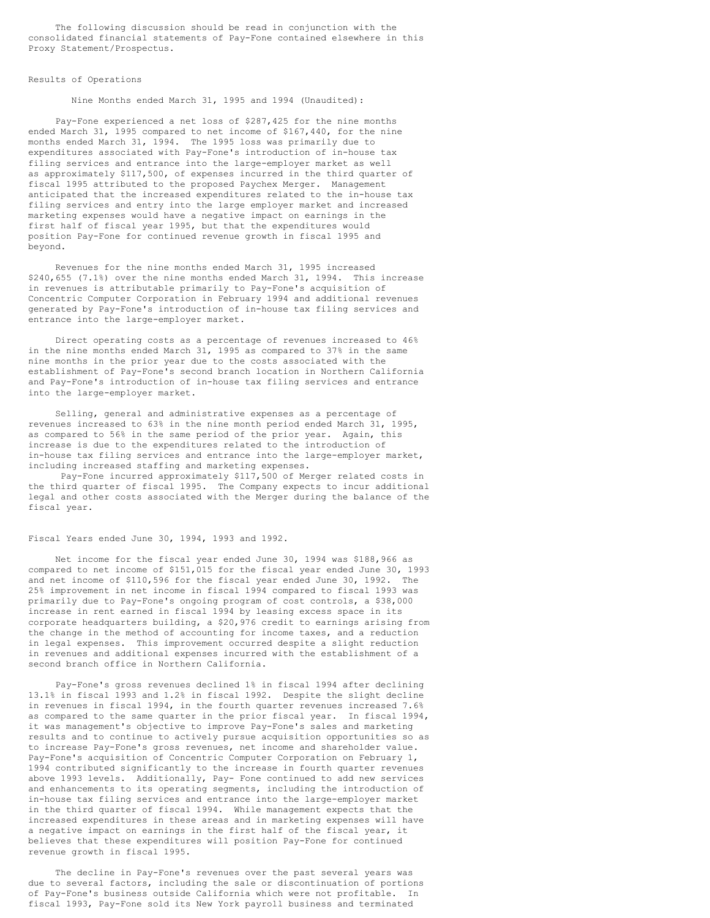The following discussion should be read in conjunction with the consolidated financial statements of Pay-Fone contained elsewhere in this Proxy Statement/Prospectus.

## Results of Operations

### Nine Months ended March 31, 1995 and 1994 (Unaudited):

Pay-Fone experienced a net loss of $287,425 for the nine months ended March 31, 1995 compared to net income of $167,440, for the nine months ended March 31, 1994. The 1995 loss was primarily due to expenditures associated with Pay-Fone's introduction of in-house tax filing services and entrance into the large-employer market as well as approximately $117,500, of expenses incurred in the third quarter of fiscal 1995 attributed to the proposed Paychex Merger. Management anticipated that the increased expenditures related to the in-house tax filing services and entry into the large employer market and increased marketing expenses would have a negative impact on earnings in the first half of fiscal year 1995, but that the expenditures would position Pay-Fone for continued revenue growth in fiscal 1995 and beyond.

Revenues for the nine months ended March 31, 1995 increased $240,655 (7.1%) over the nine months ended March 31, 1994. This increase in revenues is attributable primarily to Pay-Fone's acquisition of Concentric Computer Corporation in February 1994 and additional revenues generated by Pay-Fone's introduction of in-house tax filing services and entrance into the large-employer market.

Direct operating costs as a percentage of revenues increased to 46% in the nine months ended March 31, 1995 as compared to 37% in the same nine months in the prior year due to the costs associated with the establishment of Pay-Fone's second branch location in Northern California and Pay-Fone's introduction of in-house tax filing services and entrance into the large-employer market.

Selling, general and administrative expenses as a percentage of revenues increased to 63% in the nine month period ended March 31, 1995, as compared to 56% in the same period of the prior year. Again, this increase is due to the expenditures related to the introduction of in-house tax filing services and entrance into the large-employer market, including increased staffing and marketing expenses.

Pay-Fone incurred approximately $117,500 of Merger related costs in the third quarter of fiscal 1995. The Company expects to incur additional legal and other costs associated with the Merger during the balance of the fiscal year.

### Fiscal Years ended June 30, 1994, 1993 and 1992.

Net income for the fiscal year ended June 30, 1994 was $188,966 as compared to net income of $151,015 for the fiscal year ended June 30, 1993 and net income of $110,596 for the fiscal year ended June 30, 1992. The 25% improvement in net income in fiscal 1994 compared to fiscal 1993 was primarily due to Pay-Fone's ongoing program of cost controls, a $38,000 increase in rent earned in fiscal 1994 by leasing excess space in its corporate headquarters building, a $20,976 credit to earnings arising from the change in the method of accounting for income taxes, and a reduction in legal expenses. This improvement occurred despite a slight reduction in revenues and additional expenses incurred with the establishment of a second branch office in Northern California.

Pay-Fone's gross revenues declined 1% in fiscal 1994 after declining 13.1% in fiscal 1993 and 1.2% in fiscal 1992. Despite the slight decline in revenues in fiscal 1994, in the fourth quarter revenues increased 7.6% as compared to the same quarter in the prior fiscal year. In fiscal 1994, it was management's objective to improve Pay-Fone's sales and marketing results and to continue to actively pursue acquisition opportunities so as to increase Pay-Fone's gross revenues, net income and shareholder value. Pay-Fone's acquisition of Concentric Computer Corporation on February 1, 1994 contributed significantly to the increase in fourth quarter revenues above 1993 levels. Additionally, Pay- Fone continued to add new services and enhancements to its operating segments, including the introduction of in-house tax filing services and entrance into the large-employer market in the third quarter of fiscal 1994. While management expects that the increased expenditures in these areas and in marketing expenses will have a negative impact on earnings in the first half of the fiscal year, it believes that these expenditures will position Pay-Fone for continued revenue growth in fiscal 1995.

The decline in Pay-Fone's revenues over the past several years was due to several factors, including the sale or discontinuation of portions of Pay-Fone's business outside California which were not profitable. In fiscal 1993, Pay-Fone sold its New York payroll business and terminated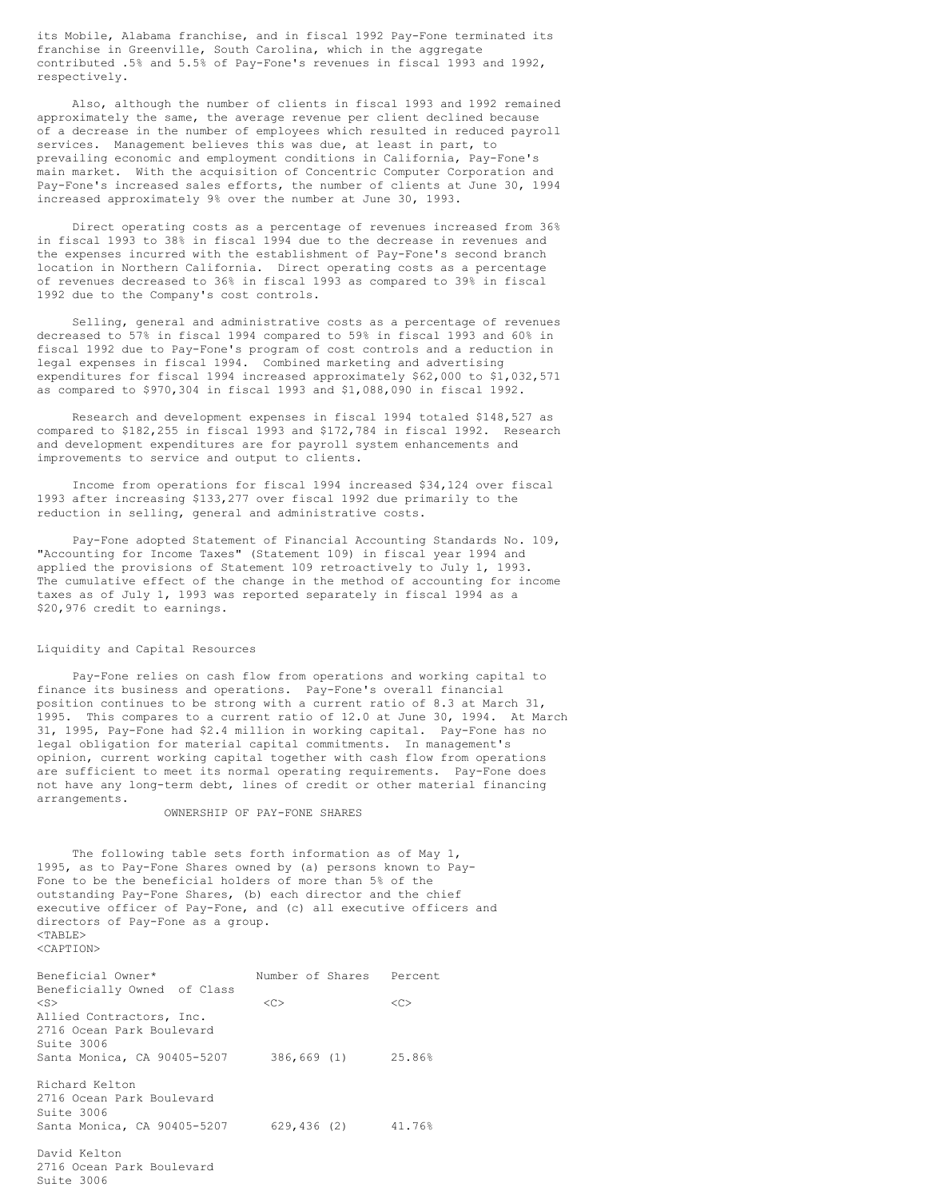its Mobile, Alabama franchise, and in fiscal 1992 Pay-Fone terminated its franchise in Greenville, South Carolina, which in the aggregate contributed .5% and 5.5% of Pay-Fone's revenues in fiscal 1993 and 1992, respectively.

Also, although the number of clients in fiscal 1993 and 1992 remained approximately the same, the average revenue per client declined because of a decrease in the number of employees which resulted in reduced payroll services. Management believes this was due, at least in part, to prevailing economic and employment conditions in California, Pay-Fone's main market. With the acquisition of Concentric Computer Corporation and Pay-Fone's increased sales efforts, the number of clients at June 30, 1994 increased approximately 9% over the number at June 30, 1993.

Direct operating costs as a percentage of revenues increased from 36% in fiscal 1993 to 38% in fiscal 1994 due to the decrease in revenues and the expenses incurred with the establishment of Pay-Fone's second branch location in Northern California. Direct operating costs as a percentage of revenues decreased to 36% in fiscal 1993 as compared to 39% in fiscal 1992 due to the Company's cost controls.

Selling, general and administrative costs as a percentage of revenues decreased to 57% in fiscal 1994 compared to 59% in fiscal 1993 and 60% in fiscal 1992 due to Pay-Fone's program of cost controls and a reduction in legal expenses in fiscal 1994. Combined marketing and advertising expenditures for fiscal 1994 increased approximately $62,000 to $1,032,571 as compared to $970,304 in fiscal 1993 and $1,088,090 in fiscal 1992.

Research and development expenses in fiscal 1994 totaled $148,527 as compared to $182,255 in fiscal 1993 and $172,784 in fiscal 1992. Research and development expenditures are for payroll system enhancements and improvements to service and output to clients.

Income from operations for fiscal 1994 increased $34,124 over fiscal 1993 after increasing $133,277 over fiscal 1992 due primarily to the reduction in selling, general and administrative costs.

Pay-Fone adopted Statement of Financial Accounting Standards No. 109, "Accounting for Income Taxes" (Statement 109) in fiscal year 1994 and applied the provisions of Statement 109 retroactively to July 1, 1993. The cumulative effect of the change in the method of accounting for income taxes as of July 1, 1993 was reported separately in fiscal 1994 as a $20,976 credit to earnings.

## Liquidity and Capital Resources

Pay-Fone relies on cash flow from operations and working capital to finance its business and operations. Pay-Fone's overall financial position continues to be strong with a current ratio of 8.3 at March 31, 1995. This compares to a current ratio of 12.0 at June 30, 1994. At March 31, 1995, Pay-Fone had $2.4 million in working capital. Pay-Fone has no legal obligation for material capital commitments. In management's opinion, current working capital together with cash flow from operations are sufficient to meet its normal operating requirements. Pay-Fone does not have any long-term debt, lines of credit or other material financing arrangements.

## OWNERSHIP OF PAY-FONE SHARES

The following table sets forth information as of May 1, 1995, as to Pay-Fone Shares owned by (a) persons known to Pay-Fone to be the beneficial holders of more than 5% of the outstanding Pay-Fone Shares, (b) each director and the chief executive officer of Pay-Fone, and (c) all executive officers and directors of Pay-Fone as a group.

| Beneficial Owner* | Number of Shares Beneficially Owned | Percent of Class |
|---|---|---|
| Allied Contractors, Inc.<br>2716 Ocean Park Boulevard<br>Suite 3006<br>Santa Monica, CA 90405-5207 | 386,669 (1) | 25.86% |
| Richard Kelton<br>2716 Ocean Park Boulevard<br>Suite 3006<br>Santa Monica, CA 90405-5207 | 629,436 (2) | 41.76% |
| David Kelton<br>2716 Ocean Park Boulevard<br>Suite 3006 | | |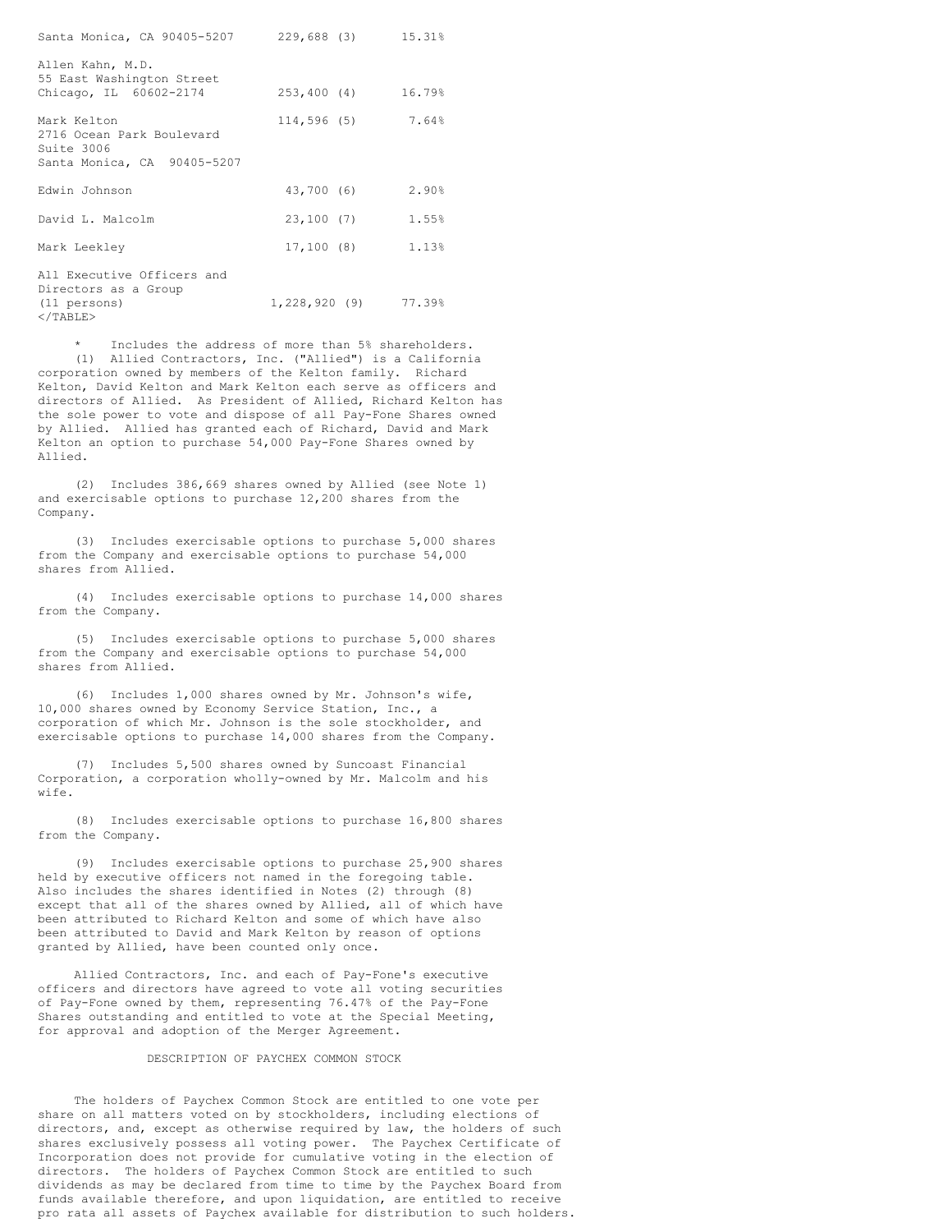| | | |
|---|---|---|
| Santa Monica, CA 90405-5207 | 229,688 (3) | 15.31% |
| Allen Kahn, M.D.<br>55 East Washington Street<br>Chicago, IL 60602-2174 | 253,400 (4) | 16.79% |
| Mark Kelton<br>2716 Ocean Park Boulevard<br>Suite 3006<br>Santa Monica, CA 90405-5207 | 114,596 (5) | 7.64% |
| Edwin Johnson | 43,700 (6) | 2.90% |
| David L. Malcolm | 23,100 (7) | 1.55% |
| Mark Leekley | 17,100 (8) | 1.13% |
| All Executive Officers and Directors as a Group (11 persons) | 1,228,920 (9) | 77.39% |

\* Includes the address of more than 5% shareholders.

(1) Allied Contractors, Inc. ("Allied") is a California corporation owned by members of the Kelton family. Richard Kelton, David Kelton and Mark Kelton each serve as officers and directors of Allied. As President of Allied, Richard Kelton has the sole power to vote and dispose of all Pay-Fone Shares owned by Allied. Allied has granted each of Richard, David and Mark Kelton an option to purchase 54,000 Pay-Fone Shares owned by Allied.

(2) Includes 386,669 shares owned by Allied (see Note 1) and exercisable options to purchase 12,200 shares from the Company.

(3) Includes exercisable options to purchase 5,000 shares from the Company and exercisable options to purchase 54,000 shares from Allied.

(4) Includes exercisable options to purchase 14,000 shares from the Company.

(5) Includes exercisable options to purchase 5,000 shares from the Company and exercisable options to purchase 54,000 shares from Allied.

(6) Includes 1,000 shares owned by Mr. Johnson's wife, 10,000 shares owned by Economy Service Station, Inc., a corporation of which Mr. Johnson is the sole stockholder, and exercisable options to purchase 14,000 shares from the Company.

(7) Includes 5,500 shares owned by Suncoast Financial Corporation, a corporation wholly-owned by Mr. Malcolm and his wife.

(8) Includes exercisable options to purchase 16,800 shares from the Company.

(9) Includes exercisable options to purchase 25,900 shares held by executive officers not named in the foregoing table. Also includes the shares identified in Notes (2) through (8) except that all of the shares owned by Allied, all of which have been attributed to Richard Kelton and some of which have also been attributed to David and Mark Kelton by reason of options granted by Allied, have been counted only once.

Allied Contractors, Inc. and each of Pay-Fone's executive officers and directors have agreed to vote all voting securities of Pay-Fone owned by them, representing 76.47% of the Pay-Fone Shares outstanding and entitled to vote at the Special Meeting, for approval and adoption of the Merger Agreement.

## DESCRIPTION OF PAYCHEX COMMON STOCK

The holders of Paychex Common Stock are entitled to one vote per share on all matters voted on by stockholders, including elections of directors, and, except as otherwise required by law, the holders of such shares exclusively possess all voting power. The Paychex Certificate of Incorporation does not provide for cumulative voting in the election of directors. The holders of Paychex Common Stock are entitled to such dividends as may be declared from time to time by the Paychex Board from funds available therefore, and upon liquidation, are entitled to receive pro rata all assets of Paychex available for distribution to such holders.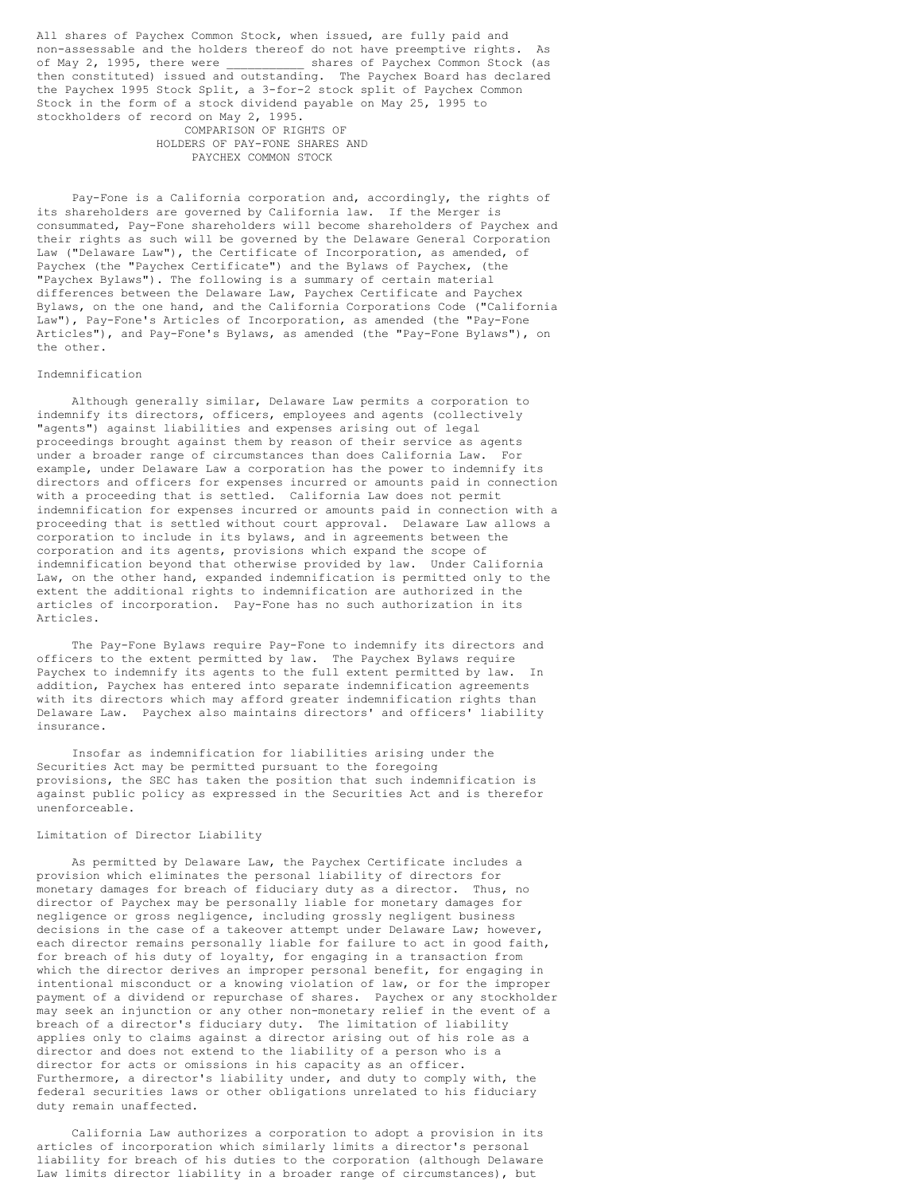All shares of Paychex Common Stock, when issued, are fully paid and non-assessable and the holders thereof do not have preemptive rights. As of May 2, 1995, there were ___________ shares of Paychex Common Stock (as then constituted) issued and outstanding. The Paychex Board has declared the Paychex 1995 Stock Split, a 3-for-2 stock split of Paychex Common Stock in the form of a stock dividend payable on May 25, 1995 to stockholders of record on May 2, 1995.

## COMPARISON OF RIGHTS OF HOLDERS OF PAY-FONE SHARES AND PAYCHEX COMMON STOCK

Pay-Fone is a California corporation and, accordingly, the rights of its shareholders are governed by California law. If the Merger is consummated, Pay-Fone shareholders will become shareholders of Paychex and their rights as such will be governed by the Delaware General Corporation Law ("Delaware Law"), the Certificate of Incorporation, as amended, of Paychex (the "Paychex Certificate") and the Bylaws of Paychex, (the "Paychex Bylaws"). The following is a summary of certain material differences between the Delaware Law, Paychex Certificate and Paychex Bylaws, on the one hand, and the California Corporations Code ("California Law"), Pay-Fone's Articles of Incorporation, as amended (the "Pay-Fone Articles"), and Pay-Fone's Bylaws, as amended (the "Pay-Fone Bylaws"), on the other.

### Indemnification

Although generally similar, Delaware Law permits a corporation to indemnify its directors, officers, employees and agents (collectively "agents") against liabilities and expenses arising out of legal proceedings brought against them by reason of their service as agents under a broader range of circumstances than does California Law. For example, under Delaware Law a corporation has the power to indemnify its directors and officers for expenses incurred or amounts paid in connection with a proceeding that is settled. California Law does not permit indemnification for expenses incurred or amounts paid in connection with a proceeding that is settled without court approval. Delaware Law allows a corporation to include in its bylaws, and in agreements between the corporation and its agents, provisions which expand the scope of indemnification beyond that otherwise provided by law. Under California Law, on the other hand, expanded indemnification is permitted only to the extent the additional rights to indemnification are authorized in the articles of incorporation. Pay-Fone has no such authorization in its Articles.

The Pay-Fone Bylaws require Pay-Fone to indemnify its directors and officers to the extent permitted by law. The Paychex Bylaws require Paychex to indemnify its agents to the full extent permitted by law. In addition, Paychex has entered into separate indemnification agreements with its directors which may afford greater indemnification rights than Delaware Law. Paychex also maintains directors' and officers' liability insurance.

Insofar as indemnification for liabilities arising under the Securities Act may be permitted pursuant to the foregoing provisions, the SEC has taken the position that such indemnification is against public policy as expressed in the Securities Act and is therefor unenforceable.

### Limitation of Director Liability

As permitted by Delaware Law, the Paychex Certificate includes a provision which eliminates the personal liability of directors for monetary damages for breach of fiduciary duty as a director. Thus, no director of Paychex may be personally liable for monetary damages for negligence or gross negligence, including grossly negligent business decisions in the case of a takeover attempt under Delaware Law; however, each director remains personally liable for failure to act in good faith, for breach of his duty of loyalty, for engaging in a transaction from which the director derives an improper personal benefit, for engaging in intentional misconduct or a knowing violation of law, or for the improper payment of a dividend or repurchase of shares. Paychex or any stockholder may seek an injunction or any other non-monetary relief in the event of a breach of a director's fiduciary duty. The limitation of liability applies only to claims against a director arising out of his role as a director and does not extend to the liability of a person who is a director for acts or omissions in his capacity as an officer. Furthermore, a director's liability under, and duty to comply with, the federal securities laws or other obligations unrelated to his fiduciary duty remain unaffected.

California Law authorizes a corporation to adopt a provision in its articles of incorporation which similarly limits a director's personal liability for breach of his duties to the corporation (although Delaware Law limits director liability in a broader range of circumstances), but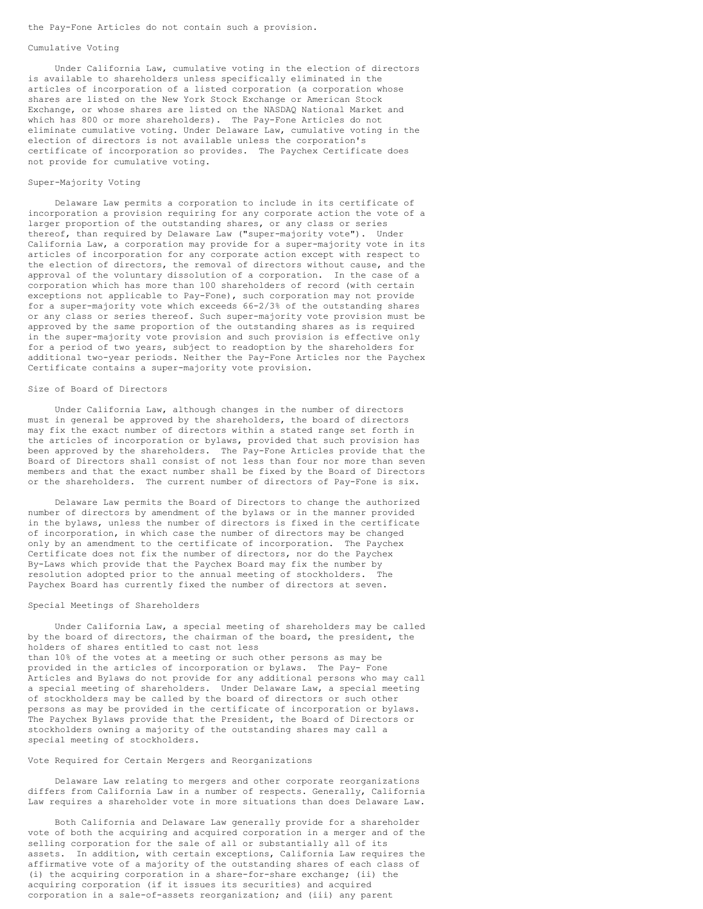the Pay-Fone Articles do not contain such a provision.

## Cumulative Voting

Under California Law, cumulative voting in the election of directors is available to shareholders unless specifically eliminated in the articles of incorporation of a listed corporation (a corporation whose shares are listed on the New York Stock Exchange or American Stock Exchange, or whose shares are listed on the NASDAQ National Market and which has 800 or more shareholders). The Pay-Fone Articles do not eliminate cumulative voting. Under Delaware Law, cumulative voting in the election of directors is not available unless the corporation's certificate of incorporation so provides. The Paychex Certificate does not provide for cumulative voting.

## Super-Majority Voting

Delaware Law permits a corporation to include in its certificate of incorporation a provision requiring for any corporate action the vote of a larger proportion of the outstanding shares, or any class or series thereof, than required by Delaware Law ("super-majority vote"). Under California Law, a corporation may provide for a super-majority vote in its articles of incorporation for any corporate action except with respect to the election of directors, the removal of directors without cause, and the approval of the voluntary dissolution of a corporation. In the case of a corporation which has more than 100 shareholders of record (with certain exceptions not applicable to Pay-Fone), such corporation may not provide for a super-majority vote which exceeds 66-2/3% of the outstanding shares or any class or series thereof. Such super-majority vote provision must be approved by the same proportion of the outstanding shares as is required in the super-majority vote provision and such provision is effective only for a period of two years, subject to readoption by the shareholders for additional two-year periods. Neither the Pay-Fone Articles nor the Paychex Certificate contains a super-majority vote provision.

## Size of Board of Directors

Under California Law, although changes in the number of directors must in general be approved by the shareholders, the board of directors may fix the exact number of directors within a stated range set forth in the articles of incorporation or bylaws, provided that such provision has been approved by the shareholders. The Pay-Fone Articles provide that the Board of Directors shall consist of not less than four nor more than seven members and that the exact number shall be fixed by the Board of Directors or the shareholders. The current number of directors of Pay-Fone is six.

Delaware Law permits the Board of Directors to change the authorized number of directors by amendment of the bylaws or in the manner provided in the bylaws, unless the number of directors is fixed in the certificate of incorporation, in which case the number of directors may be changed only by an amendment to the certificate of incorporation. The Paychex Certificate does not fix the number of directors, nor do the Paychex By-Laws which provide that the Paychex Board may fix the number by resolution adopted prior to the annual meeting of stockholders. The Paychex Board has currently fixed the number of directors at seven.

## Special Meetings of Shareholders

Under California Law, a special meeting of shareholders may be called by the board of directors, the chairman of the board, the president, the holders of shares entitled to cast not less than 10% of the votes at a meeting or such other persons as may be provided in the articles of incorporation or bylaws. The Pay- Fone Articles and Bylaws do not provide for any additional persons who may call a special meeting of shareholders. Under Delaware Law, a special meeting of stockholders may be called by the board of directors or such other persons as may be provided in the certificate of incorporation or bylaws. The Paychex Bylaws provide that the President, the Board of Directors or stockholders owning a majority of the outstanding shares may call a special meeting of stockholders.

## Vote Required for Certain Mergers and Reorganizations

Delaware Law relating to mergers and other corporate reorganizations differs from California Law in a number of respects. Generally, California Law requires a shareholder vote in more situations than does Delaware Law.

Both California and Delaware Law generally provide for a shareholder vote of both the acquiring and acquired corporation in a merger and of the selling corporation for the sale of all or substantially all of its assets. In addition, with certain exceptions, California Law requires the affirmative vote of a majority of the outstanding shares of each class of (i) the acquiring corporation in a share-for-share exchange; (ii) the acquiring corporation (if it issues its securities) and acquired corporation in a sale-of-assets reorganization; and (iii) any parent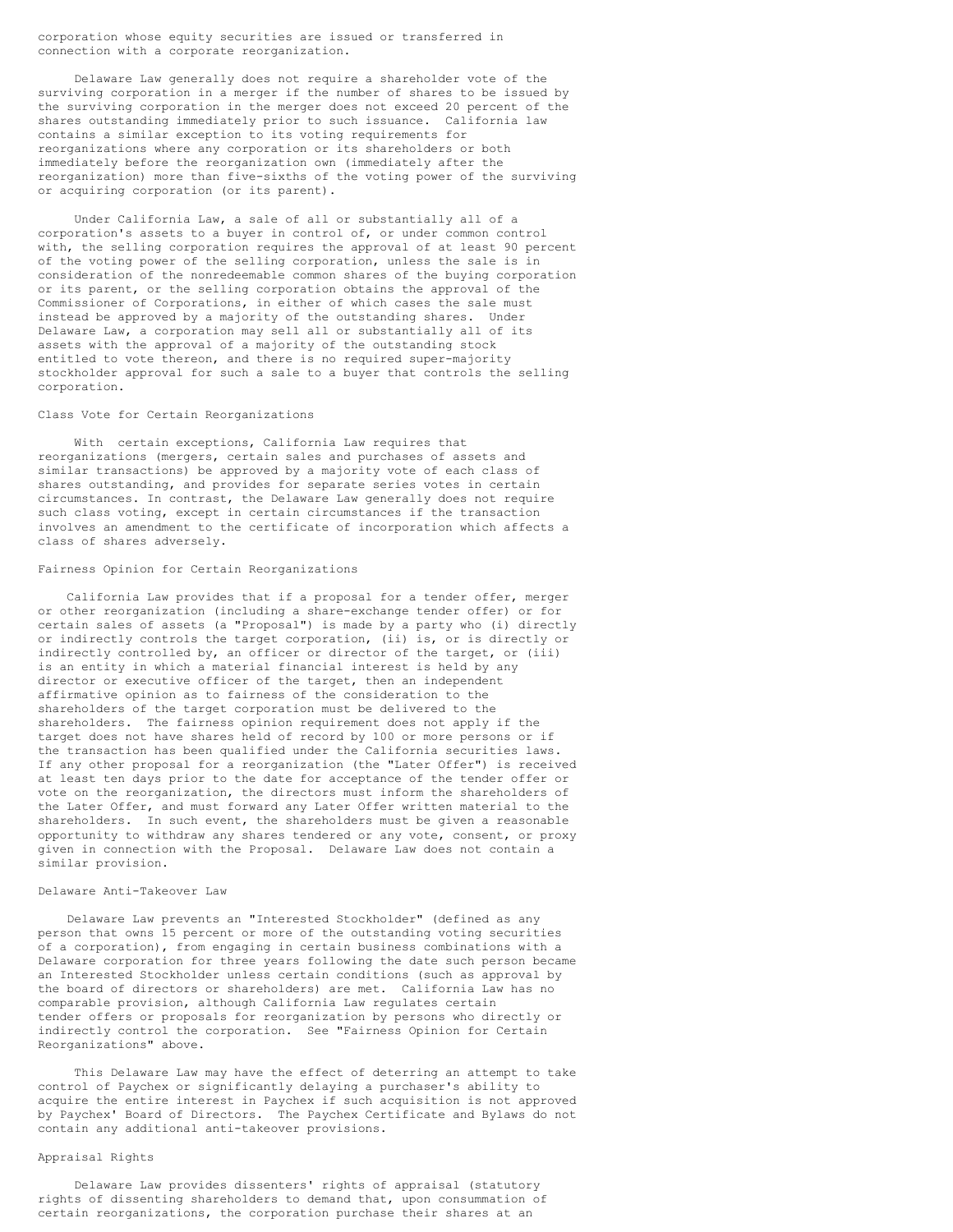corporation whose equity securities are issued or transferred in connection with a corporate reorganization.

Delaware Law generally does not require a shareholder vote of the surviving corporation in a merger if the number of shares to be issued by the surviving corporation in the merger does not exceed 20 percent of the shares outstanding immediately prior to such issuance. California law contains a similar exception to its voting requirements for reorganizations where any corporation or its shareholders or both immediately before the reorganization own (immediately after the reorganization) more than five-sixths of the voting power of the surviving or acquiring corporation (or its parent).

Under California Law, a sale of all or substantially all of a corporation's assets to a buyer in control of, or under common control with, the selling corporation requires the approval of at least 90 percent of the voting power of the selling corporation, unless the sale is in consideration of the nonredeemable common shares of the buying corporation or its parent, or the selling corporation obtains the approval of the Commissioner of Corporations, in either of which cases the sale must instead be approved by a majority of the outstanding shares. Under Delaware Law, a corporation may sell all or substantially all of its assets with the approval of a majority of the outstanding stock entitled to vote thereon, and there is no required super-majority stockholder approval for such a sale to a buyer that controls the selling corporation.

### Class Vote for Certain Reorganizations

With certain exceptions, California Law requires that reorganizations (mergers, certain sales and purchases of assets and similar transactions) be approved by a majority vote of each class of shares outstanding, and provides for separate series votes in certain circumstances. In contrast, the Delaware Law generally does not require such class voting, except in certain circumstances if the transaction involves an amendment to the certificate of incorporation which affects a class of shares adversely.

### Fairness Opinion for Certain Reorganizations

California Law provides that if a proposal for a tender offer, merger or other reorganization (including a share-exchange tender offer) or for certain sales of assets (a "Proposal") is made by a party who (i) directly or indirectly controls the target corporation, (ii) is, or is directly or indirectly controlled by, an officer or director of the target, or (iii) is an entity in which a material financial interest is held by any director or executive officer of the target, then an independent affirmative opinion as to fairness of the consideration to the shareholders of the target corporation must be delivered to the shareholders. The fairness opinion requirement does not apply if the target does not have shares held of record by 100 or more persons or if the transaction has been qualified under the California securities laws. If any other proposal for a reorganization (the "Later Offer") is received at least ten days prior to the date for acceptance of the tender offer or vote on the reorganization, the directors must inform the shareholders of the Later Offer, and must forward any Later Offer written material to the shareholders. In such event, the shareholders must be given a reasonable opportunity to withdraw any shares tendered or any vote, consent, or proxy given in connection with the Proposal. Delaware Law does not contain a similar provision.

### Delaware Anti-Takeover Law

Delaware Law prevents an "Interested Stockholder" (defined as any person that owns 15 percent or more of the outstanding voting securities of a corporation), from engaging in certain business combinations with a Delaware corporation for three years following the date such person became an Interested Stockholder unless certain conditions (such as approval by the board of directors or shareholders) are met. California Law has no comparable provision, although California Law regulates certain tender offers or proposals for reorganization by persons who directly or indirectly control the corporation. See "Fairness Opinion for Certain Reorganizations" above.

This Delaware Law may have the effect of deterring an attempt to take control of Paychex or significantly delaying a purchaser's ability to acquire the entire interest in Paychex if such acquisition is not approved by Paychex' Board of Directors. The Paychex Certificate and Bylaws do not contain any additional anti-takeover provisions.

### Appraisal Rights

Delaware Law provides dissenters' rights of appraisal (statutory rights of dissenting shareholders to demand that, upon consummation of certain reorganizations, the corporation purchase their shares at an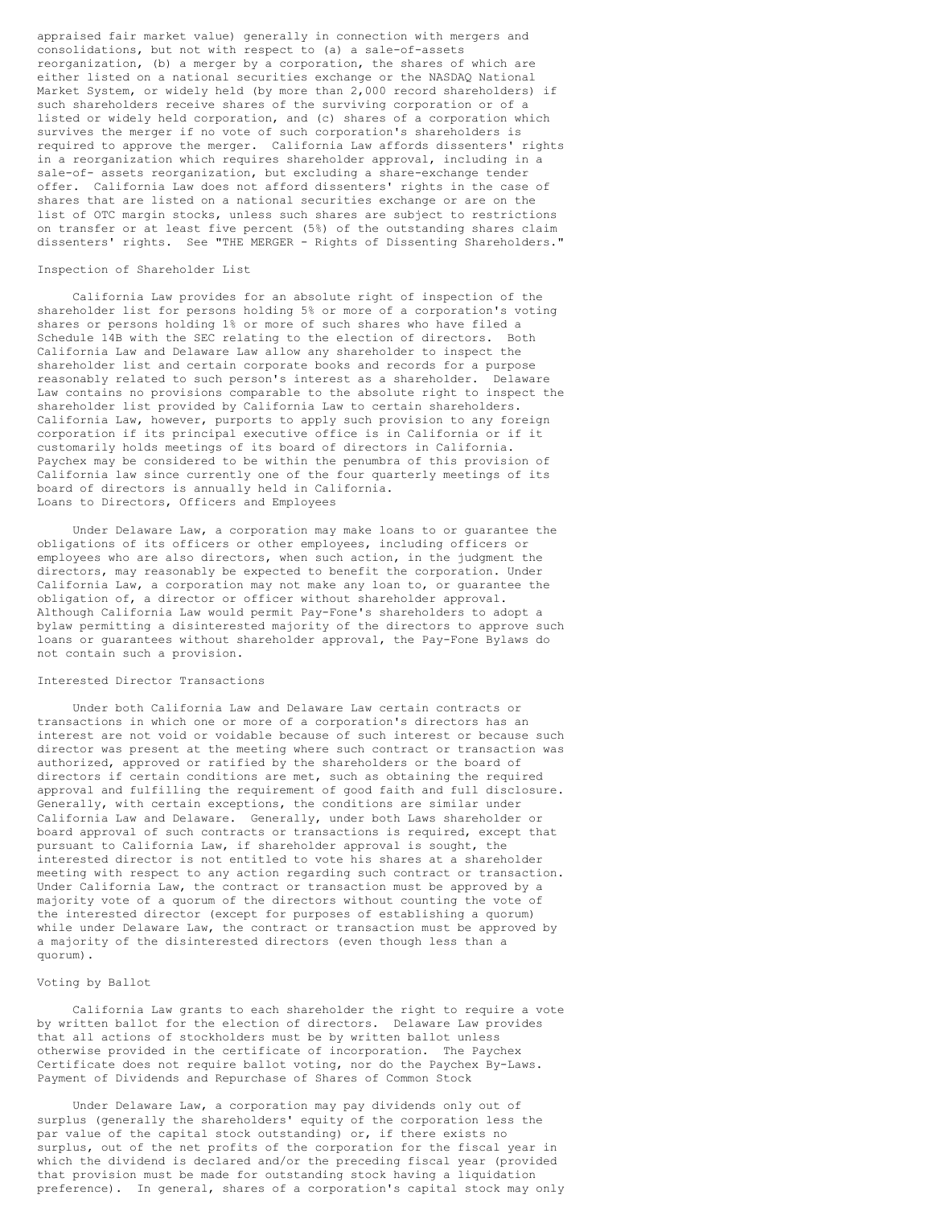appraised fair market value) generally in connection with mergers and consolidations, but not with respect to (a) a sale-of-assets reorganization, (b) a merger by a corporation, the shares of which are either listed on a national securities exchange or the NASDAQ National Market System, or widely held (by more than 2,000 record shareholders) if such shareholders receive shares of the surviving corporation or of a listed or widely held corporation, and (c) shares of a corporation which survives the merger if no vote of such corporation's shareholders is required to approve the merger. California Law affords dissenters' rights in a reorganization which requires shareholder approval, including in a sale-of- assets reorganization, but excluding a share-exchange tender offer. California Law does not afford dissenters' rights in the case of shares that are listed on a national securities exchange or are on the list of OTC margin stocks, unless such shares are subject to restrictions on transfer or at least five percent (5%) of the outstanding shares claim dissenters' rights. See "THE MERGER - Rights of Dissenting Shareholders."

### Inspection of Shareholder List

California Law provides for an absolute right of inspection of the shareholder list for persons holding 5% or more of a corporation's voting shares or persons holding 1% or more of such shares who have filed a Schedule 14B with the SEC relating to the election of directors. Both California Law and Delaware Law allow any shareholder to inspect the shareholder list and certain corporate books and records for a purpose reasonably related to such person's interest as a shareholder. Delaware Law contains no provisions comparable to the absolute right to inspect the shareholder list provided by California Law to certain shareholders. California Law, however, purports to apply such provision to any foreign corporation if its principal executive office is in California or if it customarily holds meetings of its board of directors in California. Paychex may be considered to be within the penumbra of this provision of California law since currently one of the four quarterly meetings of its board of directors is annually held in California.

### Loans to Directors, Officers and Employees

Under Delaware Law, a corporation may make loans to or guarantee the obligations of its officers or other employees, including officers or employees who are also directors, when such action, in the judgment the directors, may reasonably be expected to benefit the corporation. Under California Law, a corporation may not make any loan to, or guarantee the obligation of, a director or officer without shareholder approval. Although California Law would permit Pay-Fone's shareholders to adopt a bylaw permitting a disinterested majority of the directors to approve such loans or guarantees without shareholder approval, the Pay-Fone Bylaws do not contain such a provision.

### Interested Director Transactions

Under both California Law and Delaware Law certain contracts or transactions in which one or more of a corporation's directors has an interest are not void or voidable because of such interest or because such director was present at the meeting where such contract or transaction was authorized, approved or ratified by the shareholders or the board of directors if certain conditions are met, such as obtaining the required approval and fulfilling the requirement of good faith and full disclosure. Generally, with certain exceptions, the conditions are similar under California Law and Delaware. Generally, under both Laws shareholder or board approval of such contracts or transactions is required, except that pursuant to California Law, if shareholder approval is sought, the interested director is not entitled to vote his shares at a shareholder meeting with respect to any action regarding such contract or transaction. Under California Law, the contract or transaction must be approved by a majority vote of a quorum of the directors without counting the vote of the interested director (except for purposes of establishing a quorum) while under Delaware Law, the contract or transaction must be approved by a majority of the disinterested directors (even though less than a quorum).

### Voting by Ballot

California Law grants to each shareholder the right to require a vote by written ballot for the election of directors. Delaware Law provides that all actions of stockholders must be by written ballot unless otherwise provided in the certificate of incorporation. The Paychex Certificate does not require ballot voting, nor do the Paychex By-Laws.

### Payment of Dividends and Repurchase of Shares of Common Stock

Under Delaware Law, a corporation may pay dividends only out of surplus (generally the shareholders' equity of the corporation less the par value of the capital stock outstanding) or, if there exists no surplus, out of the net profits of the corporation for the fiscal year in which the dividend is declared and/or the preceding fiscal year (provided that provision must be made for outstanding stock having a liquidation preference). In general, shares of a corporation's capital stock may only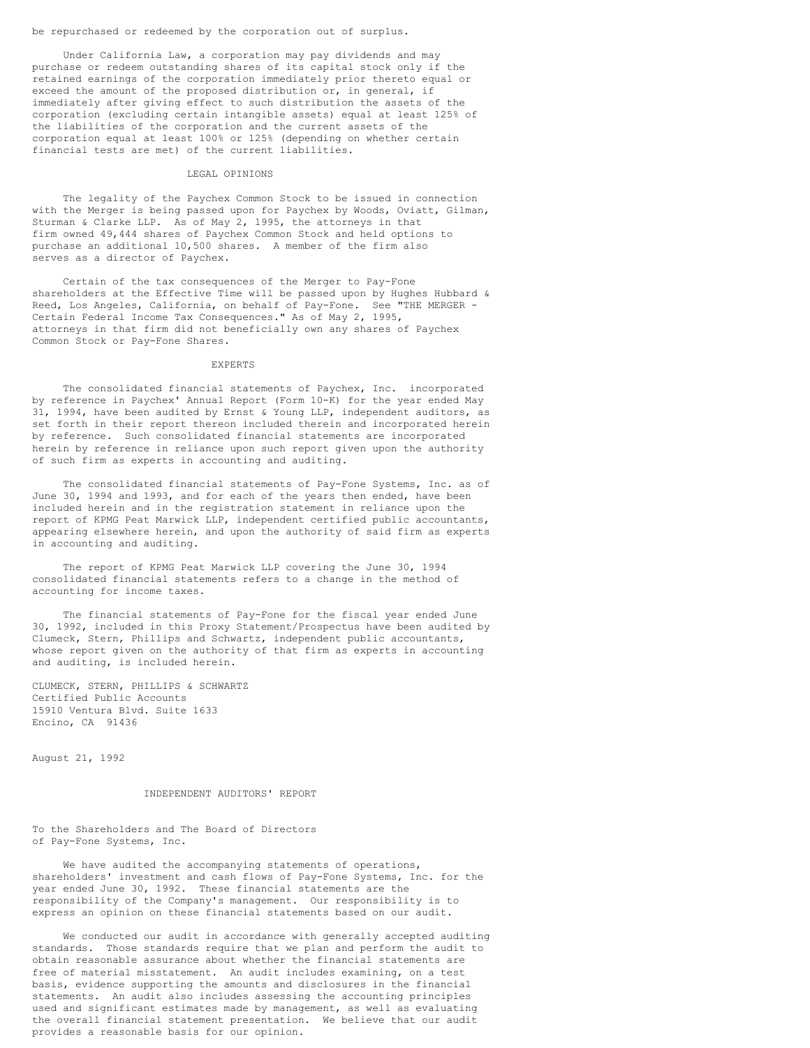be repurchased or redeemed by the corporation out of surplus.

Under California Law, a corporation may pay dividends and may purchase or redeem outstanding shares of its capital stock only if the retained earnings of the corporation immediately prior thereto equal or exceed the amount of the proposed distribution or, in general, if immediately after giving effect to such distribution the assets of the corporation (excluding certain intangible assets) equal at least 125% of the liabilities of the corporation and the current assets of the corporation equal at least 100% or 125% (depending on whether certain financial tests are met) of the current liabilities.

## LEGAL OPINIONS

The legality of the Paychex Common Stock to be issued in connection with the Merger is being passed upon for Paychex by Woods, Oviatt, Gilman, Sturman & Clarke LLP. As of May 2, 1995, the attorneys in that firm owned 49,444 shares of Paychex Common Stock and held options to purchase an additional 10,500 shares. A member of the firm also serves as a director of Paychex.

Certain of the tax consequences of the Merger to Pay-Fone shareholders at the Effective Time will be passed upon by Hughes Hubbard & Reed, Los Angeles, California, on behalf of Pay-Fone. See "THE MERGER - Certain Federal Income Tax Consequences." As of May 2, 1995, attorneys in that firm did not beneficially own any shares of Paychex Common Stock or Pay-Fone Shares.

## EXPERTS

The consolidated financial statements of Paychex, Inc. incorporated by reference in Paychex' Annual Report (Form 10-K) for the year ended May 31, 1994, have been audited by Ernst & Young LLP, independent auditors, as set forth in their report thereon included therein and incorporated herein by reference. Such consolidated financial statements are incorporated herein by reference in reliance upon such report given upon the authority of such firm as experts in accounting and auditing.

The consolidated financial statements of Pay-Fone Systems, Inc. as of June 30, 1994 and 1993, and for each of the years then ended, have been included herein and in the registration statement in reliance upon the report of KPMG Peat Marwick LLP, independent certified public accountants, appearing elsewhere herein, and upon the authority of said firm as experts in accounting and auditing.

The report of KPMG Peat Marwick LLP covering the June 30, 1994 consolidated financial statements refers to a change in the method of accounting for income taxes.

The financial statements of Pay-Fone for the fiscal year ended June 30, 1992, included in this Proxy Statement/Prospectus have been audited by Clumeck, Stern, Phillips and Schwartz, independent public accountants, whose report given on the authority of that firm as experts in accounting and auditing, is included herein.

CLUMECK, STERN, PHILLIPS & SCHWARTZ
Certified Public Accounts
15910 Ventura Blvd. Suite 1633
Encino, CA 91436

August 21, 1992

## INDEPENDENT AUDITORS' REPORT

To the Shareholders and The Board of Directors
of Pay-Fone Systems, Inc.

We have audited the accompanying statements of operations, shareholders' investment and cash flows of Pay-Fone Systems, Inc. for the year ended June 30, 1992. These financial statements are the responsibility of the Company's management. Our responsibility is to express an opinion on these financial statements based on our audit.

We conducted our audit in accordance with generally accepted auditing standards. Those standards require that we plan and perform the audit to obtain reasonable assurance about whether the financial statements are free of material misstatement. An audit includes examining, on a test basis, evidence supporting the amounts and disclosures in the financial statements. An audit also includes assessing the accounting principles used and significant estimates made by management, as well as evaluating the overall financial statement presentation. We believe that our audit provides a reasonable basis for our opinion.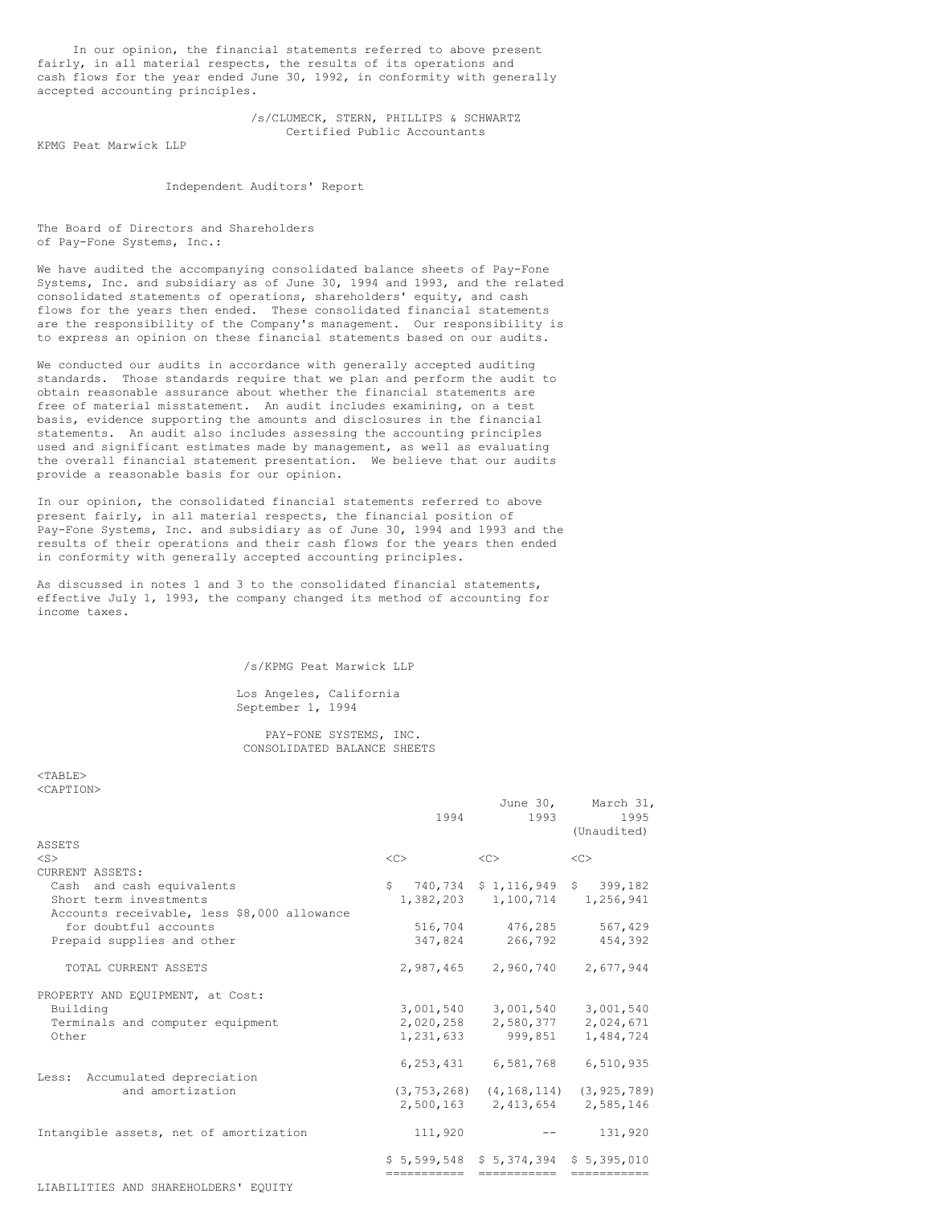In our opinion, the financial statements referred to above present fairly, in all material respects, the results of its operations and cash flows for the year ended June 30, 1992, in conformity with generally accepted accounting principles.

/s/CLUMECK, STERN, PHILLIPS & SCHWARTZ
Certified Public Accountants

KPMG Peat Marwick LLP

## Independent Auditors' Report

The Board of Directors and Shareholders
of Pay-Fone Systems, Inc.:

We have audited the accompanying consolidated balance sheets of Pay-Fone Systems, Inc. and subsidiary as of June 30, 1994 and 1993, and the related consolidated statements of operations, shareholders' equity, and cash flows for the years then ended. These consolidated financial statements are the responsibility of the Company's management. Our responsibility is to express an opinion on these financial statements based on our audits.

We conducted our audits in accordance with generally accepted auditing standards. Those standards require that we plan and perform the audit to obtain reasonable assurance about whether the financial statements are free of material misstatement. An audit includes examining, on a test basis, evidence supporting the amounts and disclosures in the financial statements. An audit also includes assessing the accounting principles used and significant estimates made by management, as well as evaluating the overall financial statement presentation. We believe that our audits provide a reasonable basis for our opinion.

In our opinion, the consolidated financial statements referred to above present fairly, in all material respects, the financial position of Pay-Fone Systems, Inc. and subsidiary as of June 30, 1994 and 1993 and the results of their operations and their cash flows for the years then ended in conformity with generally accepted accounting principles.

As discussed in notes 1 and 3 to the consolidated financial statements, effective July 1, 1993, the company changed its method of accounting for income taxes.

/s/KPMG Peat Marwick LLP

Los Angeles, California
September 1, 1994

## PAY-FONE SYSTEMS, INC.
## CONSOLIDATED BALANCE SHEETS

| | June 30, 1994 | June 30, 1993 | March 31, 1995 (Unaudited) |
|---|---|---|---|
| ASSETS | | | |
| CURRENT ASSETS: | | | |
| Cash and cash equivalents | $ 740,734 | $ 1,116,949 | $ 399,182 |
| Short term investments | 1,382,203 | 1,100,714 | 1,256,941 |
| Accounts receivable, less $8,000 allowance for doubtful accounts | 516,704 | 476,285 | 567,429 |
| Prepaid supplies and other | 347,824 | 266,792 | 454,392 |
| TOTAL CURRENT ASSETS | 2,987,465 | 2,960,740 | 2,677,944 |
| PROPERTY AND EQUIPMENT, at Cost: | | | |
| Building | 3,001,540 | 3,001,540 | 3,001,540 |
| Terminals and computer equipment | 2,020,258 | 2,580,377 | 2,024,671 |
| Other | 1,231,633 | 999,851 | 1,484,724 |
| | 6,253,431 | 6,581,768 | 6,510,935 |
| Less: Accumulated depreciation and amortization | (3,753,268) | (4,168,114) | (3,925,789) |
| | 2,500,163 | 2,413,654 | 2,585,146 |
| Intangible assets, net of amortization | 111,920 | -- | 131,920 |
| | $ 5,599,548 | $ 5,374,394 | $ 5,395,010 |

LIABILITIES AND SHAREHOLDERS' EQUITY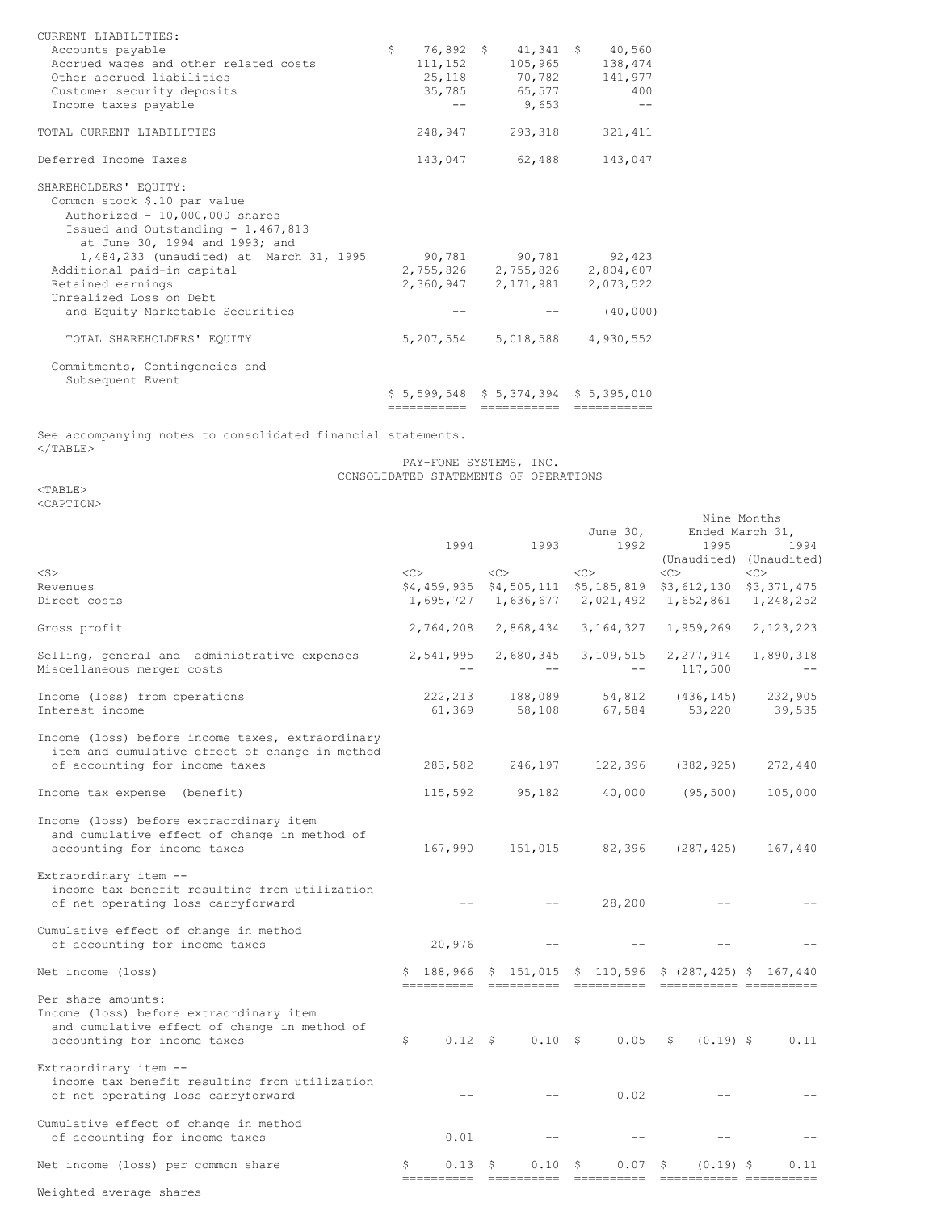| | | | |
|---|---|---|---|
| CURRENT LIABILITIES: | | | |
| Accounts payable | $ 76,892 | $ 41,341 | $ 40,560 |
| Accrued wages and other related costs | 111,152 | 105,965 | 138,474 |
| Other accrued liabilities | 25,118 | 70,782 | 141,977 |
| Customer security deposits | 35,785 | 65,577 | 400 |
| Income taxes payable | -- | 9,653 | -- |
| TOTAL CURRENT LIABILITIES | 248,947 | 293,318 | 321,411 |
| Deferred Income Taxes | 143,047 | 62,488 | 143,047 |
| SHAREHOLDERS' EQUITY: | | | |
| Common stock $.10 par value Authorized - 10,000,000 shares Issued and Outstanding - 1,467,813 at June 30, 1994 and 1993; and 1,484,233 (unaudited) at March 31, 1995 | 90,781 | 90,781 | 92,423 |
| Additional paid-in capital | 2,755,826 | 2,755,826 | 2,804,607 |
| Retained earnings | 2,360,947 | 2,171,981 | 2,073,522 |
| Unrealized Loss on Debt and Equity Marketable Securities | -- | -- | (40,000) |
| TOTAL SHAREHOLDERS' EQUITY | 5,207,554 | 5,018,588 | 4,930,552 |
| Commitments, Contingencies and Subsequent Event | | | |
| | $ 5,599,548 | $ 5,374,394 | $ 5,395,010 |

See accompanying notes to consolidated financial statements.

PAY-FONE SYSTEMS, INC.
CONSOLIDATED STATEMENTS OF OPERATIONS

| | June 30, | | | Nine Months Ended March 31, | |
|---|---|---|---|---|---|
| | 1994 | 1993 | 1992 | 1995 (Unaudited) | 1994 (Unaudited) |
| Revenues | $4,459,935 | $4,505,111 | $5,185,819 | $3,612,130 | $3,371,475 |
| Direct costs | 1,695,727 | 1,636,677 | 2,021,492 | 1,652,861 | 1,248,252 |
| Gross profit | 2,764,208 | 2,868,434 | 3,164,327 | 1,959,269 | 2,123,223 |
| Selling, general and administrative expenses | 2,541,995 | 2,680,345 | 3,109,515 | 2,277,914 | 1,890,318 |
| Miscellaneous merger costs | -- | -- | -- | 117,500 | -- |
| Income (loss) from operations | 222,213 | 188,089 | 54,812 | (436,145) | 232,905 |
| Interest income | 61,369 | 58,108 | 67,584 | 53,220 | 39,535 |
| Income (loss) before income taxes, extraordinary item and cumulative effect of change in method of accounting for income taxes | 283,582 | 246,197 | 122,396 | (382,925) | 272,440 |
| Income tax expense (benefit) | 115,592 | 95,182 | 40,000 | (95,500) | 105,000 |
| Income (loss) before extraordinary item and cumulative effect of change in method of accounting for income taxes | 167,990 | 151,015 | 82,396 | (287,425) | 167,440 |
| Extraordinary item -- income tax benefit resulting from utilization of net operating loss carryforward | -- | -- | 28,200 | -- | -- |
| Cumulative effect of change in method of accounting for income taxes | 20,976 | -- | -- | -- | -- |
| Net income (loss) | $ 188,966 | $ 151,015 | $ 110,596 | $ (287,425) | $ 167,440 |
| Per share amounts: | | | | | |
| Income (loss) before extraordinary item and cumulative effect of change in method of accounting for income taxes | $ 0.12 | $ 0.10 | $ 0.05 | $ (0.19) | $ 0.11 |
| Extraordinary item -- income tax benefit resulting from utilization of net operating loss carryforward | -- | -- | 0.02 | -- | -- |
| Cumulative effect of change in method of accounting for income taxes | 0.01 | -- | -- | -- | -- |
| Net income (loss) per common share | $ 0.13 | $ 0.10 | $ 0.07 | $ (0.19) | $ 0.11 |
| Weighted average shares | | | | | |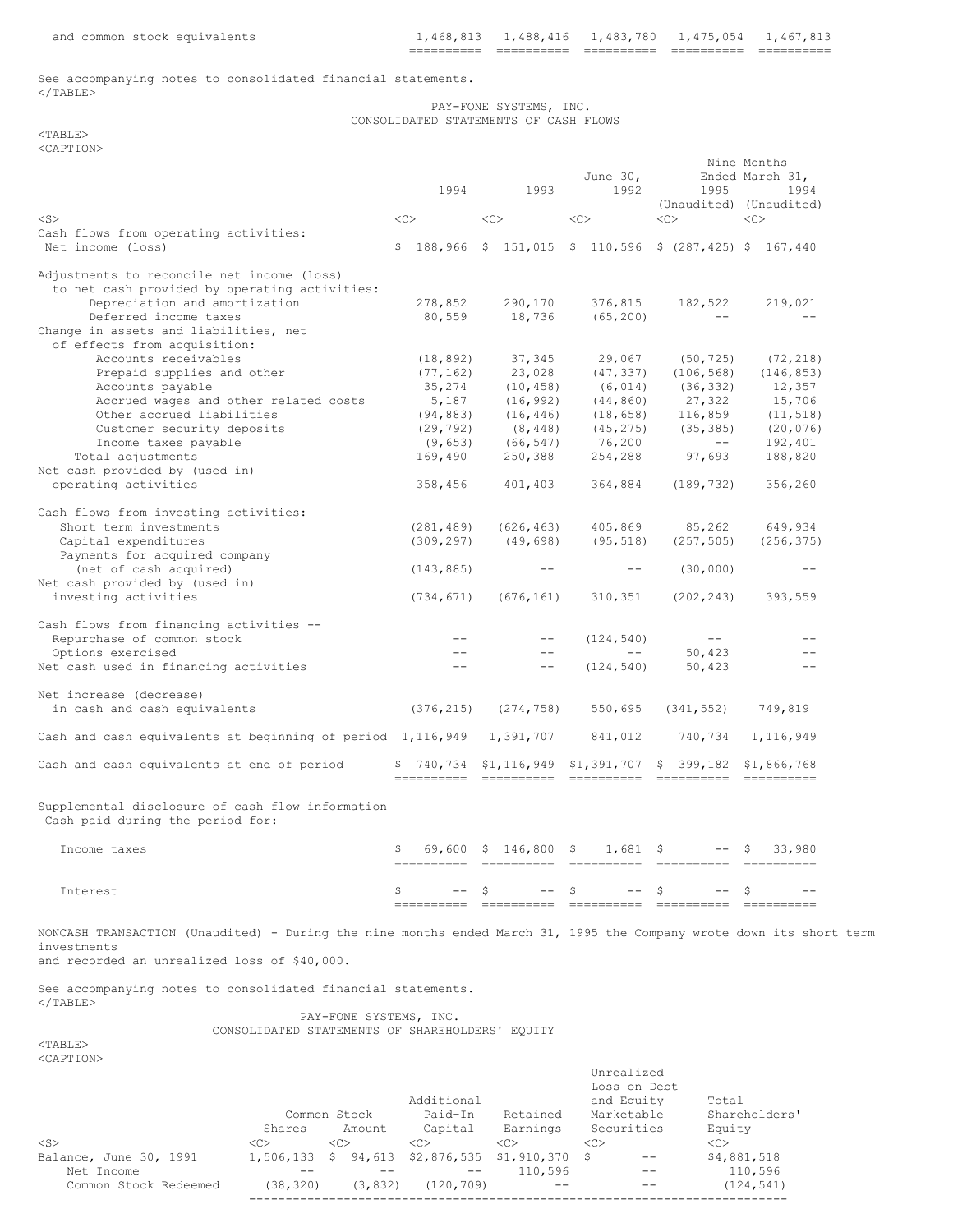| | | | | | |
|---|---|---|---|---|---|
| and common stock equivalents | 1,468,813 | 1,488,416 | 1,483,780 | 1,475,054 | 1,467,813 |

See accompanying notes to consolidated financial statements.

PAY-FONE SYSTEMS, INC.
CONSOLIDATED STATEMENTS OF CASH FLOWS

| | 1994 | 1993 | June 30, 1992 | Nine Months Ended March 31, 1995 (Unaudited) | 1994 (Unaudited) |
|---|---|---|---|---|---|
| Cash flows from operating activities: | | | | | |
| Net income (loss) | $ 188,966 | $ 151,015 | $ 110,596 | $ (287,425) | $ 167,440 |
| Adjustments to reconcile net income (loss) to net cash provided by operating activities: | | | | | |
| Depreciation and amortization | 278,852 | 290,170 | 376,815 | 182,522 | 219,021 |
| Deferred income taxes | 80,559 | 18,736 | (65,200) | -- | -- |
| Change in assets and liabilities, net of effects from acquisition: | | | | | |
| Accounts receivables | (18,892) | 37,345 | 29,067 | (50,725) | (72,218) |
| Prepaid supplies and other | (77,162) | 23,028 | (47,337) | (106,568) | (146,853) |
| Accounts payable | 35,274 | (10,458) | (6,014) | (36,332) | 12,357 |
| Accrued wages and other related costs | 5,187 | (16,992) | (44,860) | 27,322 | 15,706 |
| Other accrued liabilities | (94,883) | (16,446) | (18,658) | 116,859 | (11,518) |
| Customer security deposits | (29,792) | (8,448) | (45,275) | (35,385) | (20,076) |
| Income taxes payable | (9,653) | (66,547) | 76,200 | -- | 192,401 |
| Total adjustments | 169,490 | 250,388 | 254,288 | 97,693 | 188,820 |
| Net cash provided by (used in) operating activities | 358,456 | 401,403 | 364,884 | (189,732) | 356,260 |
| Cash flows from investing activities: | | | | | |
| Short term investments | (281,489) | (626,463) | 405,869 | 85,262 | 649,934 |
| Capital expenditures | (309,297) | (49,698) | (95,518) | (257,505) | (256,375) |
| Payments for acquired company (net of cash acquired) | (143,885) | -- | -- | (30,000) | -- |
| Net cash provided by (used in) investing activities | (734,671) | (676,161) | 310,351 | (202,243) | 393,559 |
| Cash flows from financing activities -- | | | | | |
| Repurchase of common stock | -- | -- | (124,540) | -- | -- |
| Options exercised | -- | -- | -- | 50,423 | -- |
| Net cash used in financing activities | -- | -- | (124,540) | 50,423 | -- |
| Net increase (decrease) in cash and cash equivalents | (376,215) | (274,758) | 550,695 | (341,552) | 749,819 |
| Cash and cash equivalents at beginning of period | 1,116,949 | 1,391,707 | 841,012 | 740,734 | 1,116,949 |
| Cash and cash equivalents at end of period | $ 740,734 | $1,116,949 | $1,391,707 | $ 399,182 | $1,866,768 |
| Supplemental disclosure of cash flow information Cash paid during the period for: | | | | | |
| Income taxes | $ 69,600 | $ 146,800 | $ 1,681 | $ -- | $ 33,980 |
| Interest | $ -- | $ -- | $ -- | $ -- | $ -- |

NONCASH TRANSACTION (Unaudited) - During the nine months ended March 31, 1995 the Company wrote down its short term investments
and recorded an unrealized loss of $40,000.

See accompanying notes to consolidated financial statements.

PAY-FONE SYSTEMS, INC.
CONSOLIDATED STATEMENTS OF SHAREHOLDERS' EQUITY

| | Common Stock Shares | Common Stock Amount | Additional Paid-In Capital | Retained Earnings | Unrealized Loss on Debt and Equity Marketable Securities | Total Shareholders' Equity |
|---|---|---|---|---|---|---|
| Balance, June 30, 1991 | 1,506,133 | $ 94,613 | $2,876,535 | $1,910,370 | $ -- | $4,881,518 |
| Net Income | -- | -- | -- | 110,596 | -- | 110,596 |
| Common Stock Redeemed | (38,320) | (3,832) | (120,709) | -- | -- | (124,541) |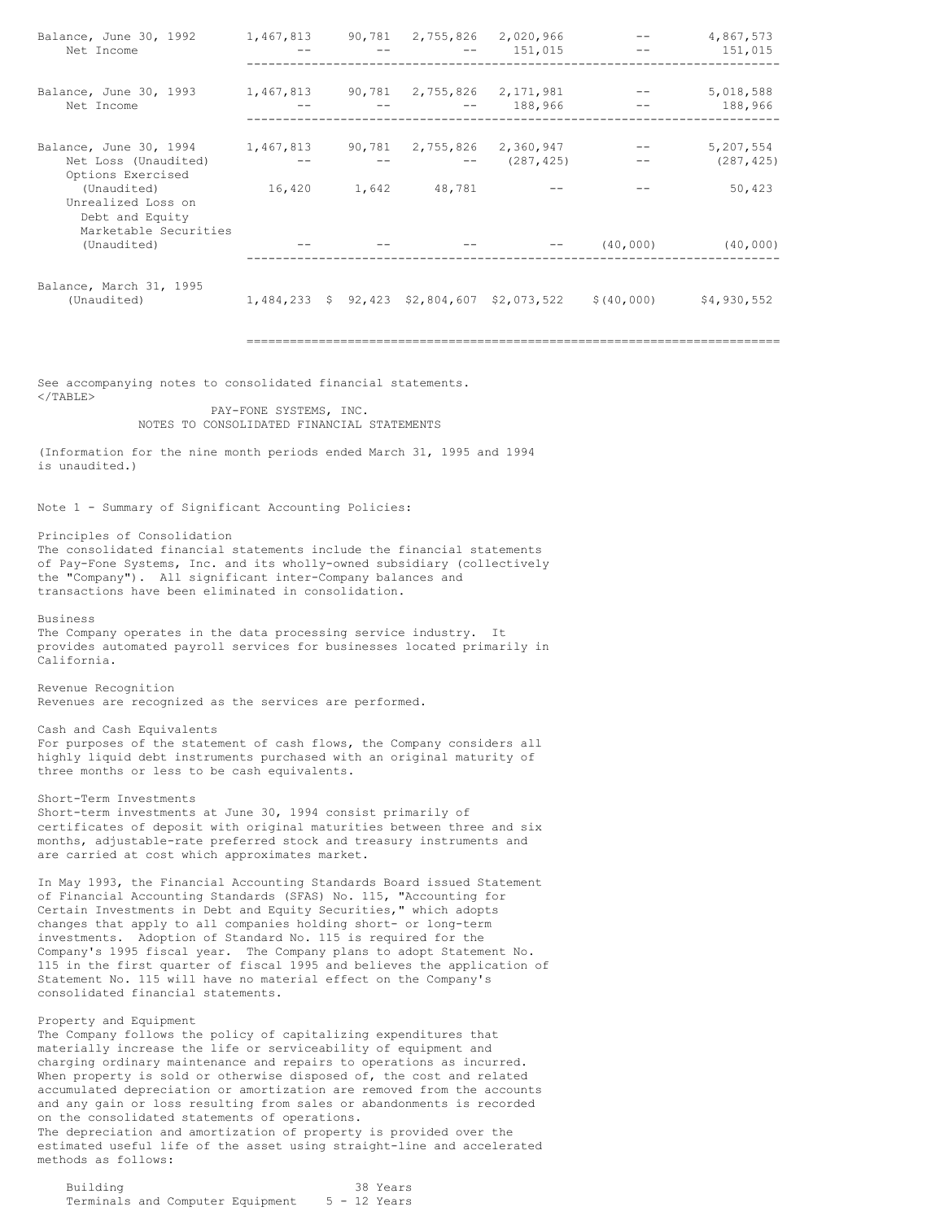| | | | | | | |
|---|---|---|---|---|---|---|
| Balance, June 30, 1992 | 1,467,813 | 90,781 | 2,755,826 | 2,020,966 | -- | 4,867,573 |
| Net Income | -- | -- | -- | 151,015 | -- | 151,015 |
| Balance, June 30, 1993 | 1,467,813 | 90,781 | 2,755,826 | 2,171,981 | -- | 5,018,588 |
| Net Income | -- | -- | -- | 188,966 | -- | 188,966 |
| Balance, June 30, 1994 | 1,467,813 | 90,781 | 2,755,826 | 2,360,947 | -- | 5,207,554 |
| Net Loss (Unaudited) | -- | -- | -- | (287,425) | -- | (287,425) |
| Options Exercised (Unaudited) | 16,420 | 1,642 | 48,781 | -- | -- | 50,423 |
| Unrealized Loss on Debt and Equity Marketable Securities (Unaudited) | -- | -- | -- | -- | (40,000) | (40,000) |
| Balance, March 31, 1995 (Unaudited) | 1,484,233 | $ 92,423 | $2,804,607 | $2,073,522 | $(40,000) | $4,930,552 |

See accompanying notes to consolidated financial statements.

PAY-FONE SYSTEMS, INC.
NOTES TO CONSOLIDATED FINANCIAL STATEMENTS

(Information for the nine month periods ended March 31, 1995 and 1994 is unaudited.)

Note 1 - Summary of Significant Accounting Policies:

Principles of Consolidation
The consolidated financial statements include the financial statements of Pay-Fone Systems, Inc. and its wholly-owned subsidiary (collectively the "Company"). All significant inter-Company balances and transactions have been eliminated in consolidation.

Business
The Company operates in the data processing service industry. It provides automated payroll services for businesses located primarily in California.

Revenue Recognition
Revenues are recognized as the services are performed.

Cash and Cash Equivalents
For purposes of the statement of cash flows, the Company considers all highly liquid debt instruments purchased with an original maturity of three months or less to be cash equivalents.

Short-Term Investments
Short-term investments at June 30, 1994 consist primarily of certificates of deposit with original maturities between three and six months, adjustable-rate preferred stock and treasury instruments and are carried at cost which approximates market.

In May 1993, the Financial Accounting Standards Board issued Statement of Financial Accounting Standards (SFAS) No. 115, "Accounting for Certain Investments in Debt and Equity Securities," which adopts changes that apply to all companies holding short- or long-term investments. Adoption of Standard No. 115 is required for the Company's 1995 fiscal year. The Company plans to adopt Statement No. 115 in the first quarter of fiscal 1995 and believes the application of Statement No. 115 will have no material effect on the Company's consolidated financial statements.

Property and Equipment
The Company follows the policy of capitalizing expenditures that materially increase the life or serviceability of equipment and charging ordinary maintenance and repairs to operations as incurred. When property is sold or otherwise disposed of, the cost and related accumulated depreciation or amortization are removed from the accounts and any gain or loss resulting from sales or abandonments is recorded on the consolidated statements of operations.
The depreciation and amortization of property is provided over the estimated useful life of the asset using straight-line and accelerated methods as follows:

| | |
|---|---|
| Building | 38 Years |
| Terminals and Computer Equipment | 5 - 12 Years |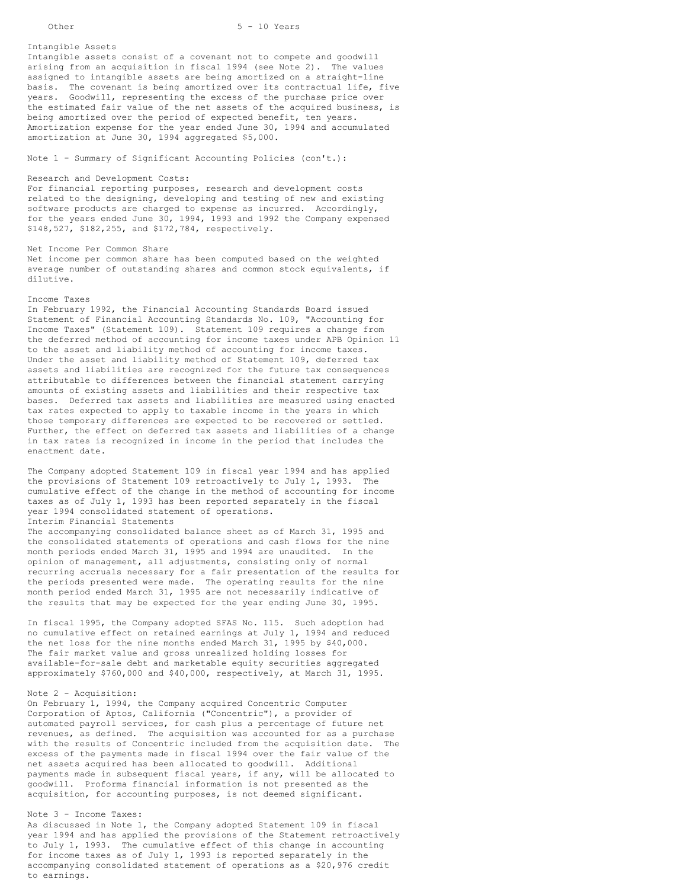| Other | 5 - 10 Years |
|---|---|

Intangible Assets
Intangible assets consist of a covenant not to compete and goodwill arising from an acquisition in fiscal 1994 (see Note 2). The values assigned to intangible assets are being amortized on a straight-line basis. The covenant is being amortized over its contractual life, five years. Goodwill, representing the excess of the purchase price over the estimated fair value of the net assets of the acquired business, is being amortized over the period of expected benefit, ten years. Amortization expense for the year ended June 30, 1994 and accumulated amortization at June 30, 1994 aggregated $5,000.

Note 1 - Summary of Significant Accounting Policies (con't.):

Research and Development Costs:
For financial reporting purposes, research and development costs related to the designing, developing and testing of new and existing software products are charged to expense as incurred. Accordingly, for the years ended June 30, 1994, 1993 and 1992 the Company expensed $148,527, $182,255, and $172,784, respectively.

Net Income Per Common Share
Net income per common share has been computed based on the weighted average number of outstanding shares and common stock equivalents, if dilutive.

Income Taxes
In February 1992, the Financial Accounting Standards Board issued Statement of Financial Accounting Standards No. 109, "Accounting for Income Taxes" (Statement 109). Statement 109 requires a change from the deferred method of accounting for income taxes under APB Opinion 11 to the asset and liability method of accounting for income taxes. Under the asset and liability method of Statement 109, deferred tax assets and liabilities are recognized for the future tax consequences attributable to differences between the financial statement carrying amounts of existing assets and liabilities and their respective tax bases. Deferred tax assets and liabilities are measured using enacted tax rates expected to apply to taxable income in the years in which those temporary differences are expected to be recovered or settled. Further, the effect on deferred tax assets and liabilities of a change in tax rates is recognized in income in the period that includes the enactment date.

The Company adopted Statement 109 in fiscal year 1994 and has applied the provisions of Statement 109 retroactively to July 1, 1993. The cumulative effect of the change in the method of accounting for income taxes as of July 1, 1993 has been reported separately in the fiscal year 1994 consolidated statement of operations.

Interim Financial Statements
The accompanying consolidated balance sheet as of March 31, 1995 and the consolidated statements of operations and cash flows for the nine month periods ended March 31, 1995 and 1994 are unaudited. In the opinion of management, all adjustments, consisting only of normal recurring accruals necessary for a fair presentation of the results for the periods presented were made. The operating results for the nine month period ended March 31, 1995 are not necessarily indicative of the results that may be expected for the year ending June 30, 1995.

In fiscal 1995, the Company adopted SFAS No. 115. Such adoption had no cumulative effect on retained earnings at July 1, 1994 and reduced the net loss for the nine months ended March 31, 1995 by $40,000. The fair market value and gross unrealized holding losses for available-for-sale debt and marketable equity securities aggregated approximately $760,000 and $40,000, respectively, at March 31, 1995.

Note 2 - Acquisition:
On February 1, 1994, the Company acquired Concentric Computer Corporation of Aptos, California ("Concentric"), a provider of automated payroll services, for cash plus a percentage of future net revenues, as defined. The acquisition was accounted for as a purchase with the results of Concentric included from the acquisition date. The excess of the payments made in fiscal 1994 over the fair value of the net assets acquired has been allocated to goodwill. Additional payments made in subsequent fiscal years, if any, will be allocated to goodwill. Proforma financial information is not presented as the acquisition, for accounting purposes, is not deemed significant.

Note 3 - Income Taxes:
As discussed in Note 1, the Company adopted Statement 109 in fiscal year 1994 and has applied the provisions of the Statement retroactively to July 1, 1993. The cumulative effect of this change in accounting for income taxes as of July 1, 1993 is reported separately in the accompanying consolidated statement of operations as a $20,976 credit to earnings.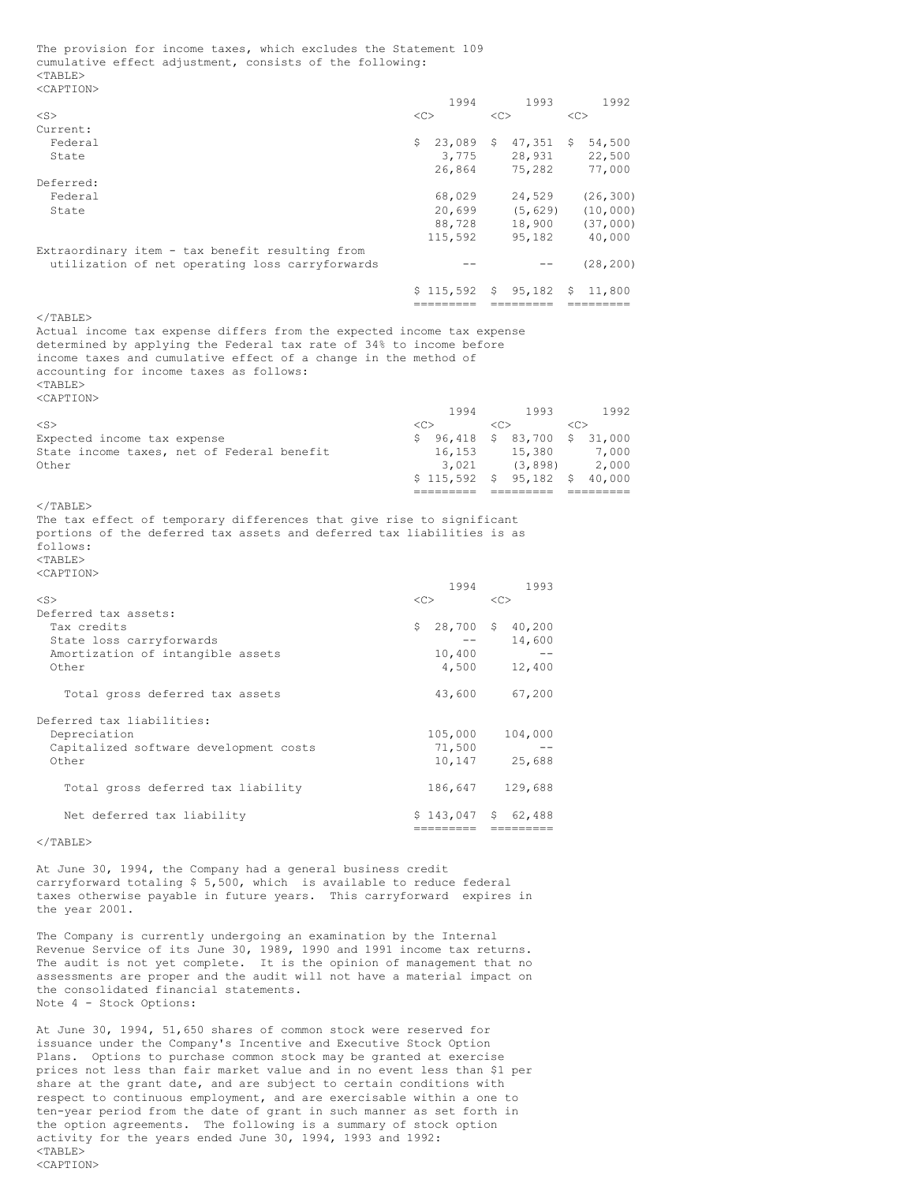The provision for income taxes, which excludes the Statement 109 cumulative effect adjustment, consists of the following:

| | 1994 | 1993 | 1992 |
|---|---|---|---|
| Current: | | | |
| Federal | $ 23,089 | $ 47,351 | $ 54,500 |
| State | 3,775 | 28,931 | 22,500 |
| | 26,864 | 75,282 | 77,000 |
| Deferred: | | | |
| Federal | 68,029 | 24,529 | (26,300) |
| State | 20,699 | (5,629) | (10,000) |
| | 88,728 | 18,900 | (37,000) |
| | 115,592 | 95,182 | 40,000 |
| Extraordinary item - tax benefit resulting from utilization of net operating loss carryforwards | -- | -- | (28,200) |
| | $ 115,592 | $ 95,182 | $ 11,800 |

Actual income tax expense differs from the expected income tax expense determined by applying the Federal tax rate of 34% to income before income taxes and cumulative effect of a change in the method of accounting for income taxes as follows:

| | 1994 | 1993 | 1992 |
|---|---|---|---|
| Expected income tax expense | $ 96,418 | $ 83,700 | $ 31,000 |
| State income taxes, net of Federal benefit | 16,153 | 15,380 | 7,000 |
| Other | 3,021 | (3,898) | 2,000 |
| | $ 115,592 | $ 95,182 | $ 40,000 |

The tax effect of temporary differences that give rise to significant portions of the deferred tax assets and deferred tax liabilities is as follows:

| | 1994 | 1993 |
|---|---|---|
| Deferred tax assets: | | |
| Tax credits | $ 28,700 | $ 40,200 |
| State loss carryforwards | -- | 14,600 |
| Amortization of intangible assets | 10,400 | -- |
| Other | 4,500 | 12,400 |
| Total gross deferred tax assets | 43,600 | 67,200 |
| Deferred tax liabilities: | | |
| Depreciation | 105,000 | 104,000 |
| Capitalized software development costs | 71,500 | -- |
| Other | 10,147 | 25,688 |
| Total gross deferred tax liability | 186,647 | 129,688 |
| Net deferred tax liability | $ 143,047 | $ 62,488 |

At June 30, 1994, the Company had a general business credit carryforward totaling $ 5,500, which is available to reduce federal taxes otherwise payable in future years. This carryforward expires in the year 2001.

The Company is currently undergoing an examination by the Internal Revenue Service of its June 30, 1989, 1990 and 1991 income tax returns. The audit is not yet complete. It is the opinion of management that no assessments are proper and the audit will not have a material impact on the consolidated financial statements.

Note 4 - Stock Options:

At June 30, 1994, 51,650 shares of common stock were reserved for issuance under the Company's Incentive and Executive Stock Option Plans. Options to purchase common stock may be granted at exercise prices not less than fair market value and in no event less than $1 per share at the grant date, and are subject to certain conditions with respect to continuous employment, and are exercisable within a one to ten-year period from the date of grant in such manner as set forth in the option agreements. The following is a summary of stock option activity for the years ended June 30, 1994, 1993 and 1992: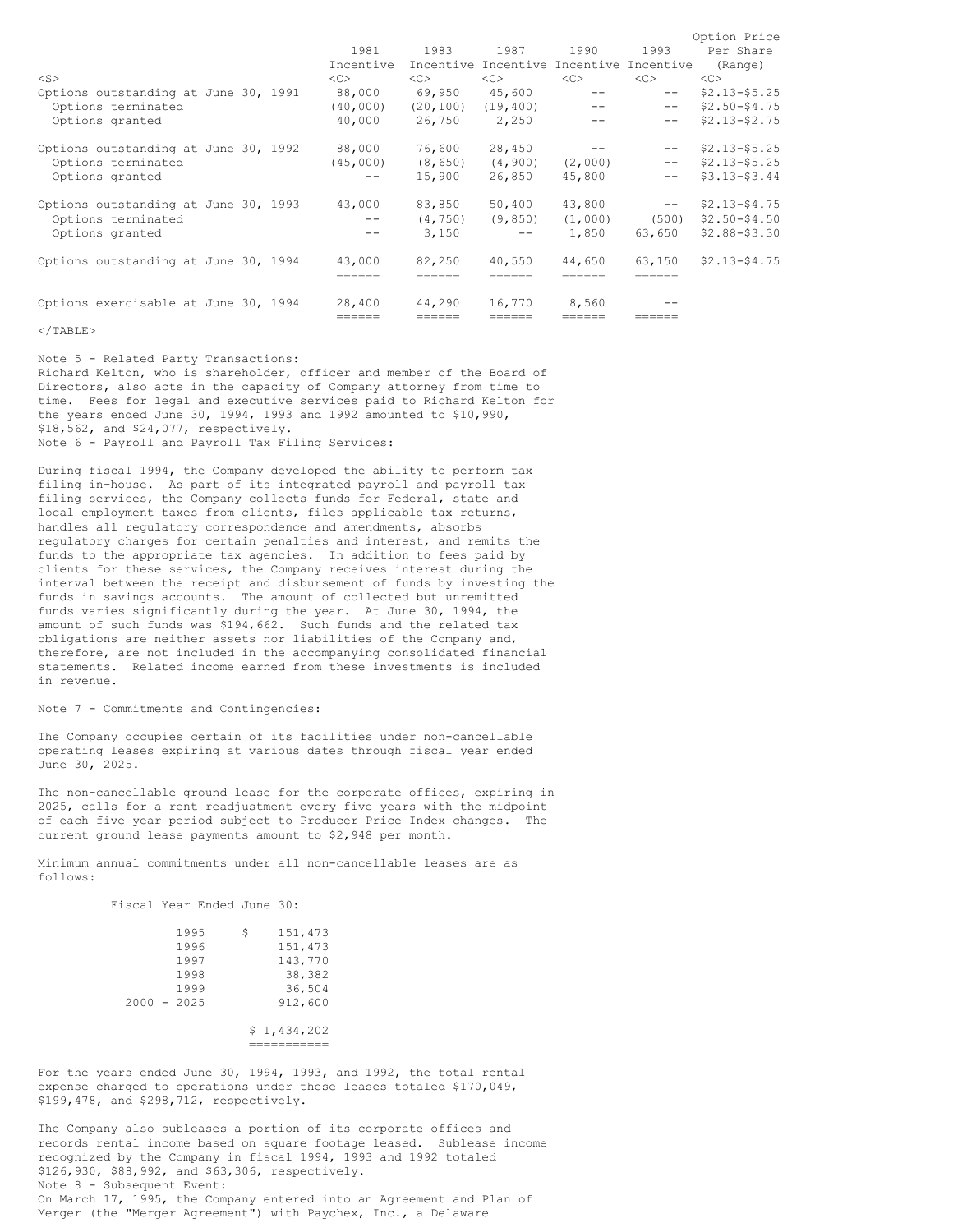| | 1981 Incentive | 1983 Incentive | 1987 Incentive | 1990 Incentive | 1993 Incentive | Option Price Per Share (Range) |
|---|---|---|---|---|---|---|
| Options outstanding at June 30, 1991 | 88,000 | 69,950 | 45,600 | -- | -- | $2.13-$5.25 |
| Options terminated | (40,000) | (20,100) | (19,400) | -- | -- | $2.50-$4.75 |
| Options granted | 40,000 | 26,750 | 2,250 | -- | -- | $2.13-$2.75 |
| Options outstanding at June 30, 1992 | 88,000 | 76,600 | 28,450 | -- | -- | $2.13-$5.25 |
| Options terminated | (45,000) | (8,650) | (4,900) | (2,000) | -- | $2.13-$5.25 |
| Options granted | -- | 15,900 | 26,850 | 45,800 | -- | $3.13-$3.44 |
| Options outstanding at June 30, 1993 | 43,000 | 83,850 | 50,400 | 43,800 | -- | $2.13-$4.75 |
| Options terminated | -- | (4,750) | (9,850) | (1,000) | (500) | $2.50-$4.50 |
| Options granted | -- | 3,150 | -- | 1,850 | 63,650 | $2.88-$3.30 |
| Options outstanding at June 30, 1994 | 43,000 | 82,250 | 40,550 | 44,650 | 63,150 | $2.13-$4.75 |
| Options exercisable at June 30, 1994 | 28,400 | 44,290 | 16,770 | 8,560 | -- | |

Note 5 - Related Party Transactions:
Richard Kelton, who is shareholder, officer and member of the Board of Directors, also acts in the capacity of Company attorney from time to time. Fees for legal and executive services paid to Richard Kelton for the years ended June 30, 1994, 1993 and 1992 amounted to $10,990, $18,562, and $24,077, respectively.

Note 6 - Payroll and Payroll Tax Filing Services:

During fiscal 1994, the Company developed the ability to perform tax filing in-house. As part of its integrated payroll and payroll tax filing services, the Company collects funds for Federal, state and local employment taxes from clients, files applicable tax returns, handles all regulatory correspondence and amendments, absorbs regulatory charges for certain penalties and interest, and remits the funds to the appropriate tax agencies. In addition to fees paid by clients for these services, the Company receives interest during the interval between the receipt and disbursement of funds by investing the funds in savings accounts. The amount of collected but unremitted funds varies significantly during the year. At June 30, 1994, the amount of such funds was $194,662. Such funds and the related tax obligations are neither assets nor liabilities of the Company and, therefore, are not included in the accompanying consolidated financial statements. Related income earned from these investments is included in revenue.

Note 7 - Commitments and Contingencies:

The Company occupies certain of its facilities under non-cancellable operating leases expiring at various dates through fiscal year ended June 30, 2025.

The non-cancellable ground lease for the corporate offices, expiring in 2025, calls for a rent readjustment every five years with the midpoint of each five year period subject to Producer Price Index changes. The current ground lease payments amount to $2,948 per month.

Minimum annual commitments under all non-cancellable leases are as follows:

Fiscal Year Ended June 30:

| | |
|---|---|
| 1995 | $ 151,473 |
| 1996 | 151,473 |
| 1997 | 143,770 |
| 1998 | 38,382 |
| 1999 | 36,504 |
| 2000 - 2025 | 912,600 |
| | $ 1,434,202 |

For the years ended June 30, 1994, 1993, and 1992, the total rental expense charged to operations under these leases totaled $170,049, $199,478, and $298,712, respectively.

The Company also subleases a portion of its corporate offices and records rental income based on square footage leased. Sublease income recognized by the Company in fiscal 1994, 1993 and 1992 totaled $126,930, $88,992, and $63,306, respectively.

Note 8 - Subsequent Event:
On March 17, 1995, the Company entered into an Agreement and Plan of Merger (the "Merger Agreement") with Paychex, Inc., a Delaware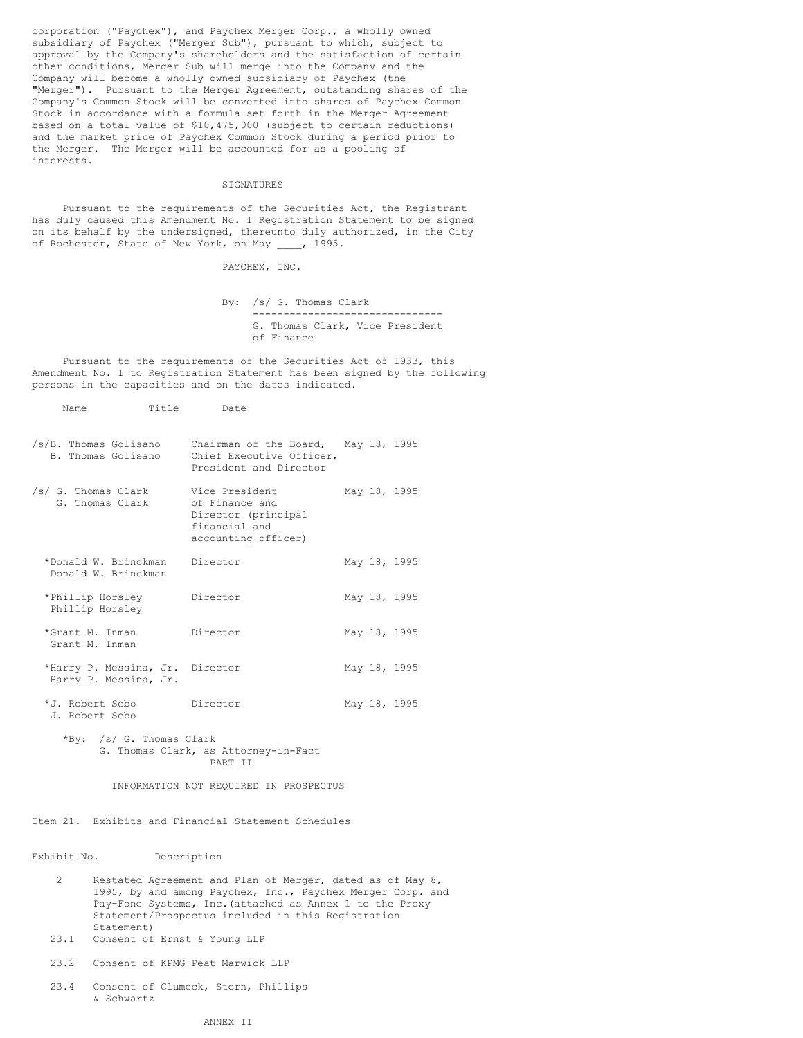corporation ("Paychex"), and Paychex Merger Corp., a wholly owned subsidiary of Paychex ("Merger Sub"), pursuant to which, subject to approval by the Company's shareholders and the satisfaction of certain other conditions, Merger Sub will merge into the Company and the Company will become a wholly owned subsidiary of Paychex (the "Merger"). Pursuant to the Merger Agreement, outstanding shares of the Company's Common Stock will be converted into shares of Paychex Common Stock in accordance with a formula set forth in the Merger Agreement based on a total value of $10,475,000 (subject to certain reductions) and the market price of Paychex Common Stock during a period prior to the Merger. The Merger will be accounted for as a pooling of interests.

## SIGNATURES

Pursuant to the requirements of the Securities Act, the Registrant has duly caused this Amendment No. 1 Registration Statement to be signed on its behalf by the undersigned, thereunto duly authorized, in the City of Rochester, State of New York, on May ____, 1995.

PAYCHEX, INC.

By: /s/ G. Thomas Clark
G. Thomas Clark, Vice President of Finance

Pursuant to the requirements of the Securities Act of 1933, this Amendment No. 1 to Registration Statement has been signed by the following persons in the capacities and on the dates indicated.

| Name | Title | Date |
|---|---|---|
| /s/B. Thomas Golisano<br>B. Thomas Golisano | Chairman of the Board, Chief Executive Officer, President and Director | May 18, 1995 |
| /s/ G. Thomas Clark<br>G. Thomas Clark | Vice President of Finance and Director (principal financial and accounting officer) | May 18, 1995 |
| *Donald W. Brinckman<br>Donald W. Brinckman | Director | May 18, 1995 |
| *Phillip Horsley<br>Phillip Horsley | Director | May 18, 1995 |
| *Grant M. Inman<br>Grant M. Inman | Director | May 18, 1995 |
| *Harry P. Messina, Jr.<br>Harry P. Messina, Jr. | Director | May 18, 1995 |
| *J. Robert Sebo<br>J. Robert Sebo | Director | May 18, 1995 |

*By: /s/ G. Thomas Clark
G. Thomas Clark, as Attorney-in-Fact

## PART II

## INFORMATION NOT REQUIRED IN PROSPECTUS

### Item 21. Exhibits and Financial Statement Schedules

| Exhibit No. | Description |
|---|---|
| 2 | Restated Agreement and Plan of Merger, dated as of May 8, 1995, by and among Paychex, Inc., Paychex Merger Corp. and Pay-Fone Systems, Inc.(attached as Annex 1 to the Proxy Statement/Prospectus included in this Registration Statement) |
| 23.1 | Consent of Ernst & Young LLP |
| 23.2 | Consent of KPMG Peat Marwick LLP |
| 23.4 | Consent of Clumeck, Stern, Phillips & Schwartz |

ANNEX II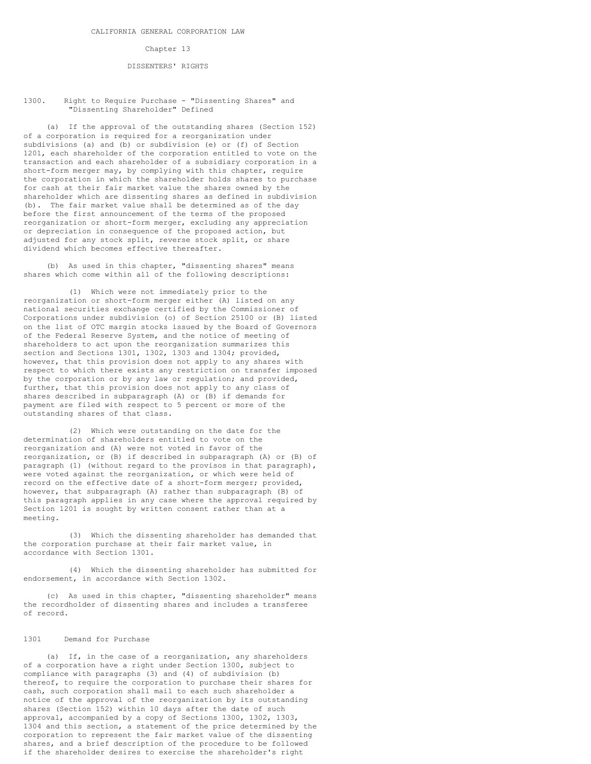CALIFORNIA GENERAL CORPORATION LAW

Chapter 13

DISSENTERS' RIGHTS

## 1300. Right to Require Purchase - "Dissenting Shares" and "Dissenting Shareholder" Defined

(a) If the approval of the outstanding shares (Section 152) of a corporation is required for a reorganization under subdivisions (a) and (b) or subdivision (e) or (f) of Section 1201, each shareholder of the corporation entitled to vote on the transaction and each shareholder of a subsidiary corporation in a short-form merger may, by complying with this chapter, require the corporation in which the shareholder holds shares to purchase for cash at their fair market value the shares owned by the shareholder which are dissenting shares as defined in subdivision (b). The fair market value shall be determined as of the day before the first announcement of the terms of the proposed reorganization or short-form merger, excluding any appreciation or depreciation in consequence of the proposed action, but adjusted for any stock split, reverse stock split, or share dividend which becomes effective thereafter.

(b) As used in this chapter, "dissenting shares" means shares which come within all of the following descriptions:

(1) Which were not immediately prior to the reorganization or short-form merger either (A) listed on any national securities exchange certified by the Commissioner of Corporations under subdivision (o) of Section 25100 or (B) listed on the list of OTC margin stocks issued by the Board of Governors of the Federal Reserve System, and the notice of meeting of shareholders to act upon the reorganization summarizes this section and Sections 1301, 1302, 1303 and 1304; provided, however, that this provision does not apply to any shares with respect to which there exists any restriction on transfer imposed by the corporation or by any law or regulation; and provided, further, that this provision does not apply to any class of shares described in subparagraph (A) or (B) if demands for payment are filed with respect to 5 percent or more of the outstanding shares of that class.

(2) Which were outstanding on the date for the determination of shareholders entitled to vote on the reorganization and (A) were not voted in favor of the reorganization, or (B) if described in subparagraph (A) or (B) of paragraph (1) (without regard to the provisos in that paragraph), were voted against the reorganization, or which were held of record on the effective date of a short-form merger; provided, however, that subparagraph (A) rather than subparagraph (B) of this paragraph applies in any case where the approval required by Section 1201 is sought by written consent rather than at a meeting.

(3) Which the dissenting shareholder has demanded that the corporation purchase at their fair market value, in accordance with Section 1301.

(4) Which the dissenting shareholder has submitted for endorsement, in accordance with Section 1302.

(c) As used in this chapter, "dissenting shareholder" means the recordholder of dissenting shares and includes a transferee of record.

## 1301 Demand for Purchase

(a) If, in the case of a reorganization, any shareholders of a corporation have a right under Section 1300, subject to compliance with paragraphs (3) and (4) of subdivision (b) thereof, to require the corporation to purchase their shares for cash, such corporation shall mail to each such shareholder a notice of the approval of the reorganization by its outstanding shares (Section 152) within 10 days after the date of such approval, accompanied by a copy of Sections 1300, 1302, 1303, 1304 and this section, a statement of the price determined by the corporation to represent the fair market value of the dissenting shares, and a brief description of the procedure to be followed if the shareholder desires to exercise the shareholder's right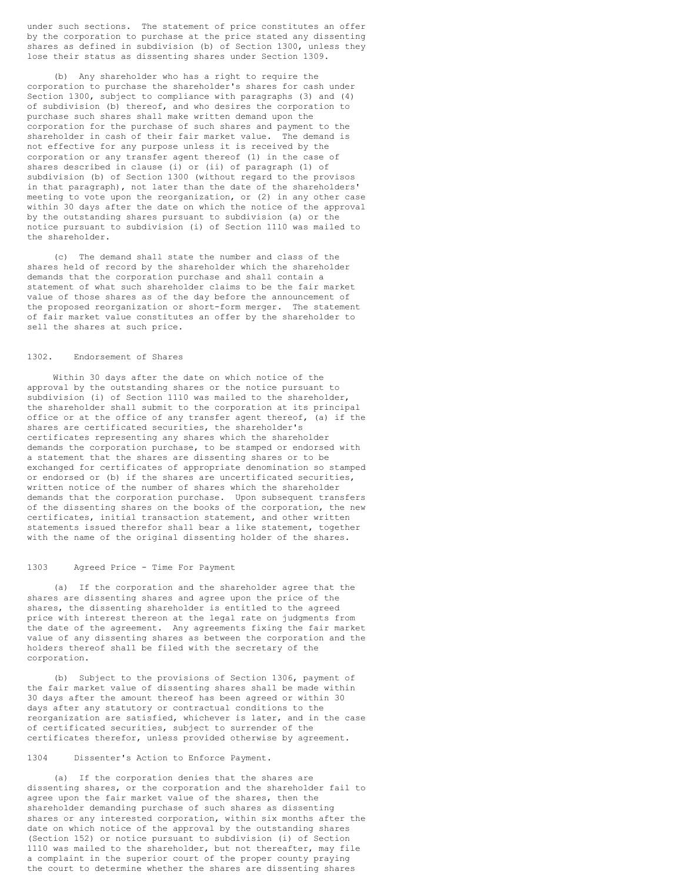under such sections. The statement of price constitutes an offer by the corporation to purchase at the price stated any dissenting shares as defined in subdivision (b) of Section 1300, unless they lose their status as dissenting shares under Section 1309.

(b) Any shareholder who has a right to require the corporation to purchase the shareholder's shares for cash under Section 1300, subject to compliance with paragraphs (3) and (4) of subdivision (b) thereof, and who desires the corporation to purchase such shares shall make written demand upon the corporation for the purchase of such shares and payment to the shareholder in cash of their fair market value. The demand is not effective for any purpose unless it is received by the corporation or any transfer agent thereof (1) in the case of shares described in clause (i) or (ii) of paragraph (1) of subdivision (b) of Section 1300 (without regard to the provisos in that paragraph), not later than the date of the shareholders' meeting to vote upon the reorganization, or (2) in any other case within 30 days after the date on which the notice of the approval by the outstanding shares pursuant to subdivision (a) or the notice pursuant to subdivision (i) of Section 1110 was mailed to the shareholder.

(c) The demand shall state the number and class of the shares held of record by the shareholder which the shareholder demands that the corporation purchase and shall contain a statement of what such shareholder claims to be the fair market value of those shares as of the day before the announcement of the proposed reorganization or short-form merger. The statement of fair market value constitutes an offer by the shareholder to sell the shares at such price.

## 1302. Endorsement of Shares

Within 30 days after the date on which notice of the approval by the outstanding shares or the notice pursuant to subdivision (i) of Section 1110 was mailed to the shareholder, the shareholder shall submit to the corporation at its principal office or at the office of any transfer agent thereof, (a) if the shares are certificated securities, the shareholder's certificates representing any shares which the shareholder demands the corporation purchase, to be stamped or endorsed with a statement that the shares are dissenting shares or to be exchanged for certificates of appropriate denomination so stamped or endorsed or (b) if the shares are uncertificated securities, written notice of the number of shares which the shareholder demands that the corporation purchase. Upon subsequent transfers of the dissenting shares on the books of the corporation, the new certificates, initial transaction statement, and other written statements issued therefor shall bear a like statement, together with the name of the original dissenting holder of the shares.

## 1303 Agreed Price - Time For Payment

(a) If the corporation and the shareholder agree that the shares are dissenting shares and agree upon the price of the shares, the dissenting shareholder is entitled to the agreed price with interest thereon at the legal rate on judgments from the date of the agreement. Any agreements fixing the fair market value of any dissenting shares as between the corporation and the holders thereof shall be filed with the secretary of the corporation.

(b) Subject to the provisions of Section 1306, payment of the fair market value of dissenting shares shall be made within 30 days after the amount thereof has been agreed or within 30 days after any statutory or contractual conditions to the reorganization are satisfied, whichever is later, and in the case of certificated securities, subject to surrender of the certificates therefor, unless provided otherwise by agreement.

## 1304 Dissenter's Action to Enforce Payment.

(a) If the corporation denies that the shares are dissenting shares, or the corporation and the shareholder fail to agree upon the fair market value of the shares, then the shareholder demanding purchase of such shares as dissenting shares or any interested corporation, within six months after the date on which notice of the approval by the outstanding shares (Section 152) or notice pursuant to subdivision (i) of Section 1110 was mailed to the shareholder, but not thereafter, may file a complaint in the superior court of the proper county praying the court to determine whether the shares are dissenting shares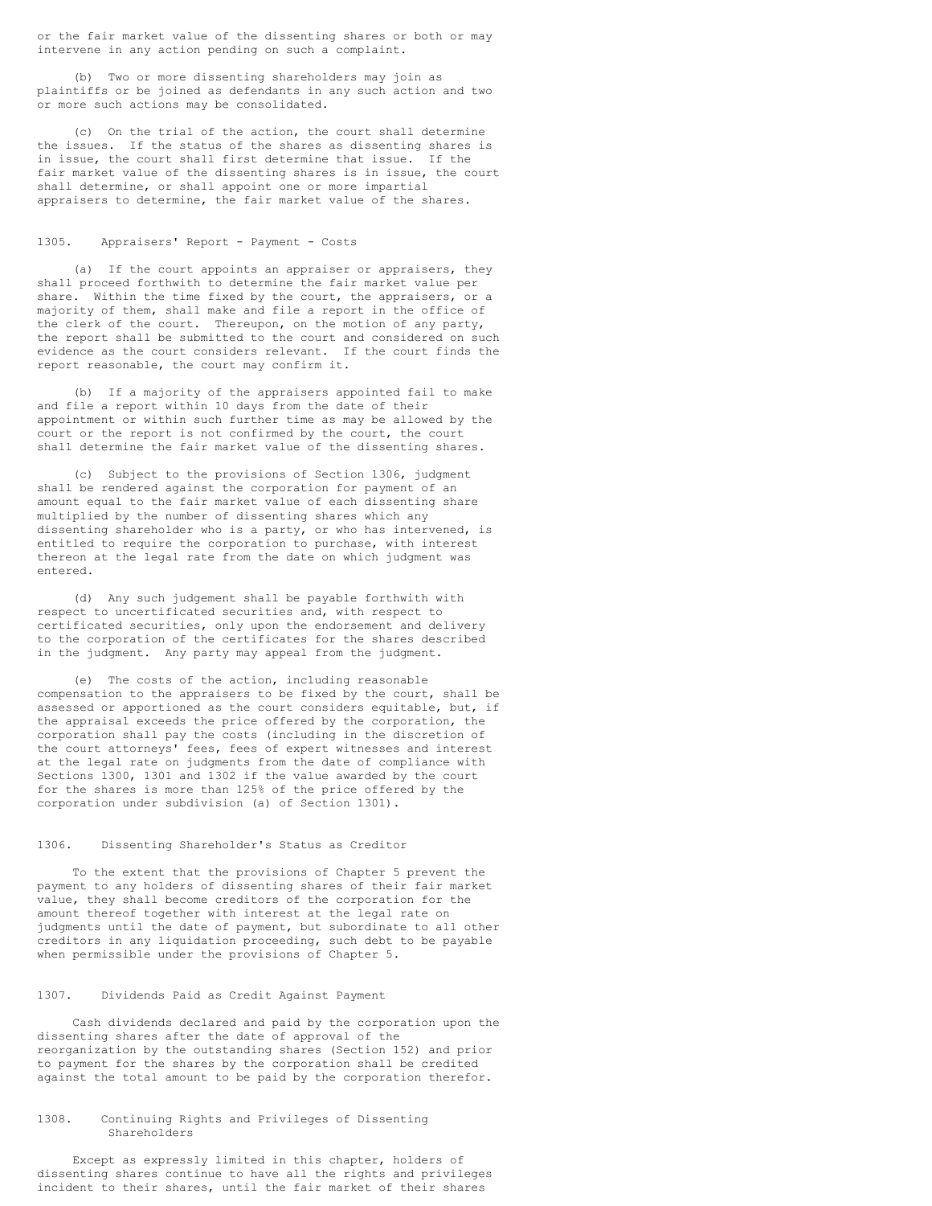or the fair market value of the dissenting shares or both or may intervene in any action pending on such a complaint.

(b) Two or more dissenting shareholders may join as plaintiffs or be joined as defendants in any such action and two or more such actions may be consolidated.

(c) On the trial of the action, the court shall determine the issues. If the status of the shares as dissenting shares is in issue, the court shall first determine that issue. If the fair market value of the dissenting shares is in issue, the court shall determine, or shall appoint one or more impartial appraisers to determine, the fair market value of the shares.

## 1305. Appraisers' Report - Payment - Costs

(a) If the court appoints an appraiser or appraisers, they shall proceed forthwith to determine the fair market value per share. Within the time fixed by the court, the appraisers, or a majority of them, shall make and file a report in the office of the clerk of the court. Thereupon, on the motion of any party, the report shall be submitted to the court and considered on such evidence as the court considers relevant. If the court finds the report reasonable, the court may confirm it.

(b) If a majority of the appraisers appointed fail to make and file a report within 10 days from the date of their appointment or within such further time as may be allowed by the court or the report is not confirmed by the court, the court shall determine the fair market value of the dissenting shares.

(c) Subject to the provisions of Section 1306, judgment shall be rendered against the corporation for payment of an amount equal to the fair market value of each dissenting share multiplied by the number of dissenting shares which any dissenting shareholder who is a party, or who has intervened, is entitled to require the corporation to purchase, with interest thereon at the legal rate from the date on which judgment was entered.

(d) Any such judgement shall be payable forthwith with respect to uncertificated securities and, with respect to certificated securities, only upon the endorsement and delivery to the corporation of the certificates for the shares described in the judgment. Any party may appeal from the judgment.

(e) The costs of the action, including reasonable compensation to the appraisers to be fixed by the court, shall be assessed or apportioned as the court considers equitable, but, if the appraisal exceeds the price offered by the corporation, the corporation shall pay the costs (including in the discretion of the court attorneys' fees, fees of expert witnesses and interest at the legal rate on judgments from the date of compliance with Sections 1300, 1301 and 1302 if the value awarded by the court for the shares is more than 125% of the price offered by the corporation under subdivision (a) of Section 1301).

## 1306. Dissenting Shareholder's Status as Creditor

To the extent that the provisions of Chapter 5 prevent the payment to any holders of dissenting shares of their fair market value, they shall become creditors of the corporation for the amount thereof together with interest at the legal rate on judgments until the date of payment, but subordinate to all other creditors in any liquidation proceeding, such debt to be payable when permissible under the provisions of Chapter 5.

## 1307. Dividends Paid as Credit Against Payment

Cash dividends declared and paid by the corporation upon the dissenting shares after the date of approval of the reorganization by the outstanding shares (Section 152) and prior to payment for the shares by the corporation shall be credited against the total amount to be paid by the corporation therefor.

## 1308. Continuing Rights and Privileges of Dissenting Shareholders

Except as expressly limited in this chapter, holders of dissenting shares continue to have all the rights and privileges incident to their shares, until the fair market of their shares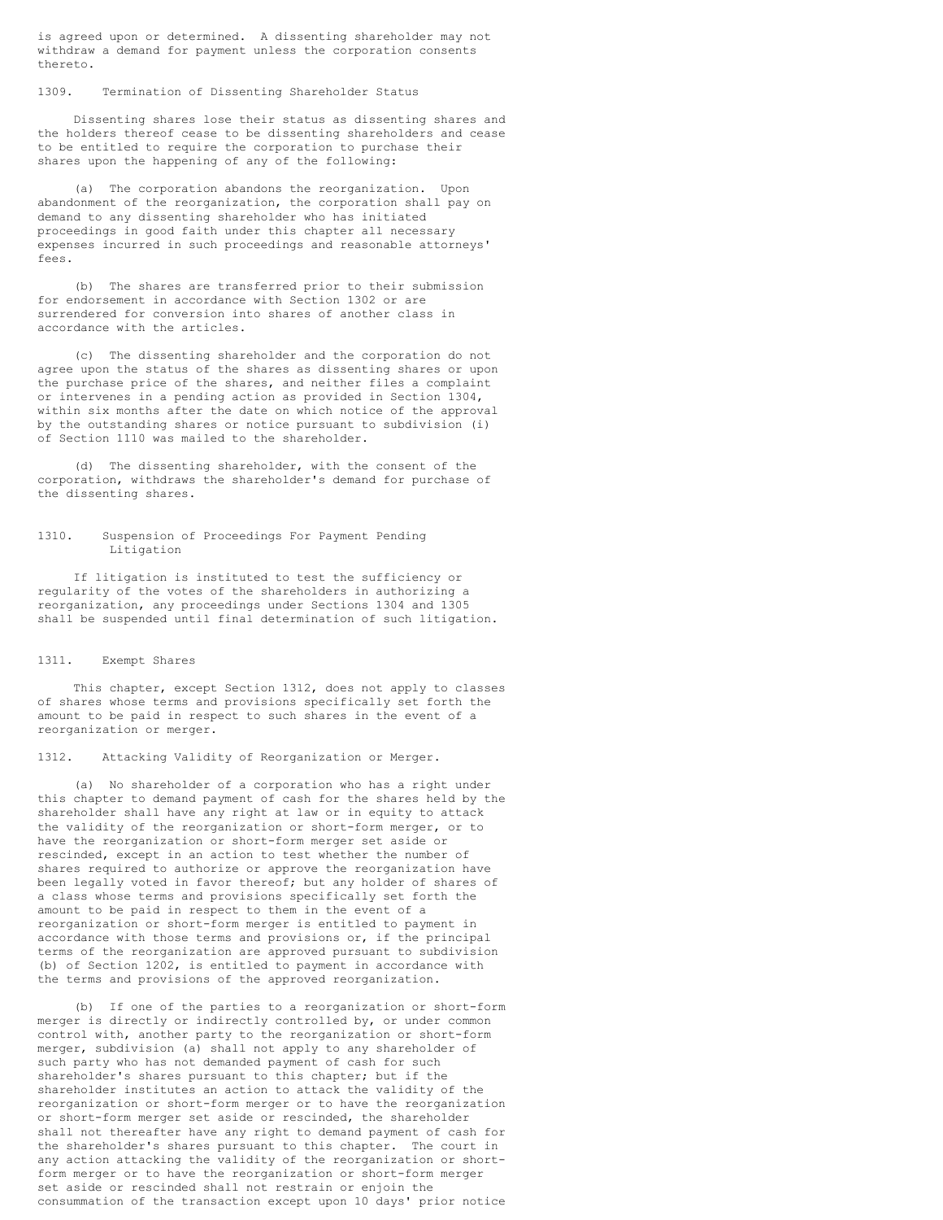is agreed upon or determined. A dissenting shareholder may not withdraw a demand for payment unless the corporation consents thereto.

## 1309. Termination of Dissenting Shareholder Status

Dissenting shares lose their status as dissenting shares and the holders thereof cease to be dissenting shareholders and cease to be entitled to require the corporation to purchase their shares upon the happening of any of the following:

(a) The corporation abandons the reorganization. Upon abandonment of the reorganization, the corporation shall pay on demand to any dissenting shareholder who has initiated proceedings in good faith under this chapter all necessary expenses incurred in such proceedings and reasonable attorneys' fees.

(b) The shares are transferred prior to their submission for endorsement in accordance with Section 1302 or are surrendered for conversion into shares of another class in accordance with the articles.

(c) The dissenting shareholder and the corporation do not agree upon the status of the shares as dissenting shares or upon the purchase price of the shares, and neither files a complaint or intervenes in a pending action as provided in Section 1304, within six months after the date on which notice of the approval by the outstanding shares or notice pursuant to subdivision (i) of Section 1110 was mailed to the shareholder.

(d) The dissenting shareholder, with the consent of the corporation, withdraws the shareholder's demand for purchase of the dissenting shares.

## 1310. Suspension of Proceedings For Payment Pending Litigation

If litigation is instituted to test the sufficiency or regularity of the votes of the shareholders in authorizing a reorganization, any proceedings under Sections 1304 and 1305 shall be suspended until final determination of such litigation.

## 1311. Exempt Shares

This chapter, except Section 1312, does not apply to classes of shares whose terms and provisions specifically set forth the amount to be paid in respect to such shares in the event of a reorganization or merger.

## 1312. Attacking Validity of Reorganization or Merger.

(a) No shareholder of a corporation who has a right under this chapter to demand payment of cash for the shares held by the shareholder shall have any right at law or in equity to attack the validity of the reorganization or short-form merger, or to have the reorganization or short-form merger set aside or rescinded, except in an action to test whether the number of shares required to authorize or approve the reorganization have been legally voted in favor thereof; but any holder of shares of a class whose terms and provisions specifically set forth the amount to be paid in respect to them in the event of a reorganization or short-form merger is entitled to payment in accordance with those terms and provisions or, if the principal terms of the reorganization are approved pursuant to subdivision (b) of Section 1202, is entitled to payment in accordance with the terms and provisions of the approved reorganization.

(b) If one of the parties to a reorganization or short-form merger is directly or indirectly controlled by, or under common control with, another party to the reorganization or short-form merger, subdivision (a) shall not apply to any shareholder of such party who has not demanded payment of cash for such shareholder's shares pursuant to this chapter; but if the shareholder institutes an action to attack the validity of the reorganization or short-form merger or to have the reorganization or short-form merger set aside or rescinded, the shareholder shall not thereafter have any right to demand payment of cash for the shareholder's shares pursuant to this chapter. The court in any action attacking the validity of the reorganization or short-form merger or to have the reorganization or short-form merger set aside or rescinded shall not restrain or enjoin the consummation of the transaction except upon 10 days' prior notice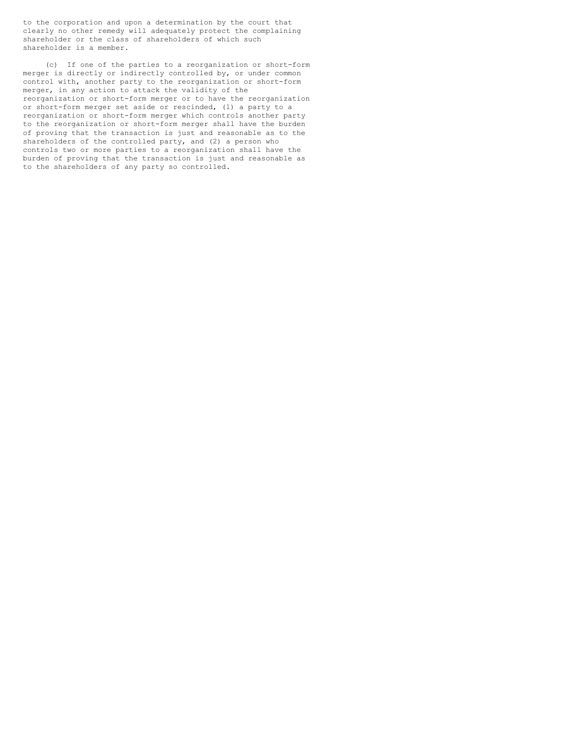to the corporation and upon a determination by the court that clearly no other remedy will adequately protect the complaining shareholder or the class of shareholders of which such shareholder is a member.

(c) If one of the parties to a reorganization or short-form merger is directly or indirectly controlled by, or under common control with, another party to the reorganization or short-form merger, in any action to attack the validity of the reorganization or short-form merger or to have the reorganization or short-form merger set aside or rescinded, (1) a party to a reorganization or short-form merger which controls another party to the reorganization or short-form merger shall have the burden of proving that the transaction is just and reasonable as to the shareholders of the controlled party, and (2) a person who controls two or more parties to a reorganization shall have the burden of proving that the transaction is just and reasonable as to the shareholders of any party so controlled.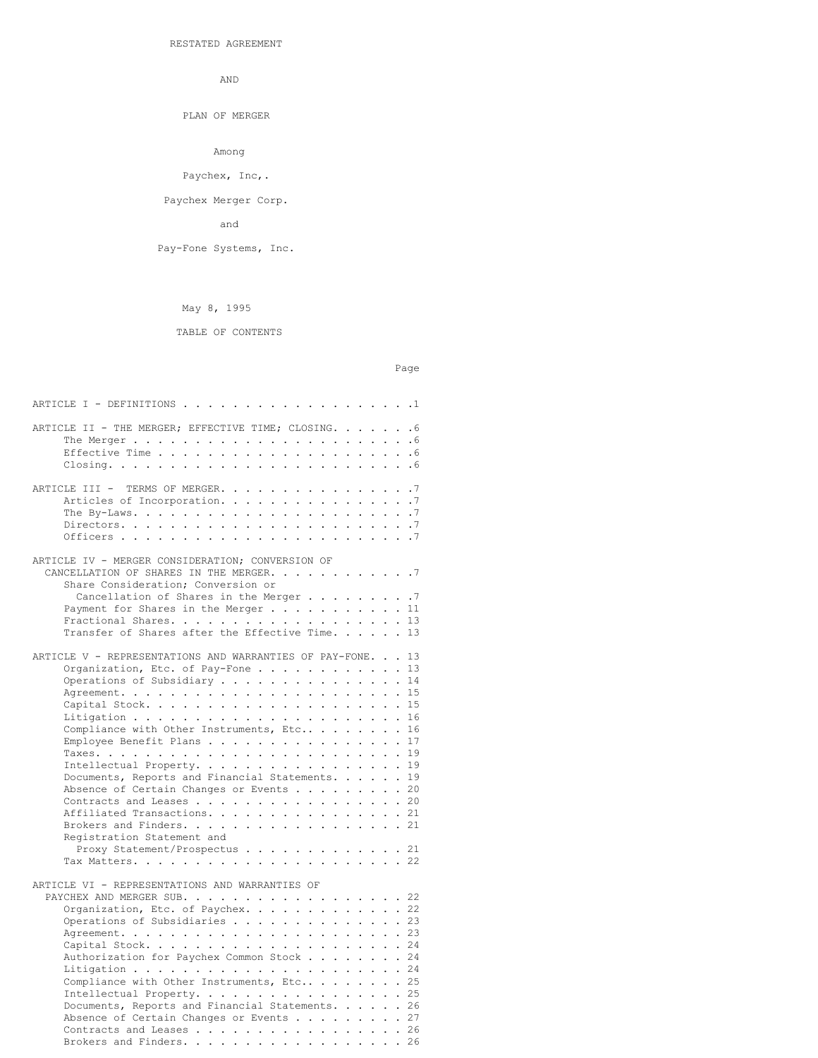RESTATED AGREEMENT

AND

PLAN OF MERGER

Among

Paychex, Inc,.

Paychex Merger Corp.

and

Pay-Fone Systems, Inc.

May 8, 1995

TABLE OF CONTENTS

| | Page |
|---|---|
| ARTICLE I - DEFINITIONS | 1 |
| ARTICLE II - THE MERGER; EFFECTIVE TIME; CLOSING | 6 |
| The Merger | 6 |
| Effective Time | 6 |
| Closing | 6 |
| ARTICLE III - TERMS OF MERGER | 7 |
| Articles of Incorporation | 7 |
| The By-Laws | 7 |
| Directors | 7 |
| Officers | 7 |
| ARTICLE IV - MERGER CONSIDERATION; CONVERSION OF CANCELLATION OF SHARES IN THE MERGER | 7 |
| Share Consideration; Conversion or Cancellation of Shares in the Merger | 7 |
| Payment for Shares in the Merger | 11 |
| Fractional Shares | 13 |
| Transfer of Shares after the Effective Time | 13 |
| ARTICLE V - REPRESENTATIONS AND WARRANTIES OF PAY-FONE | 13 |
| Organization, Etc. of Pay-Fone | 13 |
| Operations of Subsidiary | 14 |
| Agreement | 15 |
| Capital Stock | 15 |
| Litigation | 16 |
| Compliance with Other Instruments, Etc. | 16 |
| Employee Benefit Plans | 17 |
| Taxes | 19 |
| Intellectual Property | 19 |
| Documents, Reports and Financial Statements | 19 |
| Absence of Certain Changes or Events | 20 |
| Contracts and Leases | 20 |
| Affiliated Transactions | 21 |
| Brokers and Finders | 21 |
| Registration Statement and Proxy Statement/Prospectus | 21 |
| Tax Matters | 22 |
| ARTICLE VI - REPRESENTATIONS AND WARRANTIES OF PAYCHEX AND MERGER SUB | 22 |
| Organization, Etc. of Paychex | 22 |
| Operations of Subsidiaries | 23 |
| Agreement | 23 |
| Capital Stock | 24 |
| Authorization for Paychex Common Stock | 24 |
| Litigation | 24 |
| Compliance with Other Instruments, Etc. | 25 |
| Intellectual Property | 25 |
| Documents, Reports and Financial Statements | 26 |
| Absence of Certain Changes or Events | 27 |
| Contracts and Leases | 26 |
| Brokers and Finders | 26 |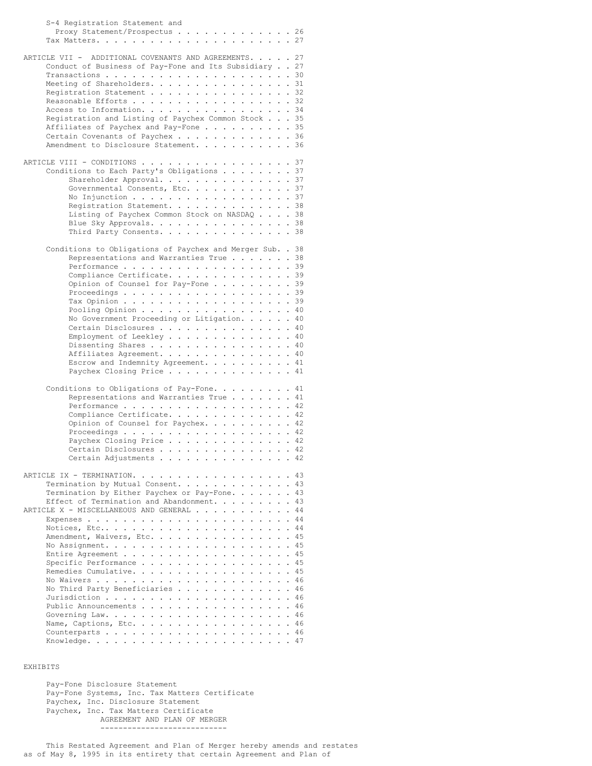S-4 Registration Statement and
 Proxy Statement/Prospectus . . . . . . . . . . . . . 26
Tax Matters. . . . . . . . . . . . . . . . . . . . . . 27

ARTICLE VII - ADDITIONAL COVENANTS AND AGREEMENTS. . . . . 27
- Conduct of Business of Pay-Fone and Its Subsidiary . . 27
- Transactions . . . . . . . . . . . . . . . . . . . . 30
- Meeting of Shareholders. . . . . . . . . . . . . . . . 31
- Registration Statement . . . . . . . . . . . . . . . 32
- Reasonable Efforts . . . . . . . . . . . . . . . . . 32
- Access to Information. . . . . . . . . . . . . . . . 34
- Registration and Listing of Paychex Common Stock . . . 35
- Affiliates of Paychex and Pay-Fone . . . . . . . . . . 35
- Certain Covenants of Paychex . . . . . . . . . . . . 36
- Amendment to Disclosure Statement. . . . . . . . . . . 36

ARTICLE VIII - CONDITIONS . . . . . . . . . . . . . . . . 37
- Conditions to Each Party's Obligations . . . . . . . . 37
  - Shareholder Approval. . . . . . . . . . . . . . 37
  - Governmental Consents, Etc. . . . . . . . . . . . 37
  - No Injunction . . . . . . . . . . . . . . . . . 37
  - Registration Statement. . . . . . . . . . . . . 38
  - Listing of Paychex Common Stock on NASDAQ . . . . 38
  - Blue Sky Approvals. . . . . . . . . . . . . . . 38
  - Third Party Consents. . . . . . . . . . . . . . 38

- Conditions to Obligations of Paychex and Merger Sub. . 38
  - Representations and Warranties True . . . . . . . 38
  - Performance . . . . . . . . . . . . . . . . . . 39
  - Compliance Certificate. . . . . . . . . . . . . 39
  - Opinion of Counsel for Pay-Fone . . . . . . . . . 39
  - Proceedings . . . . . . . . . . . . . . . . . . 39
  - Tax Opinion . . . . . . . . . . . . . . . . . . 39
  - Pooling Opinion . . . . . . . . . . . . . . . . 40
  - No Government Proceeding or Litigation. . . . . . 40
  - Certain Disclosures . . . . . . . . . . . . . . 40
  - Employment of Leekley . . . . . . . . . . . . . 40
  - Dissenting Shares . . . . . . . . . . . . . . . 40
  - Affiliates Agreement. . . . . . . . . . . . . . 40
  - Escrow and Indemnity Agreement. . . . . . . . . . 41
  - Paychex Closing Price . . . . . . . . . . . . . 41

- Conditions to Obligations of Pay-Fone. . . . . . . . . 41
  - Representations and Warranties True . . . . . . . 41
  - Performance . . . . . . . . . . . . . . . . . . 42
  - Compliance Certificate. . . . . . . . . . . . . 42
  - Opinion of Counsel for Paychex. . . . . . . . . . 42
  - Proceedings . . . . . . . . . . . . . . . . . . 42
  - Paychex Closing Price . . . . . . . . . . . . . 42
  - Certain Disclosures . . . . . . . . . . . . . . 42
  - Certain Adjustments . . . . . . . . . . . . . . 42

ARTICLE IX - TERMINATION. . . . . . . . . . . . . . . . . 43
- Termination by Mutual Consent. . . . . . . . . . . . 43
- Termination by Either Paychex or Pay-Fone. . . . . . . 43
- Effect of Termination and Abandonment. . . . . . . . . 43

ARTICLE X - MISCELLANEOUS AND GENERAL . . . . . . . . . . 44
- Expenses . . . . . . . . . . . . . . . . . . . . . . 44
- Notices, Etc.. . . . . . . . . . . . . . . . . . . . 44
- Amendment, Waivers, Etc. . . . . . . . . . . . . . . 45
- No Assignment. . . . . . . . . . . . . . . . . . . . 45
- Entire Agreement . . . . . . . . . . . . . . . . . . 45
- Specific Performance . . . . . . . . . . . . . . . . 45
- Remedies Cumulative. . . . . . . . . . . . . . . . . 45
- No Waivers . . . . . . . . . . . . . . . . . . . . . 46
- No Third Party Beneficiaries . . . . . . . . . . . . 46
- Jurisdiction . . . . . . . . . . . . . . . . . . . . 46
- Public Announcements . . . . . . . . . . . . . . . . 46
- Governing Law. . . . . . . . . . . . . . . . . . . . 46
- Name, Captions, Etc. . . . . . . . . . . . . . . . . 46
- Counterparts . . . . . . . . . . . . . . . . . . . . 46
- Knowledge. . . . . . . . . . . . . . . . . . . . . . 47

EXHIBITS

- Pay-Fone Disclosure Statement
- Pay-Fone Systems, Inc. Tax Matters Certificate
- Paychex, Inc. Disclosure Statement
- Paychex, Inc. Tax Matters Certificate

## AGREEMENT AND PLAN OF MERGER

This Restated Agreement and Plan of Merger hereby amends and restates as of May 8, 1995 in its entirety that certain Agreement and Plan of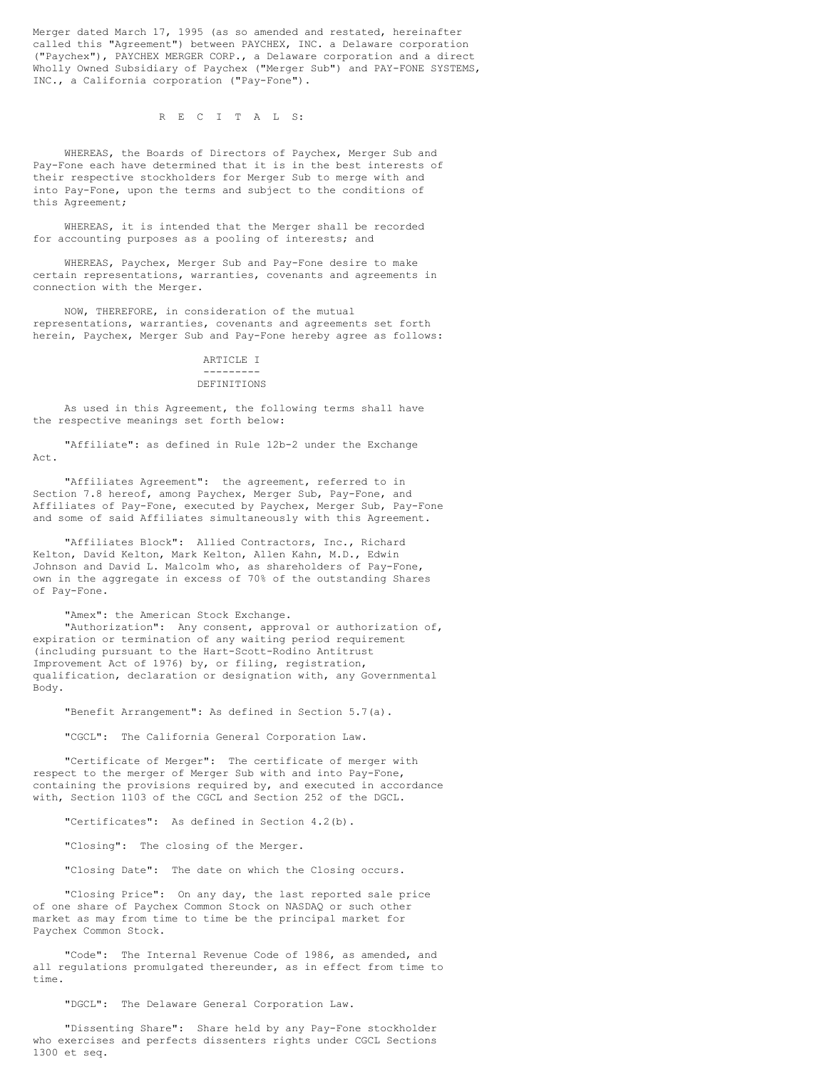Merger dated March 17, 1995 (as so amended and restated, hereinafter called this "Agreement") between PAYCHEX, INC. a Delaware corporation ("Paychex"), PAYCHEX MERGER CORP., a Delaware corporation and a direct Wholly Owned Subsidiary of Paychex ("Merger Sub") and PAY-FONE SYSTEMS, INC., a California corporation ("Pay-Fone").

## R E C I T A L S:

WHEREAS, the Boards of Directors of Paychex, Merger Sub and Pay-Fone each have determined that it is in the best interests of their respective stockholders for Merger Sub to merge with and into Pay-Fone, upon the terms and subject to the conditions of this Agreement;

WHEREAS, it is intended that the Merger shall be recorded for accounting purposes as a pooling of interests; and

WHEREAS, Paychex, Merger Sub and Pay-Fone desire to make certain representations, warranties, covenants and agreements in connection with the Merger.

NOW, THEREFORE, in consideration of the mutual representations, warranties, covenants and agreements set forth herein, Paychex, Merger Sub and Pay-Fone hereby agree as follows:

## ARTICLE I

## DEFINITIONS

As used in this Agreement, the following terms shall have the respective meanings set forth below:

"Affiliate": as defined in Rule 12b-2 under the Exchange Act.

"Affiliates Agreement": the agreement, referred to in Section 7.8 hereof, among Paychex, Merger Sub, Pay-Fone, and Affiliates of Pay-Fone, executed by Paychex, Merger Sub, Pay-Fone and some of said Affiliates simultaneously with this Agreement.

"Affiliates Block": Allied Contractors, Inc., Richard Kelton, David Kelton, Mark Kelton, Allen Kahn, M.D., Edwin Johnson and David L. Malcolm who, as shareholders of Pay-Fone, own in the aggregate in excess of 70% of the outstanding Shares of Pay-Fone.

"Amex": the American Stock Exchange.

"Authorization": Any consent, approval or authorization of, expiration or termination of any waiting period requirement (including pursuant to the Hart-Scott-Rodino Antitrust Improvement Act of 1976) by, or filing, registration, qualification, declaration or designation with, any Governmental Body.

"Benefit Arrangement": As defined in Section 5.7(a).

"CGCL": The California General Corporation Law.

"Certificate of Merger": The certificate of merger with respect to the merger of Merger Sub with and into Pay-Fone, containing the provisions required by, and executed in accordance with, Section 1103 of the CGCL and Section 252 of the DGCL.

"Certificates": As defined in Section 4.2(b).

"Closing": The closing of the Merger.

"Closing Date": The date on which the Closing occurs.

"Closing Price": On any day, the last reported sale price of one share of Paychex Common Stock on NASDAQ or such other market as may from time to time be the principal market for Paychex Common Stock.

"Code": The Internal Revenue Code of 1986, as amended, and all regulations promulgated thereunder, as in effect from time to time.

"DGCL": The Delaware General Corporation Law.

"Dissenting Share": Share held by any Pay-Fone stockholder who exercises and perfects dissenters rights under CGCL Sections 1300 et seq.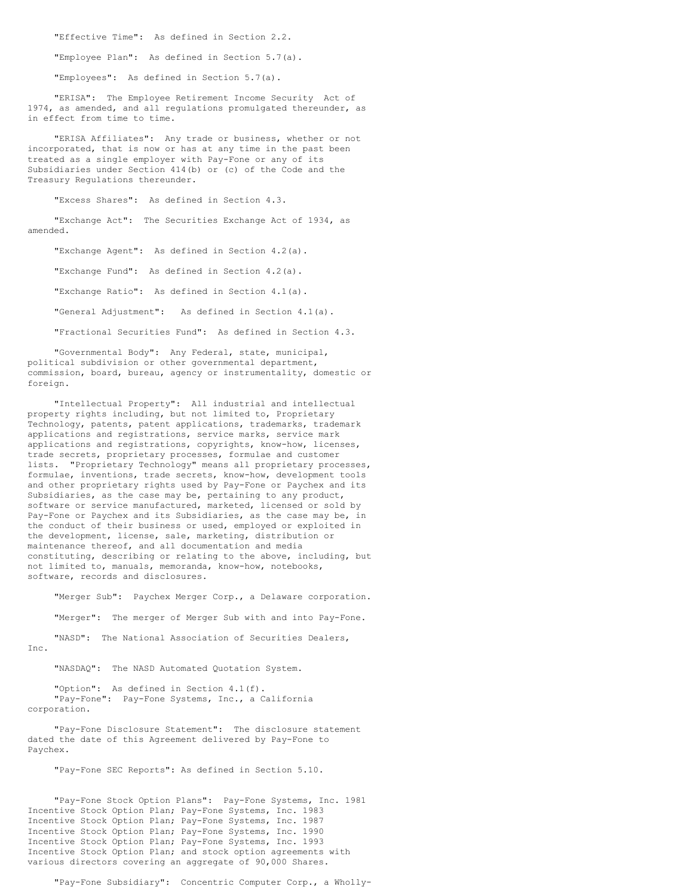"Effective Time": As defined in Section 2.2.

"Employee Plan": As defined in Section 5.7(a).

"Employees": As defined in Section 5.7(a).

"ERISA": The Employee Retirement Income Security Act of 1974, as amended, and all regulations promulgated thereunder, as in effect from time to time.

"ERISA Affiliates": Any trade or business, whether or not incorporated, that is now or has at any time in the past been treated as a single employer with Pay-Fone or any of its Subsidiaries under Section 414(b) or (c) of the Code and the Treasury Regulations thereunder.

"Excess Shares": As defined in Section 4.3.

"Exchange Act": The Securities Exchange Act of 1934, as amended.

"Exchange Agent": As defined in Section 4.2(a).

"Exchange Fund": As defined in Section 4.2(a).

"Exchange Ratio": As defined in Section 4.1(a).

"General Adjustment": As defined in Section 4.1(a).

"Fractional Securities Fund": As defined in Section 4.3.

"Governmental Body": Any Federal, state, municipal, political subdivision or other governmental department, commission, board, bureau, agency or instrumentality, domestic or foreign.

"Intellectual Property": All industrial and intellectual property rights including, but not limited to, Proprietary Technology, patents, patent applications, trademarks, trademark applications and registrations, service marks, service mark applications and registrations, copyrights, know-how, licenses, trade secrets, proprietary processes, formulae and customer lists. "Proprietary Technology" means all proprietary processes, formulae, inventions, trade secrets, know-how, development tools and other proprietary rights used by Pay-Fone or Paychex and its Subsidiaries, as the case may be, pertaining to any product, software or service manufactured, marketed, licensed or sold by Pay-Fone or Paychex and its Subsidiaries, as the case may be, in the conduct of their business or used, employed or exploited in the development, license, sale, marketing, distribution or maintenance thereof, and all documentation and media constituting, describing or relating to the above, including, but not limited to, manuals, memoranda, know-how, notebooks, software, records and disclosures.

"Merger Sub": Paychex Merger Corp., a Delaware corporation.

"Merger": The merger of Merger Sub with and into Pay-Fone.

"NASD": The National Association of Securities Dealers, Inc.

"NASDAQ": The NASD Automated Quotation System.

"Option": As defined in Section 4.1(f).

"Pay-Fone": Pay-Fone Systems, Inc., a California corporation.

"Pay-Fone Disclosure Statement": The disclosure statement dated the date of this Agreement delivered by Pay-Fone to Paychex.

"Pay-Fone SEC Reports": As defined in Section 5.10.

"Pay-Fone Stock Option Plans": Pay-Fone Systems, Inc. 1981 Incentive Stock Option Plan; Pay-Fone Systems, Inc. 1983 Incentive Stock Option Plan; Pay-Fone Systems, Inc. 1987 Incentive Stock Option Plan; Pay-Fone Systems, Inc. 1990 Incentive Stock Option Plan; Pay-Fone Systems, Inc. 1993 Incentive Stock Option Plan; and stock option agreements with various directors covering an aggregate of 90,000 Shares.

"Pay-Fone Subsidiary": Concentric Computer Corp., a Wholly-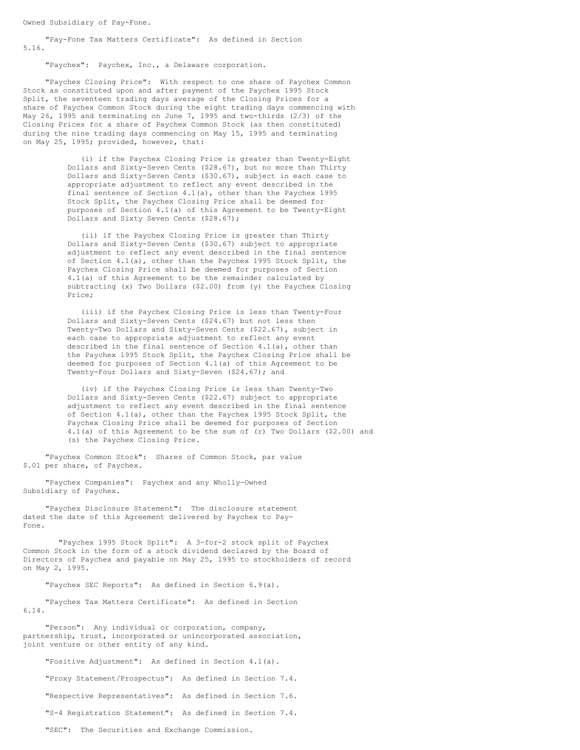Owned Subsidiary of Pay-Fone.

"Pay-Fone Tax Matters Certificate": As defined in Section 5.16.

"Paychex": Paychex, Inc., a Delaware corporation.

"Paychex Closing Price": With respect to one share of Paychex Common Stock as constituted upon and after payment of the Paychex 1995 Stock Split, the seventeen trading days average of the Closing Prices for a share of Paychex Common Stock during the eight trading days commencing with May 26, 1995 and terminating on June 7, 1995 and two-thirds (2/3) of the Closing Prices for a share of Paychex Common Stock (as then constituted) during the nine trading days commencing on May 15, 1995 and terminating on May 25, 1995; provided, however, that:

(i) if the Paychex Closing Price is greater than Twenty-Eight Dollars and Sixty-Seven Cents ($28.67), but no more than Thirty Dollars and Sixty-Seven Cents ($30.67), subject in each case to appropriate adjustment to reflect any event described in the final sentence of Section 4.1(a), other than the Paychex 1995 Stock Split, the Paychex Closing Price shall be deemed for purposes of Section 4.1(a) of this Agreement to be Twenty-Eight Dollars and Sixty Seven Cents ($28.67);

(ii) if the Paychex Closing Price is greater than Thirty Dollars and Sixty-Seven Cents ($30.67) subject to appropriate adjustment to reflect any event described in the final sentence of Section 4.1(a), other than the Paychex 1995 Stock Split, the Paychex Closing Price shall be deemed for purposes of Section 4.1(a) of this Agreement to be the remainder calculated by subtracting (x) Two Dollars ($2.00) from (y) the Paychex Closing Price;

(iii) if the Paychex Closing Price is less than Twenty-Four Dollars and Sixty-Seven Cents ($24.67) but not less then Twenty-Two Dollars and Sixty-Seven Cents ($22.67), subject in each case to appropriate adjustment to reflect any event described in the final sentence of Section 4.1(a), other than the Paychex 1995 Stock Split, the Paychex Closing Price shall be deemed for purposes of Section 4.1(a) of this Agreement to be Twenty-Four Dollars and Sixty-Seven ($24.67); and

(iv) if the Paychex Closing Price is less than Twenty-Two Dollars and Sixty-Seven Cents ($22.67) subject to appropriate adjustment to reflect any event described in the final sentence of Section 4.1(a), other than the Paychex 1995 Stock Split, the Paychex Closing Price shall be deemed for purposes of Section 4.1(a) of this Agreement to be the sum of (r) Two Dollars ($2.00) and (s) the Paychex Closing Price.

"Paychex Common Stock": Shares of Common Stock, par value $.01 per share, of Paychex.

"Paychex Companies": Paychex and any Wholly-Owned Subsidiary of Paychex.

"Paychex Disclosure Statement": The disclosure statement dated the date of this Agreement delivered by Paychex to Pay-Fone.

"Paychex 1995 Stock Split": A 3-for-2 stock split of Paychex Common Stock in the form of a stock dividend declared by the Board of Directors of Paychex and payable on May 25, 1995 to stockholders of record on May 2, 1995.

"Paychex SEC Reports": As defined in Section 6.9(a).

"Paychex Tax Matters Certificate": As defined in Section 6.14.

"Person": Any individual or corporation, company, partnership, trust, incorporated or unincorporated association, joint venture or other entity of any kind.

"Positive Adjustment": As defined in Section 4.1(a).

"Proxy Statement/Prospectus": As defined in Section 7.4.

"Respective Representatives": As defined in Section 7.6.

"S-4 Registration Statement": As defined in Section 7.4.

"SEC": The Securities and Exchange Commission.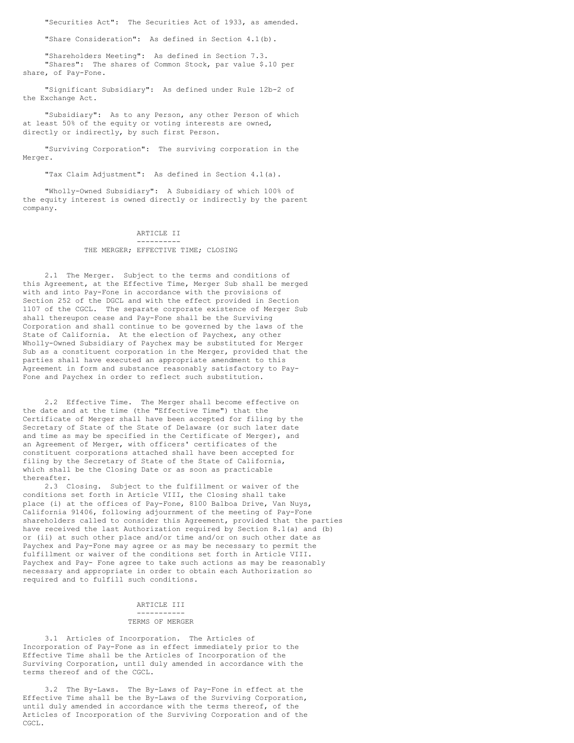"Securities Act": The Securities Act of 1933, as amended.

"Share Consideration": As defined in Section 4.1(b).

"Shareholders Meeting": As defined in Section 7.3.

"Shares": The shares of Common Stock, par value $.10 per share, of Pay-Fone.

"Significant Subsidiary": As defined under Rule 12b-2 of the Exchange Act.

"Subsidiary": As to any Person, any other Person of which at least 50% of the equity or voting interests are owned, directly or indirectly, by such first Person.

"Surviving Corporation": The surviving corporation in the Merger.

"Tax Claim Adjustment": As defined in Section 4.1(a).

"Wholly-Owned Subsidiary": A Subsidiary of which 100% of the equity interest is owned directly or indirectly by the parent company.

## ARTICLE II

## THE MERGER; EFFECTIVE TIME; CLOSING

2.1 The Merger. Subject to the terms and conditions of this Agreement, at the Effective Time, Merger Sub shall be merged with and into Pay-Fone in accordance with the provisions of Section 252 of the DGCL and with the effect provided in Section 1107 of the CGCL. The separate corporate existence of Merger Sub shall thereupon cease and Pay-Fone shall be the Surviving Corporation and shall continue to be governed by the laws of the State of California. At the election of Paychex, any other Wholly-Owned Subsidiary of Paychex may be substituted for Merger Sub as a constituent corporation in the Merger, provided that the parties shall have executed an appropriate amendment to this Agreement in form and substance reasonably satisfactory to Pay-Fone and Paychex in order to reflect such substitution.

2.2 Effective Time. The Merger shall become effective on the date and at the time (the "Effective Time") that the Certificate of Merger shall have been accepted for filing by the Secretary of State of the State of Delaware (or such later date and time as may be specified in the Certificate of Merger), and an Agreement of Merger, with officers' certificates of the constituent corporations attached shall have been accepted for filing by the Secretary of State of the State of California, which shall be the Closing Date or as soon as practicable thereafter.

2.3 Closing. Subject to the fulfillment or waiver of the conditions set forth in Article VIII, the Closing shall take place (i) at the offices of Pay-Fone, 8100 Balboa Drive, Van Nuys, California 91406, following adjournment of the meeting of Pay-Fone shareholders called to consider this Agreement, provided that the parties have received the last Authorization required by Section 8.1(a) and (b) or (ii) at such other place and/or time and/or on such other date as Paychex and Pay-Fone may agree or as may be necessary to permit the fulfillment or waiver of the conditions set forth in Article VIII. Paychex and Pay- Fone agree to take such actions as may be reasonably necessary and appropriate in order to obtain each Authorization so required and to fulfill such conditions.

## ARTICLE III

## TERMS OF MERGER

3.1 Articles of Incorporation. The Articles of Incorporation of Pay-Fone as in effect immediately prior to the Effective Time shall be the Articles of Incorporation of the Surviving Corporation, until duly amended in accordance with the terms thereof and of the CGCL.

3.2 The By-Laws. The By-Laws of Pay-Fone in effect at the Effective Time shall be the By-Laws of the Surviving Corporation, until duly amended in accordance with the terms thereof, of the Articles of Incorporation of the Surviving Corporation and of the CGCL.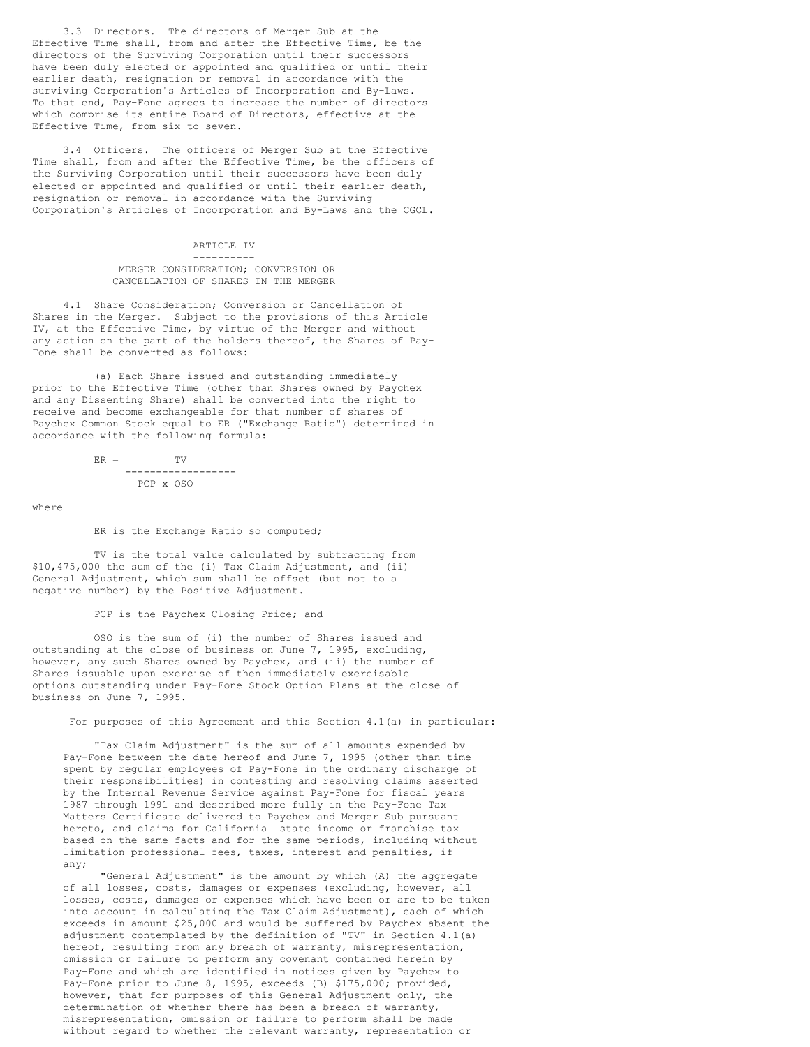3.3 Directors. The directors of Merger Sub at the Effective Time shall, from and after the Effective Time, be the directors of the Surviving Corporation until their successors have been duly elected or appointed and qualified or until their earlier death, resignation or removal in accordance with the surviving Corporation's Articles of Incorporation and By-Laws. To that end, Pay-Fone agrees to increase the number of directors which comprise its entire Board of Directors, effective at the Effective Time, from six to seven.

3.4 Officers. The officers of Merger Sub at the Effective Time shall, from and after the Effective Time, be the officers of the Surviving Corporation until their successors have been duly elected or appointed and qualified or until their earlier death, resignation or removal in accordance with the Surviving Corporation's Articles of Incorporation and By-Laws and the CGCL.

## ARTICLE IV

## MERGER CONSIDERATION; CONVERSION OR CANCELLATION OF SHARES IN THE MERGER

4.1 Share Consideration; Conversion or Cancellation of Shares in the Merger. Subject to the provisions of this Article IV, at the Effective Time, by virtue of the Merger and without any action on the part of the holders thereof, the Shares of Pay-Fone shall be converted as follows:

(a) Each Share issued and outstanding immediately prior to the Effective Time (other than Shares owned by Paychex and any Dissenting Share) shall be converted into the right to receive and become exchangeable for that number of shares of Paychex Common Stock equal to ER ("Exchange Ratio") determined in accordance with the following formula:

$$ER = \frac{TV}{PCP \times OSO}$$

where

ER is the Exchange Ratio so computed;

TV is the total value calculated by subtracting from \$10,475,000 the sum of the (i) Tax Claim Adjustment, and (ii) General Adjustment, which sum shall be offset (but not to a negative number) by the Positive Adjustment.

PCP is the Paychex Closing Price; and

OSO is the sum of (i) the number of Shares issued and outstanding at the close of business on June 7, 1995, excluding, however, any such Shares owned by Paychex, and (ii) the number of Shares issuable upon exercise of then immediately exercisable options outstanding under Pay-Fone Stock Option Plans at the close of business on June 7, 1995.

For purposes of this Agreement and this Section 4.1(a) in particular:

"Tax Claim Adjustment" is the sum of all amounts expended by Pay-Fone between the date hereof and June 7, 1995 (other than time spent by regular employees of Pay-Fone in the ordinary discharge of their responsibilities) in contesting and resolving claims asserted by the Internal Revenue Service against Pay-Fone for fiscal years 1987 through 1991 and described more fully in the Pay-Fone Tax Matters Certificate delivered to Paychex and Merger Sub pursuant hereto, and claims for California state income or franchise tax based on the same facts and for the same periods, including without limitation professional fees, taxes, interest and penalties, if any;

"General Adjustment" is the amount by which (A) the aggregate of all losses, costs, damages or expenses (excluding, however, all losses, costs, damages or expenses which have been or are to be taken into account in calculating the Tax Claim Adjustment), each of which exceeds in amount \$25,000 and would be suffered by Paychex absent the adjustment contemplated by the definition of "TV" in Section 4.1(a) hereof, resulting from any breach of warranty, misrepresentation, omission or failure to perform any covenant contained herein by Pay-Fone and which are identified in notices given by Paychex to Pay-Fone prior to June 8, 1995, exceeds (B) \$175,000; provided, however, that for purposes of this General Adjustment only, the determination of whether there has been a breach of warranty, misrepresentation, omission or failure to perform shall be made without regard to whether the relevant warranty, representation or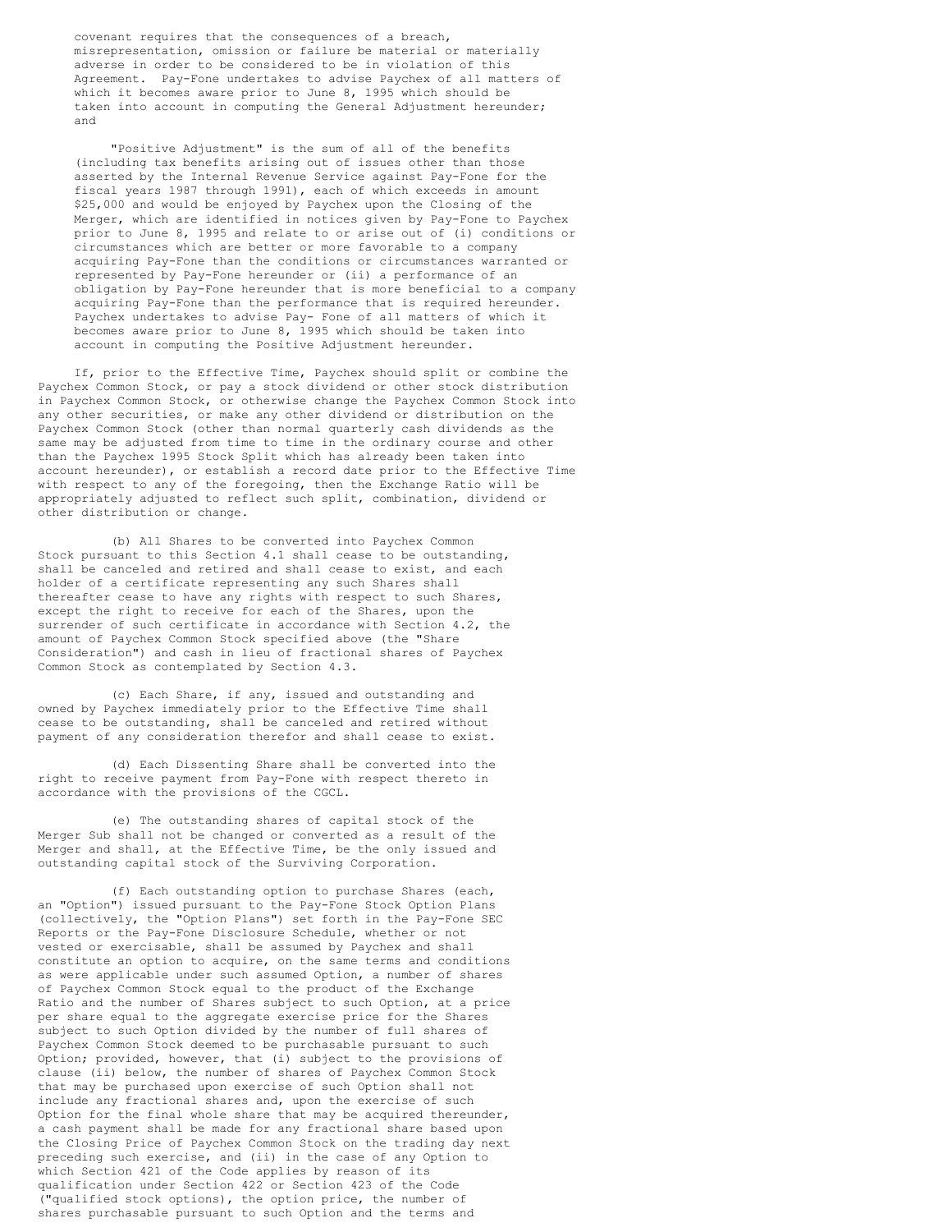covenant requires that the consequences of a breach, misrepresentation, omission or failure be material or materially adverse in order to be considered to be in violation of this Agreement. Pay-Fone undertakes to advise Paychex of all matters of which it becomes aware prior to June 8, 1995 which should be taken into account in computing the General Adjustment hereunder; and

"Positive Adjustment" is the sum of all of the benefits (including tax benefits arising out of issues other than those asserted by the Internal Revenue Service against Pay-Fone for the fiscal years 1987 through 1991), each of which exceeds in amount $25,000 and would be enjoyed by Paychex upon the Closing of the Merger, which are identified in notices given by Pay-Fone to Paychex prior to June 8, 1995 and relate to or arise out of (i) conditions or circumstances which are better or more favorable to a company acquiring Pay-Fone than the conditions or circumstances warranted or represented by Pay-Fone hereunder or (ii) a performance of an obligation by Pay-Fone hereunder that is more beneficial to a company acquiring Pay-Fone than the performance that is required hereunder. Paychex undertakes to advise Pay- Fone of all matters of which it becomes aware prior to June 8, 1995 which should be taken into account in computing the Positive Adjustment hereunder.

If, prior to the Effective Time, Paychex should split or combine the Paychex Common Stock, or pay a stock dividend or other stock distribution in Paychex Common Stock, or otherwise change the Paychex Common Stock into any other securities, or make any other dividend or distribution on the Paychex Common Stock (other than normal quarterly cash dividends as the same may be adjusted from time to time in the ordinary course and other than the Paychex 1995 Stock Split which has already been taken into account hereunder), or establish a record date prior to the Effective Time with respect to any of the foregoing, then the Exchange Ratio will be appropriately adjusted to reflect such split, combination, dividend or other distribution or change.

(b) All Shares to be converted into Paychex Common Stock pursuant to this Section 4.1 shall cease to be outstanding, shall be canceled and retired and shall cease to exist, and each holder of a certificate representing any such Shares shall thereafter cease to have any rights with respect to such Shares, except the right to receive for each of the Shares, upon the surrender of such certificate in accordance with Section 4.2, the amount of Paychex Common Stock specified above (the "Share Consideration") and cash in lieu of fractional shares of Paychex Common Stock as contemplated by Section 4.3.

(c) Each Share, if any, issued and outstanding and owned by Paychex immediately prior to the Effective Time shall cease to be outstanding, shall be canceled and retired without payment of any consideration therefor and shall cease to exist.

(d) Each Dissenting Share shall be converted into the right to receive payment from Pay-Fone with respect thereto in accordance with the provisions of the CGCL.

(e) The outstanding shares of capital stock of the Merger Sub shall not be changed or converted as a result of the Merger and shall, at the Effective Time, be the only issued and outstanding capital stock of the Surviving Corporation.

(f) Each outstanding option to purchase Shares (each, an "Option") issued pursuant to the Pay-Fone Stock Option Plans (collectively, the "Option Plans") set forth in the Pay-Fone SEC Reports or the Pay-Fone Disclosure Schedule, whether or not vested or exercisable, shall be assumed by Paychex and shall constitute an option to acquire, on the same terms and conditions as were applicable under such assumed Option, a number of shares of Paychex Common Stock equal to the product of the Exchange Ratio and the number of Shares subject to such Option, at a price per share equal to the aggregate exercise price for the Shares subject to such Option divided by the number of full shares of Paychex Common Stock deemed to be purchasable pursuant to such Option; provided, however, that (i) subject to the provisions of clause (ii) below, the number of shares of Paychex Common Stock that may be purchased upon exercise of such Option shall not include any fractional shares and, upon the exercise of such Option for the final whole share that may be acquired thereunder, a cash payment shall be made for any fractional share based upon the Closing Price of Paychex Common Stock on the trading day next preceding such exercise, and (ii) in the case of any Option to which Section 421 of the Code applies by reason of its qualification under Section 422 or Section 423 of the Code ("qualified stock options), the option price, the number of shares purchasable pursuant to such Option and the terms and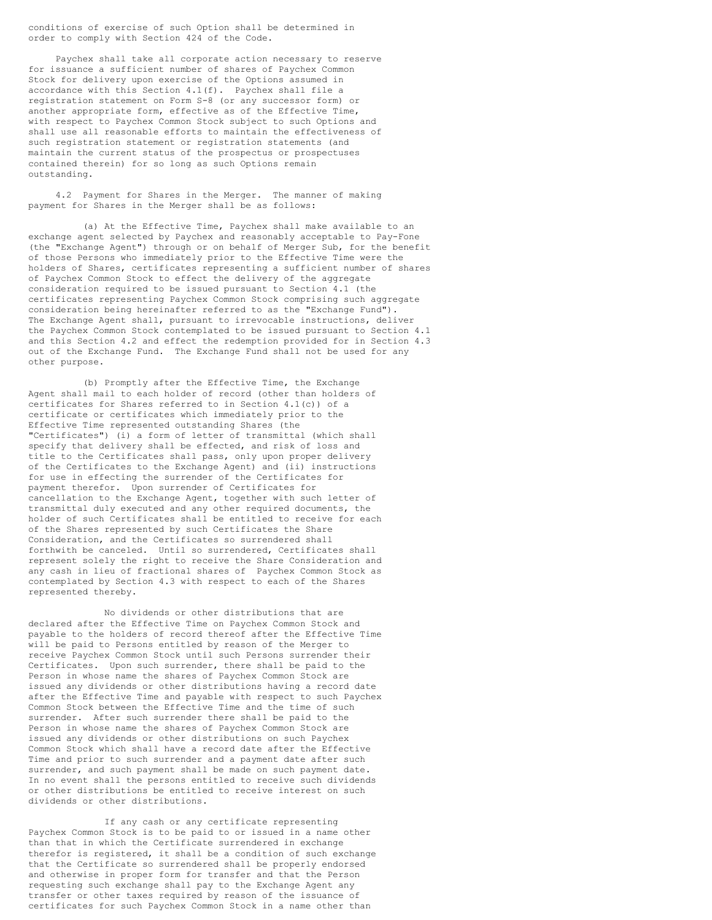conditions of exercise of such Option shall be determined in order to comply with Section 424 of the Code.

Paychex shall take all corporate action necessary to reserve for issuance a sufficient number of shares of Paychex Common Stock for delivery upon exercise of the Options assumed in accordance with this Section 4.1(f). Paychex shall file a registration statement on Form S-8 (or any successor form) or another appropriate form, effective as of the Effective Time, with respect to Paychex Common Stock subject to such Options and shall use all reasonable efforts to maintain the effectiveness of such registration statement or registration statements (and maintain the current status of the prospectus or prospectuses contained therein) for so long as such Options remain outstanding.

4.2 Payment for Shares in the Merger. The manner of making payment for Shares in the Merger shall be as follows:

(a) At the Effective Time, Paychex shall make available to an exchange agent selected by Paychex and reasonably acceptable to Pay-Fone (the "Exchange Agent") through or on behalf of Merger Sub, for the benefit of those Persons who immediately prior to the Effective Time were the holders of Shares, certificates representing a sufficient number of shares of Paychex Common Stock to effect the delivery of the aggregate consideration required to be issued pursuant to Section 4.1 (the certificates representing Paychex Common Stock comprising such aggregate consideration being hereinafter referred to as the "Exchange Fund"). The Exchange Agent shall, pursuant to irrevocable instructions, deliver the Paychex Common Stock contemplated to be issued pursuant to Section 4.1 and this Section 4.2 and effect the redemption provided for in Section 4.3 out of the Exchange Fund. The Exchange Fund shall not be used for any other purpose.

(b) Promptly after the Effective Time, the Exchange Agent shall mail to each holder of record (other than holders of certificates for Shares referred to in Section 4.1(c)) of a certificate or certificates which immediately prior to the Effective Time represented outstanding Shares (the "Certificates") (i) a form of letter of transmittal (which shall specify that delivery shall be effected, and risk of loss and title to the Certificates shall pass, only upon proper delivery of the Certificates to the Exchange Agent) and (ii) instructions for use in effecting the surrender of the Certificates for payment therefor. Upon surrender of Certificates for cancellation to the Exchange Agent, together with such letter of transmittal duly executed and any other required documents, the holder of such Certificates shall be entitled to receive for each of the Shares represented by such Certificates the Share Consideration, and the Certificates so surrendered shall forthwith be canceled. Until so surrendered, Certificates shall represent solely the right to receive the Share Consideration and any cash in lieu of fractional shares of Paychex Common Stock as contemplated by Section 4.3 with respect to each of the Shares represented thereby.

No dividends or other distributions that are declared after the Effective Time on Paychex Common Stock and payable to the holders of record thereof after the Effective Time will be paid to Persons entitled by reason of the Merger to receive Paychex Common Stock until such Persons surrender their Certificates. Upon such surrender, there shall be paid to the Person in whose name the shares of Paychex Common Stock are issued any dividends or other distributions having a record date after the Effective Time and payable with respect to such Paychex Common Stock between the Effective Time and the time of such surrender. After such surrender there shall be paid to the Person in whose name the shares of Paychex Common Stock are issued any dividends or other distributions on such Paychex Common Stock which shall have a record date after the Effective Time and prior to such surrender and a payment date after such surrender, and such payment shall be made on such payment date. In no event shall the persons entitled to receive such dividends or other distributions be entitled to receive interest on such dividends or other distributions.

If any cash or any certificate representing Paychex Common Stock is to be paid to or issued in a name other than that in which the Certificate surrendered in exchange therefor is registered, it shall be a condition of such exchange that the Certificate so surrendered shall be properly endorsed and otherwise in proper form for transfer and that the Person requesting such exchange shall pay to the Exchange Agent any transfer or other taxes required by reason of the issuance of certificates for such Paychex Common Stock in a name other than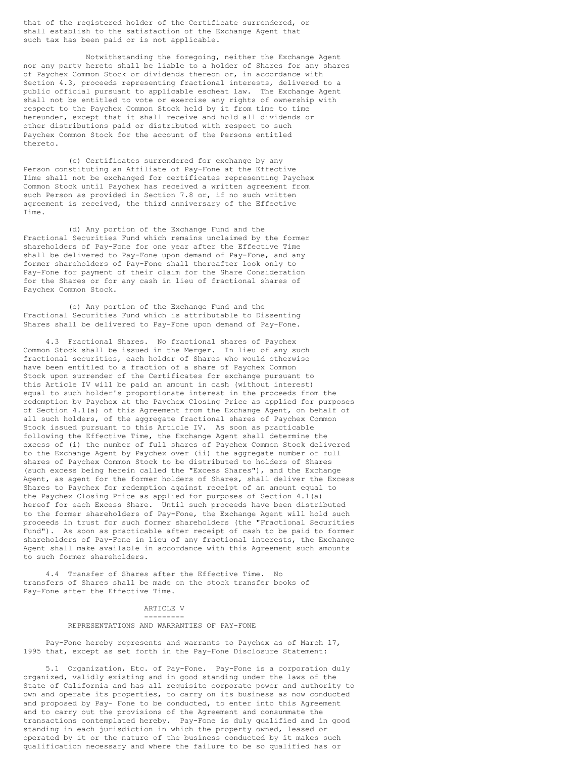that of the registered holder of the Certificate surrendered, or shall establish to the satisfaction of the Exchange Agent that such tax has been paid or is not applicable.

Notwithstanding the foregoing, neither the Exchange Agent nor any party hereto shall be liable to a holder of Shares for any shares of Paychex Common Stock or dividends thereon or, in accordance with Section 4.3, proceeds representing fractional interests, delivered to a public official pursuant to applicable escheat law. The Exchange Agent shall not be entitled to vote or exercise any rights of ownership with respect to the Paychex Common Stock held by it from time to time hereunder, except that it shall receive and hold all dividends or other distributions paid or distributed with respect to such Paychex Common Stock for the account of the Persons entitled thereto.

(c) Certificates surrendered for exchange by any Person constituting an Affiliate of Pay-Fone at the Effective Time shall not be exchanged for certificates representing Paychex Common Stock until Paychex has received a written agreement from such Person as provided in Section 7.8 or, if no such written agreement is received, the third anniversary of the Effective Time.

(d) Any portion of the Exchange Fund and the Fractional Securities Fund which remains unclaimed by the former shareholders of Pay-Fone for one year after the Effective Time shall be delivered to Pay-Fone upon demand of Pay-Fone, and any former shareholders of Pay-Fone shall thereafter look only to Pay-Fone for payment of their claim for the Share Consideration for the Shares or for any cash in lieu of fractional shares of Paychex Common Stock.

(e) Any portion of the Exchange Fund and the Fractional Securities Fund which is attributable to Dissenting Shares shall be delivered to Pay-Fone upon demand of Pay-Fone.

4.3 Fractional Shares. No fractional shares of Paychex Common Stock shall be issued in the Merger. In lieu of any such fractional securities, each holder of Shares who would otherwise have been entitled to a fraction of a share of Paychex Common Stock upon surrender of the Certificates for exchange pursuant to this Article IV will be paid an amount in cash (without interest) equal to such holder's proportionate interest in the proceeds from the redemption by Paychex at the Paychex Closing Price as applied for purposes of Section 4.1(a) of this Agreement from the Exchange Agent, on behalf of all such holders, of the aggregate fractional shares of Paychex Common Stock issued pursuant to this Article IV. As soon as practicable following the Effective Time, the Exchange Agent shall determine the excess of (i) the number of full shares of Paychex Common Stock delivered to the Exchange Agent by Paychex over (ii) the aggregate number of full shares of Paychex Common Stock to be distributed to holders of Shares (such excess being herein called the "Excess Shares"), and the Exchange Agent, as agent for the former holders of Shares, shall deliver the Excess Shares to Paychex for redemption against receipt of an amount equal to the Paychex Closing Price as applied for purposes of Section 4.1(a) hereof for each Excess Share. Until such proceeds have been distributed to the former shareholders of Pay-Fone, the Exchange Agent will hold such proceeds in trust for such former shareholders (the "Fractional Securities Fund"). As soon as practicable after receipt of cash to be paid to former shareholders of Pay-Fone in lieu of any fractional interests, the Exchange Agent shall make available in accordance with this Agreement such amounts to such former shareholders.

4.4 Transfer of Shares after the Effective Time. No transfers of Shares shall be made on the stock transfer books of Pay-Fone after the Effective Time.

## ARTICLE V

## REPRESENTATIONS AND WARRANTIES OF PAY-FONE

Pay-Fone hereby represents and warrants to Paychex as of March 17, 1995 that, except as set forth in the Pay-Fone Disclosure Statement:

5.1 Organization, Etc. of Pay-Fone. Pay-Fone is a corporation duly organized, validly existing and in good standing under the laws of the State of California and has all requisite corporate power and authority to own and operate its properties, to carry on its business as now conducted and proposed by Pay- Fone to be conducted, to enter into this Agreement and to carry out the provisions of the Agreement and consummate the transactions contemplated hereby. Pay-Fone is duly qualified and in good standing in each jurisdiction in which the property owned, leased or operated by it or the nature of the business conducted by it makes such qualification necessary and where the failure to be so qualified has or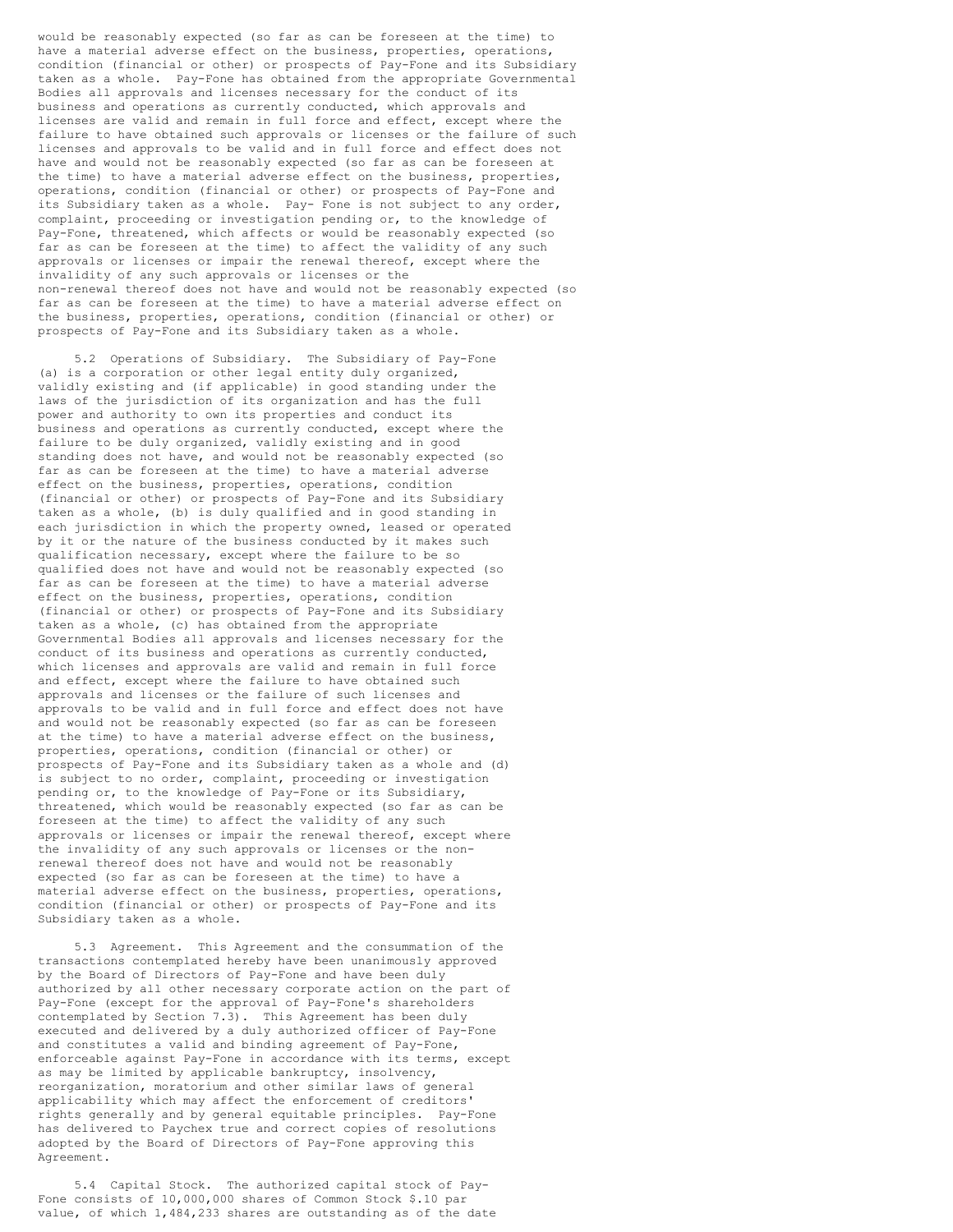would be reasonably expected (so far as can be foreseen at the time) to have a material adverse effect on the business, properties, operations, condition (financial or other) or prospects of Pay-Fone and its Subsidiary taken as a whole. Pay-Fone has obtained from the appropriate Governmental Bodies all approvals and licenses necessary for the conduct of its business and operations as currently conducted, which approvals and licenses are valid and remain in full force and effect, except where the failure to have obtained such approvals or licenses or the failure of such licenses and approvals to be valid and in full force and effect does not have and would not be reasonably expected (so far as can be foreseen at the time) to have a material adverse effect on the business, properties, operations, condition (financial or other) or prospects of Pay-Fone and its Subsidiary taken as a whole. Pay- Fone is not subject to any order, complaint, proceeding or investigation pending or, to the knowledge of Pay-Fone, threatened, which affects or would be reasonably expected (so far as can be foreseen at the time) to affect the validity of any such approvals or licenses or impair the renewal thereof, except where the invalidity of any such approvals or licenses or the non-renewal thereof does not have and would not be reasonably expected (so far as can be foreseen at the time) to have a material adverse effect on the business, properties, operations, condition (financial or other) or prospects of Pay-Fone and its Subsidiary taken as a whole.

5.2 Operations of Subsidiary. The Subsidiary of Pay-Fone (a) is a corporation or other legal entity duly organized, validly existing and (if applicable) in good standing under the laws of the jurisdiction of its organization and has the full power and authority to own its properties and conduct its business and operations as currently conducted, except where the failure to be duly organized, validly existing and in good standing does not have, and would not be reasonably expected (so far as can be foreseen at the time) to have a material adverse effect on the business, properties, operations, condition (financial or other) or prospects of Pay-Fone and its Subsidiary taken as a whole, (b) is duly qualified and in good standing in each jurisdiction in which the property owned, leased or operated by it or the nature of the business conducted by it makes such qualification necessary, except where the failure to be so qualified does not have and would not be reasonably expected (so far as can be foreseen at the time) to have a material adverse effect on the business, properties, operations, condition (financial or other) or prospects of Pay-Fone and its Subsidiary taken as a whole, (c) has obtained from the appropriate Governmental Bodies all approvals and licenses necessary for the conduct of its business and operations as currently conducted, which licenses and approvals are valid and remain in full force and effect, except where the failure to have obtained such approvals and licenses or the failure of such licenses and approvals to be valid and in full force and effect does not have and would not be reasonably expected (so far as can be foreseen at the time) to have a material adverse effect on the business, properties, operations, condition (financial or other) or prospects of Pay-Fone and its Subsidiary taken as a whole and (d) is subject to no order, complaint, proceeding or investigation pending or, to the knowledge of Pay-Fone or its Subsidiary, threatened, which would be reasonably expected (so far as can be foreseen at the time) to affect the validity of any such approvals or licenses or impair the renewal thereof, except where the invalidity of any such approvals or licenses or the non-renewal thereof does not have and would not be reasonably expected (so far as can be foreseen at the time) to have a material adverse effect on the business, properties, operations, condition (financial or other) or prospects of Pay-Fone and its Subsidiary taken as a whole.

5.3 Agreement. This Agreement and the consummation of the transactions contemplated hereby have been unanimously approved by the Board of Directors of Pay-Fone and have been duly authorized by all other necessary corporate action on the part of Pay-Fone (except for the approval of Pay-Fone's shareholders contemplated by Section 7.3). This Agreement has been duly executed and delivered by a duly authorized officer of Pay-Fone and constitutes a valid and binding agreement of Pay-Fone, enforceable against Pay-Fone in accordance with its terms, except as may be limited by applicable bankruptcy, insolvency, reorganization, moratorium and other similar laws of general applicability which may affect the enforcement of creditors' rights generally and by general equitable principles. Pay-Fone has delivered to Paychex true and correct copies of resolutions adopted by the Board of Directors of Pay-Fone approving this Agreement.

5.4 Capital Stock. The authorized capital stock of Pay-Fone consists of 10,000,000 shares of Common Stock $.10 par value, of which 1,484,233 shares are outstanding as of the date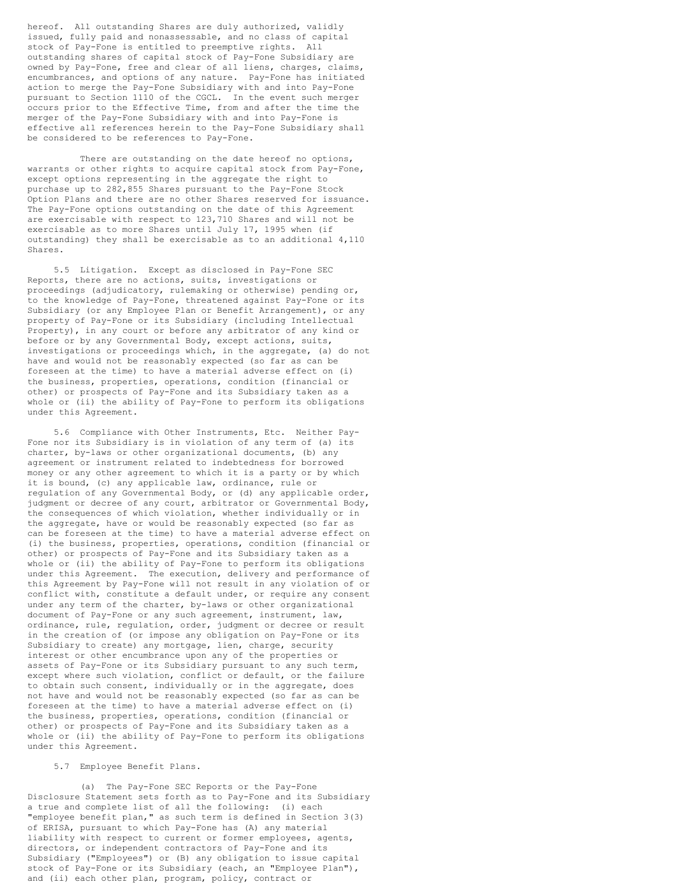hereof. All outstanding Shares are duly authorized, validly issued, fully paid and nonassessable, and no class of capital stock of Pay-Fone is entitled to preemptive rights. All outstanding shares of capital stock of Pay-Fone Subsidiary are owned by Pay-Fone, free and clear of all liens, charges, claims, encumbrances, and options of any nature. Pay-Fone has initiated action to merge the Pay-Fone Subsidiary with and into Pay-Fone pursuant to Section 1110 of the CGCL. In the event such merger occurs prior to the Effective Time, from and after the time the merger of the Pay-Fone Subsidiary with and into Pay-Fone is effective all references herein to the Pay-Fone Subsidiary shall be considered to be references to Pay-Fone.

There are outstanding on the date hereof no options, warrants or other rights to acquire capital stock from Pay-Fone, except options representing in the aggregate the right to purchase up to 282,855 Shares pursuant to the Pay-Fone Stock Option Plans and there are no other Shares reserved for issuance. The Pay-Fone options outstanding on the date of this Agreement are exercisable with respect to 123,710 Shares and will not be exercisable as to more Shares until July 17, 1995 when (if outstanding) they shall be exercisable as to an additional 4,110 Shares.

5.5 Litigation. Except as disclosed in Pay-Fone SEC Reports, there are no actions, suits, investigations or proceedings (adjudicatory, rulemaking or otherwise) pending or, to the knowledge of Pay-Fone, threatened against Pay-Fone or its Subsidiary (or any Employee Plan or Benefit Arrangement), or any property of Pay-Fone or its Subsidiary (including Intellectual Property), in any court or before any arbitrator of any kind or before or by any Governmental Body, except actions, suits, investigations or proceedings which, in the aggregate, (a) do not have and would not be reasonably expected (so far as can be foreseen at the time) to have a material adverse effect on (i) the business, properties, operations, condition (financial or other) or prospects of Pay-Fone and its Subsidiary taken as a whole or (ii) the ability of Pay-Fone to perform its obligations under this Agreement.

5.6 Compliance with Other Instruments, Etc. Neither Pay-Fone nor its Subsidiary is in violation of any term of (a) its charter, by-laws or other organizational documents, (b) any agreement or instrument related to indebtedness for borrowed money or any other agreement to which it is a party or by which it is bound, (c) any applicable law, ordinance, rule or regulation of any Governmental Body, or (d) any applicable order, judgment or decree of any court, arbitrator or Governmental Body, the consequences of which violation, whether individually or in the aggregate, have or would be reasonably expected (so far as can be foreseen at the time) to have a material adverse effect on (i) the business, properties, operations, condition (financial or other) or prospects of Pay-Fone and its Subsidiary taken as a whole or (ii) the ability of Pay-Fone to perform its obligations under this Agreement. The execution, delivery and performance of this Agreement by Pay-Fone will not result in any violation of or conflict with, constitute a default under, or require any consent under any term of the charter, by-laws or other organizational document of Pay-Fone or any such agreement, instrument, law, ordinance, rule, regulation, order, judgment or decree or result in the creation of (or impose any obligation on Pay-Fone or its Subsidiary to create) any mortgage, lien, charge, security interest or other encumbrance upon any of the properties or assets of Pay-Fone or its Subsidiary pursuant to any such term, except where such violation, conflict or default, or the failure to obtain such consent, individually or in the aggregate, does not have and would not be reasonably expected (so far as can be foreseen at the time) to have a material adverse effect on (i) the business, properties, operations, condition (financial or other) or prospects of Pay-Fone and its Subsidiary taken as a whole or (ii) the ability of Pay-Fone to perform its obligations under this Agreement.

5.7 Employee Benefit Plans.

(a) The Pay-Fone SEC Reports or the Pay-Fone Disclosure Statement sets forth as to Pay-Fone and its Subsidiary a true and complete list of all the following: (i) each "employee benefit plan," as such term is defined in Section 3(3) of ERISA, pursuant to which Pay-Fone has (A) any material liability with respect to current or former employees, agents, directors, or independent contractors of Pay-Fone and its Subsidiary ("Employees") or (B) any obligation to issue capital stock of Pay-Fone or its Subsidiary (each, an "Employee Plan"), and (ii) each other plan, program, policy, contract or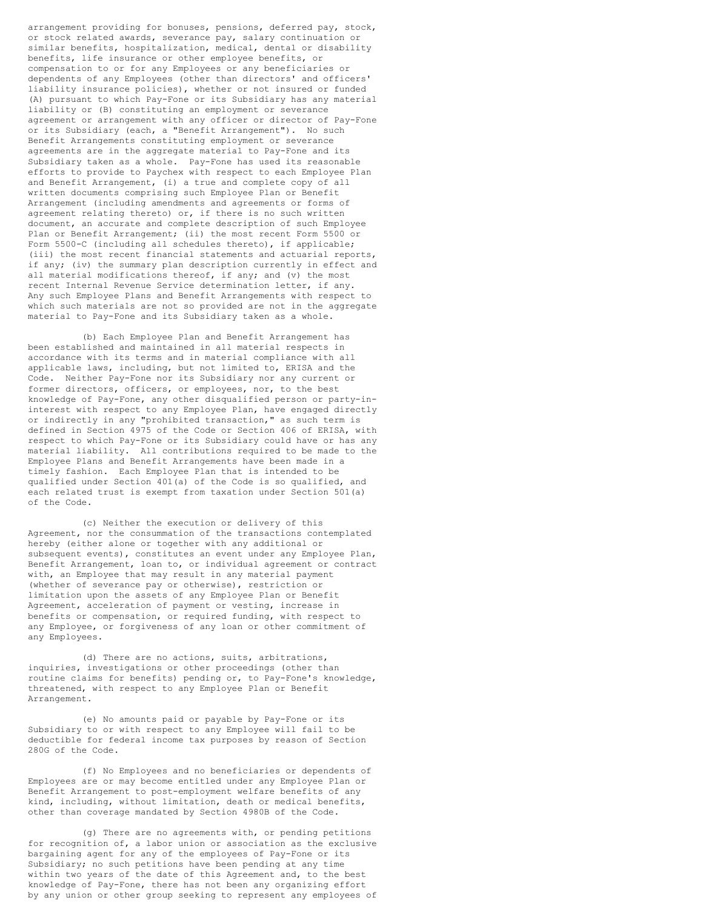arrangement providing for bonuses, pensions, deferred pay, stock, or stock related awards, severance pay, salary continuation or similar benefits, hospitalization, medical, dental or disability benefits, life insurance or other employee benefits, or compensation to or for any Employees or any beneficiaries or dependents of any Employees (other than directors' and officers' liability insurance policies), whether or not insured or funded (A) pursuant to which Pay-Fone or its Subsidiary has any material liability or (B) constituting an employment or severance agreement or arrangement with any officer or director of Pay-Fone or its Subsidiary (each, a "Benefit Arrangement"). No such Benefit Arrangements constituting employment or severance agreements are in the aggregate material to Pay-Fone and its Subsidiary taken as a whole. Pay-Fone has used its reasonable efforts to provide to Paychex with respect to each Employee Plan and Benefit Arrangement, (i) a true and complete copy of all written documents comprising such Employee Plan or Benefit Arrangement (including amendments and agreements or forms of agreement relating thereto) or, if there is no such written document, an accurate and complete description of such Employee Plan or Benefit Arrangement; (ii) the most recent Form 5500 or Form 5500-C (including all schedules thereto), if applicable; (iii) the most recent financial statements and actuarial reports, if any; (iv) the summary plan description currently in effect and all material modifications thereof, if any; and (v) the most recent Internal Revenue Service determination letter, if any. Any such Employee Plans and Benefit Arrangements with respect to which such materials are not so provided are not in the aggregate material to Pay-Fone and its Subsidiary taken as a whole.

(b) Each Employee Plan and Benefit Arrangement has been established and maintained in all material respects in accordance with its terms and in material compliance with all applicable laws, including, but not limited to, ERISA and the Code. Neither Pay-Fone nor its Subsidiary nor any current or former directors, officers, or employees, nor, to the best knowledge of Pay-Fone, any other disqualified person or party-in-interest with respect to any Employee Plan, have engaged directly or indirectly in any "prohibited transaction," as such term is defined in Section 4975 of the Code or Section 406 of ERISA, with respect to which Pay-Fone or its Subsidiary could have or has any material liability. All contributions required to be made to the Employee Plans and Benefit Arrangements have been made in a timely fashion. Each Employee Plan that is intended to be qualified under Section 401(a) of the Code is so qualified, and each related trust is exempt from taxation under Section 501(a) of the Code.

(c) Neither the execution or delivery of this Agreement, nor the consummation of the transactions contemplated hereby (either alone or together with any additional or subsequent events), constitutes an event under any Employee Plan, Benefit Arrangement, loan to, or individual agreement or contract with, an Employee that may result in any material payment (whether of severance pay or otherwise), restriction or limitation upon the assets of any Employee Plan or Benefit Agreement, acceleration of payment or vesting, increase in benefits or compensation, or required funding, with respect to any Employee, or forgiveness of any loan or other commitment of any Employees.

(d) There are no actions, suits, arbitrations, inquiries, investigations or other proceedings (other than routine claims for benefits) pending or, to Pay-Fone's knowledge, threatened, with respect to any Employee Plan or Benefit Arrangement.

(e) No amounts paid or payable by Pay-Fone or its Subsidiary to or with respect to any Employee will fail to be deductible for federal income tax purposes by reason of Section 280G of the Code.

(f) No Employees and no beneficiaries or dependents of Employees are or may become entitled under any Employee Plan or Benefit Arrangement to post-employment welfare benefits of any kind, including, without limitation, death or medical benefits, other than coverage mandated by Section 4980B of the Code.

(g) There are no agreements with, or pending petitions for recognition of, a labor union or association as the exclusive bargaining agent for any of the employees of Pay-Fone or its Subsidiary; no such petitions have been pending at any time within two years of the date of this Agreement and, to the best knowledge of Pay-Fone, there has not been any organizing effort by any union or other group seeking to represent any employees of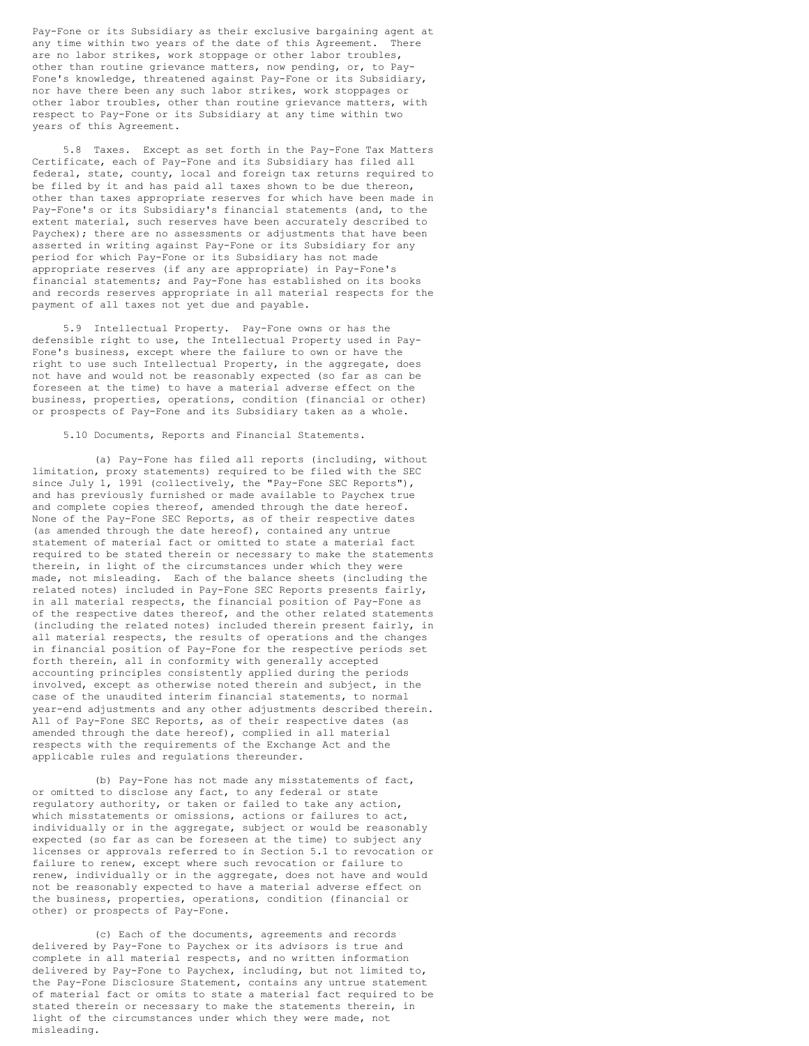Pay-Fone or its Subsidiary as their exclusive bargaining agent at any time within two years of the date of this Agreement. There are no labor strikes, work stoppage or other labor troubles, other than routine grievance matters, now pending, or, to Pay-Fone's knowledge, threatened against Pay-Fone or its Subsidiary, nor have there been any such labor strikes, work stoppages or other labor troubles, other than routine grievance matters, with respect to Pay-Fone or its Subsidiary at any time within two years of this Agreement.

5.8 Taxes. Except as set forth in the Pay-Fone Tax Matters Certificate, each of Pay-Fone and its Subsidiary has filed all federal, state, county, local and foreign tax returns required to be filed by it and has paid all taxes shown to be due thereon, other than taxes appropriate reserves for which have been made in Pay-Fone's or its Subsidiary's financial statements (and, to the extent material, such reserves have been accurately described to Paychex); there are no assessments or adjustments that have been asserted in writing against Pay-Fone or its Subsidiary for any period for which Pay-Fone or its Subsidiary has not made appropriate reserves (if any are appropriate) in Pay-Fone's financial statements; and Pay-Fone has established on its books and records reserves appropriate in all material respects for the payment of all taxes not yet due and payable.

5.9 Intellectual Property. Pay-Fone owns or has the defensible right to use, the Intellectual Property used in Pay-Fone's business, except where the failure to own or have the right to use such Intellectual Property, in the aggregate, does not have and would not be reasonably expected (so far as can be foreseen at the time) to have a material adverse effect on the business, properties, operations, condition (financial or other) or prospects of Pay-Fone and its Subsidiary taken as a whole.

5.10 Documents, Reports and Financial Statements.

(a) Pay-Fone has filed all reports (including, without limitation, proxy statements) required to be filed with the SEC since July 1, 1991 (collectively, the "Pay-Fone SEC Reports"), and has previously furnished or made available to Paychex true and complete copies thereof, amended through the date hereof. None of the Pay-Fone SEC Reports, as of their respective dates (as amended through the date hereof), contained any untrue statement of material fact or omitted to state a material fact required to be stated therein or necessary to make the statements therein, in light of the circumstances under which they were made, not misleading. Each of the balance sheets (including the related notes) included in Pay-Fone SEC Reports presents fairly, in all material respects, the financial position of Pay-Fone as of the respective dates thereof, and the other related statements (including the related notes) included therein present fairly, in all material respects, the results of operations and the changes in financial position of Pay-Fone for the respective periods set forth therein, all in conformity with generally accepted accounting principles consistently applied during the periods involved, except as otherwise noted therein and subject, in the case of the unaudited interim financial statements, to normal year-end adjustments and any other adjustments described therein. All of Pay-Fone SEC Reports, as of their respective dates (as amended through the date hereof), complied in all material respects with the requirements of the Exchange Act and the applicable rules and regulations thereunder.

(b) Pay-Fone has not made any misstatements of fact, or omitted to disclose any fact, to any federal or state regulatory authority, or taken or failed to take any action, which misstatements or omissions, actions or failures to act, individually or in the aggregate, subject or would be reasonably expected (so far as can be foreseen at the time) to subject any licenses or approvals referred to in Section 5.1 to revocation or failure to renew, except where such revocation or failure to renew, individually or in the aggregate, does not have and would not be reasonably expected to have a material adverse effect on the business, properties, operations, condition (financial or other) or prospects of Pay-Fone.

(c) Each of the documents, agreements and records delivered by Pay-Fone to Paychex or its advisors is true and complete in all material respects, and no written information delivered by Pay-Fone to Paychex, including, but not limited to, the Pay-Fone Disclosure Statement, contains any untrue statement of material fact or omits to state a material fact required to be stated therein or necessary to make the statements therein, in light of the circumstances under which they were made, not misleading.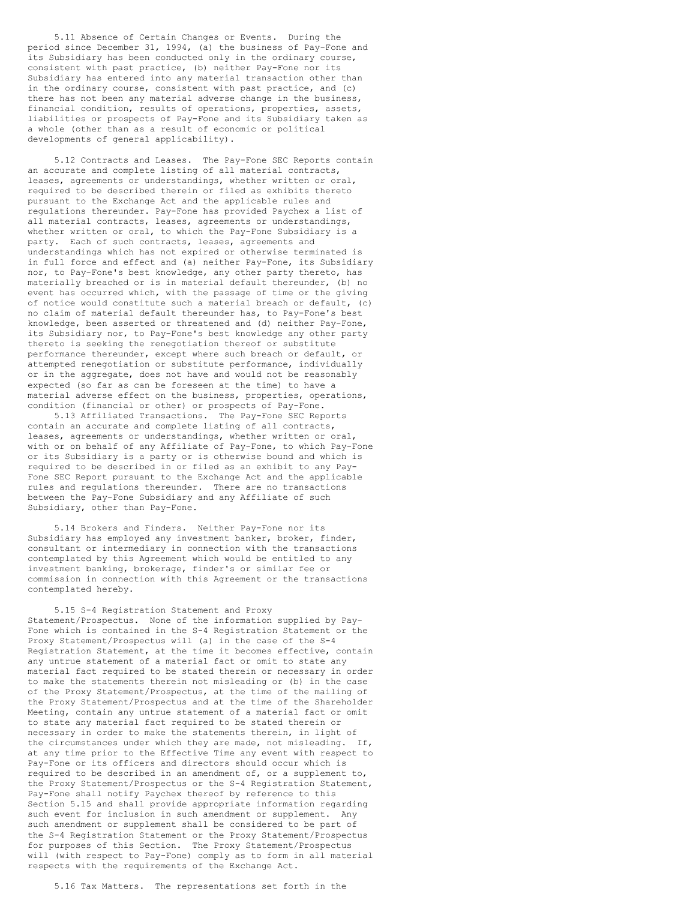5.11 Absence of Certain Changes or Events. During the period since December 31, 1994, (a) the business of Pay-Fone and its Subsidiary has been conducted only in the ordinary course, consistent with past practice, (b) neither Pay-Fone nor its Subsidiary has entered into any material transaction other than in the ordinary course, consistent with past practice, and (c) there has not been any material adverse change in the business, financial condition, results of operations, properties, assets, liabilities or prospects of Pay-Fone and its Subsidiary taken as a whole (other than as a result of economic or political developments of general applicability).

5.12 Contracts and Leases. The Pay-Fone SEC Reports contain an accurate and complete listing of all material contracts, leases, agreements or understandings, whether written or oral, required to be described therein or filed as exhibits thereto pursuant to the Exchange Act and the applicable rules and regulations thereunder. Pay-Fone has provided Paychex a list of all material contracts, leases, agreements or understandings, whether written or oral, to which the Pay-Fone Subsidiary is a party. Each of such contracts, leases, agreements and understandings which has not expired or otherwise terminated is in full force and effect and (a) neither Pay-Fone, its Subsidiary nor, to Pay-Fone's best knowledge, any other party thereto, has materially breached or is in material default thereunder, (b) no event has occurred which, with the passage of time or the giving of notice would constitute such a material breach or default, (c) no claim of material default thereunder has, to Pay-Fone's best knowledge, been asserted or threatened and (d) neither Pay-Fone, its Subsidiary nor, to Pay-Fone's best knowledge any other party thereto is seeking the renegotiation thereof or substitute performance thereunder, except where such breach or default, or attempted renegotiation or substitute performance, individually or in the aggregate, does not have and would not be reasonably expected (so far as can be foreseen at the time) to have a material adverse effect on the business, properties, operations, condition (financial or other) or prospects of Pay-Fone.

5.13 Affiliated Transactions. The Pay-Fone SEC Reports contain an accurate and complete listing of all contracts, leases, agreements or understandings, whether written or oral, with or on behalf of any Affiliate of Pay-Fone, to which Pay-Fone or its Subsidiary is a party or is otherwise bound and which is required to be described in or filed as an exhibit to any Pay-Fone SEC Report pursuant to the Exchange Act and the applicable rules and regulations thereunder. There are no transactions between the Pay-Fone Subsidiary and any Affiliate of such Subsidiary, other than Pay-Fone.

5.14 Brokers and Finders. Neither Pay-Fone nor its Subsidiary has employed any investment banker, broker, finder, consultant or intermediary in connection with the transactions contemplated by this Agreement which would be entitled to any investment banking, brokerage, finder's or similar fee or commission in connection with this Agreement or the transactions contemplated hereby.

5.15 S-4 Registration Statement and Proxy Statement/Prospectus. None of the information supplied by Pay-Fone which is contained in the S-4 Registration Statement or the Proxy Statement/Prospectus will (a) in the case of the S-4 Registration Statement, at the time it becomes effective, contain any untrue statement of a material fact or omit to state any material fact required to be stated therein or necessary in order to make the statements therein not misleading or (b) in the case of the Proxy Statement/Prospectus, at the time of the mailing of the Proxy Statement/Prospectus and at the time of the Shareholder Meeting, contain any untrue statement of a material fact or omit to state any material fact required to be stated therein or necessary in order to make the statements therein, in light of the circumstances under which they are made, not misleading. If, at any time prior to the Effective Time any event with respect to Pay-Fone or its officers and directors should occur which is required to be described in an amendment of, or a supplement to, the Proxy Statement/Prospectus or the S-4 Registration Statement, Pay-Fone shall notify Paychex thereof by reference to this Section 5.15 and shall provide appropriate information regarding such event for inclusion in such amendment or supplement. Any such amendment or supplement shall be considered to be part of the S-4 Registration Statement or the Proxy Statement/Prospectus for purposes of this Section. The Proxy Statement/Prospectus will (with respect to Pay-Fone) comply as to form in all material respects with the requirements of the Exchange Act.

5.16 Tax Matters. The representations set forth in the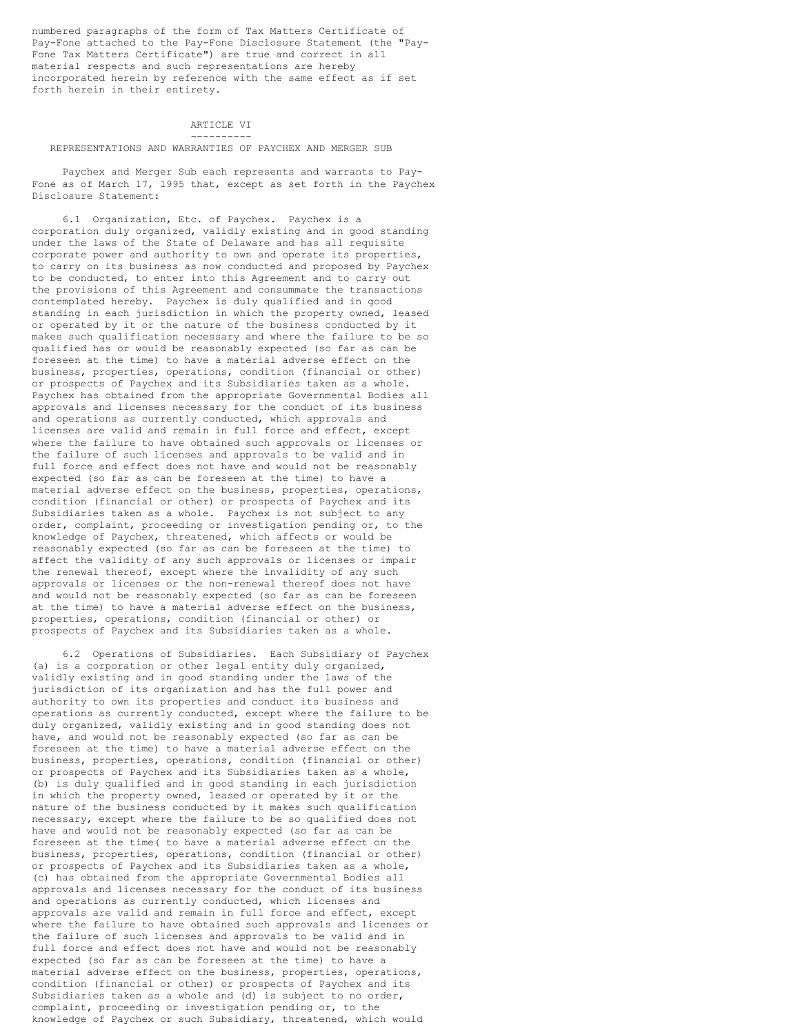numbered paragraphs of the form of Tax Matters Certificate of Pay-Fone attached to the Pay-Fone Disclosure Statement (the "Pay-Fone Tax Matters Certificate") are true and correct in all material respects and such representations are hereby incorporated herein by reference with the same effect as if set forth herein in their entirety.

## ARTICLE VI

## REPRESENTATIONS AND WARRANTIES OF PAYCHEX AND MERGER SUB

Paychex and Merger Sub each represents and warrants to Pay-Fone as of March 17, 1995 that, except as set forth in the Paychex Disclosure Statement:

6.1 Organization, Etc. of Paychex. Paychex is a corporation duly organized, validly existing and in good standing under the laws of the State of Delaware and has all requisite corporate power and authority to own and operate its properties, to carry on its business as now conducted and proposed by Paychex to be conducted, to enter into this Agreement and to carry out the provisions of this Agreement and consummate the transactions contemplated hereby. Paychex is duly qualified and in good standing in each jurisdiction in which the property owned, leased or operated by it or the nature of the business conducted by it makes such qualification necessary and where the failure to be so qualified has or would be reasonably expected (so far as can be foreseen at the time) to have a material adverse effect on the business, properties, operations, condition (financial or other) or prospects of Paychex and its Subsidiaries taken as a whole. Paychex has obtained from the appropriate Governmental Bodies all approvals and licenses necessary for the conduct of its business and operations as currently conducted, which approvals and licenses are valid and remain in full force and effect, except where the failure to have obtained such approvals or licenses or the failure of such licenses and approvals to be valid and in full force and effect does not have and would not be reasonably expected (so far as can be foreseen at the time) to have a material adverse effect on the business, properties, operations, condition (financial or other) or prospects of Paychex and its Subsidiaries taken as a whole. Paychex is not subject to any order, complaint, proceeding or investigation pending or, to the knowledge of Paychex, threatened, which affects or would be reasonably expected (so far as can be foreseen at the time) to affect the validity of any such approvals or licenses or impair the renewal thereof, except where the invalidity of any such approvals or licenses or the non-renewal thereof does not have and would not be reasonably expected (so far as can be foreseen at the time) to have a material adverse effect on the business, properties, operations, condition (financial or other) or prospects of Paychex and its Subsidiaries taken as a whole.

6.2 Operations of Subsidiaries. Each Subsidiary of Paychex (a) is a corporation or other legal entity duly organized, validly existing and in good standing under the laws of the jurisdiction of its organization and has the full power and authority to own its properties and conduct its business and operations as currently conducted, except where the failure to be duly organized, validly existing and in good standing does not have, and would not be reasonably expected (so far as can be foreseen at the time) to have a material adverse effect on the business, properties, operations, condition (financial or other) or prospects of Paychex and its Subsidiaries taken as a whole, (b) is duly qualified and in good standing in each jurisdiction in which the property owned, leased or operated by it or the nature of the business conducted by it makes such qualification necessary, except where the failure to be so qualified does not have and would not be reasonably expected (so far as can be foreseen at the time( to have a material adverse effect on the business, properties, operations, condition (financial or other) or prospects of Paychex and its Subsidiaries taken as a whole, (c) has obtained from the appropriate Governmental Bodies all approvals and licenses necessary for the conduct of its business and operations as currently conducted, which licenses and approvals are valid and remain in full force and effect, except where the failure to have obtained such approvals and licenses or the failure of such licenses and approvals to be valid and in full force and effect does not have and would not be reasonably expected (so far as can be foreseen at the time) to have a material adverse effect on the business, properties, operations, condition (financial or other) or prospects of Paychex and its Subsidiaries taken as a whole and (d) is subject to no order, complaint, proceeding or investigation pending or, to the knowledge of Paychex or such Subsidiary, threatened, which would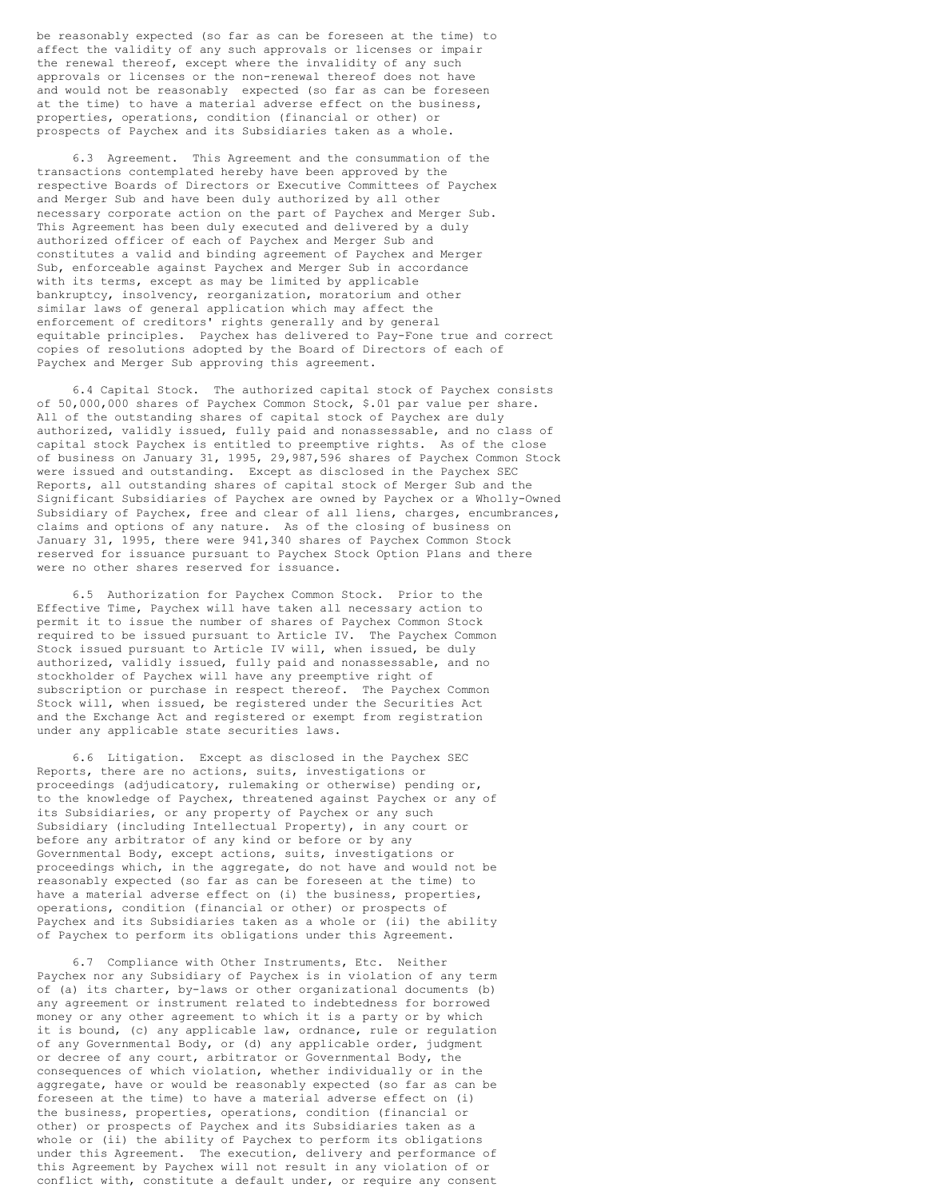be reasonably expected (so far as can be foreseen at the time) to affect the validity of any such approvals or licenses or impair the renewal thereof, except where the invalidity of any such approvals or licenses or the non-renewal thereof does not have and would not be reasonably expected (so far as can be foreseen at the time) to have a material adverse effect on the business, properties, operations, condition (financial or other) or prospects of Paychex and its Subsidiaries taken as a whole.

6.3 Agreement. This Agreement and the consummation of the transactions contemplated hereby have been approved by the respective Boards of Directors or Executive Committees of Paychex and Merger Sub and have been duly authorized by all other necessary corporate action on the part of Paychex and Merger Sub. This Agreement has been duly executed and delivered by a duly authorized officer of each of Paychex and Merger Sub and constitutes a valid and binding agreement of Paychex and Merger Sub, enforceable against Paychex and Merger Sub in accordance with its terms, except as may be limited by applicable bankruptcy, insolvency, reorganization, moratorium and other similar laws of general application which may affect the enforcement of creditors' rights generally and by general equitable principles. Paychex has delivered to Pay-Fone true and correct copies of resolutions adopted by the Board of Directors of each of Paychex and Merger Sub approving this agreement.

6.4 Capital Stock. The authorized capital stock of Paychex consists of 50,000,000 shares of Paychex Common Stock, $.01 par value per share. All of the outstanding shares of capital stock of Paychex are duly authorized, validly issued, fully paid and nonassessable, and no class of capital stock Paychex is entitled to preemptive rights. As of the close of business on January 31, 1995, 29,987,596 shares of Paychex Common Stock were issued and outstanding. Except as disclosed in the Paychex SEC Reports, all outstanding shares of capital stock of Merger Sub and the Significant Subsidiaries of Paychex are owned by Paychex or a Wholly-Owned Subsidiary of Paychex, free and clear of all liens, charges, encumbrances, claims and options of any nature. As of the closing of business on January 31, 1995, there were 941,340 shares of Paychex Common Stock reserved for issuance pursuant to Paychex Stock Option Plans and there were no other shares reserved for issuance.

6.5 Authorization for Paychex Common Stock. Prior to the Effective Time, Paychex will have taken all necessary action to permit it to issue the number of shares of Paychex Common Stock required to be issued pursuant to Article IV. The Paychex Common Stock issued pursuant to Article IV will, when issued, be duly authorized, validly issued, fully paid and nonassessable, and no stockholder of Paychex will have any preemptive right of subscription or purchase in respect thereof. The Paychex Common Stock will, when issued, be registered under the Securities Act and the Exchange Act and registered or exempt from registration under any applicable state securities laws.

6.6 Litigation. Except as disclosed in the Paychex SEC Reports, there are no actions, suits, investigations or proceedings (adjudicatory, rulemaking or otherwise) pending or, to the knowledge of Paychex, threatened against Paychex or any of its Subsidiaries, or any property of Paychex or any such Subsidiary (including Intellectual Property), in any court or before any arbitrator of any kind or before or by any Governmental Body, except actions, suits, investigations or proceedings which, in the aggregate, do not have and would not be reasonably expected (so far as can be foreseen at the time) to have a material adverse effect on (i) the business, properties, operations, condition (financial or other) or prospects of Paychex and its Subsidiaries taken as a whole or (ii) the ability of Paychex to perform its obligations under this Agreement.

6.7 Compliance with Other Instruments, Etc. Neither Paychex nor any Subsidiary of Paychex is in violation of any term of (a) its charter, by-laws or other organizational documents (b) any agreement or instrument related to indebtedness for borrowed money or any other agreement to which it is a party or by which it is bound, (c) any applicable law, ordnance, rule or regulation of any Governmental Body, or (d) any applicable order, judgment or decree of any court, arbitrator or Governmental Body, the consequences of which violation, whether individually or in the aggregate, have or would be reasonably expected (so far as can be foreseen at the time) to have a material adverse effect on (i) the business, properties, operations, condition (financial or other) or prospects of Paychex and its Subsidiaries taken as a whole or (ii) the ability of Paychex to perform its obligations under this Agreement. The execution, delivery and performance of this Agreement by Paychex will not result in any violation of or conflict with, constitute a default under, or require any consent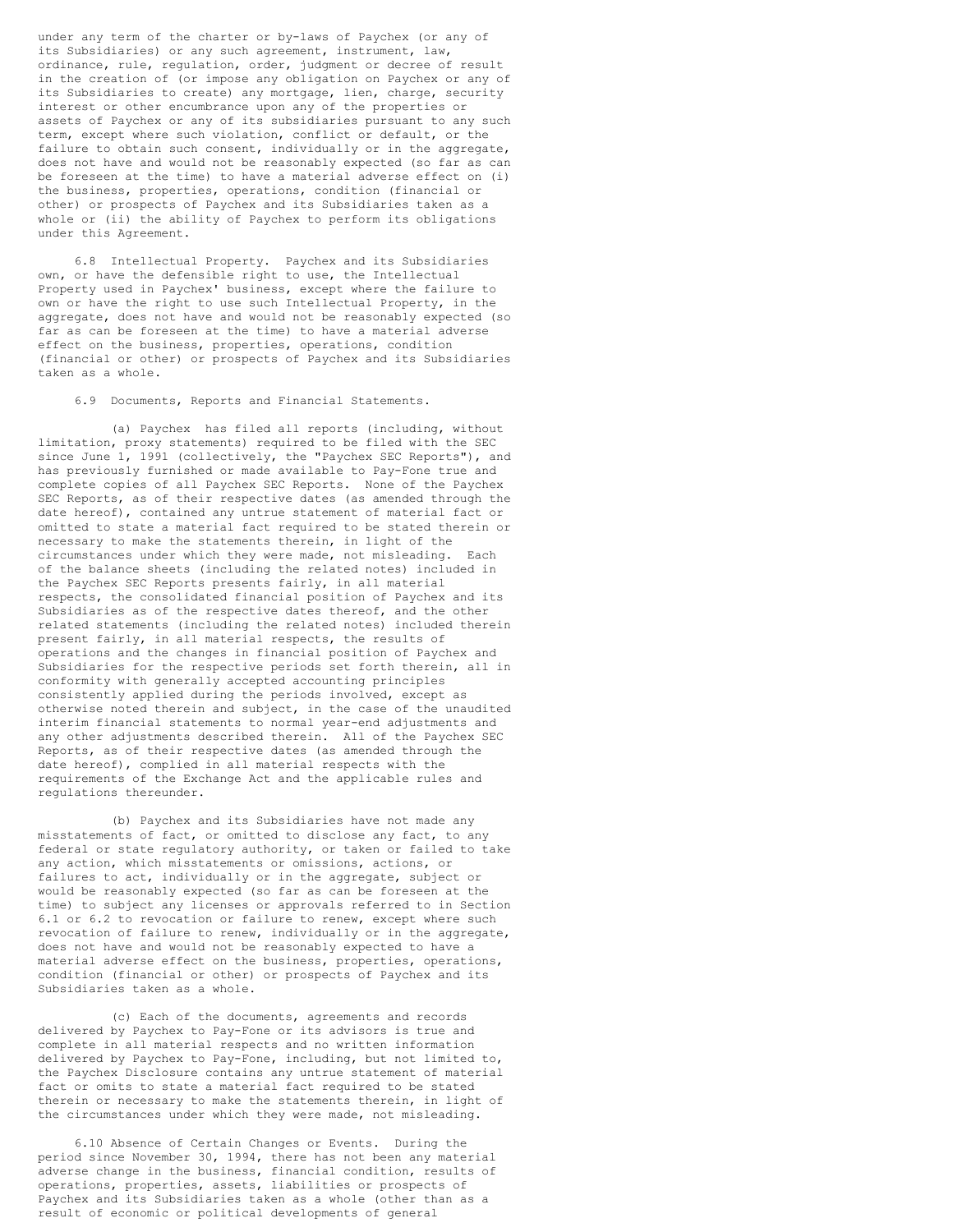under any term of the charter or by-laws of Paychex (or any of its Subsidiaries) or any such agreement, instrument, law, ordinance, rule, regulation, order, judgment or decree of result in the creation of (or impose any obligation on Paychex or any of its Subsidiaries to create) any mortgage, lien, charge, security interest or other encumbrance upon any of the properties or assets of Paychex or any of its subsidiaries pursuant to any such term, except where such violation, conflict or default, or the failure to obtain such consent, individually or in the aggregate, does not have and would not be reasonably expected (so far as can be foreseen at the time) to have a material adverse effect on (i) the business, properties, operations, condition (financial or other) or prospects of Paychex and its Subsidiaries taken as a whole or (ii) the ability of Paychex to perform its obligations under this Agreement.

6.8 Intellectual Property. Paychex and its Subsidiaries own, or have the defensible right to use, the Intellectual Property used in Paychex' business, except where the failure to own or have the right to use such Intellectual Property, in the aggregate, does not have and would not be reasonably expected (so far as can be foreseen at the time) to have a material adverse effect on the business, properties, operations, condition (financial or other) or prospects of Paychex and its Subsidiaries taken as a whole.

6.9 Documents, Reports and Financial Statements.

(a) Paychex has filed all reports (including, without limitation, proxy statements) required to be filed with the SEC since June 1, 1991 (collectively, the "Paychex SEC Reports"), and has previously furnished or made available to Pay-Fone true and complete copies of all Paychex SEC Reports. None of the Paychex SEC Reports, as of their respective dates (as amended through the date hereof), contained any untrue statement of material fact or omitted to state a material fact required to be stated therein or necessary to make the statements therein, in light of the circumstances under which they were made, not misleading. Each of the balance sheets (including the related notes) included in the Paychex SEC Reports presents fairly, in all material respects, the consolidated financial position of Paychex and its Subsidiaries as of the respective dates thereof, and the other related statements (including the related notes) included therein present fairly, in all material respects, the results of operations and the changes in financial position of Paychex and Subsidiaries for the respective periods set forth therein, all in conformity with generally accepted accounting principles consistently applied during the periods involved, except as otherwise noted therein and subject, in the case of the unaudited interim financial statements to normal year-end adjustments and any other adjustments described therein. All of the Paychex SEC Reports, as of their respective dates (as amended through the date hereof), complied in all material respects with the requirements of the Exchange Act and the applicable rules and regulations thereunder.

(b) Paychex and its Subsidiaries have not made any misstatements of fact, or omitted to disclose any fact, to any federal or state regulatory authority, or taken or failed to take any action, which misstatements or omissions, actions, or failures to act, individually or in the aggregate, subject or would be reasonably expected (so far as can be foreseen at the time) to subject any licenses or approvals referred to in Section 6.1 or 6.2 to revocation or failure to renew, except where such revocation of failure to renew, individually or in the aggregate, does not have and would not be reasonably expected to have a material adverse effect on the business, properties, operations, condition (financial or other) or prospects of Paychex and its Subsidiaries taken as a whole.

(c) Each of the documents, agreements and records delivered by Paychex to Pay-Fone or its advisors is true and complete in all material respects and no written information delivered by Paychex to Pay-Fone, including, but not limited to, the Paychex Disclosure contains any untrue statement of material fact or omits to state a material fact required to be stated therein or necessary to make the statements therein, in light of the circumstances under which they were made, not misleading.

6.10 Absence of Certain Changes or Events. During the period since November 30, 1994, there has not been any material adverse change in the business, financial condition, results of operations, properties, assets, liabilities or prospects of Paychex and its Subsidiaries taken as a whole (other than as a result of economic or political developments of general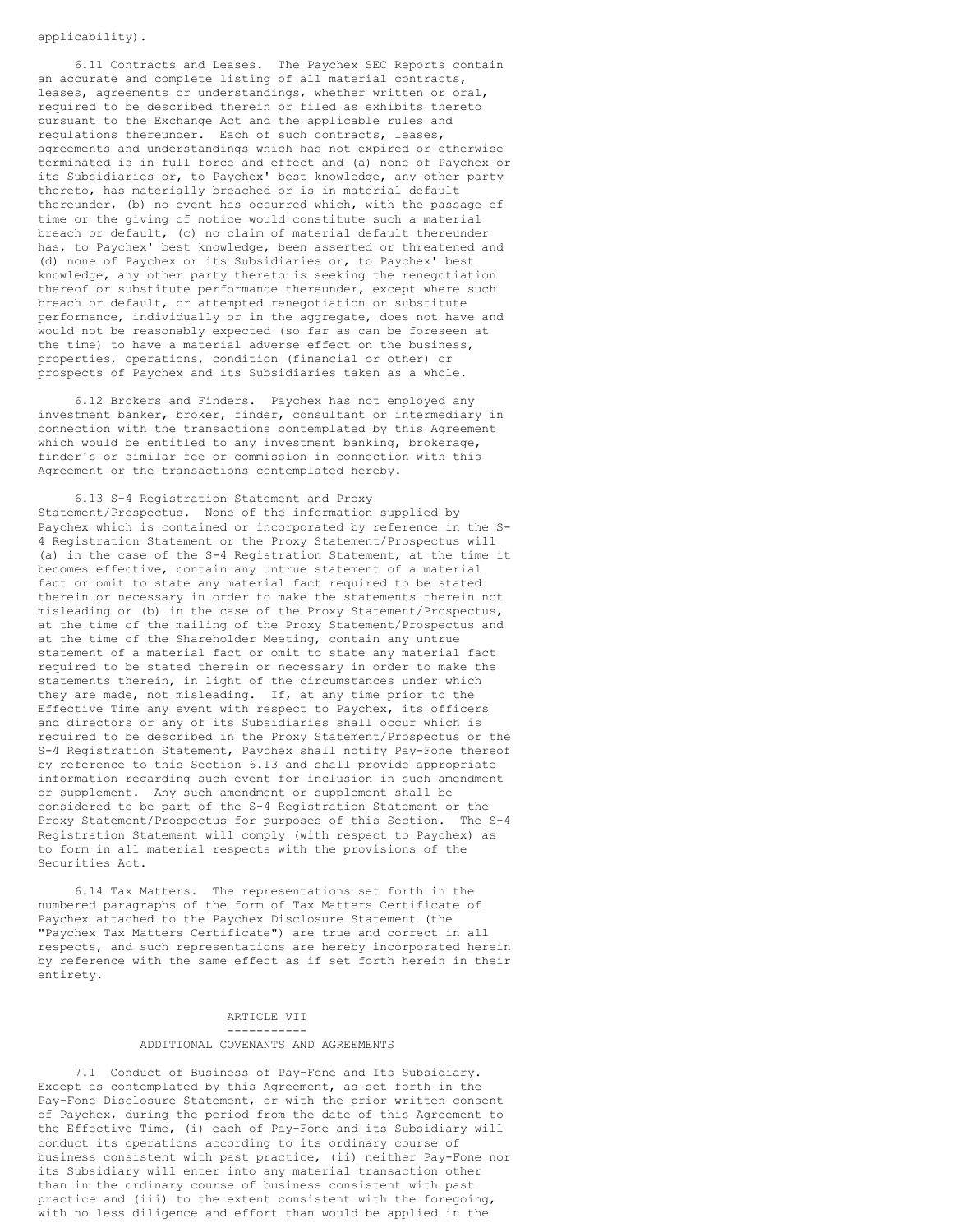applicability).

6.11 Contracts and Leases. The Paychex SEC Reports contain an accurate and complete listing of all material contracts, leases, agreements or understandings, whether written or oral, required to be described therein or filed as exhibits thereto pursuant to the Exchange Act and the applicable rules and regulations thereunder. Each of such contracts, leases, agreements and understandings which has not expired or otherwise terminated is in full force and effect and (a) none of Paychex or its Subsidiaries or, to Paychex' best knowledge, any other party thereto, has materially breached or is in material default thereunder, (b) no event has occurred which, with the passage of time or the giving of notice would constitute such a material breach or default, (c) no claim of material default thereunder has, to Paychex' best knowledge, been asserted or threatened and (d) none of Paychex or its Subsidiaries or, to Paychex' best knowledge, any other party thereto is seeking the renegotiation thereof or substitute performance thereunder, except where such breach or default, or attempted renegotiation or substitute performance, individually or in the aggregate, does not have and would not be reasonably expected (so far as can be foreseen at the time) to have a material adverse effect on the business, properties, operations, condition (financial or other) or prospects of Paychex and its Subsidiaries taken as a whole.

6.12 Brokers and Finders. Paychex has not employed any investment banker, broker, finder, consultant or intermediary in connection with the transactions contemplated by this Agreement which would be entitled to any investment banking, brokerage, finder's or similar fee or commission in connection with this Agreement or the transactions contemplated hereby.

6.13 S-4 Registration Statement and Proxy Statement/Prospectus. None of the information supplied by Paychex which is contained or incorporated by reference in the S-4 Registration Statement or the Proxy Statement/Prospectus will (a) in the case of the S-4 Registration Statement, at the time it becomes effective, contain any untrue statement of a material fact or omit to state any material fact required to be stated therein or necessary in order to make the statements therein not misleading or (b) in the case of the Proxy Statement/Prospectus, at the time of the mailing of the Proxy Statement/Prospectus and at the time of the Shareholder Meeting, contain any untrue statement of a material fact or omit to state any material fact required to be stated therein or necessary in order to make the statements therein, in light of the circumstances under which they are made, not misleading. If, at any time prior to the Effective Time any event with respect to Paychex, its officers and directors or any of its Subsidiaries shall occur which is required to be described in the Proxy Statement/Prospectus or the S-4 Registration Statement, Paychex shall notify Pay-Fone thereof by reference to this Section 6.13 and shall provide appropriate information regarding such event for inclusion in such amendment or supplement. Any such amendment or supplement shall be considered to be part of the S-4 Registration Statement or the Proxy Statement/Prospectus for purposes of this Section. The S-4 Registration Statement will comply (with respect to Paychex) as to form in all material respects with the provisions of the Securities Act.

6.14 Tax Matters. The representations set forth in the numbered paragraphs of the form of Tax Matters Certificate of Paychex attached to the Paychex Disclosure Statement (the "Paychex Tax Matters Certificate") are true and correct in all respects, and such representations are hereby incorporated herein by reference with the same effect as if set forth herein in their entirety.

## ARTICLE VII

## ADDITIONAL COVENANTS AND AGREEMENTS

7.1 Conduct of Business of Pay-Fone and Its Subsidiary. Except as contemplated by this Agreement, as set forth in the Pay-Fone Disclosure Statement, or with the prior written consent of Paychex, during the period from the date of this Agreement to the Effective Time, (i) each of Pay-Fone and its Subsidiary will conduct its operations according to its ordinary course of business consistent with past practice, (ii) neither Pay-Fone nor its Subsidiary will enter into any material transaction other than in the ordinary course of business consistent with past practice and (iii) to the extent consistent with the foregoing, with no less diligence and effort than would be applied in the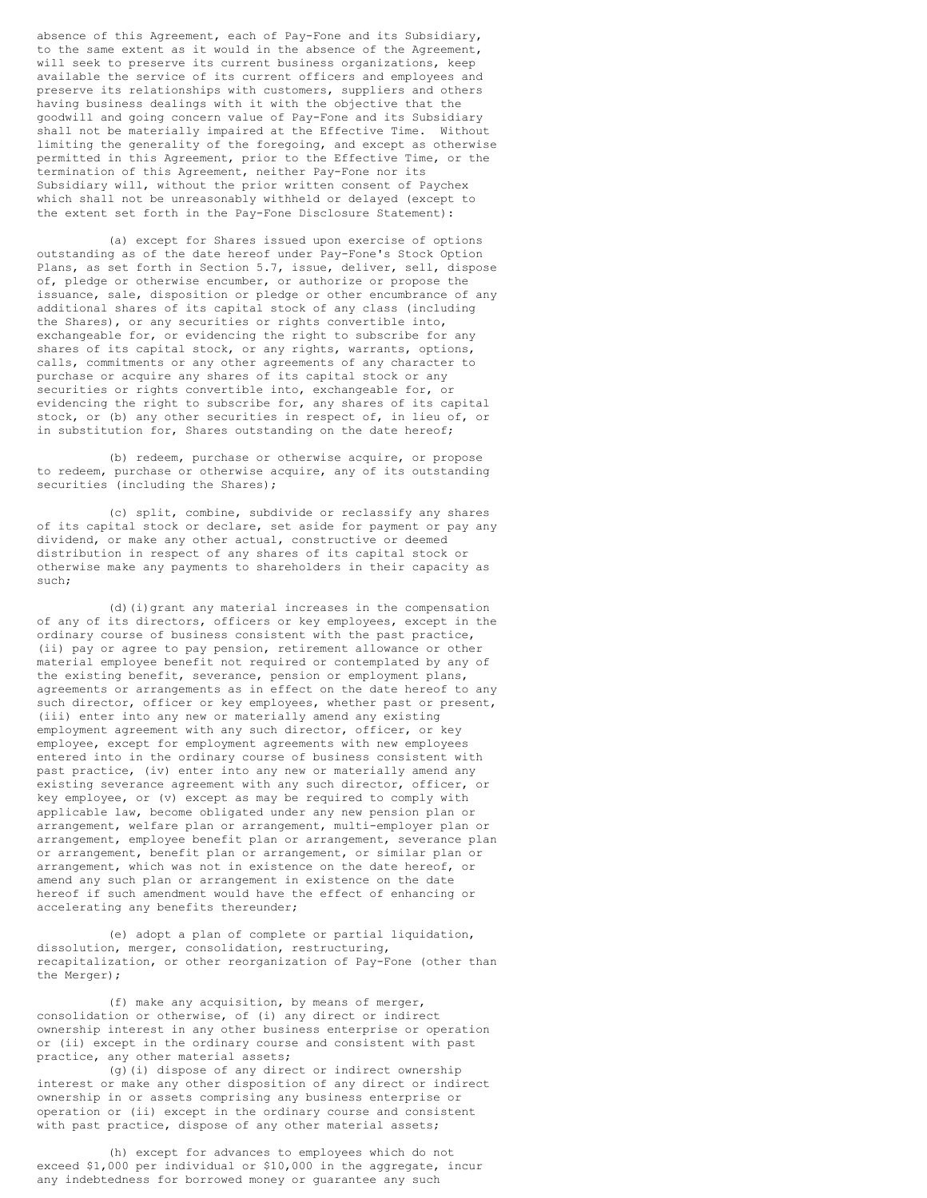absence of this Agreement, each of Pay-Fone and its Subsidiary, to the same extent as it would in the absence of the Agreement, will seek to preserve its current business organizations, keep available the service of its current officers and employees and preserve its relationships with customers, suppliers and others having business dealings with it with the objective that the goodwill and going concern value of Pay-Fone and its Subsidiary shall not be materially impaired at the Effective Time. Without limiting the generality of the foregoing, and except as otherwise permitted in this Agreement, prior to the Effective Time, or the termination of this Agreement, neither Pay-Fone nor its Subsidiary will, without the prior written consent of Paychex which shall not be unreasonably withheld or delayed (except to the extent set forth in the Pay-Fone Disclosure Statement):

(a) except for Shares issued upon exercise of options outstanding as of the date hereof under Pay-Fone's Stock Option Plans, as set forth in Section 5.7, issue, deliver, sell, dispose of, pledge or otherwise encumber, or authorize or propose the issuance, sale, disposition or pledge or other encumbrance of any additional shares of its capital stock of any class (including the Shares), or any securities or rights convertible into, exchangeable for, or evidencing the right to subscribe for any shares of its capital stock, or any rights, warrants, options, calls, commitments or any other agreements of any character to purchase or acquire any shares of its capital stock or any securities or rights convertible into, exchangeable for, or evidencing the right to subscribe for, any shares of its capital stock, or (b) any other securities in respect of, in lieu of, or in substitution for, Shares outstanding on the date hereof;

(b) redeem, purchase or otherwise acquire, or propose to redeem, purchase or otherwise acquire, any of its outstanding securities (including the Shares);

(c) split, combine, subdivide or reclassify any shares of its capital stock or declare, set aside for payment or pay any dividend, or make any other actual, constructive or deemed distribution in respect of any shares of its capital stock or otherwise make any payments to shareholders in their capacity as such;

(d)(i) grant any material increases in the compensation of any of its directors, officers or key employees, except in the ordinary course of business consistent with the past practice, (ii) pay or agree to pay pension, retirement allowance or other material employee benefit not required or contemplated by any of the existing benefit, severance, pension or employment plans, agreements or arrangements as in effect on the date hereof to any such director, officer or key employees, whether past or present, (iii) enter into any new or materially amend any existing employment agreement with any such director, officer, or key employee, except for employment agreements with new employees entered into in the ordinary course of business consistent with past practice, (iv) enter into any new or materially amend any existing severance agreement with any such director, officer, or key employee, or (v) except as may be required to comply with applicable law, become obligated under any new pension plan or arrangement, welfare plan or arrangement, multi-employer plan or arrangement, employee benefit plan or arrangement, severance plan or arrangement, benefit plan or arrangement, or similar plan or arrangement, which was not in existence on the date hereof, or amend any such plan or arrangement in existence on the date hereof if such amendment would have the effect of enhancing or accelerating any benefits thereunder;

(e) adopt a plan of complete or partial liquidation, dissolution, merger, consolidation, restructuring, recapitalization, or other reorganization of Pay-Fone (other than the Merger);

(f) make any acquisition, by means of merger, consolidation or otherwise, of (i) any direct or indirect ownership interest in any other business enterprise or operation or (ii) except in the ordinary course and consistent with past practice, any other material assets;

(g)(i) dispose of any direct or indirect ownership interest or make any other disposition of any direct or indirect ownership in or assets comprising any business enterprise or operation or (ii) except in the ordinary course and consistent with past practice, dispose of any other material assets;

(h) except for advances to employees which do not exceed $1,000 per individual or $10,000 in the aggregate, incur any indebtedness for borrowed money or guarantee any such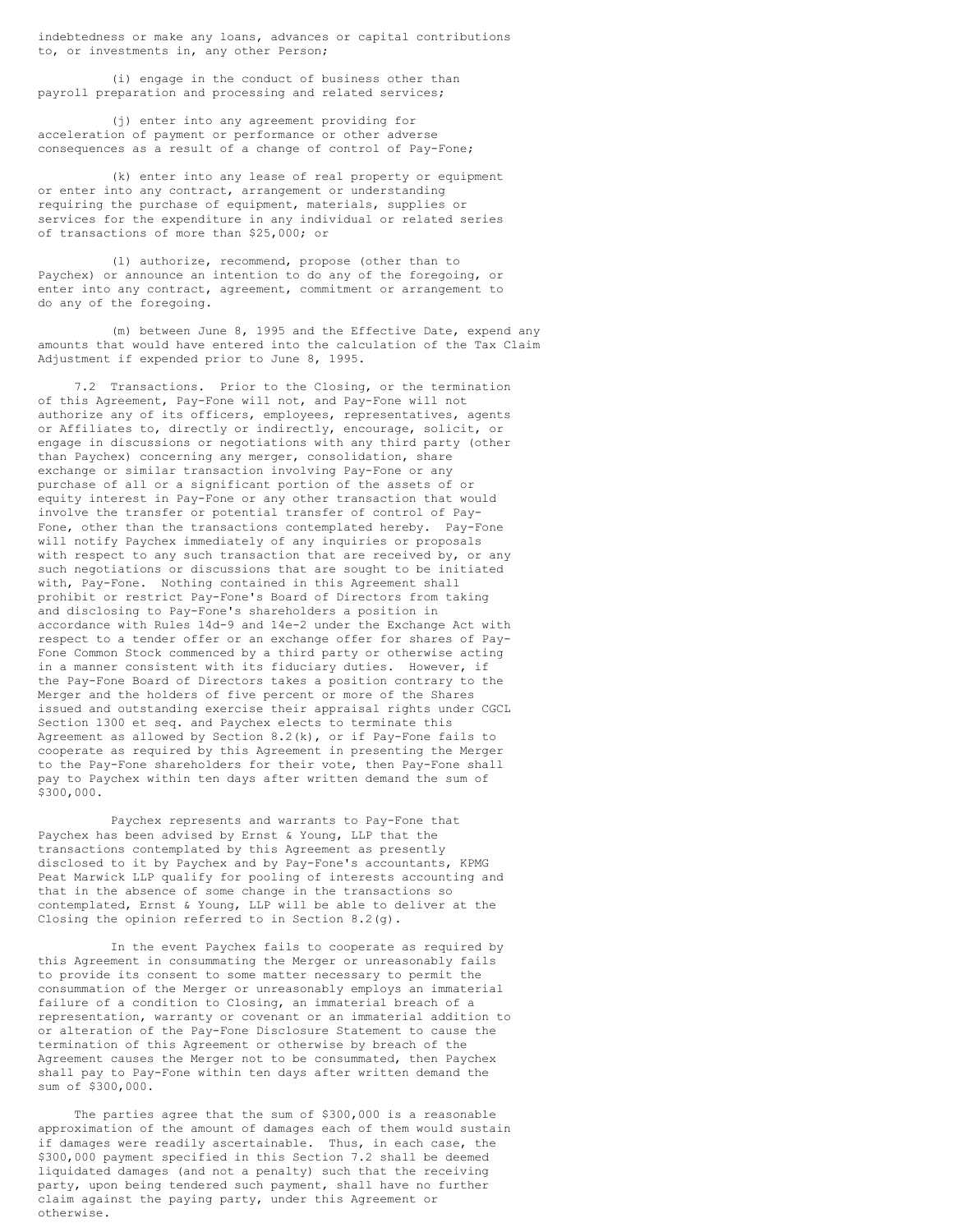indebtedness or make any loans, advances or capital contributions to, or investments in, any other Person;

(i) engage in the conduct of business other than payroll preparation and processing and related services;

(j) enter into any agreement providing for acceleration of payment or performance or other adverse consequences as a result of a change of control of Pay-Fone;

(k) enter into any lease of real property or equipment or enter into any contract, arrangement or understanding requiring the purchase of equipment, materials, supplies or services for the expenditure in any individual or related series of transactions of more than $25,000; or

(l) authorize, recommend, propose (other than to Paychex) or announce an intention to do any of the foregoing, or enter into any contract, agreement, commitment or arrangement to do any of the foregoing.

(m) between June 8, 1995 and the Effective Date, expend any amounts that would have entered into the calculation of the Tax Claim Adjustment if expended prior to June 8, 1995.

7.2 Transactions. Prior to the Closing, or the termination of this Agreement, Pay-Fone will not, and Pay-Fone will not authorize any of its officers, employees, representatives, agents or Affiliates to, directly or indirectly, encourage, solicit, or engage in discussions or negotiations with any third party (other than Paychex) concerning any merger, consolidation, share exchange or similar transaction involving Pay-Fone or any purchase of all or a significant portion of the assets of or equity interest in Pay-Fone or any other transaction that would involve the transfer or potential transfer of control of Pay-Fone, other than the transactions contemplated hereby. Pay-Fone will notify Paychex immediately of any inquiries or proposals with respect to any such transaction that are received by, or any such negotiations or discussions that are sought to be initiated with, Pay-Fone. Nothing contained in this Agreement shall prohibit or restrict Pay-Fone's Board of Directors from taking and disclosing to Pay-Fone's shareholders a position in accordance with Rules 14d-9 and 14e-2 under the Exchange Act with respect to a tender offer or an exchange offer for shares of Pay-Fone Common Stock commenced by a third party or otherwise acting in a manner consistent with its fiduciary duties. However, if the Pay-Fone Board of Directors takes a position contrary to the Merger and the holders of five percent or more of the Shares issued and outstanding exercise their appraisal rights under CGCL Section 1300 et seq. and Paychex elects to terminate this Agreement as allowed by Section 8.2(k), or if Pay-Fone fails to cooperate as required by this Agreement in presenting the Merger to the Pay-Fone shareholders for their vote, then Pay-Fone shall pay to Paychex within ten days after written demand the sum of $300,000.

Paychex represents and warrants to Pay-Fone that Paychex has been advised by Ernst & Young, LLP that the transactions contemplated by this Agreement as presently disclosed to it by Paychex and by Pay-Fone's accountants, KPMG Peat Marwick LLP qualify for pooling of interests accounting and that in the absence of some change in the transactions so contemplated, Ernst & Young, LLP will be able to deliver at the Closing the opinion referred to in Section 8.2(g).

In the event Paychex fails to cooperate as required by this Agreement in consummating the Merger or unreasonably fails to provide its consent to some matter necessary to permit the consummation of the Merger or unreasonably employs an immaterial failure of a condition to Closing, an immaterial breach of a representation, warranty or covenant or an immaterial addition to or alteration of the Pay-Fone Disclosure Statement to cause the termination of this Agreement or otherwise by breach of the Agreement causes the Merger not to be consummated, then Paychex shall pay to Pay-Fone within ten days after written demand the sum of $300,000.

The parties agree that the sum of $300,000 is a reasonable approximation of the amount of damages each of them would sustain if damages were readily ascertainable. Thus, in each case, the $300,000 payment specified in this Section 7.2 shall be deemed liquidated damages (and not a penalty) such that the receiving party, upon being tendered such payment, shall have no further claim against the paying party, under this Agreement or otherwise.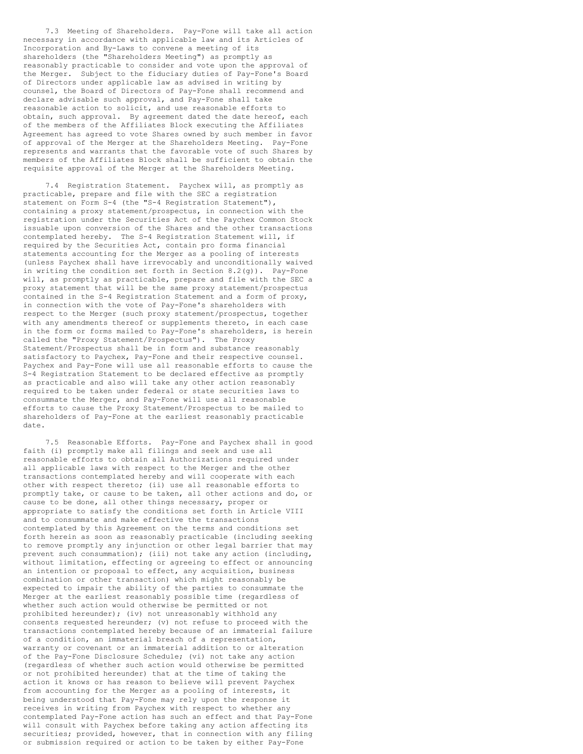7.3 Meeting of Shareholders. Pay-Fone will take all action necessary in accordance with applicable law and its Articles of Incorporation and By-Laws to convene a meeting of its shareholders (the "Shareholders Meeting") as promptly as reasonably practicable to consider and vote upon the approval of the Merger. Subject to the fiduciary duties of Pay-Fone's Board of Directors under applicable law as advised in writing by counsel, the Board of Directors of Pay-Fone shall recommend and declare advisable such approval, and Pay-Fone shall take reasonable action to solicit, and use reasonable efforts to obtain, such approval. By agreement dated the date hereof, each of the members of the Affiliates Block executing the Affiliates Agreement has agreed to vote Shares owned by such member in favor of approval of the Merger at the Shareholders Meeting. Pay-Fone represents and warrants that the favorable vote of such Shares by members of the Affiliates Block shall be sufficient to obtain the requisite approval of the Merger at the Shareholders Meeting.

7.4 Registration Statement. Paychex will, as promptly as practicable, prepare and file with the SEC a registration statement on Form S-4 (the "S-4 Registration Statement"), containing a proxy statement/prospectus, in connection with the registration under the Securities Act of the Paychex Common Stock issuable upon conversion of the Shares and the other transactions contemplated hereby. The S-4 Registration Statement will, if required by the Securities Act, contain pro forma financial statements accounting for the Merger as a pooling of interests (unless Paychex shall have irrevocably and unconditionally waived in writing the condition set forth in Section 8.2(g)). Pay-Fone will, as promptly as practicable, prepare and file with the SEC a proxy statement that will be the same proxy statement/prospectus contained in the S-4 Registration Statement and a form of proxy, in connection with the vote of Pay-Fone's shareholders with respect to the Merger (such proxy statement/prospectus, together with any amendments thereof or supplements thereto, in each case in the form or forms mailed to Pay-Fone's shareholders, is herein called the "Proxy Statement/Prospectus"). The Proxy Statement/Prospectus shall be in form and substance reasonably satisfactory to Paychex, Pay-Fone and their respective counsel. Paychex and Pay-Fone will use all reasonable efforts to cause the S-4 Registration Statement to be declared effective as promptly as practicable and also will take any other action reasonably required to be taken under federal or state securities laws to consummate the Merger, and Pay-Fone will use all reasonable efforts to cause the Proxy Statement/Prospectus to be mailed to shareholders of Pay-Fone at the earliest reasonably practicable date.

7.5 Reasonable Efforts. Pay-Fone and Paychex shall in good faith (i) promptly make all filings and seek and use all reasonable efforts to obtain all Authorizations required under all applicable laws with respect to the Merger and the other transactions contemplated hereby and will cooperate with each other with respect thereto; (ii) use all reasonable efforts to promptly take, or cause to be taken, all other actions and do, or cause to be done, all other things necessary, proper or appropriate to satisfy the conditions set forth in Article VIII and to consummate and make effective the transactions contemplated by this Agreement on the terms and conditions set forth herein as soon as reasonably practicable (including seeking to remove promptly any injunction or other legal barrier that may prevent such consummation); (iii) not take any action (including, without limitation, effecting or agreeing to effect or announcing an intention or proposal to effect, any acquisition, business combination or other transaction) which might reasonably be expected to impair the ability of the parties to consummate the Merger at the earliest reasonably possible time (regardless of whether such action would otherwise be permitted or not prohibited hereunder); (iv) not unreasonably withhold any consents requested hereunder; (v) not refuse to proceed with the transactions contemplated hereby because of an immaterial failure of a condition, an immaterial breach of a representation, warranty or covenant or an immaterial addition to or alteration of the Pay-Fone Disclosure Schedule; (vi) not take any action (regardless of whether such action would otherwise be permitted or not prohibited hereunder) that at the time of taking the action it knows or has reason to believe will prevent Paychex from accounting for the Merger as a pooling of interests, it being understood that Pay-Fone may rely upon the response it receives in writing from Paychex with respect to whether any contemplated Pay-Fone action has such an effect and that Pay-Fone will consult with Paychex before taking any action affecting its securities; provided, however, that in connection with any filing or submission required or action to be taken by either Pay-Fone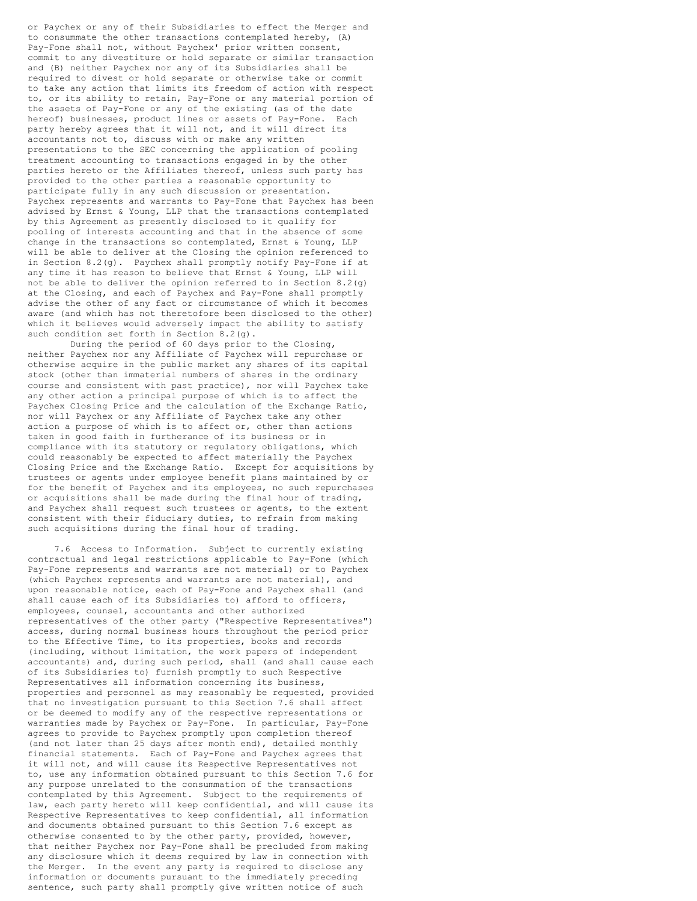or Paychex or any of their Subsidiaries to effect the Merger and to consummate the other transactions contemplated hereby, (A) Pay-Fone shall not, without Paychex' prior written consent, commit to any divestiture or hold separate or similar transaction and (B) neither Paychex nor any of its Subsidiaries shall be required to divest or hold separate or otherwise take or commit to take any action that limits its freedom of action with respect to, or its ability to retain, Pay-Fone or any material portion of the assets of Pay-Fone or any of the existing (as of the date hereof) businesses, product lines or assets of Pay-Fone. Each party hereby agrees that it will not, and it will direct its accountants not to, discuss with or make any written presentations to the SEC concerning the application of pooling treatment accounting to transactions engaged in by the other parties hereto or the Affiliates thereof, unless such party has provided to the other parties a reasonable opportunity to participate fully in any such discussion or presentation. Paychex represents and warrants to Pay-Fone that Paychex has been advised by Ernst & Young, LLP that the transactions contemplated by this Agreement as presently disclosed to it qualify for pooling of interests accounting and that in the absence of some change in the transactions so contemplated, Ernst & Young, LLP will be able to deliver at the Closing the opinion referenced to in Section 8.2(g). Paychex shall promptly notify Pay-Fone if at any time it has reason to believe that Ernst & Young, LLP will not be able to deliver the opinion referred to in Section 8.2(g) at the Closing, and each of Paychex and Pay-Fone shall promptly advise the other of any fact or circumstance of which it becomes aware (and which has not theretofore been disclosed to the other) which it believes would adversely impact the ability to satisfy such condition set forth in Section 8.2(g).

During the period of 60 days prior to the Closing, neither Paychex nor any Affiliate of Paychex will repurchase or otherwise acquire in the public market any shares of its capital stock (other than immaterial numbers of shares in the ordinary course and consistent with past practice), nor will Paychex take any other action a principal purpose of which is to affect the Paychex Closing Price and the calculation of the Exchange Ratio, nor will Paychex or any Affiliate of Paychex take any other action a purpose of which is to affect or, other than actions taken in good faith in furtherance of its business or in compliance with its statutory or regulatory obligations, which could reasonably be expected to affect materially the Paychex Closing Price and the Exchange Ratio. Except for acquisitions by trustees or agents under employee benefit plans maintained by or for the benefit of Paychex and its employees, no such repurchases or acquisitions shall be made during the final hour of trading, and Paychex shall request such trustees or agents, to the extent consistent with their fiduciary duties, to refrain from making such acquisitions during the final hour of trading.

7.6 Access to Information. Subject to currently existing contractual and legal restrictions applicable to Pay-Fone (which Pay-Fone represents and warrants are not material) or to Paychex (which Paychex represents and warrants are not material), and upon reasonable notice, each of Pay-Fone and Paychex shall (and shall cause each of its Subsidiaries to) afford to officers, employees, counsel, accountants and other authorized representatives of the other party ("Respective Representatives") access, during normal business hours throughout the period prior to the Effective Time, to its properties, books and records (including, without limitation, the work papers of independent accountants) and, during such period, shall (and shall cause each of its Subsidiaries to) furnish promptly to such Respective Representatives all information concerning its business, properties and personnel as may reasonably be requested, provided that no investigation pursuant to this Section 7.6 shall affect or be deemed to modify any of the respective representations or warranties made by Paychex or Pay-Fone. In particular, Pay-Fone agrees to provide to Paychex promptly upon completion thereof (and not later than 25 days after month end), detailed monthly financial statements. Each of Pay-Fone and Paychex agrees that it will not, and will cause its Respective Representatives not to, use any information obtained pursuant to this Section 7.6 for any purpose unrelated to the consummation of the transactions contemplated by this Agreement. Subject to the requirements of law, each party hereto will keep confidential, and will cause its Respective Representatives to keep confidential, all information and documents obtained pursuant to this Section 7.6 except as otherwise consented to by the other party, provided, however, that neither Paychex nor Pay-Fone shall be precluded from making any disclosure which it deems required by law in connection with the Merger. In the event any party is required to disclose any information or documents pursuant to the immediately preceding sentence, such party shall promptly give written notice of such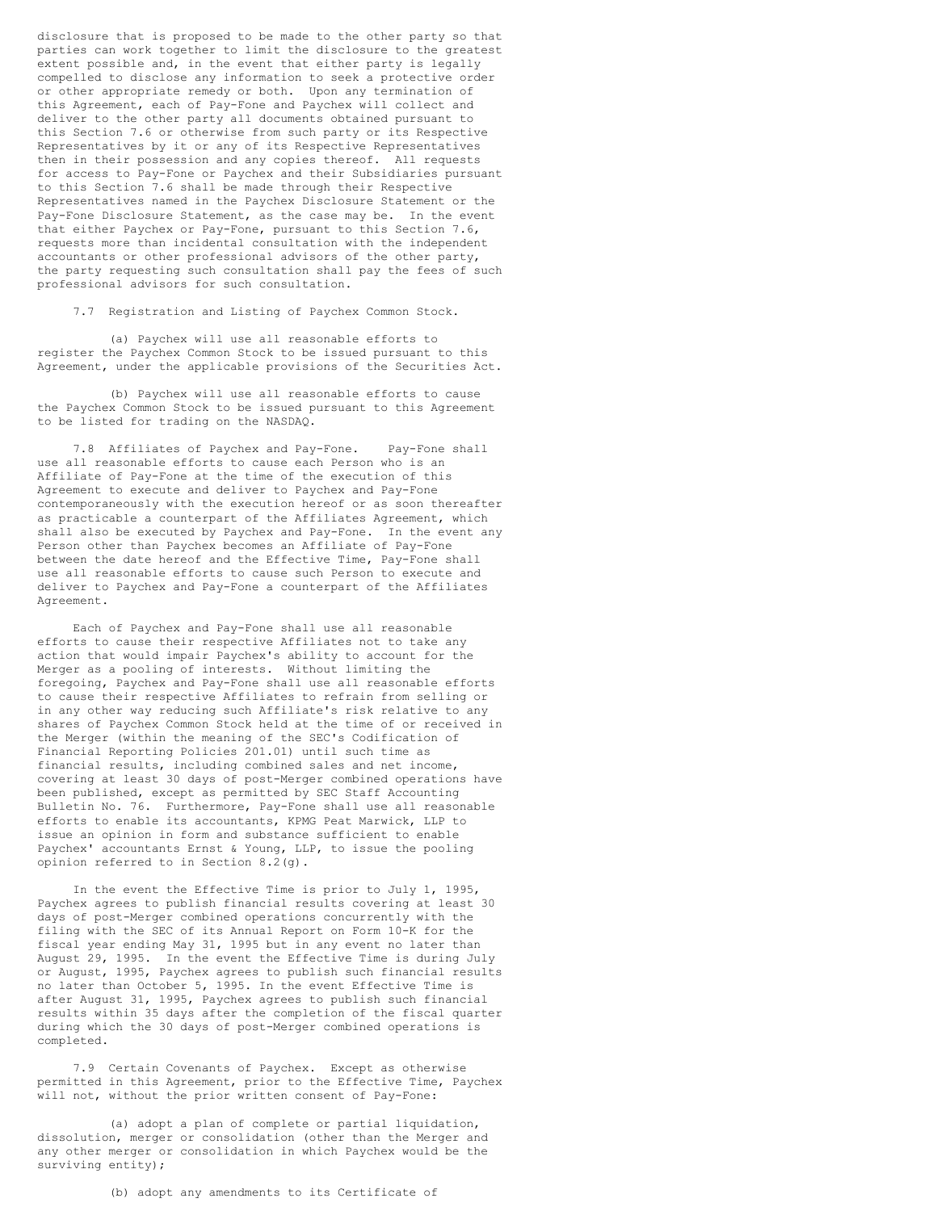disclosure that is proposed to be made to the other party so that parties can work together to limit the disclosure to the greatest extent possible and, in the event that either party is legally compelled to disclose any information to seek a protective order or other appropriate remedy or both. Upon any termination of this Agreement, each of Pay-Fone and Paychex will collect and deliver to the other party all documents obtained pursuant to this Section 7.6 or otherwise from such party or its Respective Representatives by it or any of its Respective Representatives then in their possession and any copies thereof. All requests for access to Pay-Fone or Paychex and their Subsidiaries pursuant to this Section 7.6 shall be made through their Respective Representatives named in the Paychex Disclosure Statement or the Pay-Fone Disclosure Statement, as the case may be. In the event that either Paychex or Pay-Fone, pursuant to this Section 7.6, requests more than incidental consultation with the independent accountants or other professional advisors of the other party, the party requesting such consultation shall pay the fees of such professional advisors for such consultation.

7.7 Registration and Listing of Paychex Common Stock.

(a) Paychex will use all reasonable efforts to register the Paychex Common Stock to be issued pursuant to this Agreement, under the applicable provisions of the Securities Act.

(b) Paychex will use all reasonable efforts to cause the Paychex Common Stock to be issued pursuant to this Agreement to be listed for trading on the NASDAQ.

7.8 Affiliates of Paychex and Pay-Fone. Pay-Fone shall use all reasonable efforts to cause each Person who is an Affiliate of Pay-Fone at the time of the execution of this Agreement to execute and deliver to Paychex and Pay-Fone contemporaneously with the execution hereof or as soon thereafter as practicable a counterpart of the Affiliates Agreement, which shall also be executed by Paychex and Pay-Fone. In the event any Person other than Paychex becomes an Affiliate of Pay-Fone between the date hereof and the Effective Time, Pay-Fone shall use all reasonable efforts to cause such Person to execute and deliver to Paychex and Pay-Fone a counterpart of the Affiliates Agreement.

Each of Paychex and Pay-Fone shall use all reasonable efforts to cause their respective Affiliates not to take any action that would impair Paychex's ability to account for the Merger as a pooling of interests. Without limiting the foregoing, Paychex and Pay-Fone shall use all reasonable efforts to cause their respective Affiliates to refrain from selling or in any other way reducing such Affiliate's risk relative to any shares of Paychex Common Stock held at the time of or received in the Merger (within the meaning of the SEC's Codification of Financial Reporting Policies 201.01) until such time as financial results, including combined sales and net income, covering at least 30 days of post-Merger combined operations have been published, except as permitted by SEC Staff Accounting Bulletin No. 76. Furthermore, Pay-Fone shall use all reasonable efforts to enable its accountants, KPMG Peat Marwick, LLP to issue an opinion in form and substance sufficient to enable Paychex' accountants Ernst & Young, LLP, to issue the pooling opinion referred to in Section 8.2(g).

In the event the Effective Time is prior to July 1, 1995, Paychex agrees to publish financial results covering at least 30 days of post-Merger combined operations concurrently with the filing with the SEC of its Annual Report on Form 10-K for the fiscal year ending May 31, 1995 but in any event no later than August 29, 1995. In the event the Effective Time is during July or August, 1995, Paychex agrees to publish such financial results no later than October 5, 1995. In the event Effective Time is after August 31, 1995, Paychex agrees to publish such financial results within 35 days after the completion of the fiscal quarter during which the 30 days of post-Merger combined operations is completed.

7.9 Certain Covenants of Paychex. Except as otherwise permitted in this Agreement, prior to the Effective Time, Paychex will not, without the prior written consent of Pay-Fone:

(a) adopt a plan of complete or partial liquidation, dissolution, merger or consolidation (other than the Merger and any other merger or consolidation in which Paychex would be the surviving entity);

(b) adopt any amendments to its Certificate of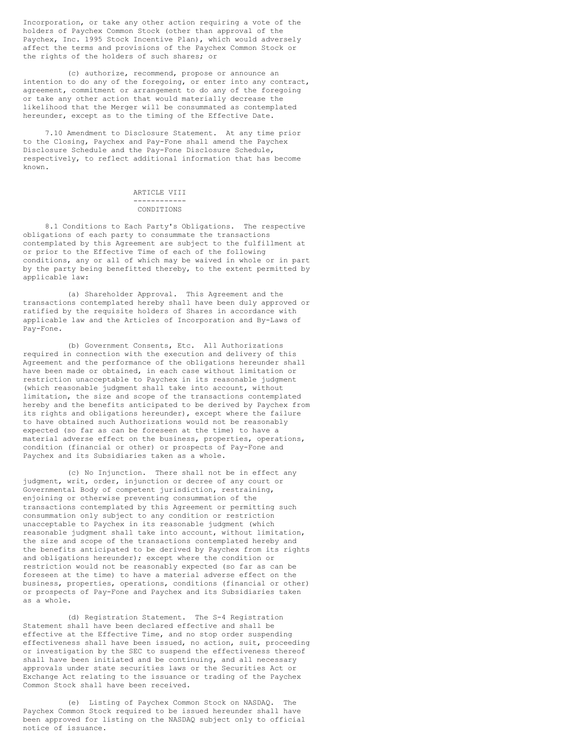Incorporation, or take any other action requiring a vote of the holders of Paychex Common Stock (other than approval of the Paychex, Inc. 1995 Stock Incentive Plan), which would adversely affect the terms and provisions of the Paychex Common Stock or the rights of the holders of such shares; or

(c) authorize, recommend, propose or announce an intention to do any of the foregoing, or enter into any contract, agreement, commitment or arrangement to do any of the foregoing or take any other action that would materially decrease the likelihood that the Merger will be consummated as contemplated hereunder, except as to the timing of the Effective Date.

7.10 Amendment to Disclosure Statement. At any time prior to the Closing, Paychex and Pay-Fone shall amend the Paychex Disclosure Schedule and the Pay-Fone Disclosure Schedule, respectively, to reflect additional information that has become known.

## ARTICLE VIII

## CONDITIONS

8.1 Conditions to Each Party's Obligations. The respective obligations of each party to consummate the transactions contemplated by this Agreement are subject to the fulfillment at or prior to the Effective Time of each of the following conditions, any or all of which may be waived in whole or in part by the party being benefitted thereby, to the extent permitted by applicable law:

(a) Shareholder Approval. This Agreement and the transactions contemplated hereby shall have been duly approved or ratified by the requisite holders of Shares in accordance with applicable law and the Articles of Incorporation and By-Laws of Pay-Fone.

(b) Government Consents, Etc. All Authorizations required in connection with the execution and delivery of this Agreement and the performance of the obligations hereunder shall have been made or obtained, in each case without limitation or restriction unacceptable to Paychex in its reasonable judgment (which reasonable judgment shall take into account, without limitation, the size and scope of the transactions contemplated hereby and the benefits anticipated to be derived by Paychex from its rights and obligations hereunder), except where the failure to have obtained such Authorizations would not be reasonably expected (so far as can be foreseen at the time) to have a material adverse effect on the business, properties, operations, condition (financial or other) or prospects of Pay-Fone and Paychex and its Subsidiaries taken as a whole.

(c) No Injunction. There shall not be in effect any judgment, writ, order, injunction or decree of any court or Governmental Body of competent jurisdiction, restraining, enjoining or otherwise preventing consummation of the transactions contemplated by this Agreement or permitting such consummation only subject to any condition or restriction unacceptable to Paychex in its reasonable judgment (which reasonable judgment shall take into account, without limitation, the size and scope of the transactions contemplated hereby and the benefits anticipated to be derived by Paychex from its rights and obligations hereunder); except where the condition or restriction would not be reasonably expected (so far as can be foreseen at the time) to have a material adverse effect on the business, properties, operations, conditions (financial or other) or prospects of Pay-Fone and Paychex and its Subsidiaries taken as a whole.

(d) Registration Statement. The S-4 Registration Statement shall have been declared effective and shall be effective at the Effective Time, and no stop order suspending effectiveness shall have been issued, no action, suit, proceeding or investigation by the SEC to suspend the effectiveness thereof shall have been initiated and be continuing, and all necessary approvals under state securities laws or the Securities Act or Exchange Act relating to the issuance or trading of the Paychex Common Stock shall have been received.

(e) Listing of Paychex Common Stock on NASDAQ. The Paychex Common Stock required to be issued hereunder shall have been approved for listing on the NASDAQ subject only to official notice of issuance.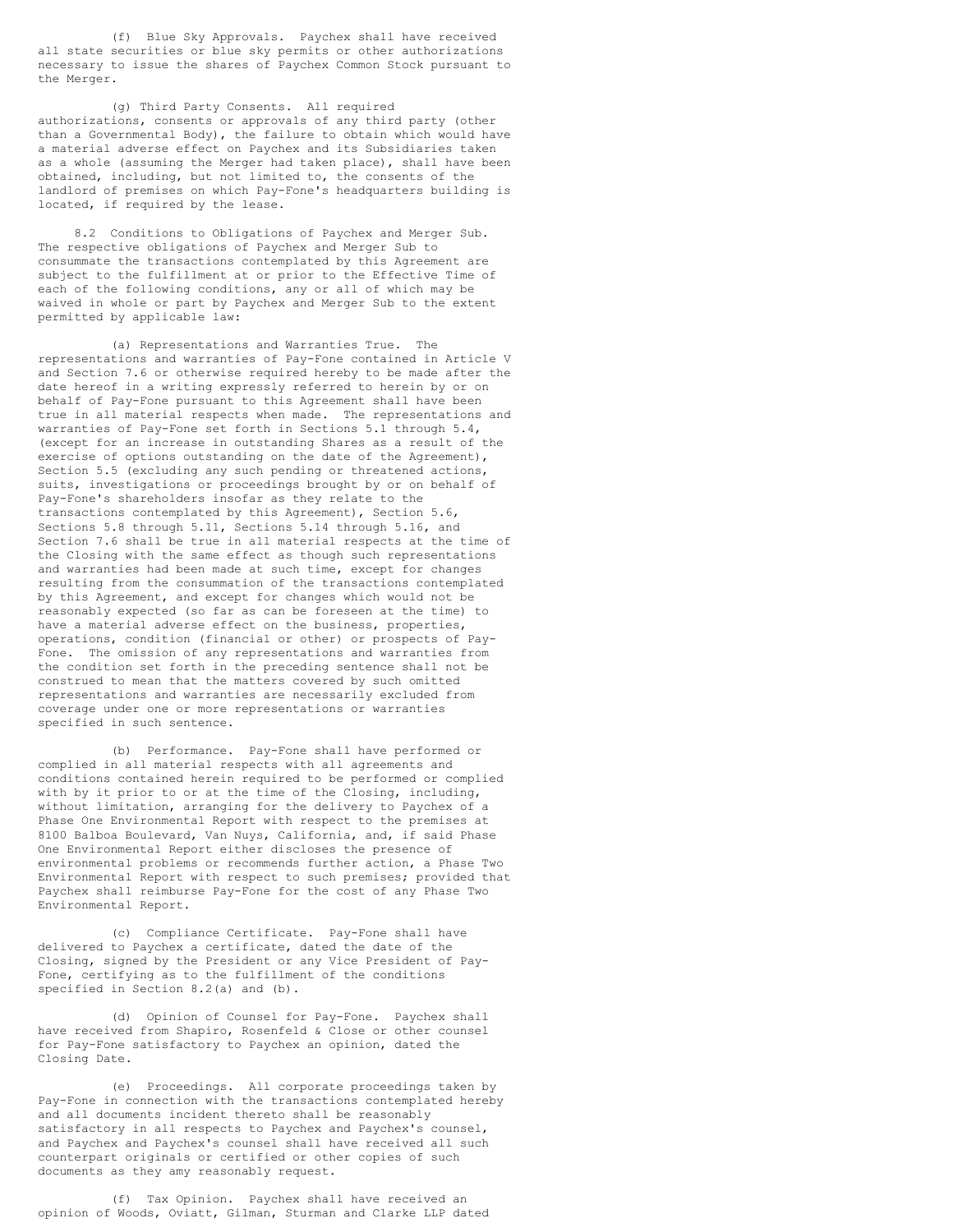(f) Blue Sky Approvals. Paychex shall have received all state securities or blue sky permits or other authorizations necessary to issue the shares of Paychex Common Stock pursuant to the Merger.

(g) Third Party Consents. All required authorizations, consents or approvals of any third party (other than a Governmental Body), the failure to obtain which would have a material adverse effect on Paychex and its Subsidiaries taken as a whole (assuming the Merger had taken place), shall have been obtained, including, but not limited to, the consents of the landlord of premises on which Pay-Fone's headquarters building is located, if required by the lease.

8.2 Conditions to Obligations of Paychex and Merger Sub. The respective obligations of Paychex and Merger Sub to consummate the transactions contemplated by this Agreement are subject to the fulfillment at or prior to the Effective Time of each of the following conditions, any or all of which may be waived in whole or part by Paychex and Merger Sub to the extent permitted by applicable law:

(a) Representations and Warranties True. The representations and warranties of Pay-Fone contained in Article V and Section 7.6 or otherwise required hereby to be made after the date hereof in a writing expressly referred to herein by or on behalf of Pay-Fone pursuant to this Agreement shall have been true in all material respects when made. The representations and warranties of Pay-Fone set forth in Sections 5.1 through 5.4, (except for an increase in outstanding Shares as a result of the exercise of options outstanding on the date of the Agreement), Section 5.5 (excluding any such pending or threatened actions, suits, investigations or proceedings brought by or on behalf of Pay-Fone's shareholders insofar as they relate to the transactions contemplated by this Agreement), Section 5.6, Sections 5.8 through 5.11, Sections 5.14 through 5.16, and Section 7.6 shall be true in all material respects at the time of the Closing with the same effect as though such representations and warranties had been made at such time, except for changes resulting from the consummation of the transactions contemplated by this Agreement, and except for changes which would not be reasonably expected (so far as can be foreseen at the time) to have a material adverse effect on the business, properties, operations, condition (financial or other) or prospects of Pay-Fone. The omission of any representations and warranties from the condition set forth in the preceding sentence shall not be construed to mean that the matters covered by such omitted representations and warranties are necessarily excluded from coverage under one or more representations or warranties specified in such sentence.

(b) Performance. Pay-Fone shall have performed or complied in all material respects with all agreements and conditions contained herein required to be performed or complied with by it prior to or at the time of the Closing, including, without limitation, arranging for the delivery to Paychex of a Phase One Environmental Report with respect to the premises at 8100 Balboa Boulevard, Van Nuys, California, and, if said Phase One Environmental Report either discloses the presence of environmental problems or recommends further action, a Phase Two Environmental Report with respect to such premises; provided that Paychex shall reimburse Pay-Fone for the cost of any Phase Two Environmental Report.

(c) Compliance Certificate. Pay-Fone shall have delivered to Paychex a certificate, dated the date of the Closing, signed by the President or any Vice President of Pay-Fone, certifying as to the fulfillment of the conditions specified in Section 8.2(a) and (b).

(d) Opinion of Counsel for Pay-Fone. Paychex shall have received from Shapiro, Rosenfeld & Close or other counsel for Pay-Fone satisfactory to Paychex an opinion, dated the Closing Date.

(e) Proceedings. All corporate proceedings taken by Pay-Fone in connection with the transactions contemplated hereby and all documents incident thereto shall be reasonably satisfactory in all respects to Paychex and Paychex's counsel, and Paychex and Paychex's counsel shall have received all such counterpart originals or certified or other copies of such documents as they amy reasonably request.

(f) Tax Opinion. Paychex shall have received an opinion of Woods, Oviatt, Gilman, Sturman and Clarke LLP dated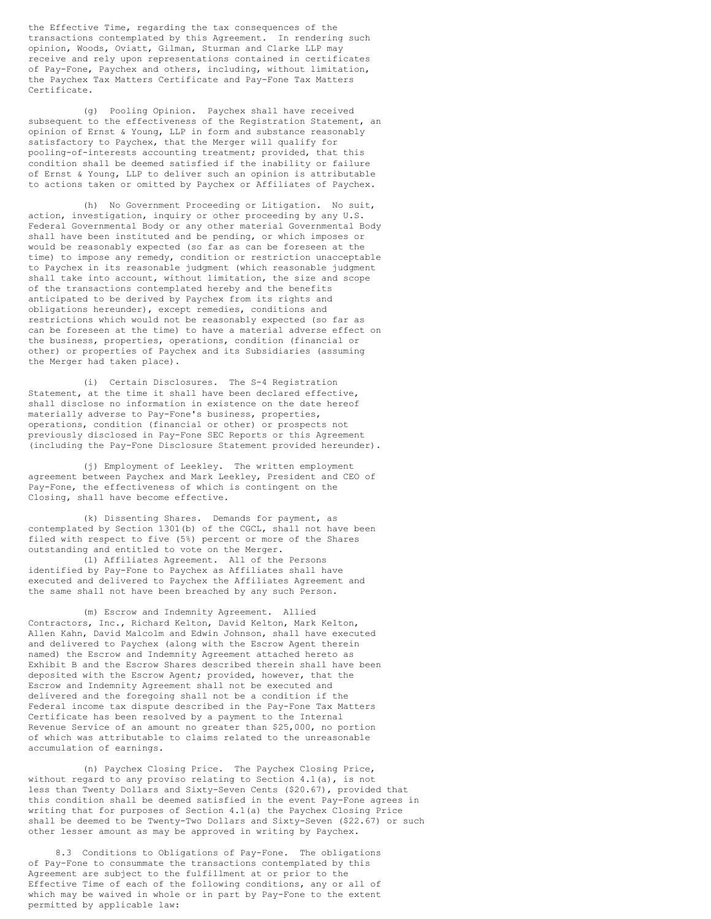the Effective Time, regarding the tax consequences of the transactions contemplated by this Agreement. In rendering such opinion, Woods, Oviatt, Gilman, Sturman and Clarke LLP may receive and rely upon representations contained in certificates of Pay-Fone, Paychex and others, including, without limitation, the Paychex Tax Matters Certificate and Pay-Fone Tax Matters Certificate.

(g) Pooling Opinion. Paychex shall have received subsequent to the effectiveness of the Registration Statement, an opinion of Ernst & Young, LLP in form and substance reasonably satisfactory to Paychex, that the Merger will qualify for pooling-of-interests accounting treatment; provided, that this condition shall be deemed satisfied if the inability or failure of Ernst & Young, LLP to deliver such an opinion is attributable to actions taken or omitted by Paychex or Affiliates of Paychex.

(h) No Government Proceeding or Litigation. No suit, action, investigation, inquiry or other proceeding by any U.S. Federal Governmental Body or any other material Governmental Body shall have been instituted and be pending, or which imposes or would be reasonably expected (so far as can be foreseen at the time) to impose any remedy, condition or restriction unacceptable to Paychex in its reasonable judgment (which reasonable judgment shall take into account, without limitation, the size and scope of the transactions contemplated hereby and the benefits anticipated to be derived by Paychex from its rights and obligations hereunder), except remedies, conditions and restrictions which would not be reasonably expected (so far as can be foreseen at the time) to have a material adverse effect on the business, properties, operations, condition (financial or other) or properties of Paychex and its Subsidiaries (assuming the Merger had taken place).

(i) Certain Disclosures. The S-4 Registration Statement, at the time it shall have been declared effective, shall disclose no information in existence on the date hereof materially adverse to Pay-Fone's business, properties, operations, condition (financial or other) or prospects not previously disclosed in Pay-Fone SEC Reports or this Agreement (including the Pay-Fone Disclosure Statement provided hereunder).

(j) Employment of Leekley. The written employment agreement between Paychex and Mark Leekley, President and CEO of Pay-Fone, the effectiveness of which is contingent on the Closing, shall have become effective.

(k) Dissenting Shares. Demands for payment, as contemplated by Section 1301(b) of the CGCL, shall not have been filed with respect to five (5%) percent or more of the Shares outstanding and entitled to vote on the Merger.

(l) Affiliates Agreement. All of the Persons identified by Pay-Fone to Paychex as Affiliates shall have executed and delivered to Paychex the Affiliates Agreement and the same shall not have been breached by any such Person.

(m) Escrow and Indemnity Agreement. Allied Contractors, Inc., Richard Kelton, David Kelton, Mark Kelton, Allen Kahn, David Malcolm and Edwin Johnson, shall have executed and delivered to Paychex (along with the Escrow Agent therein named) the Escrow and Indemnity Agreement attached hereto as Exhibit B and the Escrow Shares described therein shall have been deposited with the Escrow Agent; provided, however, that the Escrow and Indemnity Agreement shall not be executed and delivered and the foregoing shall not be a condition if the Federal income tax dispute described in the Pay-Fone Tax Matters Certificate has been resolved by a payment to the Internal Revenue Service of an amount no greater than $25,000, no portion of which was attributable to claims related to the unreasonable accumulation of earnings.

(n) Paychex Closing Price. The Paychex Closing Price, without regard to any proviso relating to Section 4.1(a), is not less than Twenty Dollars and Sixty-Seven Cents ($20.67), provided that this condition shall be deemed satisfied in the event Pay-Fone agrees in writing that for purposes of Section 4.1(a) the Paychex Closing Price shall be deemed to be Twenty-Two Dollars and Sixty-Seven ($22.67) or such other lesser amount as may be approved in writing by Paychex.

8.3 Conditions to Obligations of Pay-Fone. The obligations of Pay-Fone to consummate the transactions contemplated by this Agreement are subject to the fulfillment at or prior to the Effective Time of each of the following conditions, any or all of which may be waived in whole or in part by Pay-Fone to the extent permitted by applicable law: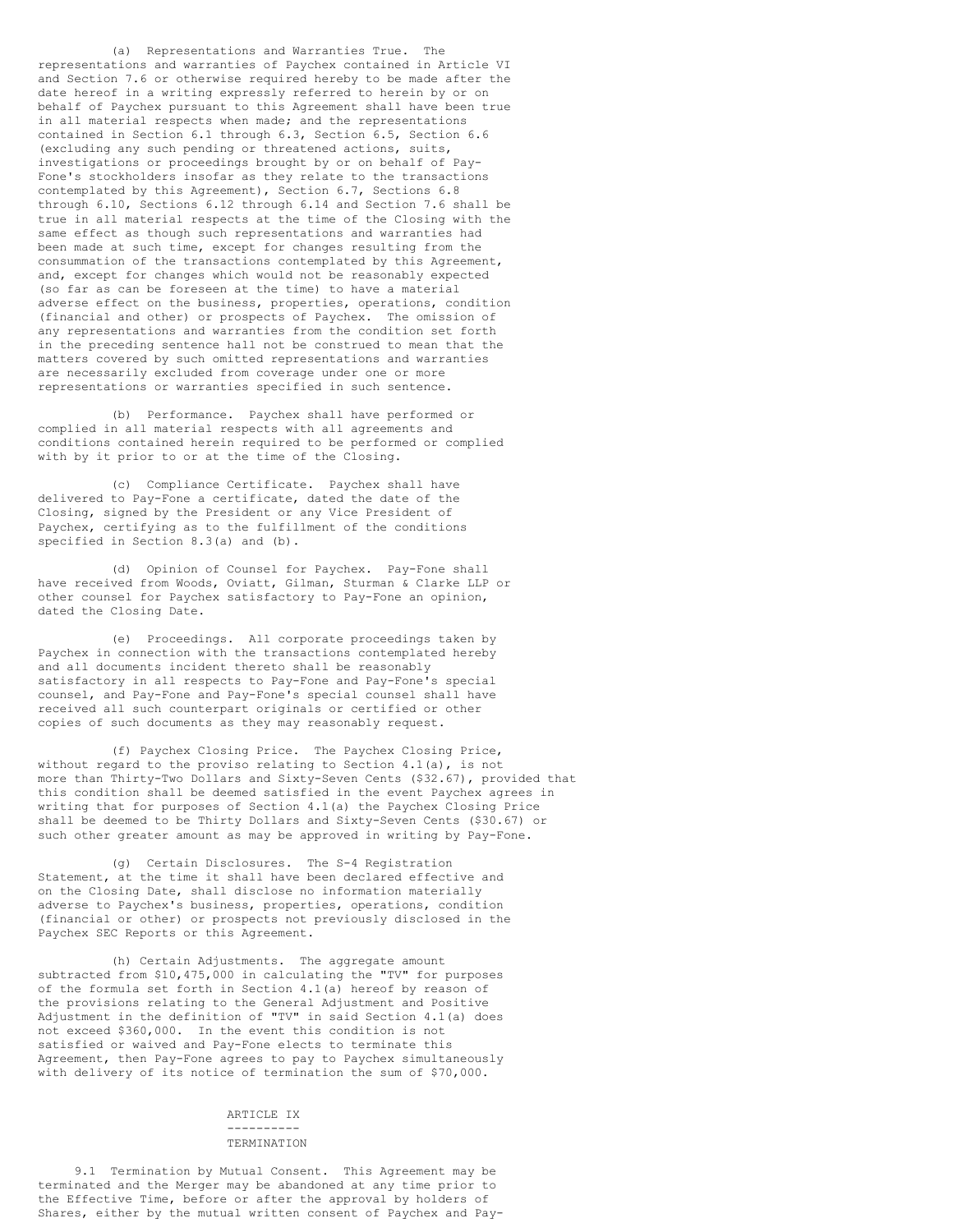(a) Representations and Warranties True. The representations and warranties of Paychex contained in Article VI and Section 7.6 or otherwise required hereby to be made after the date hereof in a writing expressly referred to herein by or on behalf of Paychex pursuant to this Agreement shall have been true in all material respects when made; and the representations contained in Section 6.1 through 6.3, Section 6.5, Section 6.6 (excluding any such pending or threatened actions, suits, investigations or proceedings brought by or on behalf of Pay-Fone's stockholders insofar as they relate to the transactions contemplated by this Agreement), Section 6.7, Sections 6.8 through 6.10, Sections 6.12 through 6.14 and Section 7.6 shall be true in all material respects at the time of the Closing with the same effect as though such representations and warranties had been made at such time, except for changes resulting from the consummation of the transactions contemplated by this Agreement, and, except for changes which would not be reasonably expected (so far as can be foreseen at the time) to have a material adverse effect on the business, properties, operations, condition (financial and other) or prospects of Paychex. The omission of any representations and warranties from the condition set forth in the preceding sentence hall not be construed to mean that the matters covered by such omitted representations and warranties are necessarily excluded from coverage under one or more representations or warranties specified in such sentence.

(b) Performance. Paychex shall have performed or complied in all material respects with all agreements and conditions contained herein required to be performed or complied with by it prior to or at the time of the Closing.

(c) Compliance Certificate. Paychex shall have delivered to Pay-Fone a certificate, dated the date of the Closing, signed by the President or any Vice President of Paychex, certifying as to the fulfillment of the conditions specified in Section 8.3(a) and (b).

(d) Opinion of Counsel for Paychex. Pay-Fone shall have received from Woods, Oviatt, Gilman, Sturman & Clarke LLP or other counsel for Paychex satisfactory to Pay-Fone an opinion, dated the Closing Date.

(e) Proceedings. All corporate proceedings taken by Paychex in connection with the transactions contemplated hereby and all documents incident thereto shall be reasonably satisfactory in all respects to Pay-Fone and Pay-Fone's special counsel, and Pay-Fone and Pay-Fone's special counsel shall have received all such counterpart originals or certified or other copies of such documents as they may reasonably request.

(f) Paychex Closing Price. The Paychex Closing Price, without regard to the proviso relating to Section 4.1(a), is not more than Thirty-Two Dollars and Sixty-Seven Cents ($32.67), provided that this condition shall be deemed satisfied in the event Paychex agrees in writing that for purposes of Section 4.1(a) the Paychex Closing Price shall be deemed to be Thirty Dollars and Sixty-Seven Cents ($30.67) or such other greater amount as may be approved in writing by Pay-Fone.

(g) Certain Disclosures. The S-4 Registration Statement, at the time it shall have been declared effective and on the Closing Date, shall disclose no information materially adverse to Paychex's business, properties, operations, condition (financial or other) or prospects not previously disclosed in the Paychex SEC Reports or this Agreement.

(h) Certain Adjustments. The aggregate amount subtracted from $10,475,000 in calculating the "TV" for purposes of the formula set forth in Section 4.1(a) hereof by reason of the provisions relating to the General Adjustment and Positive Adjustment in the definition of "TV" in said Section 4.1(a) does not exceed $360,000. In the event this condition is not satisfied or waived and Pay-Fone elects to terminate this Agreement, then Pay-Fone agrees to pay to Paychex simultaneously with delivery of its notice of termination the sum of $70,000.

## ARTICLE IX

## TERMINATION

9.1 Termination by Mutual Consent. This Agreement may be terminated and the Merger may be abandoned at any time prior to the Effective Time, before or after the approval by holders of Shares, either by the mutual written consent of Paychex and Pay-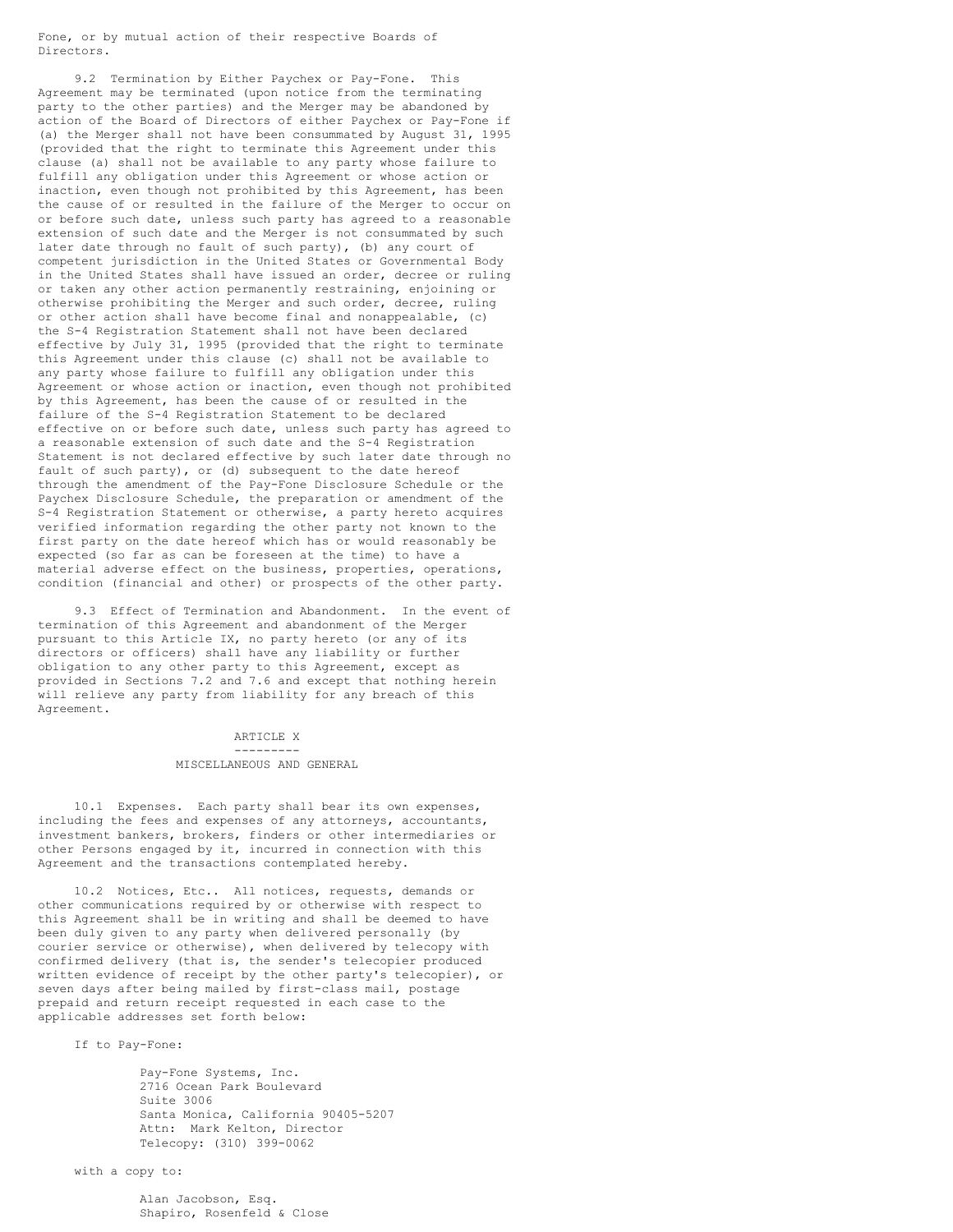Fone, or by mutual action of their respective Boards of Directors.

9.2 Termination by Either Paychex or Pay-Fone. This Agreement may be terminated (upon notice from the terminating party to the other parties) and the Merger may be abandoned by action of the Board of Directors of either Paychex or Pay-Fone if (a) the Merger shall not have been consummated by August 31, 1995 (provided that the right to terminate this Agreement under this clause (a) shall not be available to any party whose failure to fulfill any obligation under this Agreement or whose action or inaction, even though not prohibited by this Agreement, has been the cause of or resulted in the failure of the Merger to occur on or before such date, unless such party has agreed to a reasonable extension of such date and the Merger is not consummated by such later date through no fault of such party), (b) any court of competent jurisdiction in the United States or Governmental Body in the United States shall have issued an order, decree or ruling or taken any other action permanently restraining, enjoining or otherwise prohibiting the Merger and such order, decree, ruling or other action shall have become final and nonappealable, (c) the S-4 Registration Statement shall not have been declared effective by July 31, 1995 (provided that the right to terminate this Agreement under this clause (c) shall not be available to any party whose failure to fulfill any obligation under this Agreement or whose action or inaction, even though not prohibited by this Agreement, has been the cause of or resulted in the failure of the S-4 Registration Statement to be declared effective on or before such date, unless such party has agreed to a reasonable extension of such date and the S-4 Registration Statement is not declared effective by such later date through no fault of such party), or (d) subsequent to the date hereof through the amendment of the Pay-Fone Disclosure Schedule or the Paychex Disclosure Schedule, the preparation or amendment of the S-4 Registration Statement or otherwise, a party hereto acquires verified information regarding the other party not known to the first party on the date hereof which has or would reasonably be expected (so far as can be foreseen at the time) to have a material adverse effect on the business, properties, operations, condition (financial and other) or prospects of the other party.

9.3 Effect of Termination and Abandonment. In the event of termination of this Agreement and abandonment of the Merger pursuant to this Article IX, no party hereto (or any of its directors or officers) shall have any liability or further obligation to any other party to this Agreement, except as provided in Sections 7.2 and 7.6 and except that nothing herein will relieve any party from liability for any breach of this Agreement.

## ARTICLE X

## MISCELLANEOUS AND GENERAL

10.1 Expenses. Each party shall bear its own expenses, including the fees and expenses of any attorneys, accountants, investment bankers, brokers, finders or other intermediaries or other Persons engaged by it, incurred in connection with this Agreement and the transactions contemplated hereby.

10.2 Notices, Etc.. All notices, requests, demands or other communications required by or otherwise with respect to this Agreement shall be in writing and shall be deemed to have been duly given to any party when delivered personally (by courier service or otherwise), when delivered by telecopy with confirmed delivery (that is, the sender's telecopier produced written evidence of receipt by the other party's telecopier), or seven days after being mailed by first-class mail, postage prepaid and return receipt requested in each case to the applicable addresses set forth below:

If to Pay-Fone:

Pay-Fone Systems, Inc.
2716 Ocean Park Boulevard
Suite 3006
Santa Monica, California 90405-5207
Attn: Mark Kelton, Director
Telecopy: (310) 399-0062

with a copy to:

Alan Jacobson, Esq.
Shapiro, Rosenfeld & Close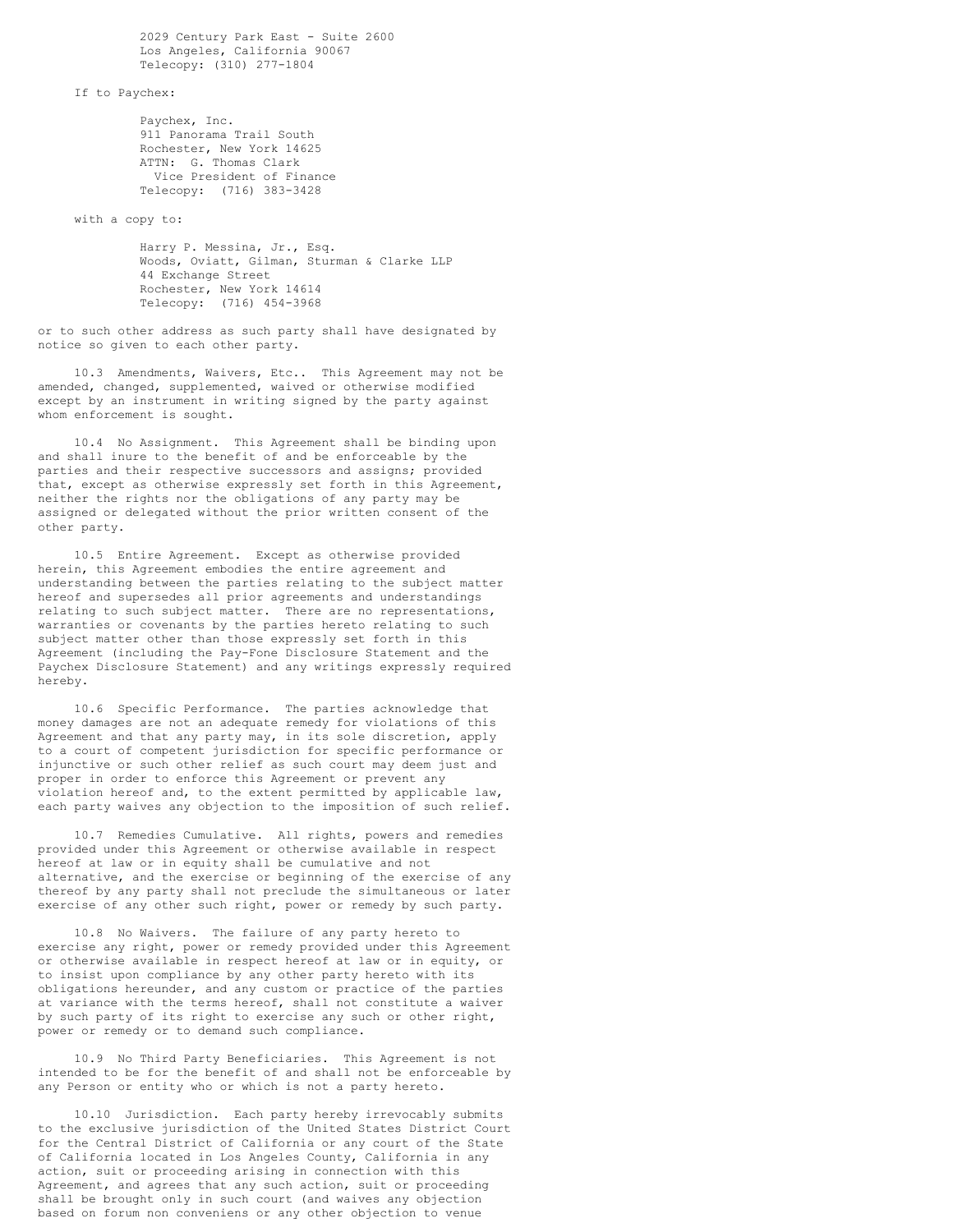2029 Century Park East - Suite 2600
Los Angeles, California 90067
Telecopy: (310) 277-1804

If to Paychex:

Paychex, Inc.
911 Panorama Trail South
Rochester, New York 14625
ATTN: G. Thomas Clark
Vice President of Finance
Telecopy: (716) 383-3428

with a copy to:

Harry P. Messina, Jr., Esq.
Woods, Oviatt, Gilman, Sturman & Clarke LLP
44 Exchange Street
Rochester, New York 14614
Telecopy: (716) 454-3968

or to such other address as such party shall have designated by notice so given to each other party.

10.3 Amendments, Waivers, Etc.. This Agreement may not be amended, changed, supplemented, waived or otherwise modified except by an instrument in writing signed by the party against whom enforcement is sought.

10.4 No Assignment. This Agreement shall be binding upon and shall inure to the benefit of and be enforceable by the parties and their respective successors and assigns; provided that, except as otherwise expressly set forth in this Agreement, neither the rights nor the obligations of any party may be assigned or delegated without the prior written consent of the other party.

10.5 Entire Agreement. Except as otherwise provided herein, this Agreement embodies the entire agreement and understanding between the parties relating to the subject matter hereof and supersedes all prior agreements and understandings relating to such subject matter. There are no representations, warranties or covenants by the parties hereto relating to such subject matter other than those expressly set forth in this Agreement (including the Pay-Fone Disclosure Statement and the Paychex Disclosure Statement) and any writings expressly required hereby.

10.6 Specific Performance. The parties acknowledge that money damages are not an adequate remedy for violations of this Agreement and that any party may, in its sole discretion, apply to a court of competent jurisdiction for specific performance or injunctive or such other relief as such court may deem just and proper in order to enforce this Agreement or prevent any violation hereof and, to the extent permitted by applicable law, each party waives any objection to the imposition of such relief.

10.7 Remedies Cumulative. All rights, powers and remedies provided under this Agreement or otherwise available in respect hereof at law or in equity shall be cumulative and not alternative, and the exercise or beginning of the exercise of any thereof by any party shall not preclude the simultaneous or later exercise of any other such right, power or remedy by such party.

10.8 No Waivers. The failure of any party hereto to exercise any right, power or remedy provided under this Agreement or otherwise available in respect hereof at law or in equity, or to insist upon compliance by any other party hereto with its obligations hereunder, and any custom or practice of the parties at variance with the terms hereof, shall not constitute a waiver by such party of its right to exercise any such or other right, power or remedy or to demand such compliance.

10.9 No Third Party Beneficiaries. This Agreement is not intended to be for the benefit of and shall not be enforceable by any Person or entity who or which is not a party hereto.

10.10 Jurisdiction. Each party hereby irrevocably submits to the exclusive jurisdiction of the United States District Court for the Central District of California or any court of the State of California located in Los Angeles County, California in any action, suit or proceeding arising in connection with this Agreement, and agrees that any such action, suit or proceeding shall be brought only in such court (and waives any objection based on forum non conveniens or any other objection to venue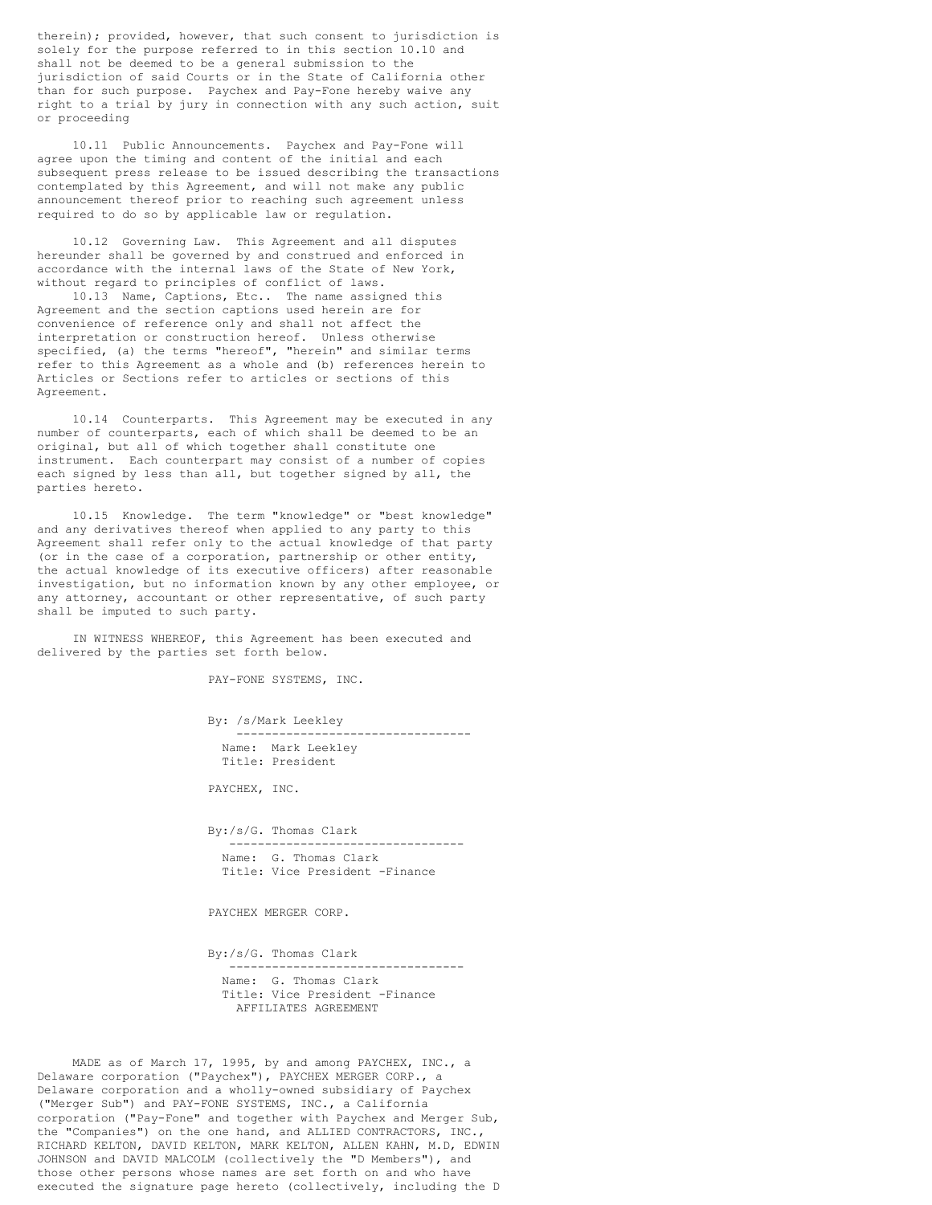therein); provided, however, that such consent to jurisdiction is solely for the purpose referred to in this section 10.10 and shall not be deemed to be a general submission to the jurisdiction of said Courts or in the State of California other than for such purpose. Paychex and Pay-Fone hereby waive any right to a trial by jury in connection with any such action, suit or proceeding

10.11 Public Announcements. Paychex and Pay-Fone will agree upon the timing and content of the initial and each subsequent press release to be issued describing the transactions contemplated by this Agreement, and will not make any public announcement thereof prior to reaching such agreement unless required to do so by applicable law or regulation.

10.12 Governing Law. This Agreement and all disputes hereunder shall be governed by and construed and enforced in accordance with the internal laws of the State of New York, without regard to principles of conflict of laws.

10.13 Name, Captions, Etc.. The name assigned this Agreement and the section captions used herein are for convenience of reference only and shall not affect the interpretation or construction hereof. Unless otherwise specified, (a) the terms "hereof", "herein" and similar terms refer to this Agreement as a whole and (b) references herein to Articles or Sections refer to articles or sections of this Agreement.

10.14 Counterparts. This Agreement may be executed in any number of counterparts, each of which shall be deemed to be an original, but all of which together shall constitute one instrument. Each counterpart may consist of a number of copies each signed by less than all, but together signed by all, the parties hereto.

10.15 Knowledge. The term "knowledge" or "best knowledge" and any derivatives thereof when applied to any party to this Agreement shall refer only to the actual knowledge of that party (or in the case of a corporation, partnership or other entity, the actual knowledge of its executive officers) after reasonable investigation, but no information known by any other employee, or any attorney, accountant or other representative, of such party shall be imputed to such party.

IN WITNESS WHEREOF, this Agreement has been executed and delivered by the parties set forth below.

PAY-FONE SYSTEMS, INC.

By: /s/Mark Leekley
Name: Mark Leekley
Title: President

PAYCHEX, INC.

By:/s/G. Thomas Clark
Name: G. Thomas Clark
Title: Vice President -Finance

PAYCHEX MERGER CORP.

By:/s/G. Thomas Clark
Name: G. Thomas Clark
Title: Vice President -Finance

# AFFILIATES AGREEMENT

MADE as of March 17, 1995, by and among PAYCHEX, INC., a Delaware corporation ("Paychex"), PAYCHEX MERGER CORP., a Delaware corporation and a wholly-owned subsidiary of Paychex ("Merger Sub") and PAY-FONE SYSTEMS, INC., a California corporation ("Pay-Fone" and together with Paychex and Merger Sub, the "Companies") on the one hand, and ALLIED CONTRACTORS, INC., RICHARD KELTON, DAVID KELTON, MARK KELTON, ALLEN KAHN, M.D, EDWIN JOHNSON and DAVID MALCOLM (collectively the "D Members"), and those other persons whose names are set forth on and who have executed the signature page hereto (collectively, including the D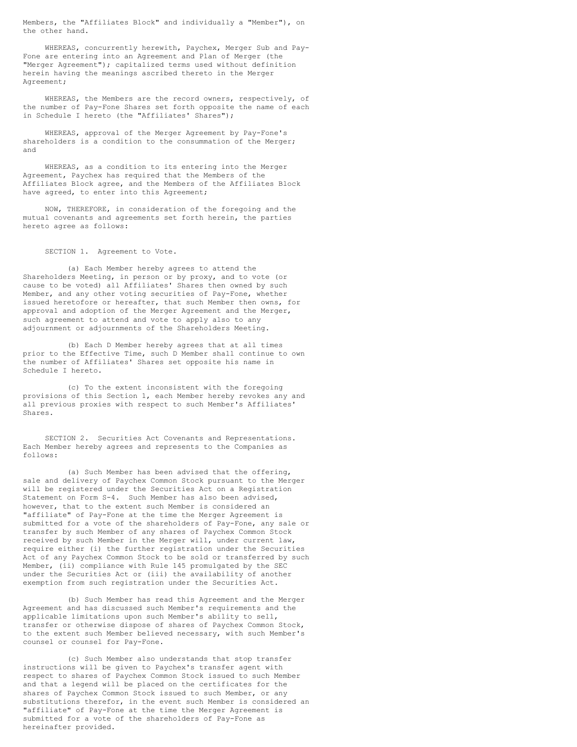Members, the "Affiliates Block" and individually a "Member"), on the other hand.

WHEREAS, concurrently herewith, Paychex, Merger Sub and Pay-Fone are entering into an Agreement and Plan of Merger (the "Merger Agreement"); capitalized terms used without definition herein having the meanings ascribed thereto in the Merger Agreement;

WHEREAS, the Members are the record owners, respectively, of the number of Pay-Fone Shares set forth opposite the name of each in Schedule I hereto (the "Affiliates' Shares");

WHEREAS, approval of the Merger Agreement by Pay-Fone's shareholders is a condition to the consummation of the Merger; and

WHEREAS, as a condition to its entering into the Merger Agreement, Paychex has required that the Members of the Affiliates Block agree, and the Members of the Affiliates Block have agreed, to enter into this Agreement;

NOW, THEREFORE, in consideration of the foregoing and the mutual covenants and agreements set forth herein, the parties hereto agree as follows:

SECTION 1. Agreement to Vote.

(a) Each Member hereby agrees to attend the Shareholders Meeting, in person or by proxy, and to vote (or cause to be voted) all Affiliates' Shares then owned by such Member, and any other voting securities of Pay-Fone, whether issued heretofore or hereafter, that such Member then owns, for approval and adoption of the Merger Agreement and the Merger, such agreement to attend and vote to apply also to any adjournment or adjournments of the Shareholders Meeting.

(b) Each D Member hereby agrees that at all times prior to the Effective Time, such D Member shall continue to own the number of Affiliates' Shares set opposite his name in Schedule I hereto.

(c) To the extent inconsistent with the foregoing provisions of this Section 1, each Member hereby revokes any and all previous proxies with respect to such Member's Affiliates' Shares.

SECTION 2. Securities Act Covenants and Representations. Each Member hereby agrees and represents to the Companies as follows:

(a) Such Member has been advised that the offering, sale and delivery of Paychex Common Stock pursuant to the Merger will be registered under the Securities Act on a Registration Statement on Form S-4. Such Member has also been advised, however, that to the extent such Member is considered an "affiliate" of Pay-Fone at the time the Merger Agreement is submitted for a vote of the shareholders of Pay-Fone, any sale or transfer by such Member of any shares of Paychex Common Stock received by such Member in the Merger will, under current law, require either (i) the further registration under the Securities Act of any Paychex Common Stock to be sold or transferred by such Member, (ii) compliance with Rule 145 promulgated by the SEC under the Securities Act or (iii) the availability of another exemption from such registration under the Securities Act.

(b) Such Member has read this Agreement and the Merger Agreement and has discussed such Member's requirements and the applicable limitations upon such Member's ability to sell, transfer or otherwise dispose of shares of Paychex Common Stock, to the extent such Member believed necessary, with such Member's counsel or counsel for Pay-Fone.

(c) Such Member also understands that stop transfer instructions will be given to Paychex's transfer agent with respect to shares of Paychex Common Stock issued to such Member and that a legend will be placed on the certificates for the shares of Paychex Common Stock issued to such Member, or any substitutions therefor, in the event such Member is considered an "affiliate" of Pay-Fone at the time the Merger Agreement is submitted for a vote of the shareholders of Pay-Fone as hereinafter provided.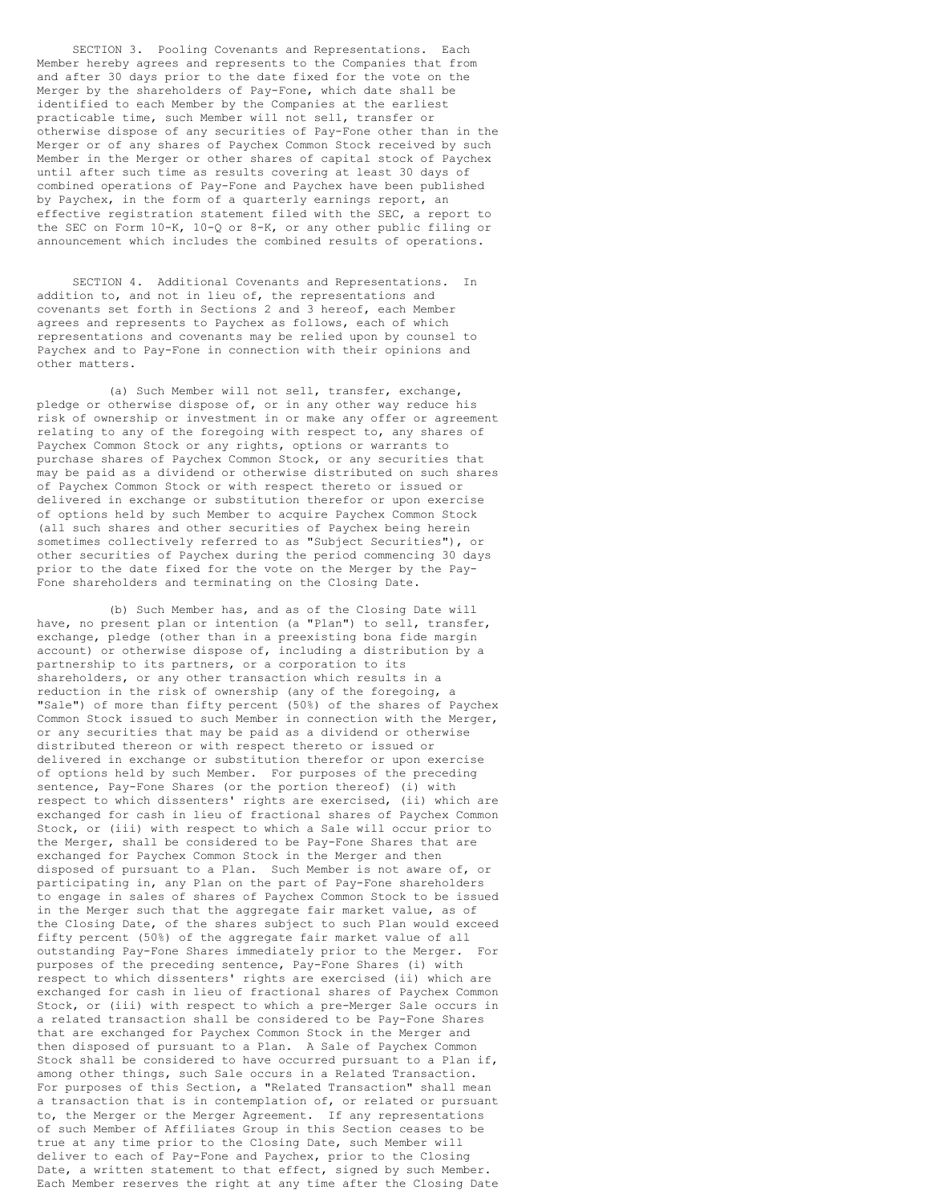SECTION 3. Pooling Covenants and Representations. Each Member hereby agrees and represents to the Companies that from and after 30 days prior to the date fixed for the vote on the Merger by the shareholders of Pay-Fone, which date shall be identified to each Member by the Companies at the earliest practicable time, such Member will not sell, transfer or otherwise dispose of any securities of Pay-Fone other than in the Merger or of any shares of Paychex Common Stock received by such Member in the Merger or other shares of capital stock of Paychex until after such time as results covering at least 30 days of combined operations of Pay-Fone and Paychex have been published by Paychex, in the form of a quarterly earnings report, an effective registration statement filed with the SEC, a report to the SEC on Form 10-K, 10-Q or 8-K, or any other public filing or announcement which includes the combined results of operations.

SECTION 4. Additional Covenants and Representations. In addition to, and not in lieu of, the representations and covenants set forth in Sections 2 and 3 hereof, each Member agrees and represents to Paychex as follows, each of which representations and covenants may be relied upon by counsel to Paychex and to Pay-Fone in connection with their opinions and other matters.

(a) Such Member will not sell, transfer, exchange, pledge or otherwise dispose of, or in any other way reduce his risk of ownership or investment in or make any offer or agreement relating to any of the foregoing with respect to, any shares of Paychex Common Stock or any rights, options or warrants to purchase shares of Paychex Common Stock, or any securities that may be paid as a dividend or otherwise distributed on such shares of Paychex Common Stock or with respect thereto or issued or delivered in exchange or substitution therefor or upon exercise of options held by such Member to acquire Paychex Common Stock (all such shares and other securities of Paychex being herein sometimes collectively referred to as "Subject Securities"), or other securities of Paychex during the period commencing 30 days prior to the date fixed for the vote on the Merger by the Pay-Fone shareholders and terminating on the Closing Date.

(b) Such Member has, and as of the Closing Date will have, no present plan or intention (a "Plan") to sell, transfer, exchange, pledge (other than in a preexisting bona fide margin account) or otherwise dispose of, including a distribution by a partnership to its partners, or a corporation to its shareholders, or any other transaction which results in a reduction in the risk of ownership (any of the foregoing, a "Sale") of more than fifty percent (50%) of the shares of Paychex Common Stock issued to such Member in connection with the Merger, or any securities that may be paid as a dividend or otherwise distributed thereon or with respect thereto or issued or delivered in exchange or substitution therefor or upon exercise of options held by such Member. For purposes of the preceding sentence, Pay-Fone Shares (or the portion thereof) (i) with respect to which dissenters' rights are exercised, (ii) which are exchanged for cash in lieu of fractional shares of Paychex Common Stock, or (iii) with respect to which a Sale will occur prior to the Merger, shall be considered to be Pay-Fone Shares that are exchanged for Paychex Common Stock in the Merger and then disposed of pursuant to a Plan. Such Member is not aware of, or participating in, any Plan on the part of Pay-Fone shareholders to engage in sales of shares of Paychex Common Stock to be issued in the Merger such that the aggregate fair market value, as of the Closing Date, of the shares subject to such Plan would exceed fifty percent (50%) of the aggregate fair market value of all outstanding Pay-Fone Shares immediately prior to the Merger. For purposes of the preceding sentence, Pay-Fone Shares (i) with respect to which dissenters' rights are exercised (ii) which are exchanged for cash in lieu of fractional shares of Paychex Common Stock, or (iii) with respect to which a pre-Merger Sale occurs in a related transaction shall be considered to be Pay-Fone Shares that are exchanged for Paychex Common Stock in the Merger and then disposed of pursuant to a Plan. A Sale of Paychex Common Stock shall be considered to have occurred pursuant to a Plan if, among other things, such Sale occurs in a Related Transaction. For purposes of this Section, a "Related Transaction" shall mean a transaction that is in contemplation of, or related or pursuant to, the Merger or the Merger Agreement. If any representations of such Member of Affiliates Group in this Section ceases to be true at any time prior to the Closing Date, such Member will deliver to each of Pay-Fone and Paychex, prior to the Closing Date, a written statement to that effect, signed by such Member. Each Member reserves the right at any time after the Closing Date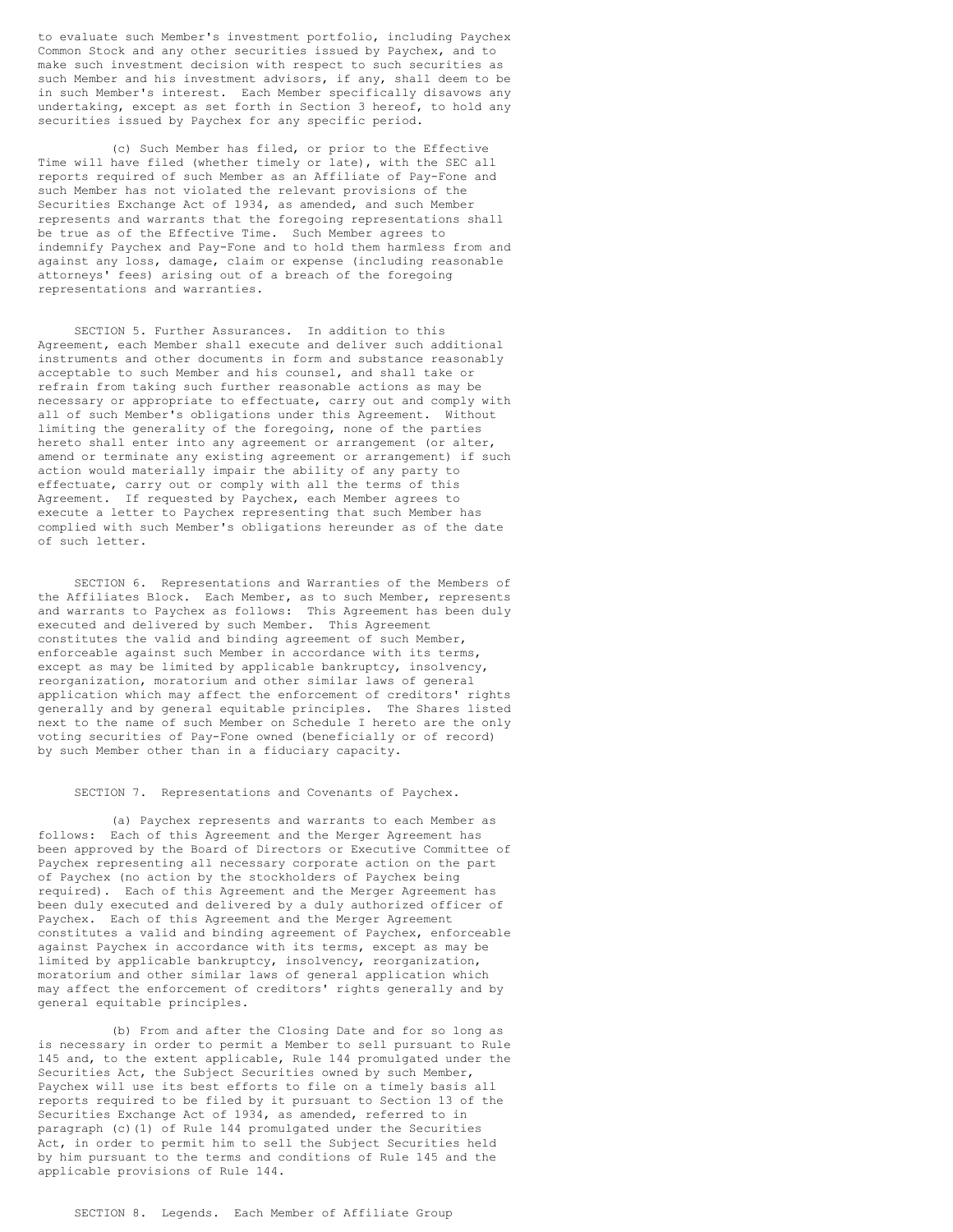to evaluate such Member's investment portfolio, including Paychex Common Stock and any other securities issued by Paychex, and to make such investment decision with respect to such securities as such Member and his investment advisors, if any, shall deem to be in such Member's interest. Each Member specifically disavows any undertaking, except as set forth in Section 3 hereof, to hold any securities issued by Paychex for any specific period.

(c) Such Member has filed, or prior to the Effective Time will have filed (whether timely or late), with the SEC all reports required of such Member as an Affiliate of Pay-Fone and such Member has not violated the relevant provisions of the Securities Exchange Act of 1934, as amended, and such Member represents and warrants that the foregoing representations shall be true as of the Effective Time. Such Member agrees to indemnify Paychex and Pay-Fone and to hold them harmless from and against any loss, damage, claim or expense (including reasonable attorneys' fees) arising out of a breach of the foregoing representations and warranties.

SECTION 5. Further Assurances. In addition to this Agreement, each Member shall execute and deliver such additional instruments and other documents in form and substance reasonably acceptable to such Member and his counsel, and shall take or refrain from taking such further reasonable actions as may be necessary or appropriate to effectuate, carry out and comply with all of such Member's obligations under this Agreement. Without limiting the generality of the foregoing, none of the parties hereto shall enter into any agreement or arrangement (or alter, amend or terminate any existing agreement or arrangement) if such action would materially impair the ability of any party to effectuate, carry out or comply with all the terms of this Agreement. If requested by Paychex, each Member agrees to execute a letter to Paychex representing that such Member has complied with such Member's obligations hereunder as of the date of such letter.

SECTION 6. Representations and Warranties of the Members of the Affiliates Block. Each Member, as to such Member, represents and warrants to Paychex as follows: This Agreement has been duly executed and delivered by such Member. This Agreement constitutes the valid and binding agreement of such Member, enforceable against such Member in accordance with its terms, except as may be limited by applicable bankruptcy, insolvency, reorganization, moratorium and other similar laws of general application which may affect the enforcement of creditors' rights generally and by general equitable principles. The Shares listed next to the name of such Member on Schedule I hereto are the only voting securities of Pay-Fone owned (beneficially or of record) by such Member other than in a fiduciary capacity.

SECTION 7. Representations and Covenants of Paychex.

(a) Paychex represents and warrants to each Member as follows: Each of this Agreement and the Merger Agreement has been approved by the Board of Directors or Executive Committee of Paychex representing all necessary corporate action on the part of Paychex (no action by the stockholders of Paychex being required). Each of this Agreement and the Merger Agreement has been duly executed and delivered by a duly authorized officer of Paychex. Each of this Agreement and the Merger Agreement constitutes a valid and binding agreement of Paychex, enforceable against Paychex in accordance with its terms, except as may be limited by applicable bankruptcy, insolvency, reorganization, moratorium and other similar laws of general application which may affect the enforcement of creditors' rights generally and by general equitable principles.

(b) From and after the Closing Date and for so long as is necessary in order to permit a Member to sell pursuant to Rule 145 and, to the extent applicable, Rule 144 promulgated under the Securities Act, the Subject Securities owned by such Member, Paychex will use its best efforts to file on a timely basis all reports required to be filed by it pursuant to Section 13 of the Securities Exchange Act of 1934, as amended, referred to in paragraph (c)(1) of Rule 144 promulgated under the Securities Act, in order to permit him to sell the Subject Securities held by him pursuant to the terms and conditions of Rule 145 and the applicable provisions of Rule 144.

SECTION 8. Legends. Each Member of Affiliate Group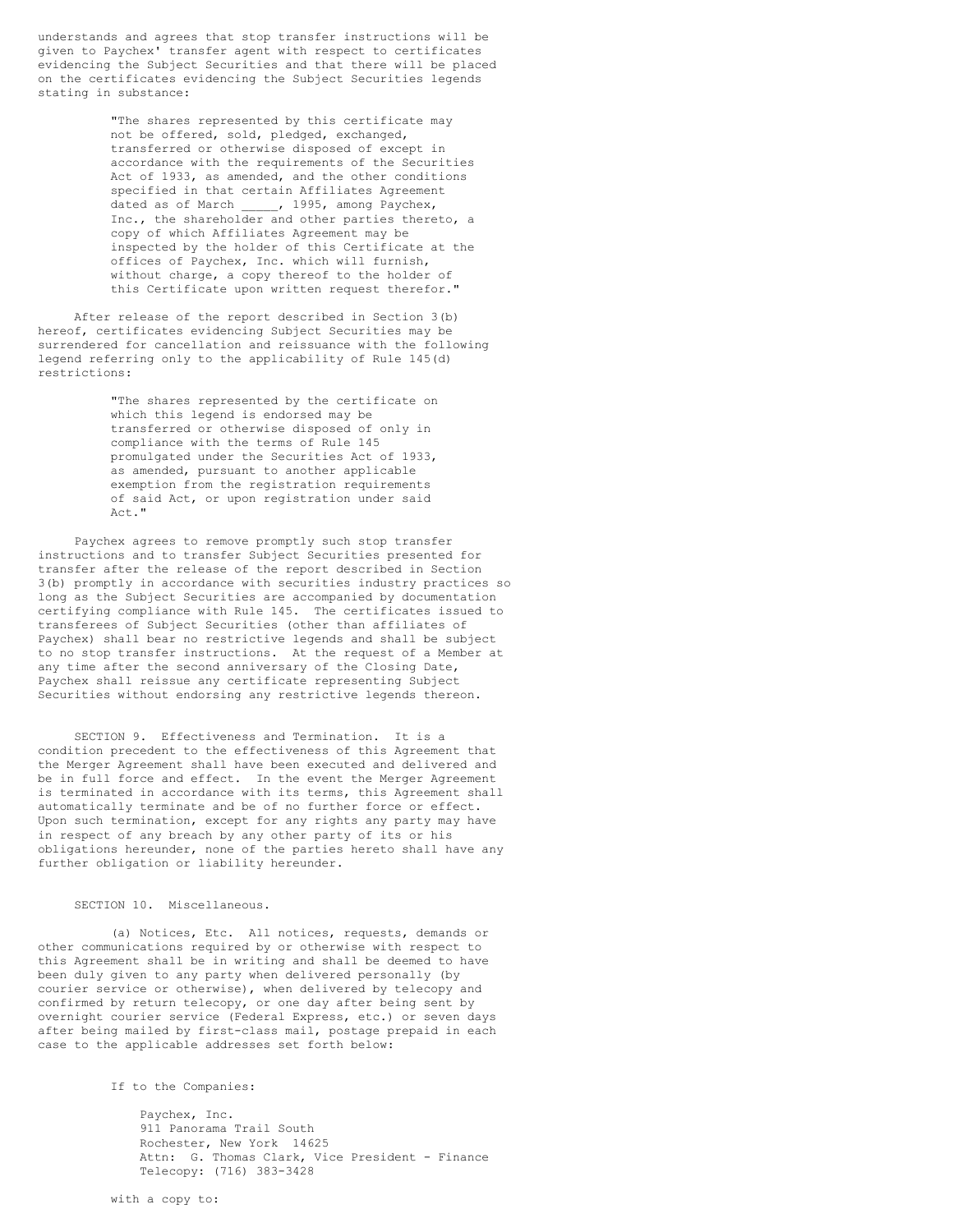understands and agrees that stop transfer instructions will be given to Paychex' transfer agent with respect to certificates evidencing the Subject Securities and that there will be placed on the certificates evidencing the Subject Securities legends stating in substance:

> "The shares represented by this certificate may not be offered, sold, pledged, exchanged, transferred or otherwise disposed of except in accordance with the requirements of the Securities Act of 1933, as amended, and the other conditions specified in that certain Affiliates Agreement dated as of March _____, 1995, among Paychex, Inc., the shareholder and other parties thereto, a copy of which Affiliates Agreement may be inspected by the holder of this Certificate at the offices of Paychex, Inc. which will furnish, without charge, a copy thereof to the holder of this Certificate upon written request therefor."

After release of the report described in Section 3(b) hereof, certificates evidencing Subject Securities may be surrendered for cancellation and reissuance with the following legend referring only to the applicability of Rule 145(d) restrictions:

> "The shares represented by the certificate on which this legend is endorsed may be transferred or otherwise disposed of only in compliance with the terms of Rule 145 promulgated under the Securities Act of 1933, as amended, pursuant to another applicable exemption from the registration requirements of said Act, or upon registration under said Act."

Paychex agrees to remove promptly such stop transfer instructions and to transfer Subject Securities presented for transfer after the release of the report described in Section 3(b) promptly in accordance with securities industry practices so long as the Subject Securities are accompanied by documentation certifying compliance with Rule 145. The certificates issued to transferees of Subject Securities (other than affiliates of Paychex) shall bear no restrictive legends and shall be subject to no stop transfer instructions. At the request of a Member at any time after the second anniversary of the Closing Date, Paychex shall reissue any certificate representing Subject Securities without endorsing any restrictive legends thereon.

SECTION 9. Effectiveness and Termination. It is a condition precedent to the effectiveness of this Agreement that the Merger Agreement shall have been executed and delivered and be in full force and effect. In the event the Merger Agreement is terminated in accordance with its terms, this Agreement shall automatically terminate and be of no further force or effect. Upon such termination, except for any rights any party may have in respect of any breach by any other party of its or his obligations hereunder, none of the parties hereto shall have any further obligation or liability hereunder.

SECTION 10. Miscellaneous.

(a) Notices, Etc. All notices, requests, demands or other communications required by or otherwise with respect to this Agreement shall be in writing and shall be deemed to have been duly given to any party when delivered personally (by courier service or otherwise), when delivered by telecopy and confirmed by return telecopy, or one day after being sent by overnight courier service (Federal Express, etc.) or seven days after being mailed by first-class mail, postage prepaid in each case to the applicable addresses set forth below:

If to the Companies:

Paychex, Inc.
911 Panorama Trail South
Rochester, New York 14625
Attn: G. Thomas Clark, Vice President - Finance
Telecopy: (716) 383-3428

with a copy to: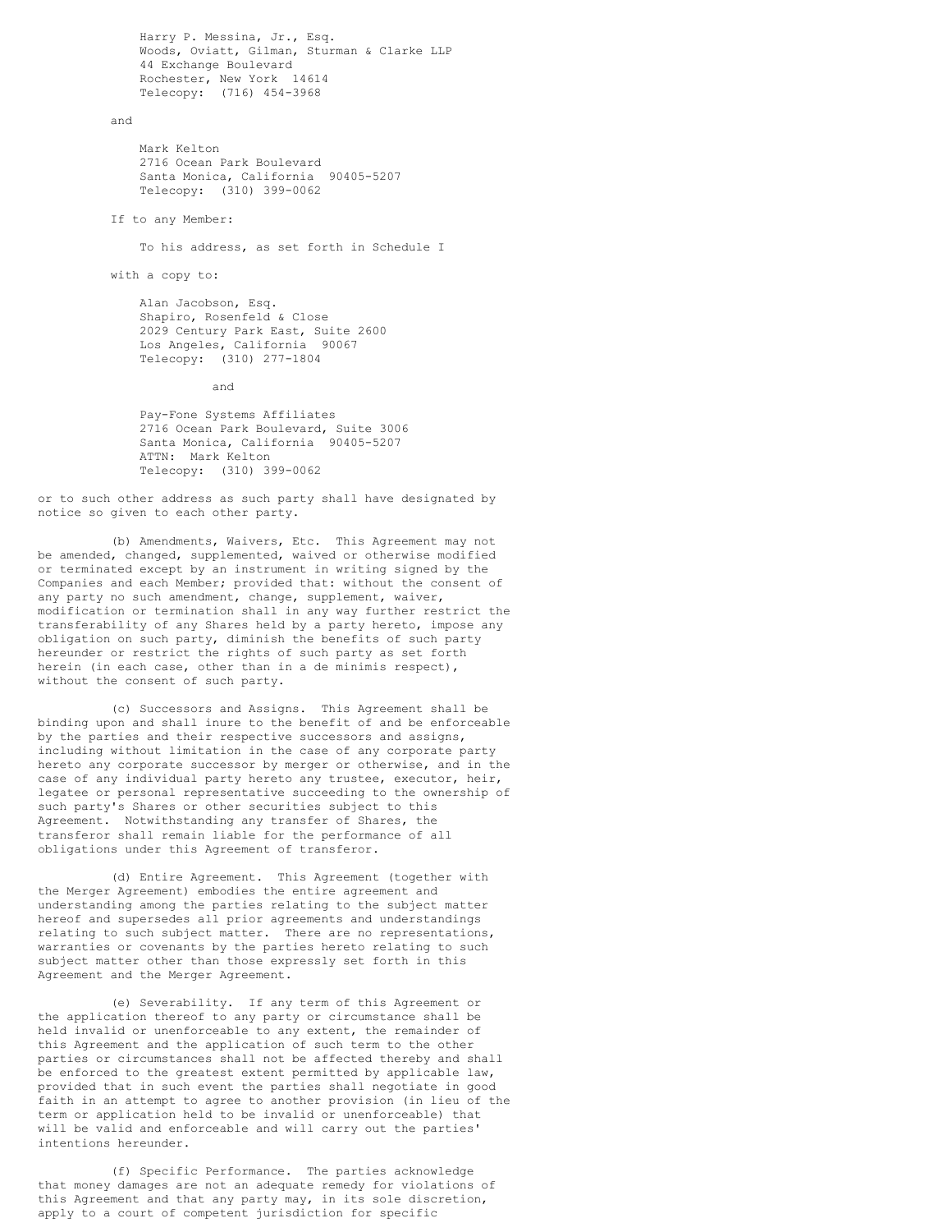Harry P. Messina, Jr., Esq.
Woods, Oviatt, Gilman, Sturman & Clarke LLP
44 Exchange Boulevard
Rochester, New York 14614
Telecopy: (716) 454-3968

and

Mark Kelton
2716 Ocean Park Boulevard
Santa Monica, California 90405-5207
Telecopy: (310) 399-0062

If to any Member:

To his address, as set forth in Schedule I

with a copy to:

Alan Jacobson, Esq.
Shapiro, Rosenfeld & Close
2029 Century Park East, Suite 2600
Los Angeles, California 90067
Telecopy: (310) 277-1804

and

Pay-Fone Systems Affiliates
2716 Ocean Park Boulevard, Suite 3006
Santa Monica, California 90405-5207
ATTN: Mark Kelton
Telecopy: (310) 399-0062

or to such other address as such party shall have designated by notice so given to each other party.

(b) Amendments, Waivers, Etc. This Agreement may not be amended, changed, supplemented, waived or otherwise modified or terminated except by an instrument in writing signed by the Companies and each Member; provided that: without the consent of any party no such amendment, change, supplement, waiver, modification or termination shall in any way further restrict the transferability of any Shares held by a party hereto, impose any obligation on such party, diminish the benefits of such party hereunder or restrict the rights of such party as set forth herein (in each case, other than in a de minimis respect), without the consent of such party.

(c) Successors and Assigns. This Agreement shall be binding upon and shall inure to the benefit of and be enforceable by the parties and their respective successors and assigns, including without limitation in the case of any corporate party hereto any corporate successor by merger or otherwise, and in the case of any individual party hereto any trustee, executor, heir, legatee or personal representative succeeding to the ownership of such party's Shares or other securities subject to this Agreement. Notwithstanding any transfer of Shares, the transferor shall remain liable for the performance of all obligations under this Agreement of transferor.

(d) Entire Agreement. This Agreement (together with the Merger Agreement) embodies the entire agreement and understanding among the parties relating to the subject matter hereof and supersedes all prior agreements and understandings relating to such subject matter. There are no representations, warranties or covenants by the parties hereto relating to such subject matter other than those expressly set forth in this Agreement and the Merger Agreement.

(e) Severability. If any term of this Agreement or the application thereof to any party or circumstance shall be held invalid or unenforceable to any extent, the remainder of this Agreement and the application of such term to the other parties or circumstances shall not be affected thereby and shall be enforced to the greatest extent permitted by applicable law, provided that in such event the parties shall negotiate in good faith in an attempt to agree to another provision (in lieu of the term or application held to be invalid or unenforceable) that will be valid and enforceable and will carry out the parties' intentions hereunder.

(f) Specific Performance. The parties acknowledge that money damages are not an adequate remedy for violations of this Agreement and that any party may, in its sole discretion, apply to a court of competent jurisdiction for specific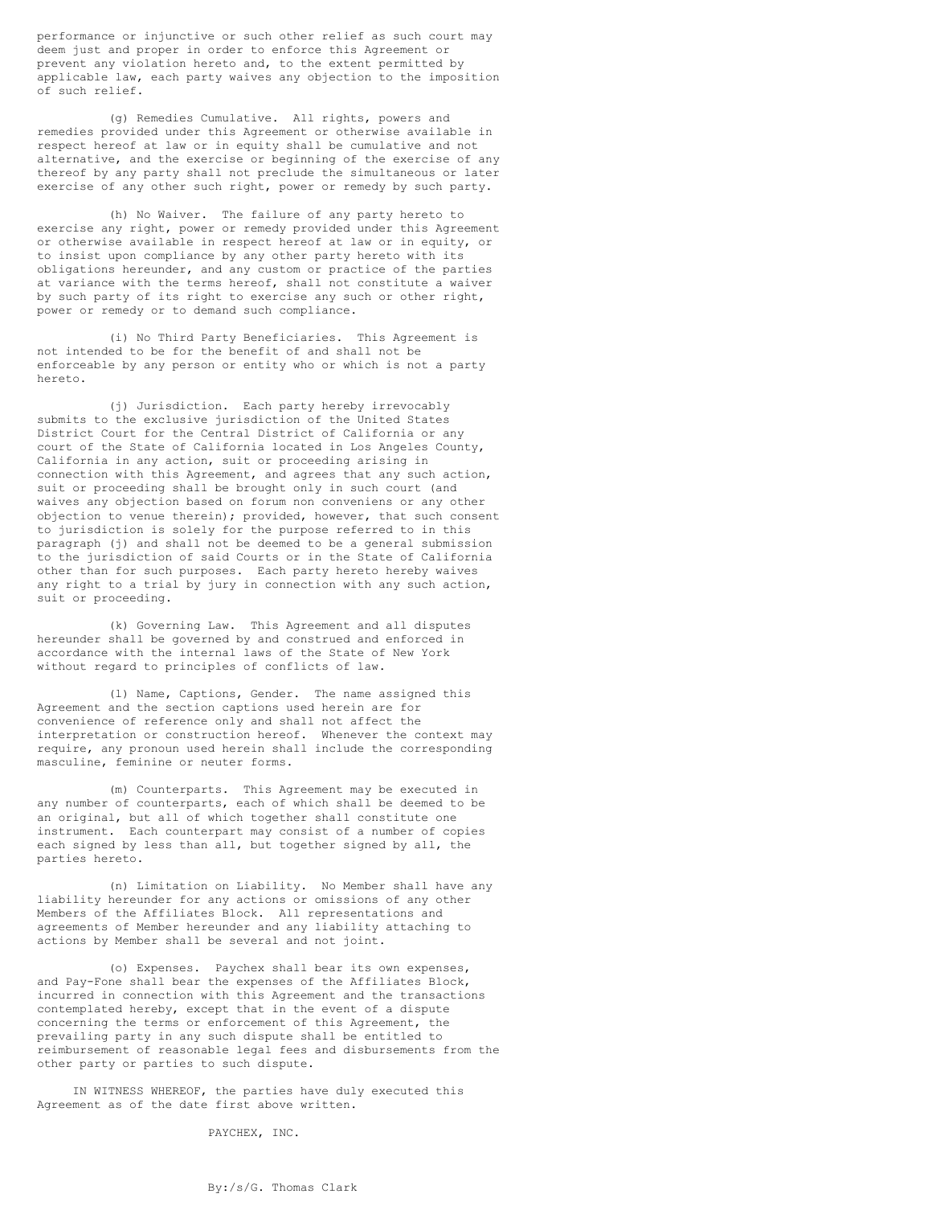performance or injunctive or such other relief as such court may deem just and proper in order to enforce this Agreement or prevent any violation hereto and, to the extent permitted by applicable law, each party waives any objection to the imposition of such relief.

(g) Remedies Cumulative. All rights, powers and remedies provided under this Agreement or otherwise available in respect hereof at law or in equity shall be cumulative and not alternative, and the exercise or beginning of the exercise of any thereof by any party shall not preclude the simultaneous or later exercise of any other such right, power or remedy by such party.

(h) No Waiver. The failure of any party hereto to exercise any right, power or remedy provided under this Agreement or otherwise available in respect hereof at law or in equity, or to insist upon compliance by any other party hereto with its obligations hereunder, and any custom or practice of the parties at variance with the terms hereof, shall not constitute a waiver by such party of its right to exercise any such or other right, power or remedy or to demand such compliance.

(i) No Third Party Beneficiaries. This Agreement is not intended to be for the benefit of and shall not be enforceable by any person or entity who or which is not a party hereto.

(j) Jurisdiction. Each party hereby irrevocably submits to the exclusive jurisdiction of the United States District Court for the Central District of California or any court of the State of California located in Los Angeles County, California in any action, suit or proceeding arising in connection with this Agreement, and agrees that any such action, suit or proceeding shall be brought only in such court (and waives any objection based on forum non conveniens or any other objection to venue therein); provided, however, that such consent to jurisdiction is solely for the purpose referred to in this paragraph (j) and shall not be deemed to be a general submission to the jurisdiction of said Courts or in the State of California other than for such purposes. Each party hereto hereby waives any right to a trial by jury in connection with any such action, suit or proceeding.

(k) Governing Law. This Agreement and all disputes hereunder shall be governed by and construed and enforced in accordance with the internal laws of the State of New York without regard to principles of conflicts of law.

(l) Name, Captions, Gender. The name assigned this Agreement and the section captions used herein are for convenience of reference only and shall not affect the interpretation or construction hereof. Whenever the context may require, any pronoun used herein shall include the corresponding masculine, feminine or neuter forms.

(m) Counterparts. This Agreement may be executed in any number of counterparts, each of which shall be deemed to be an original, but all of which together shall constitute one instrument. Each counterpart may consist of a number of copies each signed by less than all, but together signed by all, the parties hereto.

(n) Limitation on Liability. No Member shall have any liability hereunder for any actions or omissions of any other Members of the Affiliates Block. All representations and agreements of Member hereunder and any liability attaching to actions by Member shall be several and not joint.

(o) Expenses. Paychex shall bear its own expenses, and Pay-Fone shall bear the expenses of the Affiliates Block, incurred in connection with this Agreement and the transactions contemplated hereby, except that in the event of a dispute concerning the terms or enforcement of this Agreement, the prevailing party in any such dispute shall be entitled to reimbursement of reasonable legal fees and disbursements from the other party or parties to such dispute.

IN WITNESS WHEREOF, the parties have duly executed this Agreement as of the date first above written.

PAYCHEX, INC.

By:/s/G. Thomas Clark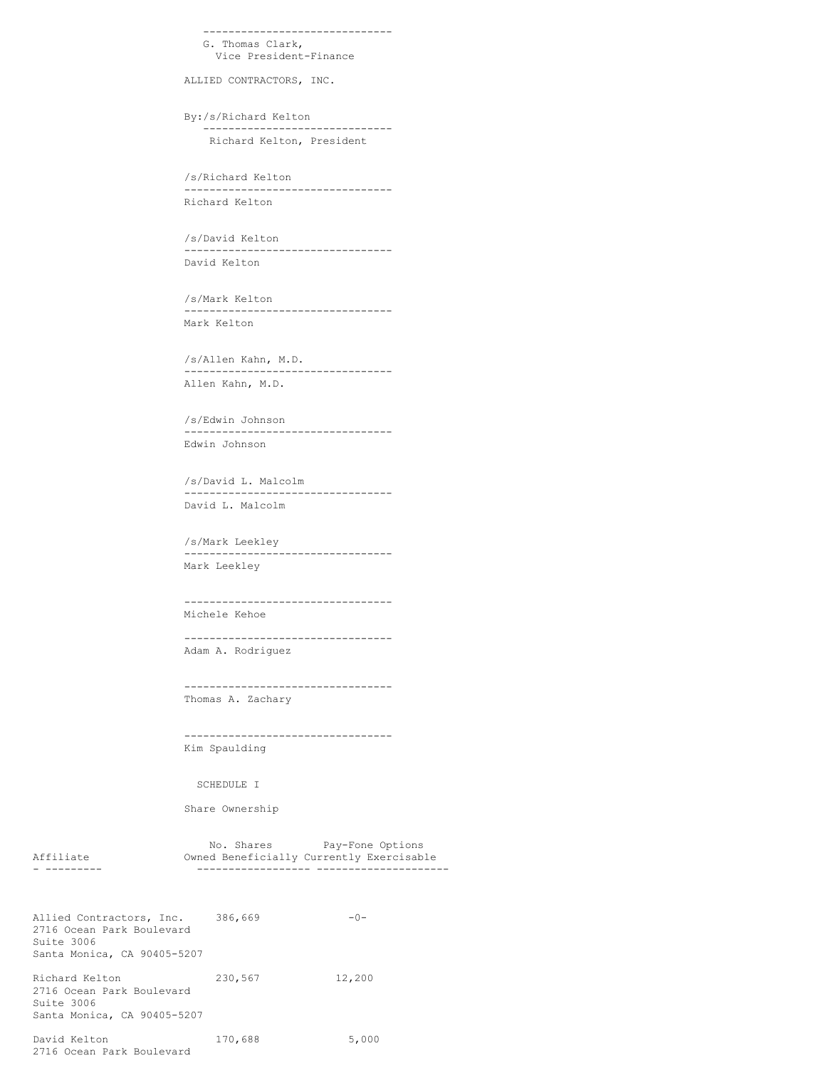\_\_\_\_\_\_\_\_\_\_\_\_\_\_\_\_\_\_\_\_\_\_\_\_\_\_\_\_\_\_
G. Thomas Clark,
Vice President-Finance

ALLIED CONTRACTORS, INC.

By:/s/Richard Kelton
\_\_\_\_\_\_\_\_\_\_\_\_\_\_\_\_\_\_\_\_\_\_\_\_\_\_\_\_\_\_
Richard Kelton, President

/s/Richard Kelton
\_\_\_\_\_\_\_\_\_\_\_\_\_\_\_\_\_\_\_\_\_\_\_\_\_\_\_\_\_\_
Richard Kelton

/s/David Kelton
\_\_\_\_\_\_\_\_\_\_\_\_\_\_\_\_\_\_\_\_\_\_\_\_\_\_\_\_\_\_
David Kelton

/s/Mark Kelton
\_\_\_\_\_\_\_\_\_\_\_\_\_\_\_\_\_\_\_\_\_\_\_\_\_\_\_\_\_\_
Mark Kelton

/s/Allen Kahn, M.D.
\_\_\_\_\_\_\_\_\_\_\_\_\_\_\_\_\_\_\_\_\_\_\_\_\_\_\_\_\_\_
Allen Kahn, M.D.

/s/Edwin Johnson
\_\_\_\_\_\_\_\_\_\_\_\_\_\_\_\_\_\_\_\_\_\_\_\_\_\_\_\_\_\_
Edwin Johnson

/s/David L. Malcolm
\_\_\_\_\_\_\_\_\_\_\_\_\_\_\_\_\_\_\_\_\_\_\_\_\_\_\_\_\_\_
David L. Malcolm

/s/Mark Leekley
\_\_\_\_\_\_\_\_\_\_\_\_\_\_\_\_\_\_\_\_\_\_\_\_\_\_\_\_\_\_
Mark Leekley

\_\_\_\_\_\_\_\_\_\_\_\_\_\_\_\_\_\_\_\_\_\_\_\_\_\_\_\_\_\_
Michele Kehoe

\_\_\_\_\_\_\_\_\_\_\_\_\_\_\_\_\_\_\_\_\_\_\_\_\_\_\_\_\_\_
Adam A. Rodriguez

\_\_\_\_\_\_\_\_\_\_\_\_\_\_\_\_\_\_\_\_\_\_\_\_\_\_\_\_\_\_
Thomas A. Zachary

\_\_\_\_\_\_\_\_\_\_\_\_\_\_\_\_\_\_\_\_\_\_\_\_\_\_\_\_\_\_
Kim Spaulding

SCHEDULE I

Share Ownership

| Affiliate | No. Shares Owned Beneficially | Pay-Fone Options Currently Exercisable |
|---|---|---|
| Allied Contractors, Inc.<br>2716 Ocean Park Boulevard<br>Suite 3006<br>Santa Monica, CA 90405-5207 | 386,669 | -0- |
| Richard Kelton<br>2716 Ocean Park Boulevard<br>Suite 3006<br>Santa Monica, CA 90405-5207 | 230,567 | 12,200 |
| David Kelton<br>2716 Ocean Park Boulevard | 170,688 | 5,000 |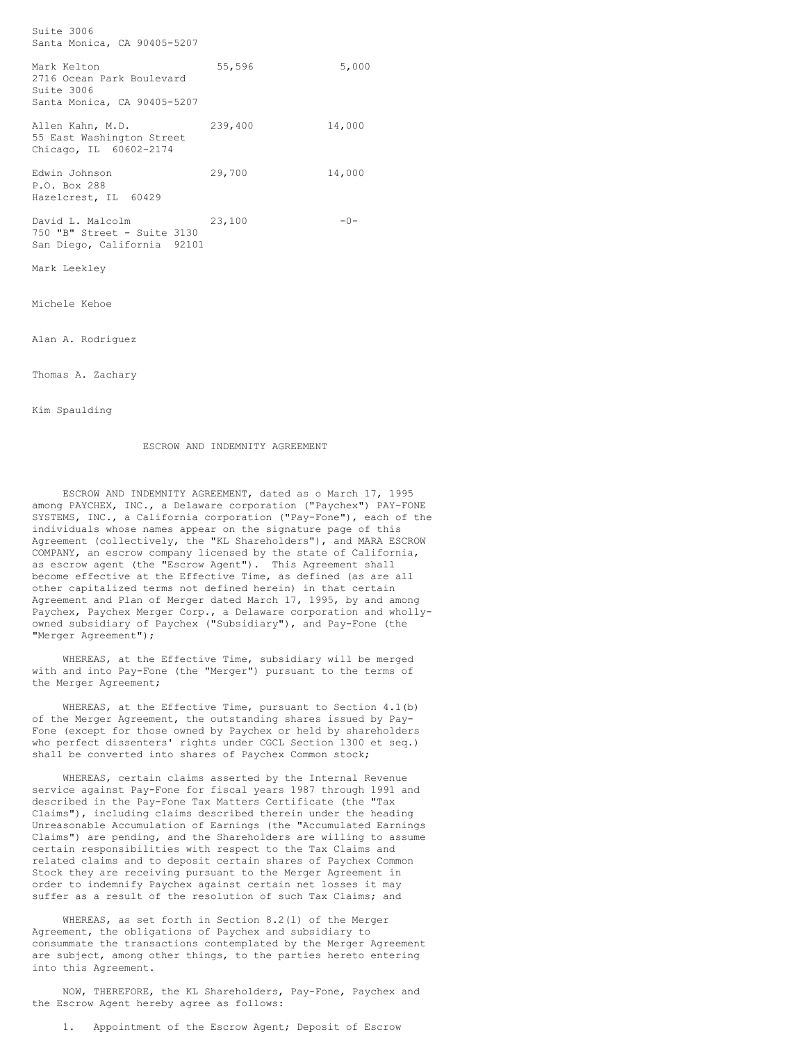Suite 3006
Santa Monica, CA 90405-5207

| | | |
|---|---|---|
| Mark Kelton<br>2716 Ocean Park Boulevard<br>Suite 3006<br>Santa Monica, CA 90405-5207 | 55,596 | 5,000 |
| Allen Kahn, M.D.<br>55 East Washington Street<br>Chicago, IL 60602-2174 | 239,400 | 14,000 |
| Edwin Johnson<br>P.O. Box 288<br>Hazelcrest, IL 60429 | 29,700 | 14,000 |
| David L. Malcolm<br>750 "B" Street - Suite 3130<br>San Diego, California 92101 | 23,100 | -0- |

Mark Leekley

Michele Kehoe

Alan A. Rodriguez

Thomas A. Zachary

Kim Spaulding

## ESCROW AND INDEMNITY AGREEMENT

ESCROW AND INDEMNITY AGREEMENT, dated as o March 17, 1995 among PAYCHEX, INC., a Delaware corporation ("Paychex") PAY-FONE SYSTEMS, INC., a California corporation ("Pay-Fone"), each of the individuals whose names appear on the signature page of this Agreement (collectively, the "KL Shareholders"), and MARA ESCROW COMPANY, an escrow company licensed by the state of California, as escrow agent (the "Escrow Agent"). This Agreement shall become effective at the Effective Time, as defined (as are all other capitalized terms not defined herein) in that certain Agreement and Plan of Merger dated March 17, 1995, by and among Paychex, Paychex Merger Corp., a Delaware corporation and wholly-owned subsidiary of Paychex ("Subsidiary"), and Pay-Fone (the "Merger Agreement");

WHEREAS, at the Effective Time, subsidiary will be merged with and into Pay-Fone (the "Merger") pursuant to the terms of the Merger Agreement;

WHEREAS, at the Effective Time, pursuant to Section 4.1(b) of the Merger Agreement, the outstanding shares issued by Pay-Fone (except for those owned by Paychex or held by shareholders who perfect dissenters' rights under CGCL Section 1300 et seq.) shall be converted into shares of Paychex Common stock;

WHEREAS, certain claims asserted by the Internal Revenue service against Pay-Fone for fiscal years 1987 through 1991 and described in the Pay-Fone Tax Matters Certificate (the "Tax Claims"), including claims described therein under the heading Unreasonable Accumulation of Earnings (the "Accumulated Earnings Claims") are pending, and the Shareholders are willing to assume certain responsibilities with respect to the Tax Claims and related claims and to deposit certain shares of Paychex Common Stock they are receiving pursuant to the Merger Agreement in order to indemnify Paychex against certain net losses it may suffer as a result of the resolution of such Tax Claims; and

WHEREAS, as set forth in Section 8.2(l) of the Merger Agreement, the obligations of Paychex and subsidiary to consummate the transactions contemplated by the Merger Agreement are subject, among other things, to the parties hereto entering into this Agreement.

NOW, THEREFORE, the KL Shareholders, Pay-Fone, Paychex and the Escrow Agent hereby agree as follows:

1. Appointment of the Escrow Agent; Deposit of Escrow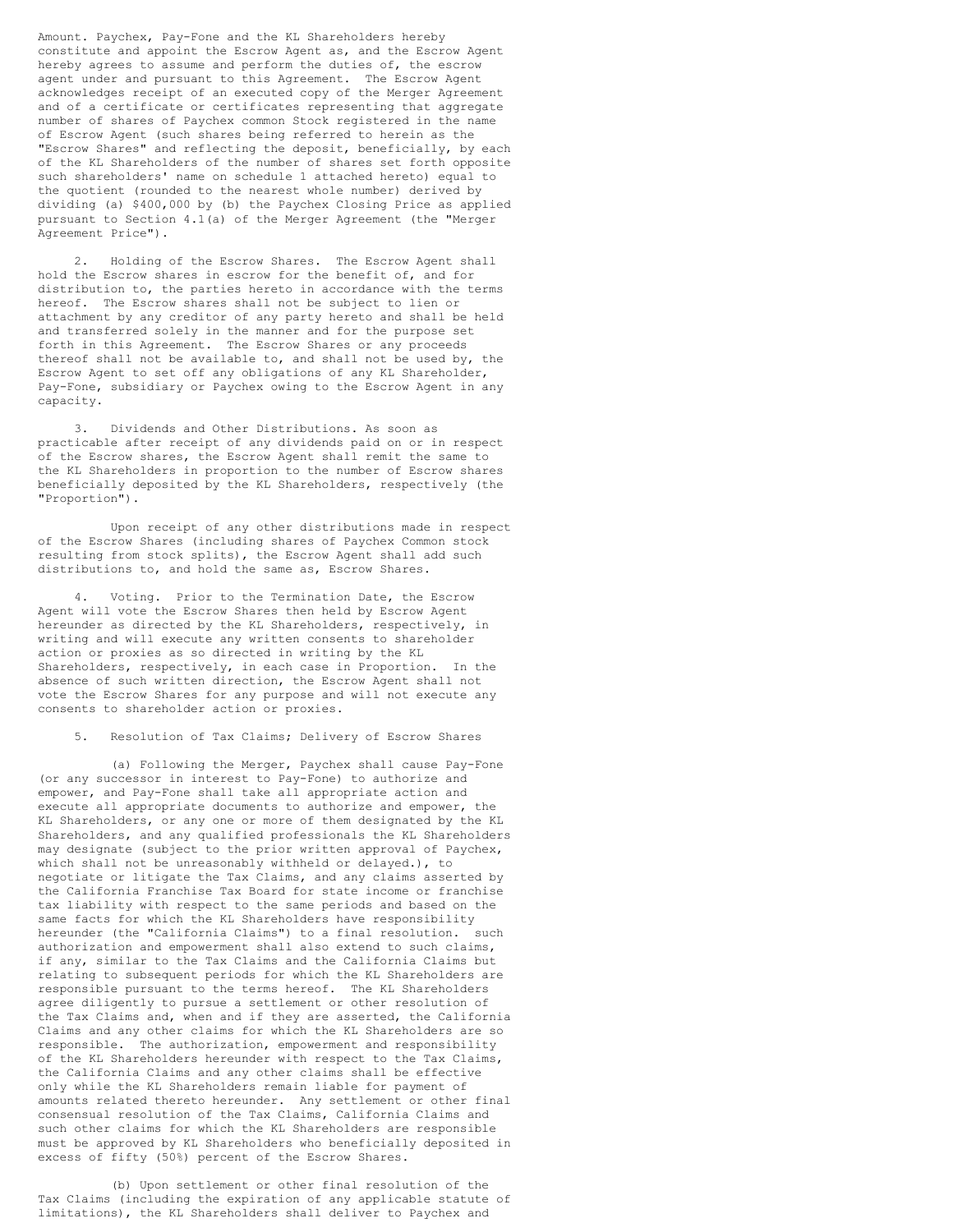Amount. Paychex, Pay-Fone and the KL Shareholders hereby constitute and appoint the Escrow Agent as, and the Escrow Agent hereby agrees to assume and perform the duties of, the escrow agent under and pursuant to this Agreement. The Escrow Agent acknowledges receipt of an executed copy of the Merger Agreement and of a certificate or certificates representing that aggregate number of shares of Paychex common Stock registered in the name of Escrow Agent (such shares being referred to herein as the "Escrow Shares" and reflecting the deposit, beneficially, by each of the KL Shareholders of the number of shares set forth opposite such shareholders' name on schedule 1 attached hereto) equal to the quotient (rounded to the nearest whole number) derived by dividing (a) $400,000 by (b) the Paychex Closing Price as applied pursuant to Section 4.1(a) of the Merger Agreement (the "Merger Agreement Price").

2. Holding of the Escrow Shares. The Escrow Agent shall hold the Escrow shares in escrow for the benefit of, and for distribution to, the parties hereto in accordance with the terms hereof. The Escrow shares shall not be subject to lien or attachment by any creditor of any party hereto and shall be held and transferred solely in the manner and for the purpose set forth in this Agreement. The Escrow Shares or any proceeds thereof shall not be available to, and shall not be used by, the Escrow Agent to set off any obligations of any KL Shareholder, Pay-Fone, subsidiary or Paychex owing to the Escrow Agent in any capacity.

3. Dividends and Other Distributions. As soon as practicable after receipt of any dividends paid on or in respect of the Escrow shares, the Escrow Agent shall remit the same to the KL Shareholders in proportion to the number of Escrow shares beneficially deposited by the KL Shareholders, respectively (the "Proportion").

Upon receipt of any other distributions made in respect of the Escrow Shares (including shares of Paychex Common stock resulting from stock splits), the Escrow Agent shall add such distributions to, and hold the same as, Escrow Shares.

4. Voting. Prior to the Termination Date, the Escrow Agent will vote the Escrow Shares then held by Escrow Agent hereunder as directed by the KL Shareholders, respectively, in writing and will execute any written consents to shareholder action or proxies as so directed in writing by the KL Shareholders, respectively, in each case in Proportion. In the absence of such written direction, the Escrow Agent shall not vote the Escrow Shares for any purpose and will not execute any consents to shareholder action or proxies.

5. Resolution of Tax Claims; Delivery of Escrow Shares

(a) Following the Merger, Paychex shall cause Pay-Fone (or any successor in interest to Pay-Fone) to authorize and empower, and Pay-Fone shall take all appropriate action and execute all appropriate documents to authorize and empower, the KL Shareholders, or any one or more of them designated by the KL Shareholders, and any qualified professionals the KL Shareholders may designate (subject to the prior written approval of Paychex, which shall not be unreasonably withheld or delayed.), to negotiate or litigate the Tax Claims, and any claims asserted by the California Franchise Tax Board for state income or franchise tax liability with respect to the same periods and based on the same facts for which the KL Shareholders have responsibility hereunder (the "California Claims") to a final resolution. such authorization and empowerment shall also extend to such claims, if any, similar to the Tax Claims and the California Claims but relating to subsequent periods for which the KL Shareholders are responsible pursuant to the terms hereof. The KL Shareholders agree diligently to pursue a settlement or other resolution of the Tax Claims and, when and if they are asserted, the California Claims and any other claims for which the KL Shareholders are so responsible. The authorization, empowerment and responsibility of the KL Shareholders hereunder with respect to the Tax Claims, the California Claims and any other claims shall be effective only while the KL Shareholders remain liable for payment of amounts related thereto hereunder. Any settlement or other final consensual resolution of the Tax Claims, California Claims and such other claims for which the KL Shareholders are responsible must be approved by KL Shareholders who beneficially deposited in excess of fifty (50%) percent of the Escrow Shares.

(b) Upon settlement or other final resolution of the Tax Claims (including the expiration of any applicable statute of limitations), the KL Shareholders shall deliver to Paychex and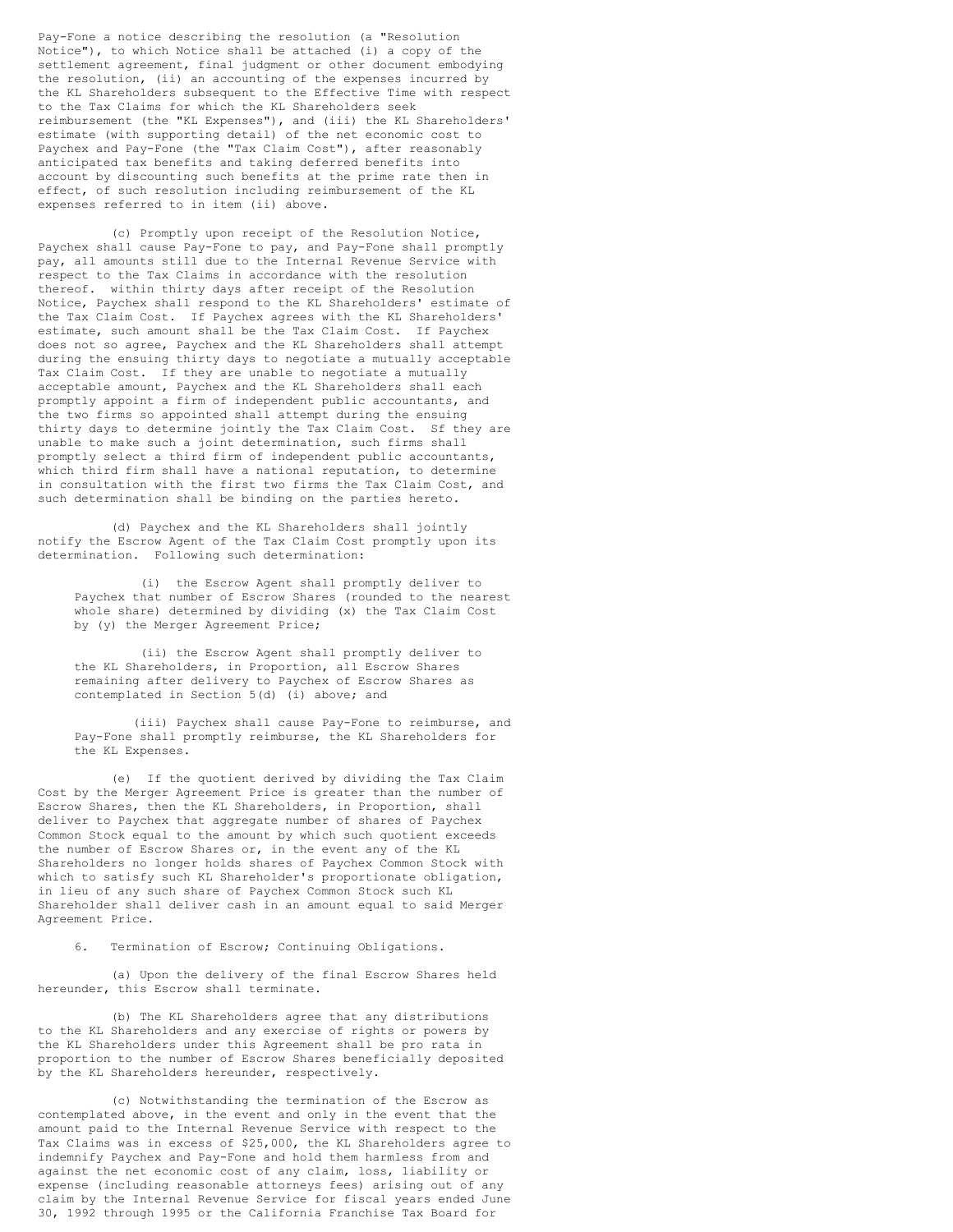Pay-Fone a notice describing the resolution (a "Resolution Notice"), to which Notice shall be attached (i) a copy of the settlement agreement, final judgment or other document embodying the resolution, (ii) an accounting of the expenses incurred by the KL Shareholders subsequent to the Effective Time with respect to the Tax Claims for which the KL Shareholders seek reimbursement (the "KL Expenses"), and (iii) the KL Shareholders' estimate (with supporting detail) of the net economic cost to Paychex and Pay-Fone (the "Tax Claim Cost"), after reasonably anticipated tax benefits and taking deferred benefits into account by discounting such benefits at the prime rate then in effect, of such resolution including reimbursement of the KL expenses referred to in item (ii) above.

(c) Promptly upon receipt of the Resolution Notice, Paychex shall cause Pay-Fone to pay, and Pay-Fone shall promptly pay, all amounts still due to the Internal Revenue Service with respect to the Tax Claims in accordance with the resolution thereof. within thirty days after receipt of the Resolution Notice, Paychex shall respond to the KL Shareholders' estimate of the Tax Claim Cost. If Paychex agrees with the KL Shareholders' estimate, such amount shall be the Tax Claim Cost. If Paychex does not so agree, Paychex and the KL Shareholders shall attempt during the ensuing thirty days to negotiate a mutually acceptable Tax Claim Cost. If they are unable to negotiate a mutually acceptable amount, Paychex and the KL Shareholders shall each promptly appoint a firm of independent public accountants, and the two firms so appointed shall attempt during the ensuing thirty days to determine jointly the Tax Claim Cost. Sf they are unable to make such a joint determination, such firms shall promptly select a third firm of independent public accountants, which third firm shall have a national reputation, to determine in consultation with the first two firms the Tax Claim Cost, and such determination shall be binding on the parties hereto.

(d) Paychex and the KL Shareholders shall jointly notify the Escrow Agent of the Tax Claim Cost promptly upon its determination. Following such determination:

(i) the Escrow Agent shall promptly deliver to Paychex that number of Escrow Shares (rounded to the nearest whole share) determined by dividing (x) the Tax Claim Cost by (y) the Merger Agreement Price;

(ii) the Escrow Agent shall promptly deliver to the KL Shareholders, in Proportion, all Escrow Shares remaining after delivery to Paychex of Escrow Shares as contemplated in Section 5(d) (i) above; and

(iii) Paychex shall cause Pay-Fone to reimburse, and Pay-Fone shall promptly reimburse, the KL Shareholders for the KL Expenses.

(e) If the quotient derived by dividing the Tax Claim Cost by the Merger Agreement Price is greater than the number of Escrow Shares, then the KL Shareholders, in Proportion, shall deliver to Paychex that aggregate number of shares of Paychex Common Stock equal to the amount by which such quotient exceeds the number of Escrow Shares or, in the event any of the KL Shareholders no longer holds shares of Paychex Common Stock with which to satisfy such KL Shareholder's proportionate obligation, in lieu of any such share of Paychex Common Stock such KL Shareholder shall deliver cash in an amount equal to said Merger Agreement Price.

6. Termination of Escrow; Continuing Obligations.

(a) Upon the delivery of the final Escrow Shares held hereunder, this Escrow shall terminate.

(b) The KL Shareholders agree that any distributions to the KL Shareholders and any exercise of rights or powers by the KL Shareholders under this Agreement shall be pro rata in proportion to the number of Escrow Shares beneficially deposited by the KL Shareholders hereunder, respectively.

(c) Notwithstanding the termination of the Escrow as contemplated above, in the event and only in the event that the amount paid to the Internal Revenue Service with respect to the Tax Claims was in excess of $25,000, the KL Shareholders agree to indemnify Paychex and Pay-Fone and hold them harmless from and against the net economic cost of any claim, loss, liability or expense (including reasonable attorneys fees) arising out of any claim by the Internal Revenue Service for fiscal years ended June 30, 1992 through 1995 or the California Franchise Tax Board for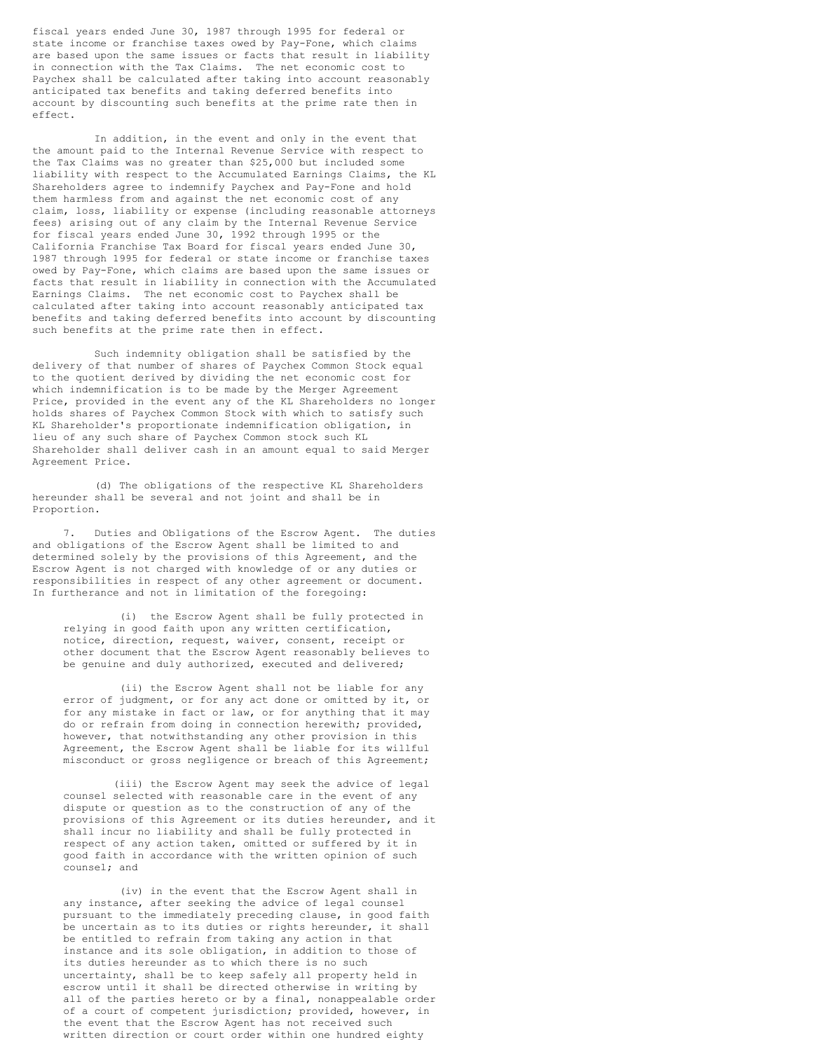fiscal years ended June 30, 1987 through 1995 for federal or state income or franchise taxes owed by Pay-Fone, which claims are based upon the same issues or facts that result in liability in connection with the Tax Claims. The net economic cost to Paychex shall be calculated after taking into account reasonably anticipated tax benefits and taking deferred benefits into account by discounting such benefits at the prime rate then in effect.

In addition, in the event and only in the event that the amount paid to the Internal Revenue Service with respect to the Tax Claims was no greater than $25,000 but included some liability with respect to the Accumulated Earnings Claims, the KL Shareholders agree to indemnify Paychex and Pay-Fone and hold them harmless from and against the net economic cost of any claim, loss, liability or expense (including reasonable attorneys fees) arising out of any claim by the Internal Revenue Service for fiscal years ended June 30, 1992 through 1995 or the California Franchise Tax Board for fiscal years ended June 30, 1987 through 1995 for federal or state income or franchise taxes owed by Pay-Fone, which claims are based upon the same issues or facts that result in liability in connection with the Accumulated Earnings Claims. The net economic cost to Paychex shall be calculated after taking into account reasonably anticipated tax benefits and taking deferred benefits into account by discounting such benefits at the prime rate then in effect.

Such indemnity obligation shall be satisfied by the delivery of that number of shares of Paychex Common Stock equal to the quotient derived by dividing the net economic cost for which indemnification is to be made by the Merger Agreement Price, provided in the event any of the KL Shareholders no longer holds shares of Paychex Common Stock with which to satisfy such KL Shareholder's proportionate indemnification obligation, in lieu of any such share of Paychex Common stock such KL Shareholder shall deliver cash in an amount equal to said Merger Agreement Price.

(d) The obligations of the respective KL Shareholders hereunder shall be several and not joint and shall be in Proportion.

7. Duties and Obligations of the Escrow Agent. The duties and obligations of the Escrow Agent shall be limited to and determined solely by the provisions of this Agreement, and the Escrow Agent is not charged with knowledge of or any duties or responsibilities in respect of any other agreement or document. In furtherance and not in limitation of the foregoing:

(i) the Escrow Agent shall be fully protected in relying in good faith upon any written certification, notice, direction, request, waiver, consent, receipt or other document that the Escrow Agent reasonably believes to be genuine and duly authorized, executed and delivered;

(ii) the Escrow Agent shall not be liable for any error of judgment, or for any act done or omitted by it, or for any mistake in fact or law, or for anything that it may do or refrain from doing in connection herewith; provided, however, that notwithstanding any other provision in this Agreement, the Escrow Agent shall be liable for its willful misconduct or gross negligence or breach of this Agreement;

(iii) the Escrow Agent may seek the advice of legal counsel selected with reasonable care in the event of any dispute or question as to the construction of any of the provisions of this Agreement or its duties hereunder, and it shall incur no liability and shall be fully protected in respect of any action taken, omitted or suffered by it in good faith in accordance with the written opinion of such counsel; and

(iv) in the event that the Escrow Agent shall in any instance, after seeking the advice of legal counsel pursuant to the immediately preceding clause, in good faith be uncertain as to its duties or rights hereunder, it shall be entitled to refrain from taking any action in that instance and its sole obligation, in addition to those of its duties hereunder as to which there is no such uncertainty, shall be to keep safely all property held in escrow until it shall be directed otherwise in writing by all of the parties hereto or by a final, nonappealable order of a court of competent jurisdiction; provided, however, in the event that the Escrow Agent has not received such written direction or court order within one hundred eighty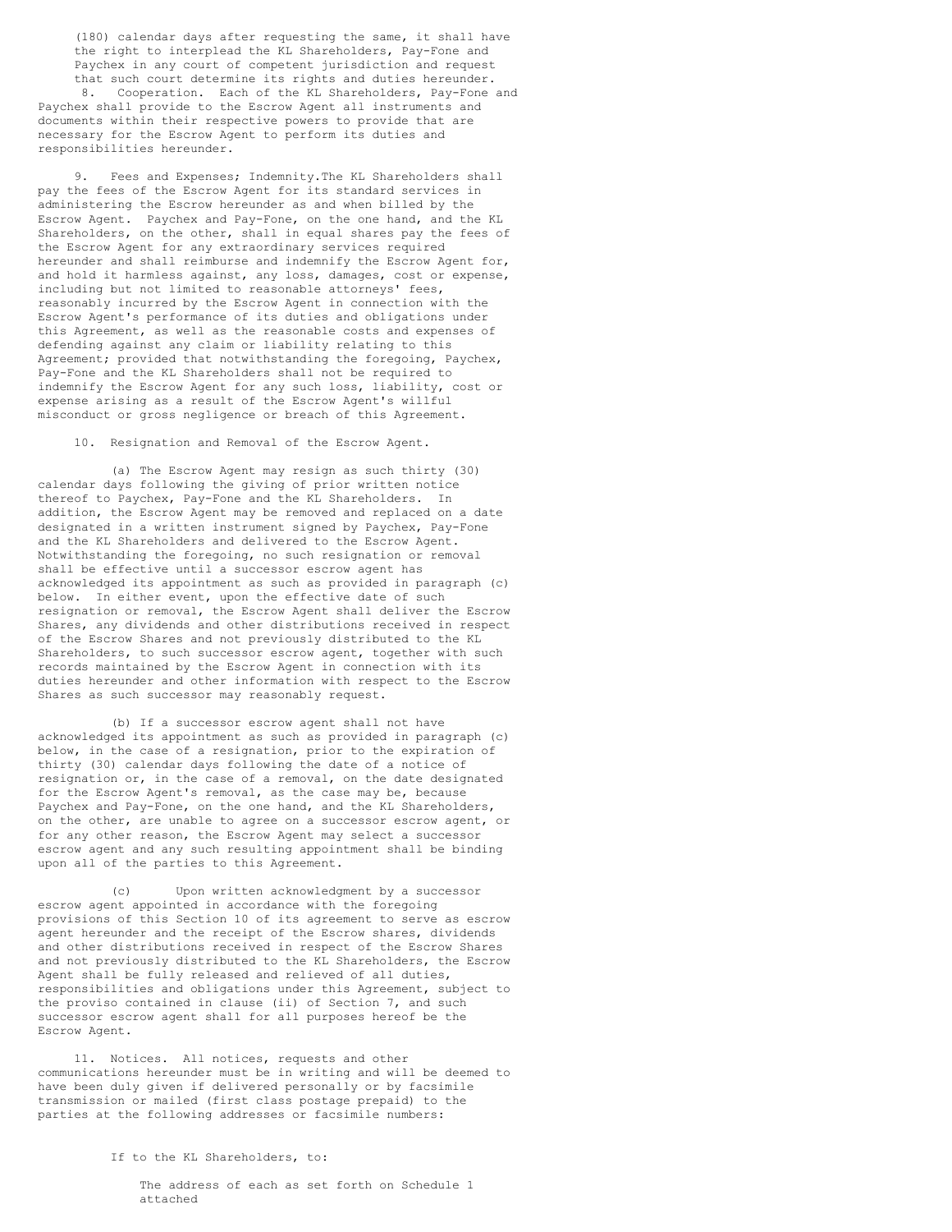(180) calendar days after requesting the same, it shall have the right to interplead the KL Shareholders, Pay-Fone and Paychex in any court of competent jurisdiction and request that such court determine its rights and duties hereunder.

8. Cooperation. Each of the KL Shareholders, Pay-Fone and Paychex shall provide to the Escrow Agent all instruments and documents within their respective powers to provide that are necessary for the Escrow Agent to perform its duties and responsibilities hereunder.

9. Fees and Expenses; Indemnity.The KL Shareholders shall pay the fees of the Escrow Agent for its standard services in administering the Escrow hereunder as and when billed by the Escrow Agent. Paychex and Pay-Fone, on the one hand, and the KL Shareholders, on the other, shall in equal shares pay the fees of the Escrow Agent for any extraordinary services required hereunder and shall reimburse and indemnify the Escrow Agent for, and hold it harmless against, any loss, damages, cost or expense, including but not limited to reasonable attorneys' fees, reasonably incurred by the Escrow Agent in connection with the Escrow Agent's performance of its duties and obligations under this Agreement, as well as the reasonable costs and expenses of defending against any claim or liability relating to this Agreement; provided that notwithstanding the foregoing, Paychex, Pay-Fone and the KL Shareholders shall not be required to indemnify the Escrow Agent for any such loss, liability, cost or expense arising as a result of the Escrow Agent's willful misconduct or gross negligence or breach of this Agreement.

10. Resignation and Removal of the Escrow Agent.

(a) The Escrow Agent may resign as such thirty (30) calendar days following the giving of prior written notice thereof to Paychex, Pay-Fone and the KL Shareholders. In addition, the Escrow Agent may be removed and replaced on a date designated in a written instrument signed by Paychex, Pay-Fone and the KL Shareholders and delivered to the Escrow Agent. Notwithstanding the foregoing, no such resignation or removal shall be effective until a successor escrow agent has acknowledged its appointment as such as provided in paragraph (c) below. In either event, upon the effective date of such resignation or removal, the Escrow Agent shall deliver the Escrow Shares, any dividends and other distributions received in respect of the Escrow Shares and not previously distributed to the KL Shareholders, to such successor escrow agent, together with such records maintained by the Escrow Agent in connection with its duties hereunder and other information with respect to the Escrow Shares as such successor may reasonably request.

(b) If a successor escrow agent shall not have acknowledged its appointment as such as provided in paragraph (c) below, in the case of a resignation, prior to the expiration of thirty (30) calendar days following the date of a notice of resignation or, in the case of a removal, on the date designated for the Escrow Agent's removal, as the case may be, because Paychex and Pay-Fone, on the one hand, and the KL Shareholders, on the other, are unable to agree on a successor escrow agent, or for any other reason, the Escrow Agent may select a successor escrow agent and any such resulting appointment shall be binding upon all of the parties to this Agreement.

(c) Upon written acknowledgment by a successor escrow agent appointed in accordance with the foregoing provisions of this Section 10 of its agreement to serve as escrow agent hereunder and the receipt of the Escrow shares, dividends and other distributions received in respect of the Escrow Shares and not previously distributed to the KL Shareholders, the Escrow Agent shall be fully released and relieved of all duties, responsibilities and obligations under this Agreement, subject to the proviso contained in clause (ii) of Section 7, and such successor escrow agent shall for all purposes hereof be the Escrow Agent.

11. Notices. All notices, requests and other communications hereunder must be in writing and will be deemed to have been duly given if delivered personally or by facsimile transmission or mailed (first class postage prepaid) to the parties at the following addresses or facsimile numbers:

If to the KL Shareholders, to:

The address of each as set forth on Schedule 1 attached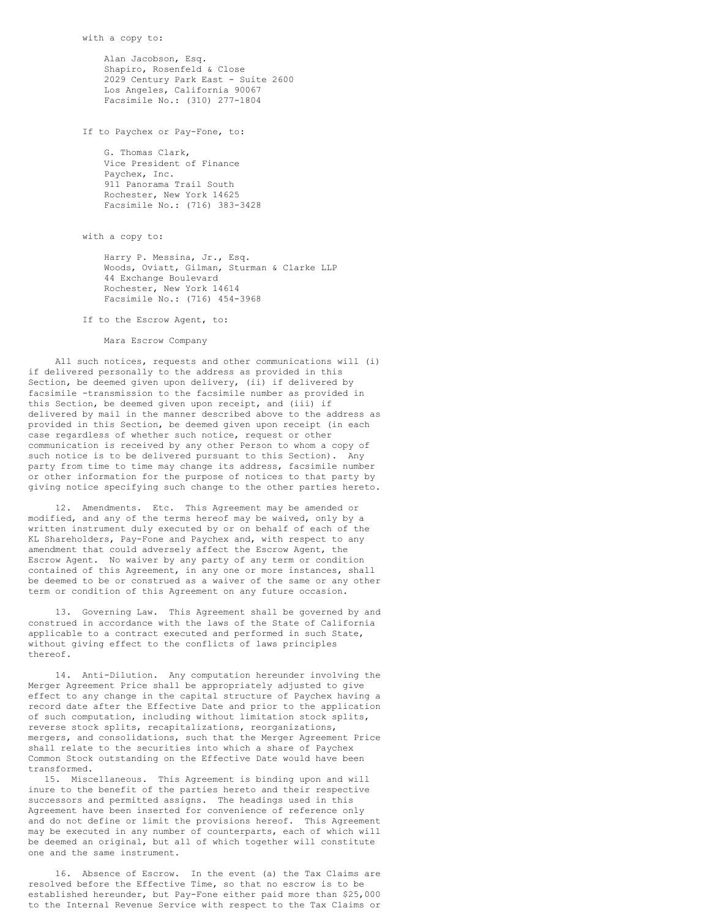with a copy to:

Alan Jacobson, Esq.
Shapiro, Rosenfeld & Close
2029 Century Park East - Suite 2600
Los Angeles, California 90067
Facsimile No.: (310) 277-1804

If to Paychex or Pay-Fone, to:

G. Thomas Clark,
Vice President of Finance
Paychex, Inc.
911 Panorama Trail South
Rochester, New York 14625
Facsimile No.: (716) 383-3428

with a copy to:

Harry P. Messina, Jr., Esq.
Woods, Oviatt, Gilman, Sturman & Clarke LLP
44 Exchange Boulevard
Rochester, New York 14614
Facsimile No.: (716) 454-3968

If to the Escrow Agent, to:

Mara Escrow Company

All such notices, requests and other communications will (i) if delivered personally to the address as provided in this Section, be deemed given upon delivery, (ii) if delivered by facsimile -transmission to the facsimile number as provided in this Section, be deemed given upon receipt, and (iii) if delivered by mail in the manner described above to the address as provided in this Section, be deemed given upon receipt (in each case regardless of whether such notice, request or other communication is received by any other Person to whom a copy of such notice is to be delivered pursuant to this Section). Any party from time to time may change its address, facsimile number or other information for the purpose of notices to that party by giving notice specifying such change to the other parties hereto.

12. Amendments. Etc. This Agreement may be amended or modified, and any of the terms hereof may be waived, only by a written instrument duly executed by or on behalf of each of the KL Shareholders, Pay-Fone and Paychex and, with respect to any amendment that could adversely affect the Escrow Agent, the Escrow Agent. No waiver by any party of any term or condition contained of this Agreement, in any one or more instances, shall be deemed to be or construed as a waiver of the same or any other term or condition of this Agreement on any future occasion.

13. Governing Law. This Agreement shall be governed by and construed in accordance with the laws of the State of California applicable to a contract executed and performed in such State, without giving effect to the conflicts of laws principles thereof.

14. Anti-Dilution. Any computation hereunder involving the Merger Agreement Price shall be appropriately adjusted to give effect to any change in the capital structure of Paychex having a record date after the Effective Date and prior to the application of such computation, including without limitation stock splits, reverse stock splits, recapitalizations, reorganizations, mergers, and consolidations, such that the Merger Agreement Price shall relate to the securities into which a share of Paychex Common Stock outstanding on the Effective Date would have been transformed.

15. Miscellaneous. This Agreement is binding upon and will inure to the benefit of the parties hereto and their respective successors and permitted assigns. The headings used in this Agreement have been inserted for convenience of reference only and do not define or limit the provisions hereof. This Agreement may be executed in any number of counterparts, each of which will be deemed an original, but all of which together will constitute one and the same instrument.

16. Absence of Escrow. In the event (a) the Tax Claims are resolved before the Effective Time, so that no escrow is to be established hereunder, but Pay-Fone either paid more than $25,000 to the Internal Revenue Service with respect to the Tax Claims or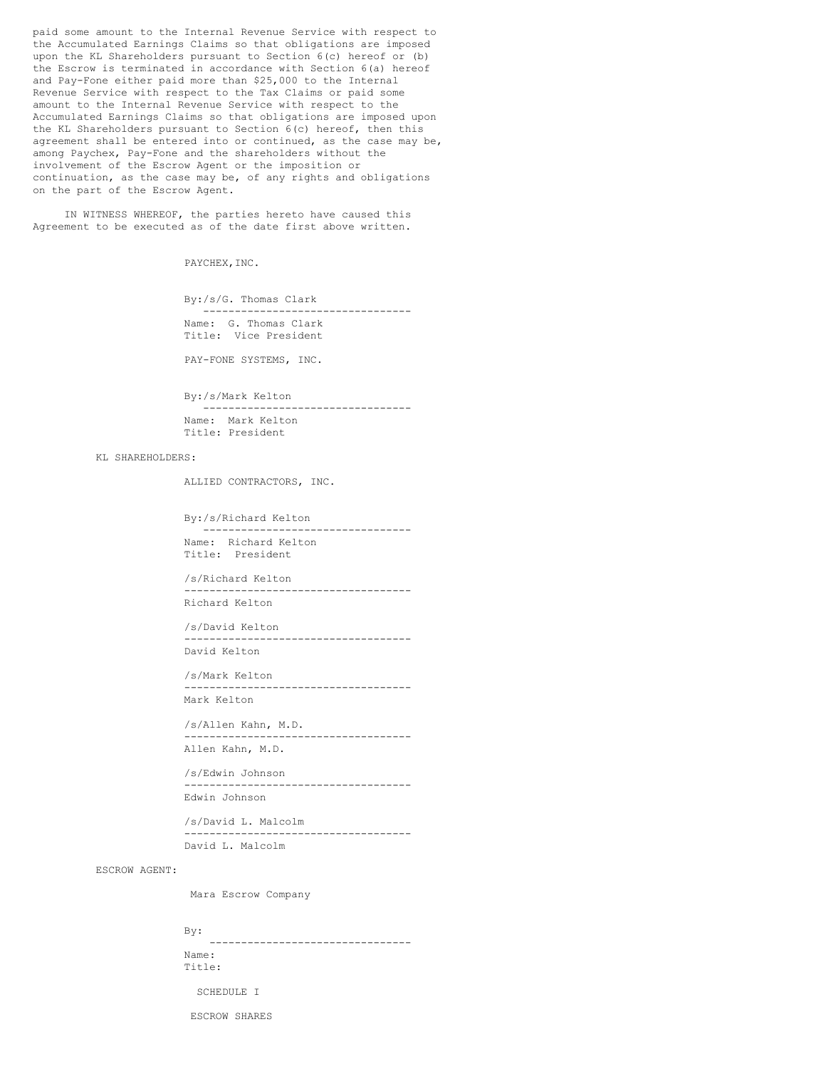paid some amount to the Internal Revenue Service with respect to the Accumulated Earnings Claims so that obligations are imposed upon the KL Shareholders pursuant to Section 6(c) hereof or (b) the Escrow is terminated in accordance with Section 6(a) hereof and Pay-Fone either paid more than $25,000 to the Internal Revenue Service with respect to the Tax Claims or paid some amount to the Internal Revenue Service with respect to the Accumulated Earnings Claims so that obligations are imposed upon the KL Shareholders pursuant to Section 6(c) hereof, then this agreement shall be entered into or continued, as the case may be, among Paychex, Pay-Fone and the shareholders without the involvement of the Escrow Agent or the imposition or continuation, as the case may be, of any rights and obligations on the part of the Escrow Agent.

IN WITNESS WHEREOF, the parties hereto have caused this Agreement to be executed as of the date first above written.

PAYCHEX,INC.

By:/s/G. Thomas Clark
---------------------------------
Name: G. Thomas Clark
Title: Vice President

PAY-FONE SYSTEMS, INC.

By:/s/Mark Kelton
---------------------------------
Name: Mark Kelton
Title: President

KL SHAREHOLDERS:

ALLIED CONTRACTORS, INC.

By:/s/Richard Kelton
---------------------------------
Name: Richard Kelton
Title: President

/s/Richard Kelton
------------------------------------
Richard Kelton

/s/David Kelton
------------------------------------
David Kelton

/s/Mark Kelton
------------------------------------
Mark Kelton

/s/Allen Kahn, M.D.
------------------------------------
Allen Kahn, M.D.

/s/Edwin Johnson
------------------------------------
Edwin Johnson

/s/David L. Malcolm
------------------------------------
David L. Malcolm

ESCROW AGENT:

Mara Escrow Company

By:
--------------------------------
Name:
Title:

SCHEDULE I

ESCROW SHARES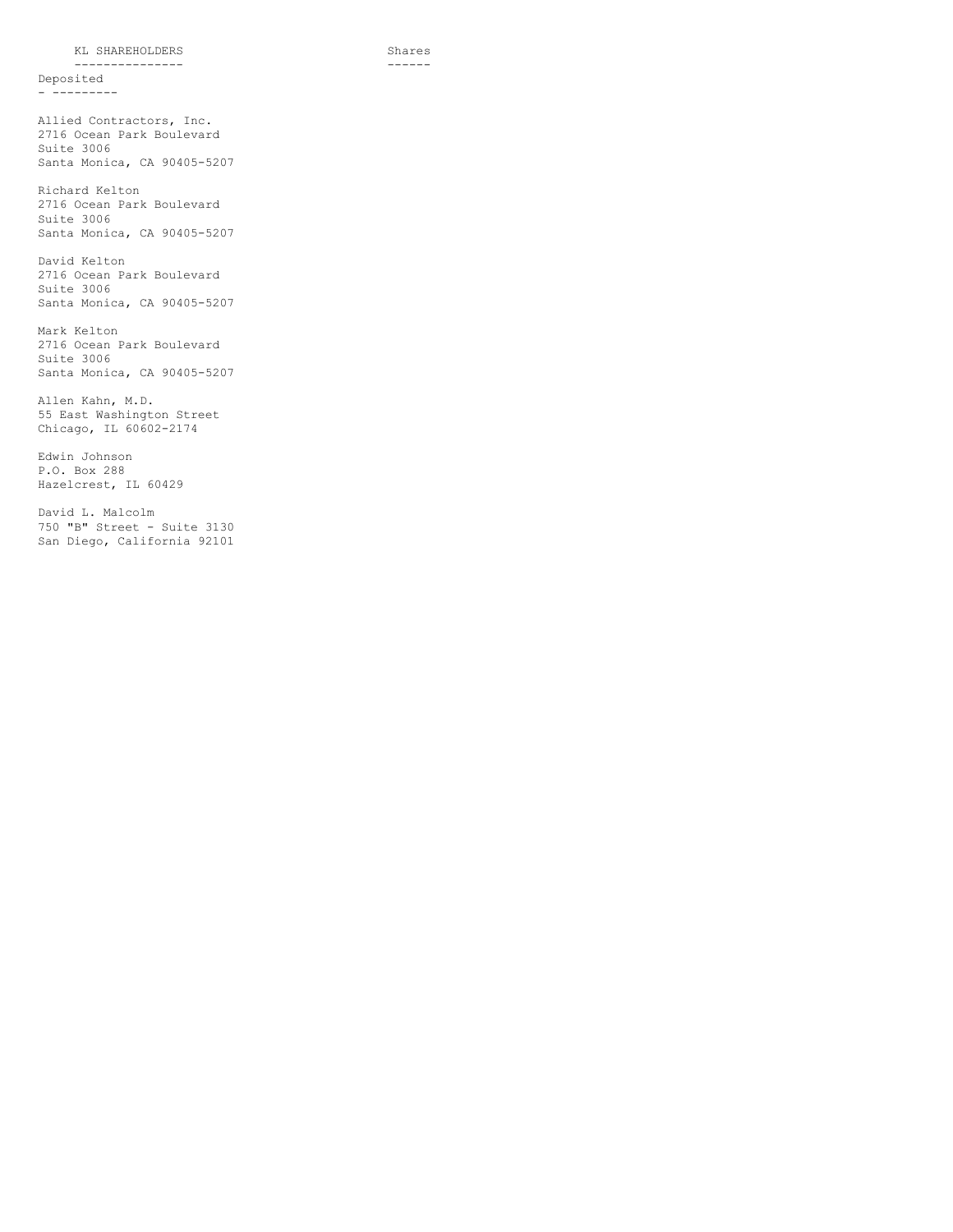| KL SHAREHOLDERS | Shares Deposited |
| --- | --- |
| Allied Contractors, Inc.<br>2716 Ocean Park Boulevard<br>Suite 3006<br>Santa Monica, CA 90405-5207 | |
| Richard Kelton<br>2716 Ocean Park Boulevard<br>Suite 3006<br>Santa Monica, CA 90405-5207 | |
| David Kelton<br>2716 Ocean Park Boulevard<br>Suite 3006<br>Santa Monica, CA 90405-5207 | |
| Mark Kelton<br>2716 Ocean Park Boulevard<br>Suite 3006<br>Santa Monica, CA 90405-5207 | |
| Allen Kahn, M.D.<br>55 East Washington Street<br>Chicago, IL 60602-2174 | |
| Edwin Johnson<br>P.O. Box 288<br>Hazelcrest, IL 60429 | |
| David L. Malcolm<br>750 "B" Street - Suite 3130<br>San Diego, California 92101 | |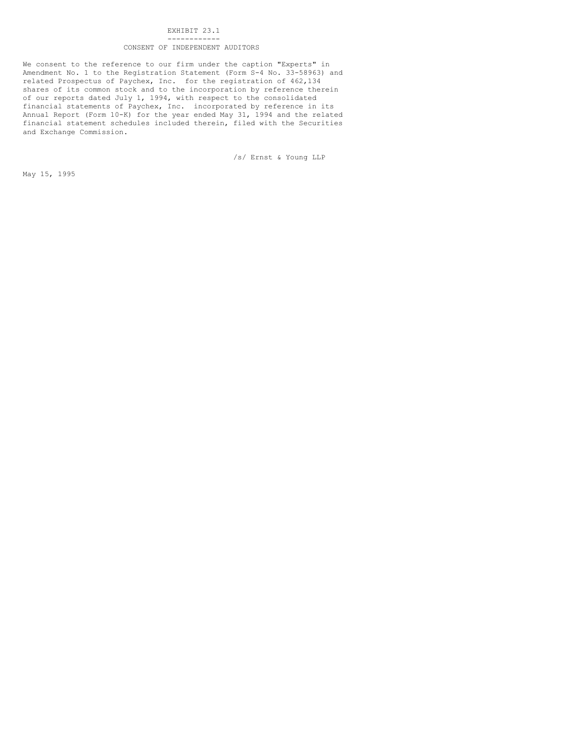EXHIBIT 23.1

# CONSENT OF INDEPENDENT AUDITORS

We consent to the reference to our firm under the caption "Experts" in Amendment No. 1 to the Registration Statement (Form S-4 No. 33-58963) and related Prospectus of Paychex, Inc. for the registration of 462,134 shares of its common stock and to the incorporation by reference therein of our reports dated July 1, 1994, with respect to the consolidated financial statements of Paychex, Inc. incorporated by reference in its Annual Report (Form 10-K) for the year ended May 31, 1994 and the related financial statement schedules included therein, filed with the Securities and Exchange Commission.

/s/ Ernst & Young LLP

May 15, 1995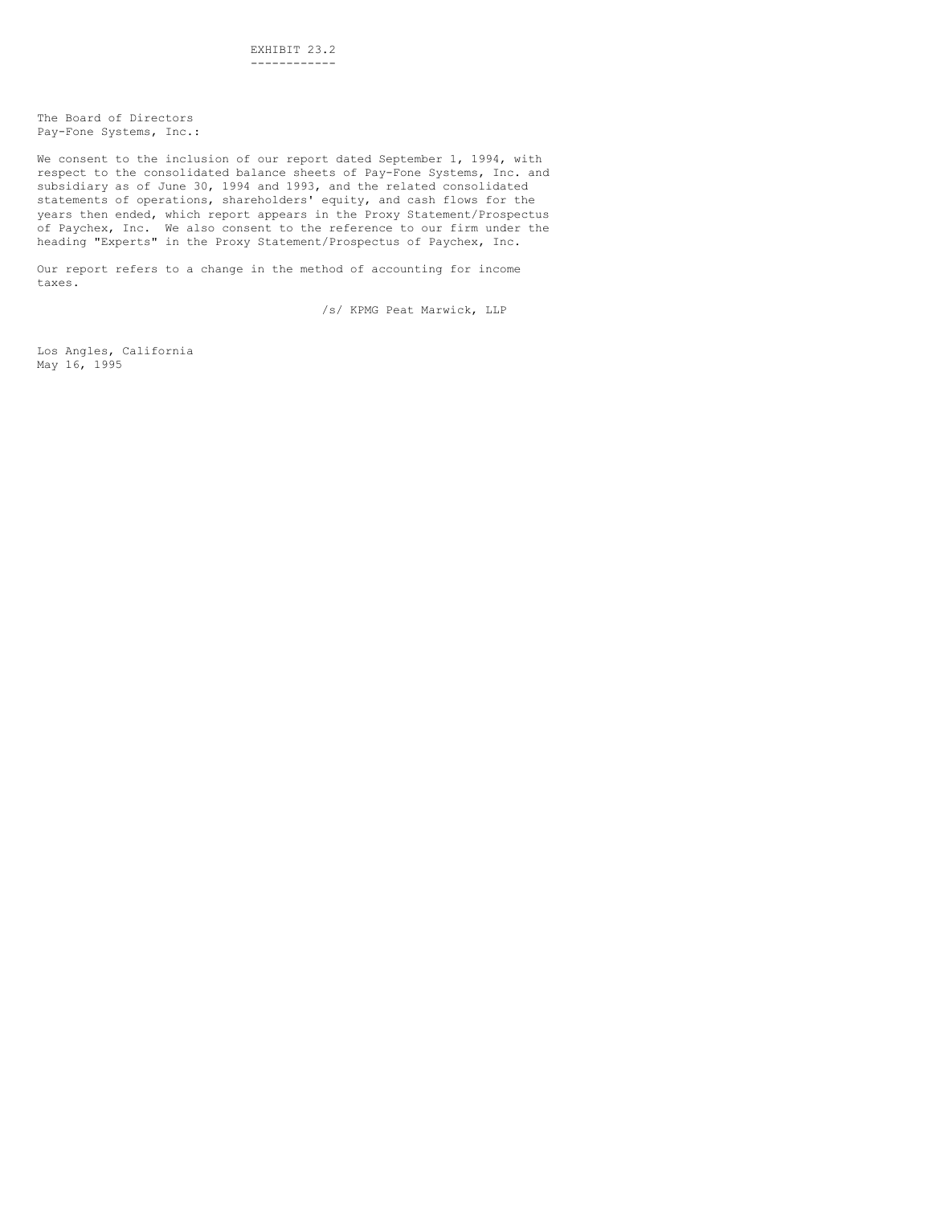EXHIBIT 23.2

The Board of Directors
Pay-Fone Systems, Inc.:

We consent to the inclusion of our report dated September 1, 1994, with respect to the consolidated balance sheets of Pay-Fone Systems, Inc. and subsidiary as of June 30, 1994 and 1993, and the related consolidated statements of operations, shareholders' equity, and cash flows for the years then ended, which report appears in the Proxy Statement/Prospectus of Paychex, Inc. We also consent to the reference to our firm under the heading "Experts" in the Proxy Statement/Prospectus of Paychex, Inc.

Our report refers to a change in the method of accounting for income taxes.

/s/ KPMG Peat Marwick, LLP

Los Angles, California
May 16, 1995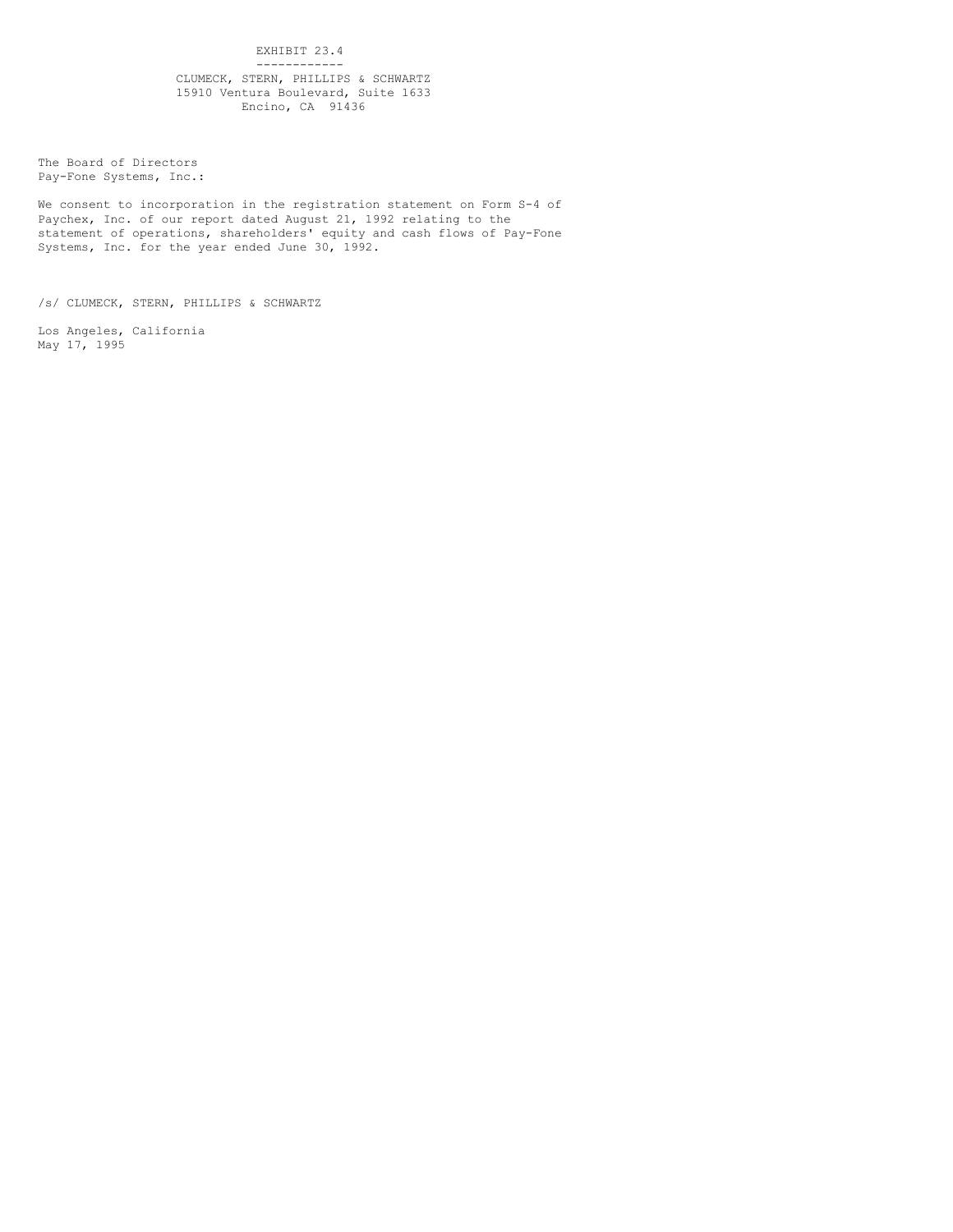EXHIBIT 23.4

CLUMECK, STERN, PHILLIPS & SCHWARTZ
15910 Ventura Boulevard, Suite 1633
Encino, CA 91436

The Board of Directors
Pay-Fone Systems, Inc.:

We consent to incorporation in the registration statement on Form S-4 of Paychex, Inc. of our report dated August 21, 1992 relating to the statement of operations, shareholders' equity and cash flows of Pay-Fone Systems, Inc. for the year ended June 30, 1992.

/s/ CLUMECK, STERN, PHILLIPS & SCHWARTZ

Los Angeles, California
May 17, 1995